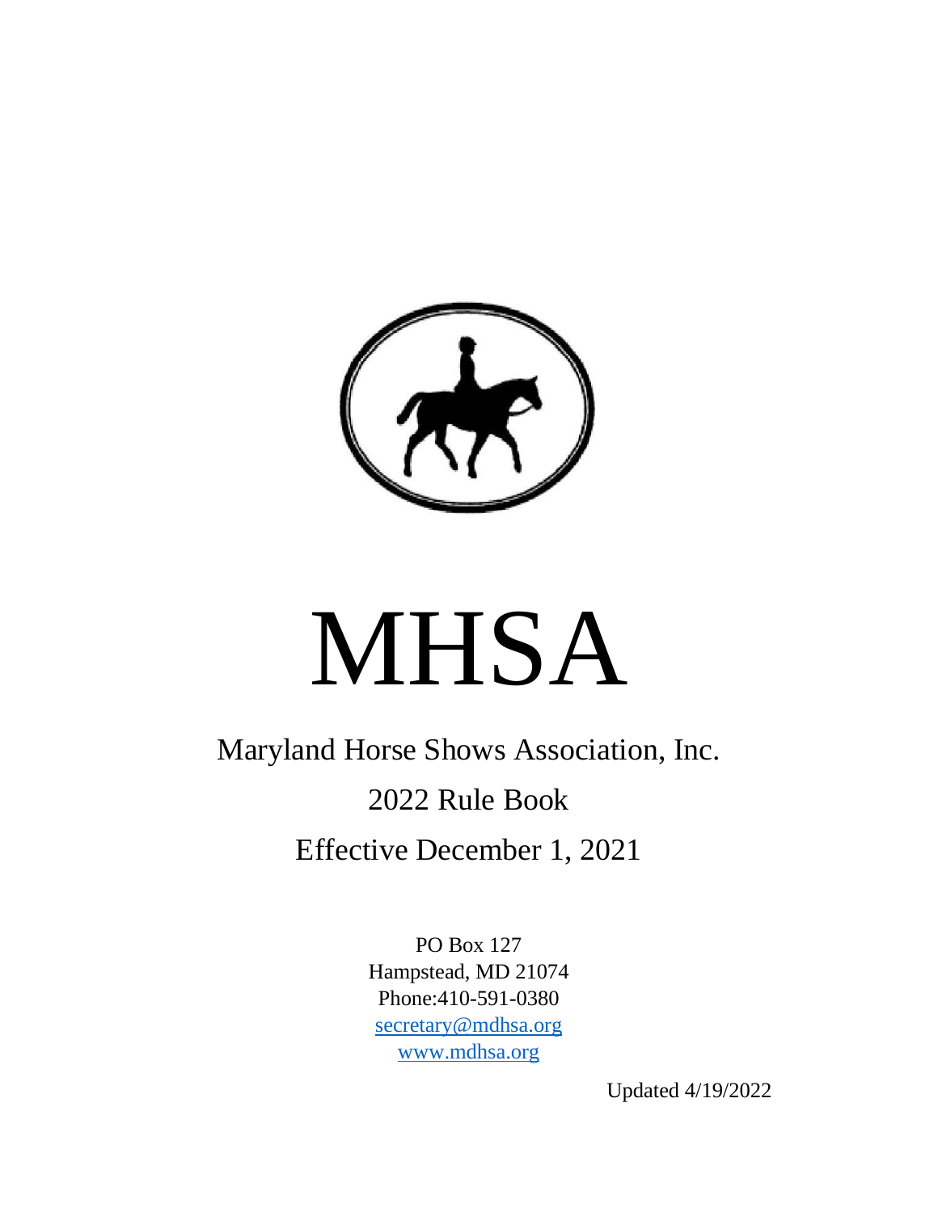# MHSA

Maryland Horse Shows Association, Inc.

2022 Rule Book

Effective December 1, 2021

PO Box 127
Hampstead, MD 21074
Phone:410-591-0380
secretary@mdhsa.org
www.mdhsa.org

Updated 4/19/2022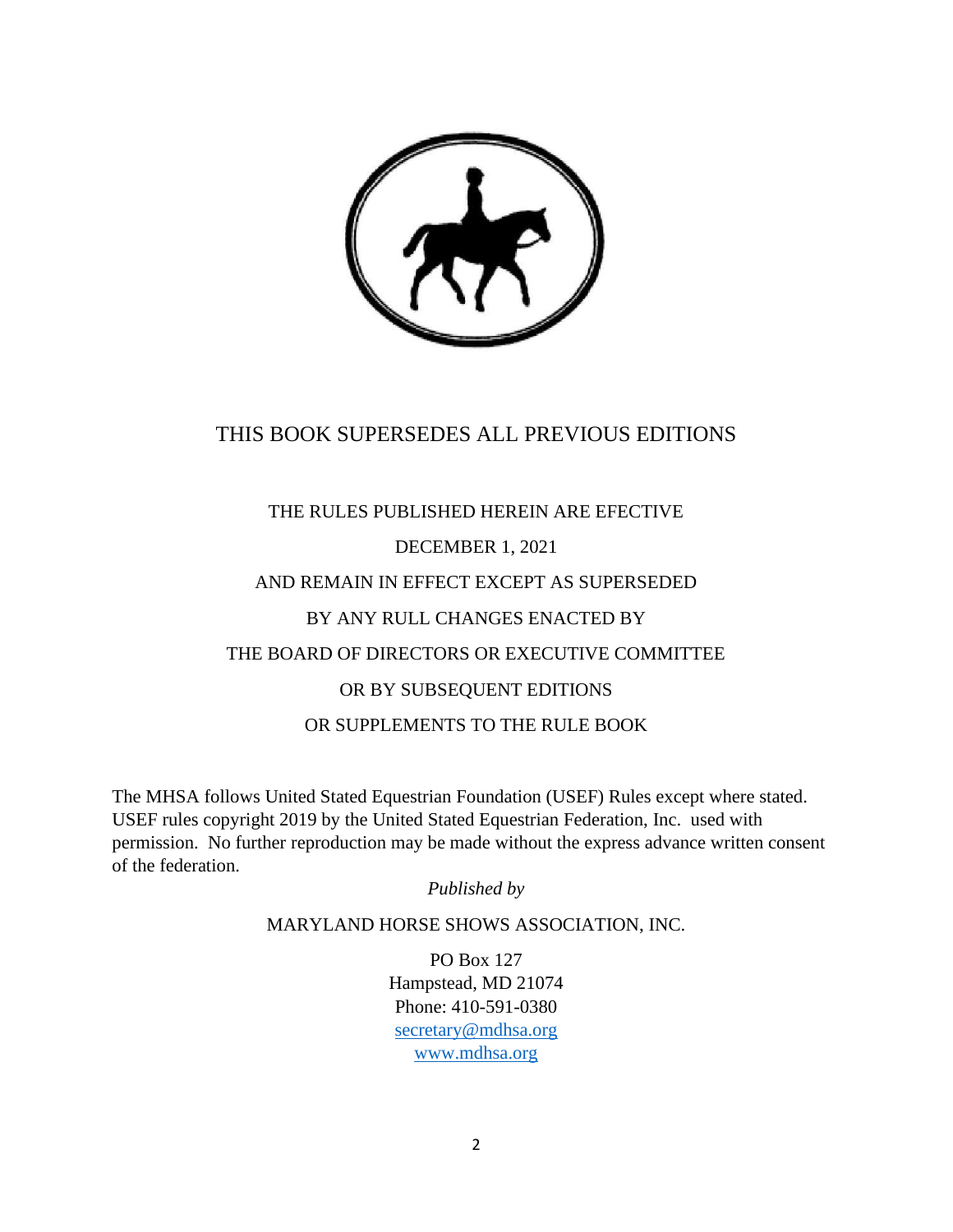THIS BOOK SUPERSEDES ALL PREVIOUS EDITIONS

THE RULES PUBLISHED HEREIN ARE EFECTIVE

DECEMBER 1, 2021

AND REMAIN IN EFFECT EXCEPT AS SUPERSEDED

BY ANY RULL CHANGES ENACTED BY

THE BOARD OF DIRECTORS OR EXECUTIVE COMMITTEE

OR BY SUBSEQUENT EDITIONS

OR SUPPLEMENTS TO THE RULE BOOK

The MHSA follows United Stated Equestrian Foundation (USEF) Rules except where stated. USEF rules copyright 2019 by the United Stated Equestrian Federation, Inc. used with permission. No further reproduction may be made without the express advance written consent of the federation.

*Published by*

MARYLAND HORSE SHOWS ASSOCIATION, INC.

PO Box 127
Hampstead, MD 21074
Phone: 410-591-0380
secretary@mdhsa.org
www.mdhsa.org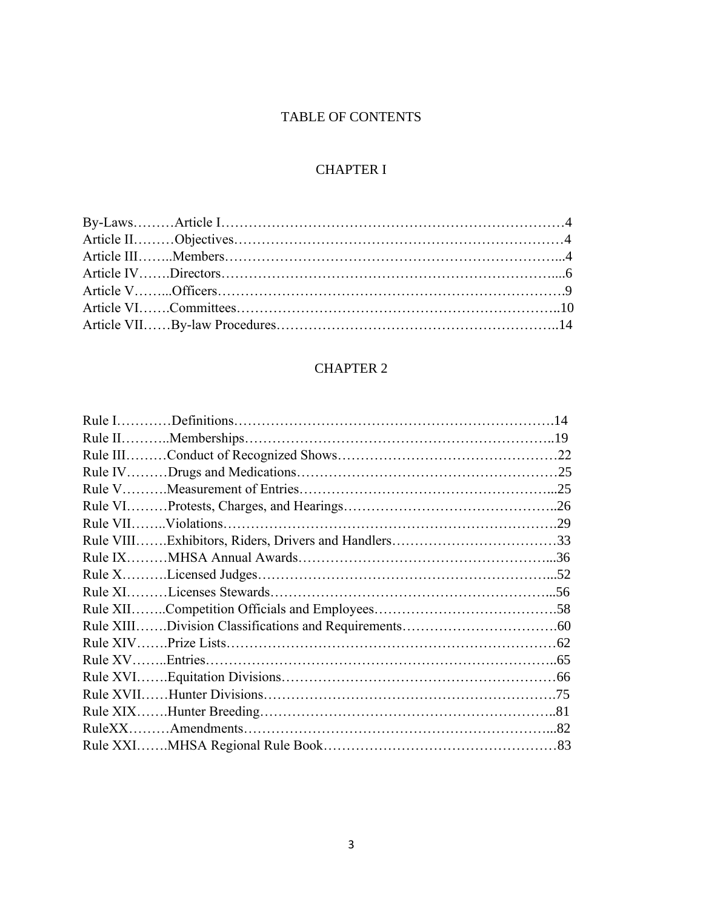# TABLE OF CONTENTS

## CHAPTER I

By-Laws………Article I…………………………………………………………………4
Article II………Objectives………………………………………………………………4
Article III……..Members……………………………………………………………...4
Article IV…….Directors………………………………………………………………....6
Article V……...Officers……………………………………………………………………9
Article VI…….Committees…………………………………………………………..10
Article VII……By-law Procedures…………………………………………………..14

## CHAPTER 2

Rule I…………Definitions…………………………………………………………….14
Rule II………..Memberships…………………………………………………………..19
Rule III………Conduct of Recognized Shows……………………………………….22
Rule IV………Drugs and Medications……………………………………………….25
Rule V……….Measurement of Entries……………………………………………...25
Rule VI………Protests, Charges, and Hearings……………………………………..26
Rule VII……..Violations………………………………………………………………29
Rule VIII…….Exhibitors, Riders, Drivers and Handlers…………………………….33
Rule IX………MHSA Annual Awards………………………………………………...36
Rule X……….Licensed Judges……………………………………………………...52
Rule XI………Licenses Stewards……………………………………………………...56
Rule XII……..Competition Officials and Employees…………………………………58
Rule XIII…….Division Classifications and Requirements……………………………60
Rule XIV…….Prize Lists……………………………………………………………….62
Rule XV……..Entries………………………………………………………………...65
Rule XVI…….Equitation Divisions……………………………………………………66
Rule XVII……Hunter Divisions………………………………………………………75
Rule XIX…….Hunter Breeding………………………………………………………..81
RuleXX………Amendments…………………………………………………………...82
Rule XXI…….MHSA Regional Rule Book……………………………………………83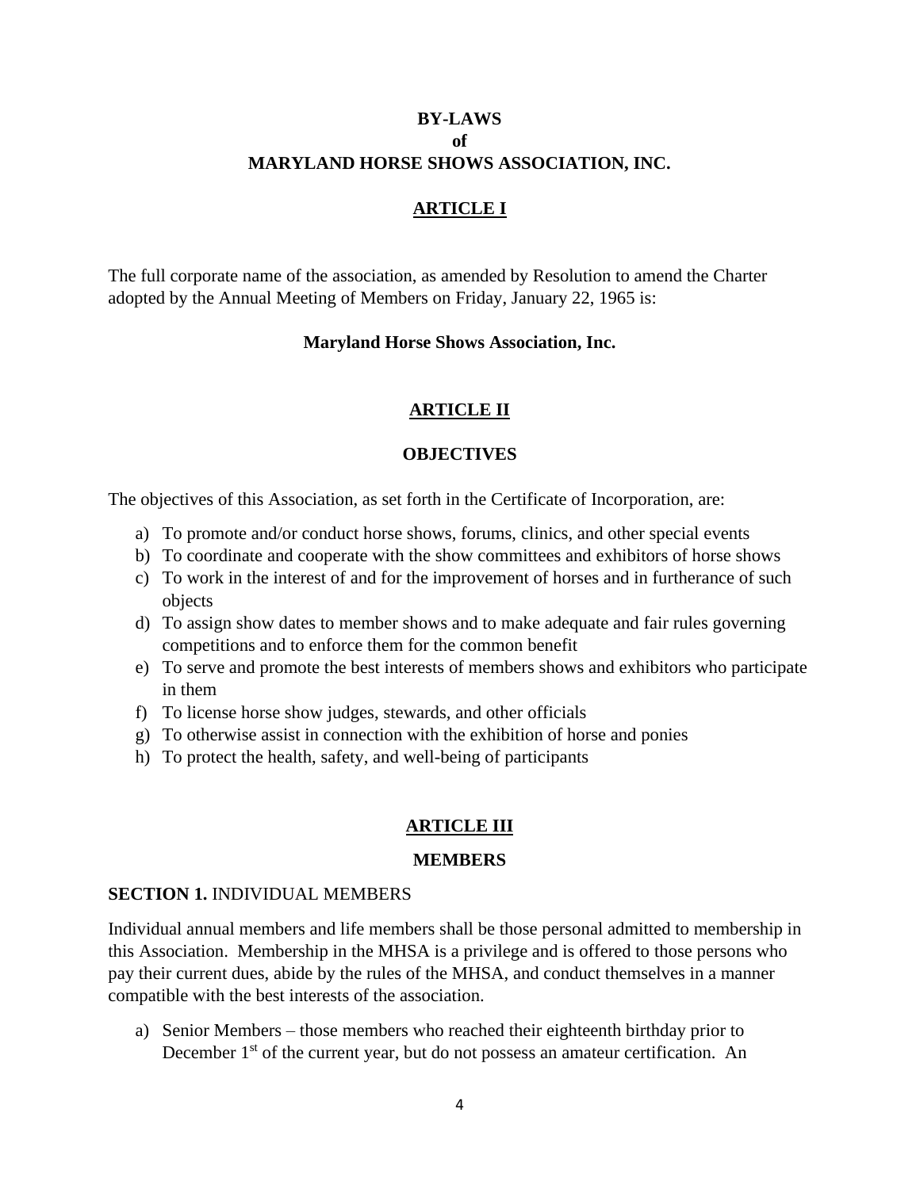# BY-LAWS
# of
# MARYLAND HORSE SHOWS ASSOCIATION, INC.

## ARTICLE I

The full corporate name of the association, as amended by Resolution to amend the Charter adopted by the Annual Meeting of Members on Friday, January 22, 1965 is:

**Maryland Horse Shows Association, Inc.**

## ARTICLE II

### OBJECTIVES

The objectives of this Association, as set forth in the Certificate of Incorporation, are:

a) To promote and/or conduct horse shows, forums, clinics, and other special events
b) To coordinate and cooperate with the show committees and exhibitors of horse shows
c) To work in the interest of and for the improvement of horses and in furtherance of such objects
d) To assign show dates to member shows and to make adequate and fair rules governing competitions and to enforce them for the common benefit
e) To serve and promote the best interests of members shows and exhibitors who participate in them
f) To license horse show judges, stewards, and other officials
g) To otherwise assist in connection with the exhibition of horse and ponies
h) To protect the health, safety, and well-being of participants

## ARTICLE III

### MEMBERS

**SECTION 1.** INDIVIDUAL MEMBERS

Individual annual members and life members shall be those personal admitted to membership in this Association. Membership in the MHSA is a privilege and is offered to those persons who pay their current dues, abide by the rules of the MHSA, and conduct themselves in a manner compatible with the best interests of the association.

a) Senior Members – those members who reached their eighteenth birthday prior to December 1st of the current year, but do not possess an amateur certification. An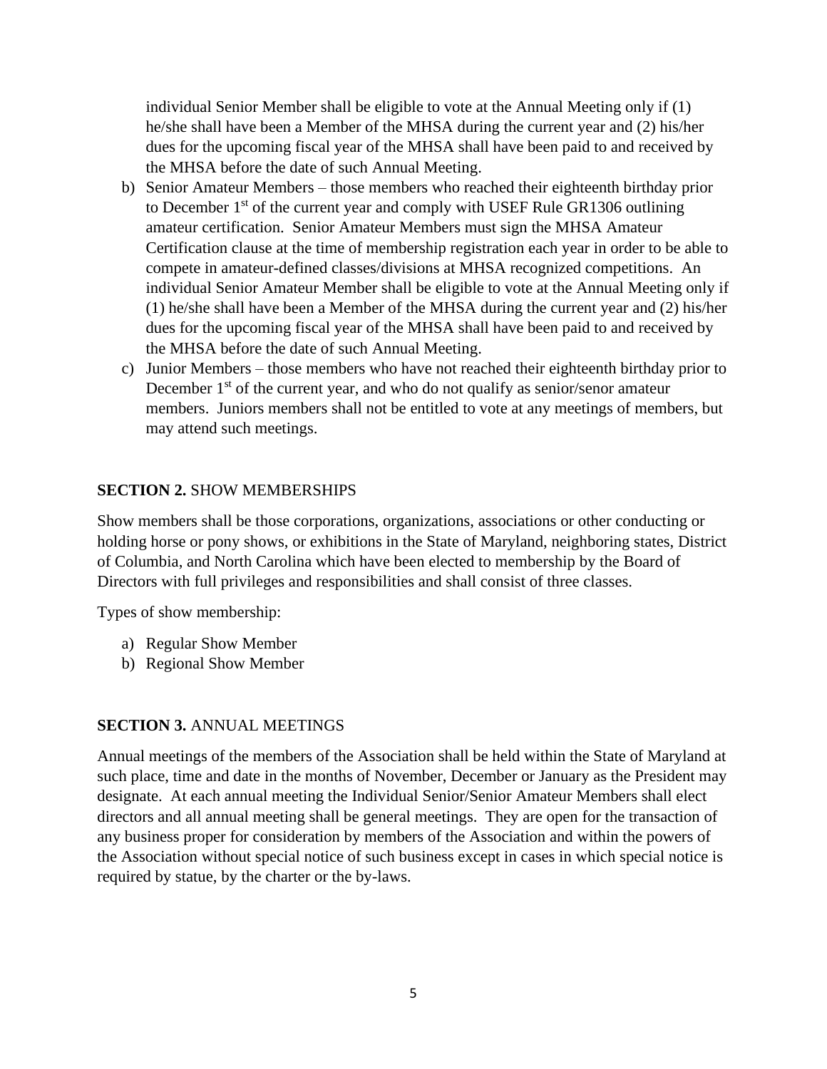individual Senior Member shall be eligible to vote at the Annual Meeting only if (1) he/she shall have been a Member of the MHSA during the current year and (2) his/her dues for the upcoming fiscal year of the MHSA shall have been paid to and received by the MHSA before the date of such Annual Meeting.

b) Senior Amateur Members – those members who reached their eighteenth birthday prior to December 1st of the current year and comply with USEF Rule GR1306 outlining amateur certification. Senior Amateur Members must sign the MHSA Amateur Certification clause at the time of membership registration each year in order to be able to compete in amateur-defined classes/divisions at MHSA recognized competitions. An individual Senior Amateur Member shall be eligible to vote at the Annual Meeting only if (1) he/she shall have been a Member of the MHSA during the current year and (2) his/her dues for the upcoming fiscal year of the MHSA shall have been paid to and received by the MHSA before the date of such Annual Meeting.

c) Junior Members – those members who have not reached their eighteenth birthday prior to December 1st of the current year, and who do not qualify as senior/senor amateur members. Juniors members shall not be entitled to vote at any meetings of members, but may attend such meetings.

**SECTION 2.** SHOW MEMBERSHIPS

Show members shall be those corporations, organizations, associations or other conducting or holding horse or pony shows, or exhibitions in the State of Maryland, neighboring states, District of Columbia, and North Carolina which have been elected to membership by the Board of Directors with full privileges and responsibilities and shall consist of three classes.

Types of show membership:

a) Regular Show Member
b) Regional Show Member

**SECTION 3.** ANNUAL MEETINGS

Annual meetings of the members of the Association shall be held within the State of Maryland at such place, time and date in the months of November, December or January as the President may designate. At each annual meeting the Individual Senior/Senior Amateur Members shall elect directors and all annual meeting shall be general meetings. They are open for the transaction of any business proper for consideration by members of the Association and within the powers of the Association without special notice of such business except in cases in which special notice is required by statue, by the charter or the by-laws.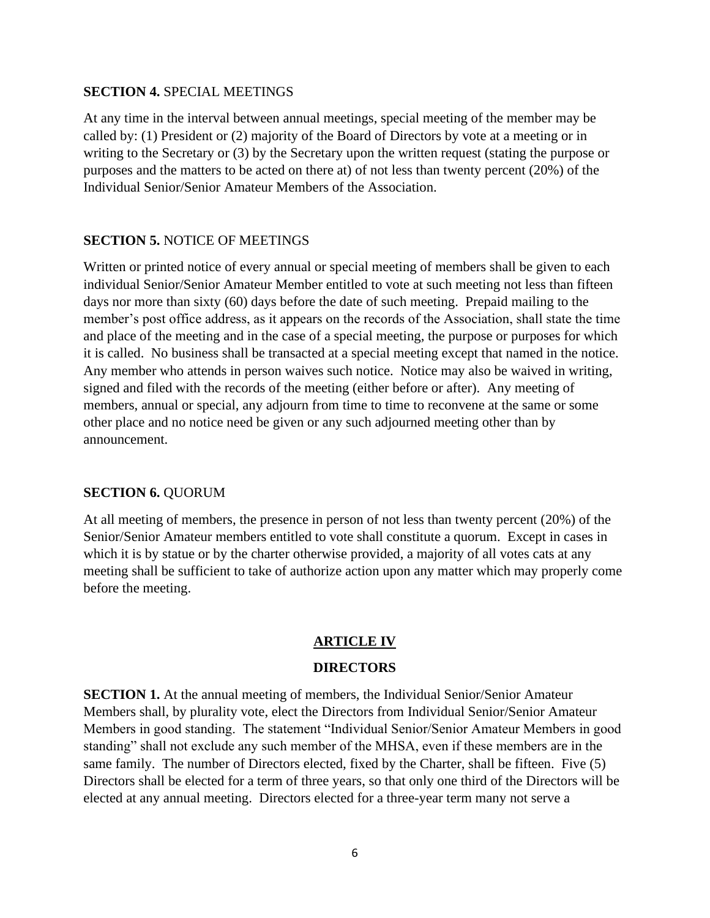**SECTION 4.** SPECIAL MEETINGS

At any time in the interval between annual meetings, special meeting of the member may be called by: (1) President or (2) majority of the Board of Directors by vote at a meeting or in writing to the Secretary or (3) by the Secretary upon the written request (stating the purpose or purposes and the matters to be acted on there at) of not less than twenty percent (20%) of the Individual Senior/Senior Amateur Members of the Association.

**SECTION 5.** NOTICE OF MEETINGS

Written or printed notice of every annual or special meeting of members shall be given to each individual Senior/Senior Amateur Member entitled to vote at such meeting not less than fifteen days nor more than sixty (60) days before the date of such meeting. Prepaid mailing to the member's post office address, as it appears on the records of the Association, shall state the time and place of the meeting and in the case of a special meeting, the purpose or purposes for which it is called. No business shall be transacted at a special meeting except that named in the notice. Any member who attends in person waives such notice. Notice may also be waived in writing, signed and filed with the records of the meeting (either before or after). Any meeting of members, annual or special, any adjourn from time to time to reconvene at the same or some other place and no notice need be given or any such adjourned meeting other than by announcement.

**SECTION 6.** QUORUM

At all meeting of members, the presence in person of not less than twenty percent (20%) of the Senior/Senior Amateur members entitled to vote shall constitute a quorum. Except in cases in which it is by statue or by the charter otherwise provided, a majority of all votes cats at any meeting shall be sufficient to take of authorize action upon any matter which may properly come before the meeting.

## ARTICLE IV

## DIRECTORS

**SECTION 1.** At the annual meeting of members, the Individual Senior/Senior Amateur Members shall, by plurality vote, elect the Directors from Individual Senior/Senior Amateur Members in good standing. The statement "Individual Senior/Senior Amateur Members in good standing" shall not exclude any such member of the MHSA, even if these members are in the same family. The number of Directors elected, fixed by the Charter, shall be fifteen. Five (5) Directors shall be elected for a term of three years, so that only one third of the Directors will be elected at any annual meeting. Directors elected for a three-year term many not serve a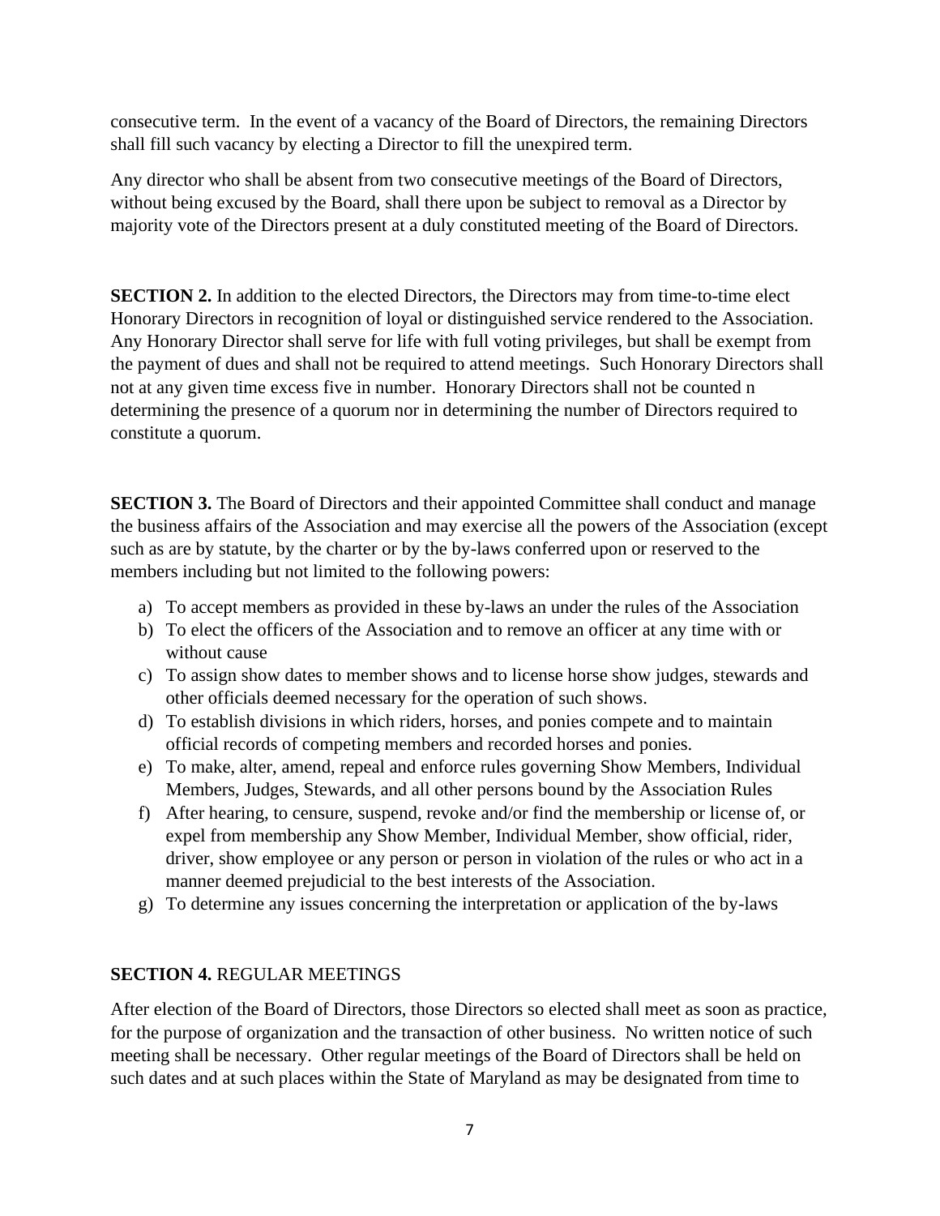consecutive term. In the event of a vacancy of the Board of Directors, the remaining Directors shall fill such vacancy by electing a Director to fill the unexpired term.

Any director who shall be absent from two consecutive meetings of the Board of Directors, without being excused by the Board, shall there upon be subject to removal as a Director by majority vote of the Directors present at a duly constituted meeting of the Board of Directors.

**SECTION 2.** In addition to the elected Directors, the Directors may from time-to-time elect Honorary Directors in recognition of loyal or distinguished service rendered to the Association. Any Honorary Director shall serve for life with full voting privileges, but shall be exempt from the payment of dues and shall not be required to attend meetings. Such Honorary Directors shall not at any given time excess five in number. Honorary Directors shall not be counted n determining the presence of a quorum nor in determining the number of Directors required to constitute a quorum.

**SECTION 3.** The Board of Directors and their appointed Committee shall conduct and manage the business affairs of the Association and may exercise all the powers of the Association (except such as are by statute, by the charter or by the by-laws conferred upon or reserved to the members including but not limited to the following powers:

a) To accept members as provided in these by-laws an under the rules of the Association
b) To elect the officers of the Association and to remove an officer at any time with or without cause
c) To assign show dates to member shows and to license horse show judges, stewards and other officials deemed necessary for the operation of such shows.
d) To establish divisions in which riders, horses, and ponies compete and to maintain official records of competing members and recorded horses and ponies.
e) To make, alter, amend, repeal and enforce rules governing Show Members, Individual Members, Judges, Stewards, and all other persons bound by the Association Rules
f) After hearing, to censure, suspend, revoke and/or find the membership or license of, or expel from membership any Show Member, Individual Member, show official, rider, driver, show employee or any person or person in violation of the rules or who act in a manner deemed prejudicial to the best interests of the Association.
g) To determine any issues concerning the interpretation or application of the by-laws

**SECTION 4.** REGULAR MEETINGS

After election of the Board of Directors, those Directors so elected shall meet as soon as practice, for the purpose of organization and the transaction of other business. No written notice of such meeting shall be necessary. Other regular meetings of the Board of Directors shall be held on such dates and at such places within the State of Maryland as may be designated from time to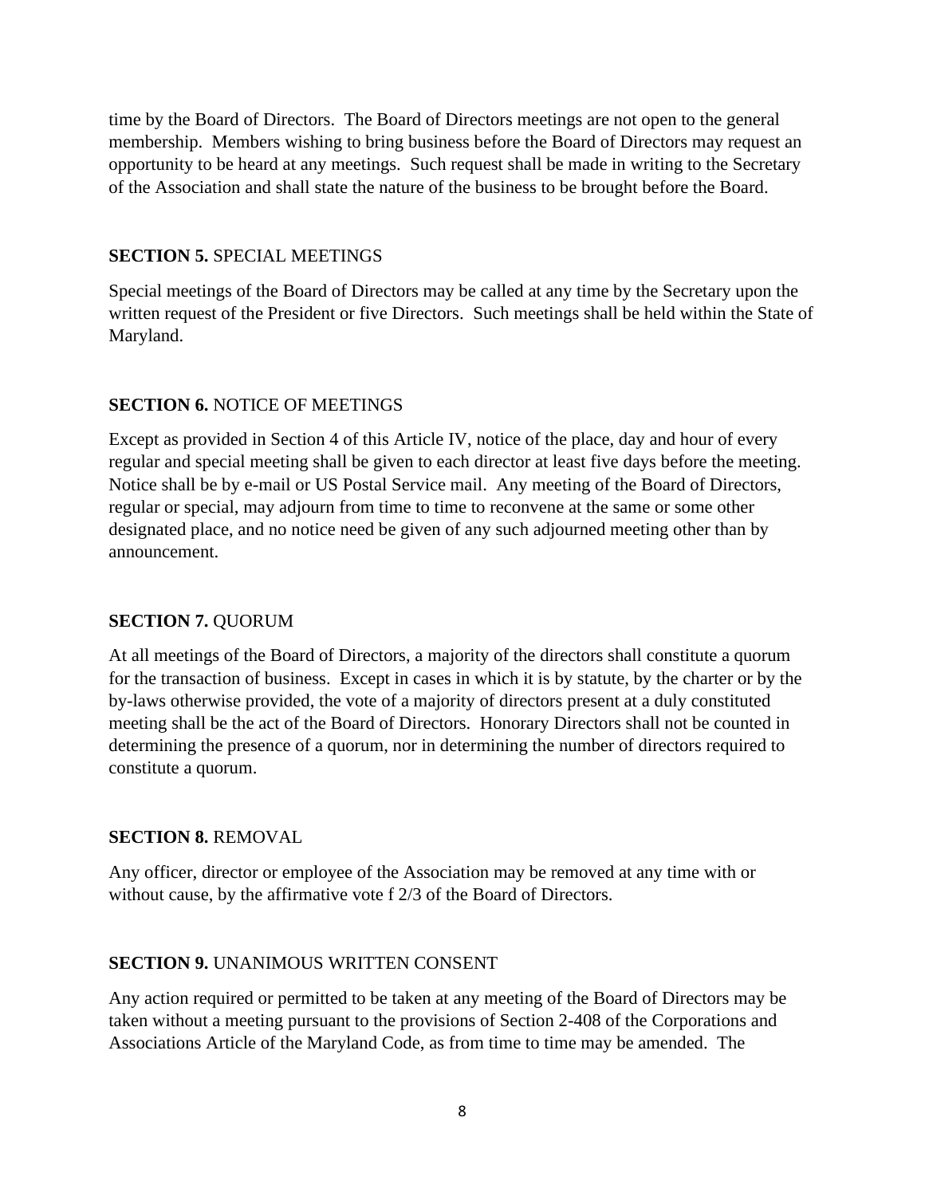time by the Board of Directors. The Board of Directors meetings are not open to the general membership. Members wishing to bring business before the Board of Directors may request an opportunity to be heard at any meetings. Such request shall be made in writing to the Secretary of the Association and shall state the nature of the business to be brought before the Board.

**SECTION 5.** SPECIAL MEETINGS

Special meetings of the Board of Directors may be called at any time by the Secretary upon the written request of the President or five Directors. Such meetings shall be held within the State of Maryland.

**SECTION 6.** NOTICE OF MEETINGS

Except as provided in Section 4 of this Article IV, notice of the place, day and hour of every regular and special meeting shall be given to each director at least five days before the meeting. Notice shall be by e-mail or US Postal Service mail. Any meeting of the Board of Directors, regular or special, may adjourn from time to time to reconvene at the same or some other designated place, and no notice need be given of any such adjourned meeting other than by announcement.

**SECTION 7.** QUORUM

At all meetings of the Board of Directors, a majority of the directors shall constitute a quorum for the transaction of business. Except in cases in which it is by statute, by the charter or by the by-laws otherwise provided, the vote of a majority of directors present at a duly constituted meeting shall be the act of the Board of Directors. Honorary Directors shall not be counted in determining the presence of a quorum, nor in determining the number of directors required to constitute a quorum.

**SECTION 8.** REMOVAL

Any officer, director or employee of the Association may be removed at any time with or without cause, by the affirmative vote f 2/3 of the Board of Directors.

**SECTION 9.** UNANIMOUS WRITTEN CONSENT

Any action required or permitted to be taken at any meeting of the Board of Directors may be taken without a meeting pursuant to the provisions of Section 2-408 of the Corporations and Associations Article of the Maryland Code, as from time to time may be amended. The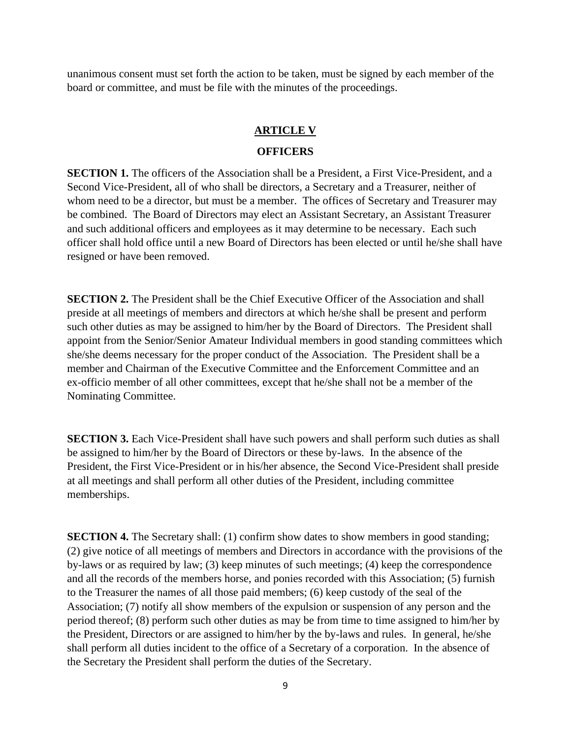unanimous consent must set forth the action to be taken, must be signed by each member of the board or committee, and must be file with the minutes of the proceedings.

## ARTICLE V

## OFFICERS

**SECTION 1.** The officers of the Association shall be a President, a First Vice-President, and a Second Vice-President, all of who shall be directors, a Secretary and a Treasurer, neither of whom need to be a director, but must be a member. The offices of Secretary and Treasurer may be combined. The Board of Directors may elect an Assistant Secretary, an Assistant Treasurer and such additional officers and employees as it may determine to be necessary. Each such officer shall hold office until a new Board of Directors has been elected or until he/she shall have resigned or have been removed.

**SECTION 2.** The President shall be the Chief Executive Officer of the Association and shall preside at all meetings of members and directors at which he/she shall be present and perform such other duties as may be assigned to him/her by the Board of Directors. The President shall appoint from the Senior/Senior Amateur Individual members in good standing committees which she/she deems necessary for the proper conduct of the Association. The President shall be a member and Chairman of the Executive Committee and the Enforcement Committee and an ex-officio member of all other committees, except that he/she shall not be a member of the Nominating Committee.

**SECTION 3.** Each Vice-President shall have such powers and shall perform such duties as shall be assigned to him/her by the Board of Directors or these by-laws. In the absence of the President, the First Vice-President or in his/her absence, the Second Vice-President shall preside at all meetings and shall perform all other duties of the President, including committee memberships.

**SECTION 4.** The Secretary shall: (1) confirm show dates to show members in good standing; (2) give notice of all meetings of members and Directors in accordance with the provisions of the by-laws or as required by law; (3) keep minutes of such meetings; (4) keep the correspondence and all the records of the members horse, and ponies recorded with this Association; (5) furnish to the Treasurer the names of all those paid members; (6) keep custody of the seal of the Association; (7) notify all show members of the expulsion or suspension of any person and the period thereof; (8) perform such other duties as may be from time to time assigned to him/her by the President, Directors or are assigned to him/her by the by-laws and rules. In general, he/she shall perform all duties incident to the office of a Secretary of a corporation. In the absence of the Secretary the President shall perform the duties of the Secretary.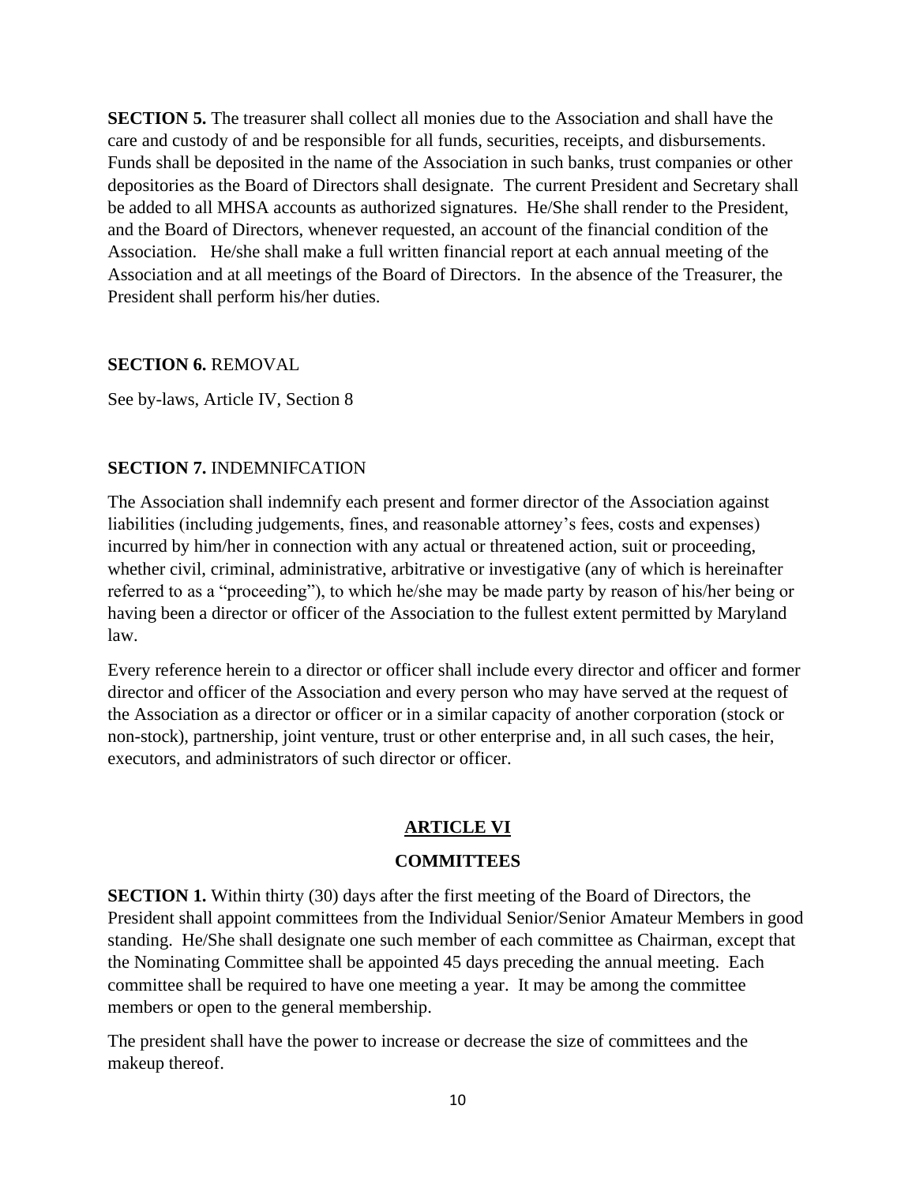**SECTION 5.** The treasurer shall collect all monies due to the Association and shall have the care and custody of and be responsible for all funds, securities, receipts, and disbursements. Funds shall be deposited in the name of the Association in such banks, trust companies or other depositories as the Board of Directors shall designate. The current President and Secretary shall be added to all MHSA accounts as authorized signatures. He/She shall render to the President, and the Board of Directors, whenever requested, an account of the financial condition of the Association. He/she shall make a full written financial report at each annual meeting of the Association and at all meetings of the Board of Directors. In the absence of the Treasurer, the President shall perform his/her duties.

**SECTION 6.** REMOVAL

See by-laws, Article IV, Section 8

**SECTION 7.** INDEMNIFCATION

The Association shall indemnify each present and former director of the Association against liabilities (including judgements, fines, and reasonable attorney's fees, costs and expenses) incurred by him/her in connection with any actual or threatened action, suit or proceeding, whether civil, criminal, administrative, arbitrative or investigative (any of which is hereinafter referred to as a "proceeding"), to which he/she may be made party by reason of his/her being or having been a director or officer of the Association to the fullest extent permitted by Maryland law.

Every reference herein to a director or officer shall include every director and officer and former director and officer of the Association and every person who may have served at the request of the Association as a director or officer or in a similar capacity of another corporation (stock or non-stock), partnership, joint venture, trust or other enterprise and, in all such cases, the heir, executors, and administrators of such director or officer.

## ARTICLE VI

## COMMITTEES

**SECTION 1.** Within thirty (30) days after the first meeting of the Board of Directors, the President shall appoint committees from the Individual Senior/Senior Amateur Members in good standing. He/She shall designate one such member of each committee as Chairman, except that the Nominating Committee shall be appointed 45 days preceding the annual meeting. Each committee shall be required to have one meeting a year. It may be among the committee members or open to the general membership.

The president shall have the power to increase or decrease the size of committees and the makeup thereof.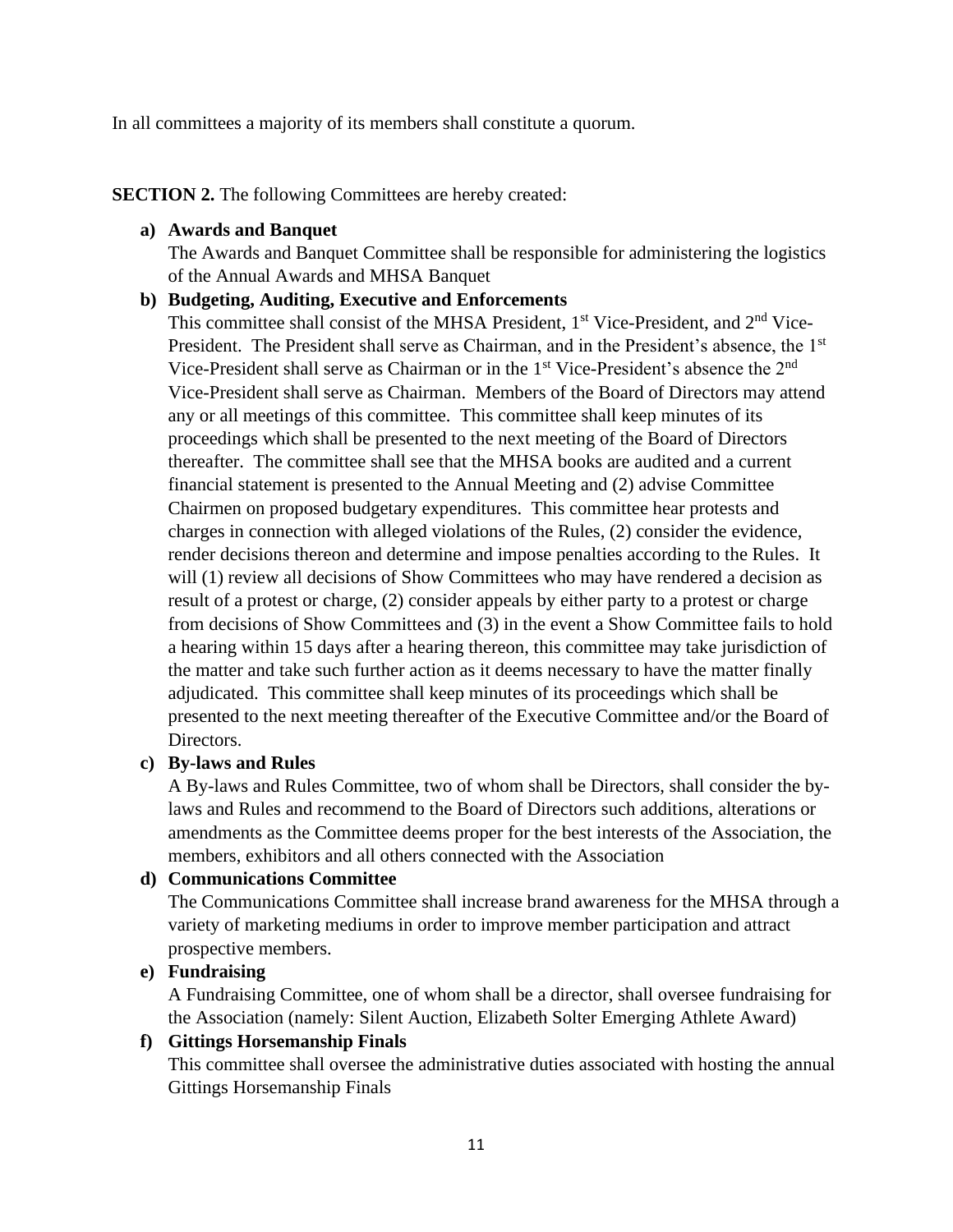In all committees a majority of its members shall constitute a quorum.

**SECTION 2.** The following Committees are hereby created:

**a) Awards and Banquet**

The Awards and Banquet Committee shall be responsible for administering the logistics of the Annual Awards and MHSA Banquet

**b) Budgeting, Auditing, Executive and Enforcements**

This committee shall consist of the MHSA President, 1st Vice-President, and 2nd Vice-President. The President shall serve as Chairman, and in the President's absence, the 1st Vice-President shall serve as Chairman or in the 1st Vice-President's absence the 2nd Vice-President shall serve as Chairman. Members of the Board of Directors may attend any or all meetings of this committee. This committee shall keep minutes of its proceedings which shall be presented to the next meeting of the Board of Directors thereafter. The committee shall see that the MHSA books are audited and a current financial statement is presented to the Annual Meeting and (2) advise Committee Chairmen on proposed budgetary expenditures. This committee hear protests and charges in connection with alleged violations of the Rules, (2) consider the evidence, render decisions thereon and determine and impose penalties according to the Rules. It will (1) review all decisions of Show Committees who may have rendered a decision as result of a protest or charge, (2) consider appeals by either party to a protest or charge from decisions of Show Committees and (3) in the event a Show Committee fails to hold a hearing within 15 days after a hearing thereon, this committee may take jurisdiction of the matter and take such further action as it deems necessary to have the matter finally adjudicated. This committee shall keep minutes of its proceedings which shall be presented to the next meeting thereafter of the Executive Committee and/or the Board of Directors.

**c) By-laws and Rules**

A By-laws and Rules Committee, two of whom shall be Directors, shall consider the by-laws and Rules and recommend to the Board of Directors such additions, alterations or amendments as the Committee deems proper for the best interests of the Association, the members, exhibitors and all others connected with the Association

**d) Communications Committee**

The Communications Committee shall increase brand awareness for the MHSA through a variety of marketing mediums in order to improve member participation and attract prospective members.

**e) Fundraising**

A Fundraising Committee, one of whom shall be a director, shall oversee fundraising for the Association (namely: Silent Auction, Elizabeth Solter Emerging Athlete Award)

**f) Gittings Horsemanship Finals**

This committee shall oversee the administrative duties associated with hosting the annual Gittings Horsemanship Finals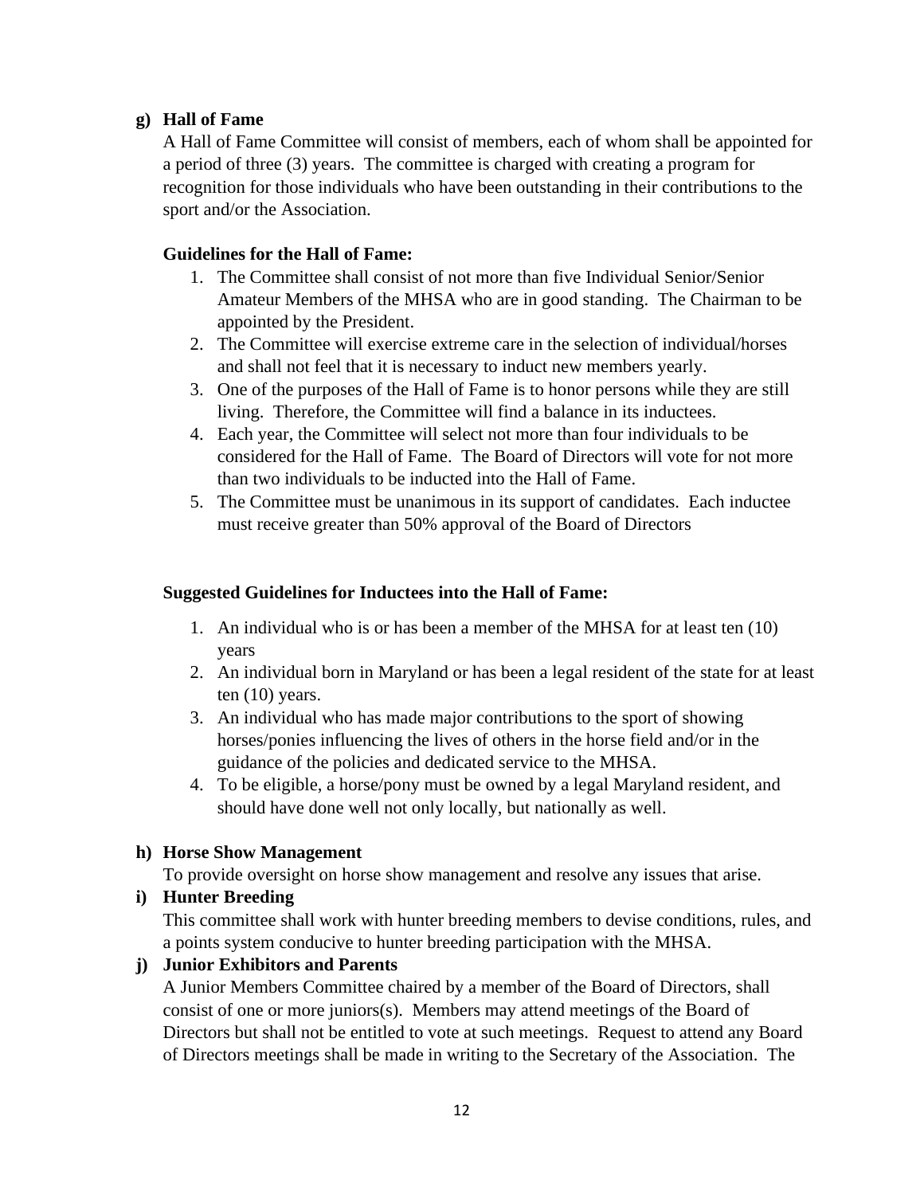**g) Hall of Fame**

A Hall of Fame Committee will consist of members, each of whom shall be appointed for a period of three (3) years. The committee is charged with creating a program for recognition for those individuals who have been outstanding in their contributions to the sport and/or the Association.

**Guidelines for the Hall of Fame:**

1. The Committee shall consist of not more than five Individual Senior/Senior Amateur Members of the MHSA who are in good standing. The Chairman to be appointed by the President.
2. The Committee will exercise extreme care in the selection of individual/horses and shall not feel that it is necessary to induct new members yearly.
3. One of the purposes of the Hall of Fame is to honor persons while they are still living. Therefore, the Committee will find a balance in its inductees.
4. Each year, the Committee will select not more than four individuals to be considered for the Hall of Fame. The Board of Directors will vote for not more than two individuals to be inducted into the Hall of Fame.
5. The Committee must be unanimous in its support of candidates. Each inductee must receive greater than 50% approval of the Board of Directors

**Suggested Guidelines for Inductees into the Hall of Fame:**

1. An individual who is or has been a member of the MHSA for at least ten (10) years
2. An individual born in Maryland or has been a legal resident of the state for at least ten (10) years.
3. An individual who has made major contributions to the sport of showing horses/ponies influencing the lives of others in the horse field and/or in the guidance of the policies and dedicated service to the MHSA.
4. To be eligible, a horse/pony must be owned by a legal Maryland resident, and should have done well not only locally, but nationally as well.

**h) Horse Show Management**

To provide oversight on horse show management and resolve any issues that arise.

**i) Hunter Breeding**

This committee shall work with hunter breeding members to devise conditions, rules, and a points system conducive to hunter breeding participation with the MHSA.

**j) Junior Exhibitors and Parents**

A Junior Members Committee chaired by a member of the Board of Directors, shall consist of one or more juniors(s). Members may attend meetings of the Board of Directors but shall not be entitled to vote at such meetings. Request to attend any Board of Directors meetings shall be made in writing to the Secretary of the Association. The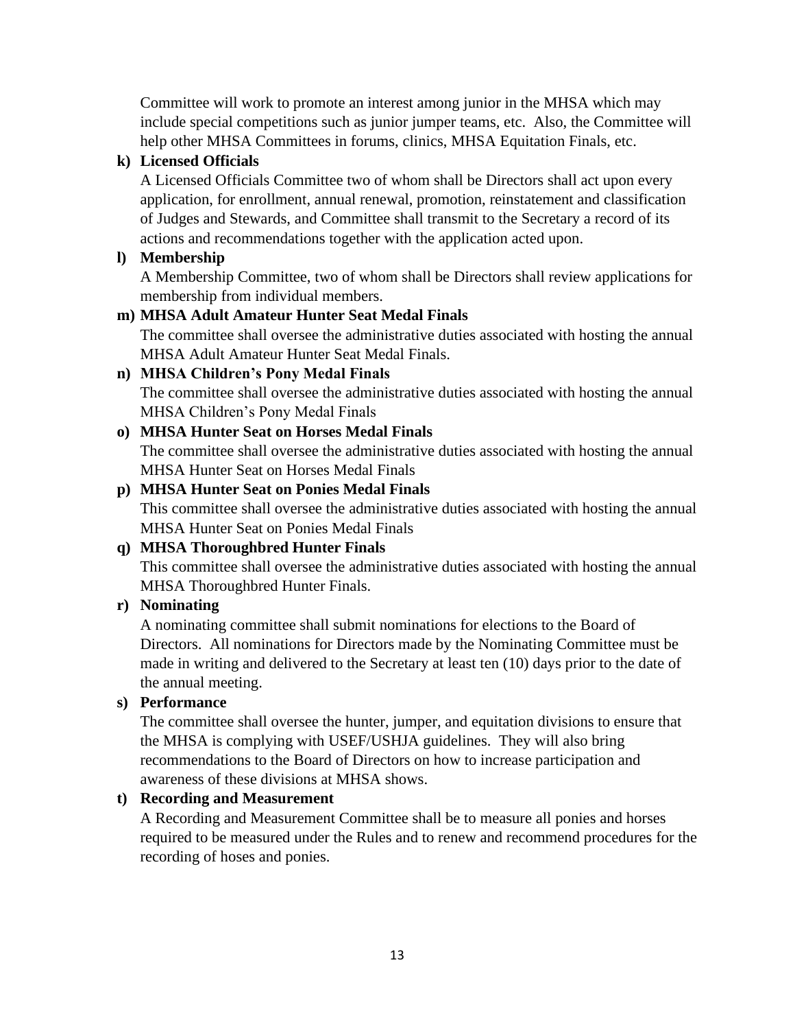Committee will work to promote an interest among junior in the MHSA which may include special competitions such as junior jumper teams, etc. Also, the Committee will help other MHSA Committees in forums, clinics, MHSA Equitation Finals, etc.

**k) Licensed Officials**

A Licensed Officials Committee two of whom shall be Directors shall act upon every application, for enrollment, annual renewal, promotion, reinstatement and classification of Judges and Stewards, and Committee shall transmit to the Secretary a record of its actions and recommendations together with the application acted upon.

**l) Membership**

A Membership Committee, two of whom shall be Directors shall review applications for membership from individual members.

**m) MHSA Adult Amateur Hunter Seat Medal Finals**

The committee shall oversee the administrative duties associated with hosting the annual MHSA Adult Amateur Hunter Seat Medal Finals.

**n) MHSA Children's Pony Medal Finals**

The committee shall oversee the administrative duties associated with hosting the annual MHSA Children's Pony Medal Finals

**o) MHSA Hunter Seat on Horses Medal Finals**

The committee shall oversee the administrative duties associated with hosting the annual MHSA Hunter Seat on Horses Medal Finals

**p) MHSA Hunter Seat on Ponies Medal Finals**

This committee shall oversee the administrative duties associated with hosting the annual MHSA Hunter Seat on Ponies Medal Finals

**q) MHSA Thoroughbred Hunter Finals**

This committee shall oversee the administrative duties associated with hosting the annual MHSA Thoroughbred Hunter Finals.

**r) Nominating**

A nominating committee shall submit nominations for elections to the Board of Directors. All nominations for Directors made by the Nominating Committee must be made in writing and delivered to the Secretary at least ten (10) days prior to the date of the annual meeting.

**s) Performance**

The committee shall oversee the hunter, jumper, and equitation divisions to ensure that the MHSA is complying with USEF/USHJA guidelines. They will also bring recommendations to the Board of Directors on how to increase participation and awareness of these divisions at MHSA shows.

**t) Recording and Measurement**

A Recording and Measurement Committee shall be to measure all ponies and horses required to be measured under the Rules and to renew and recommend procedures for the recording of hoses and ponies.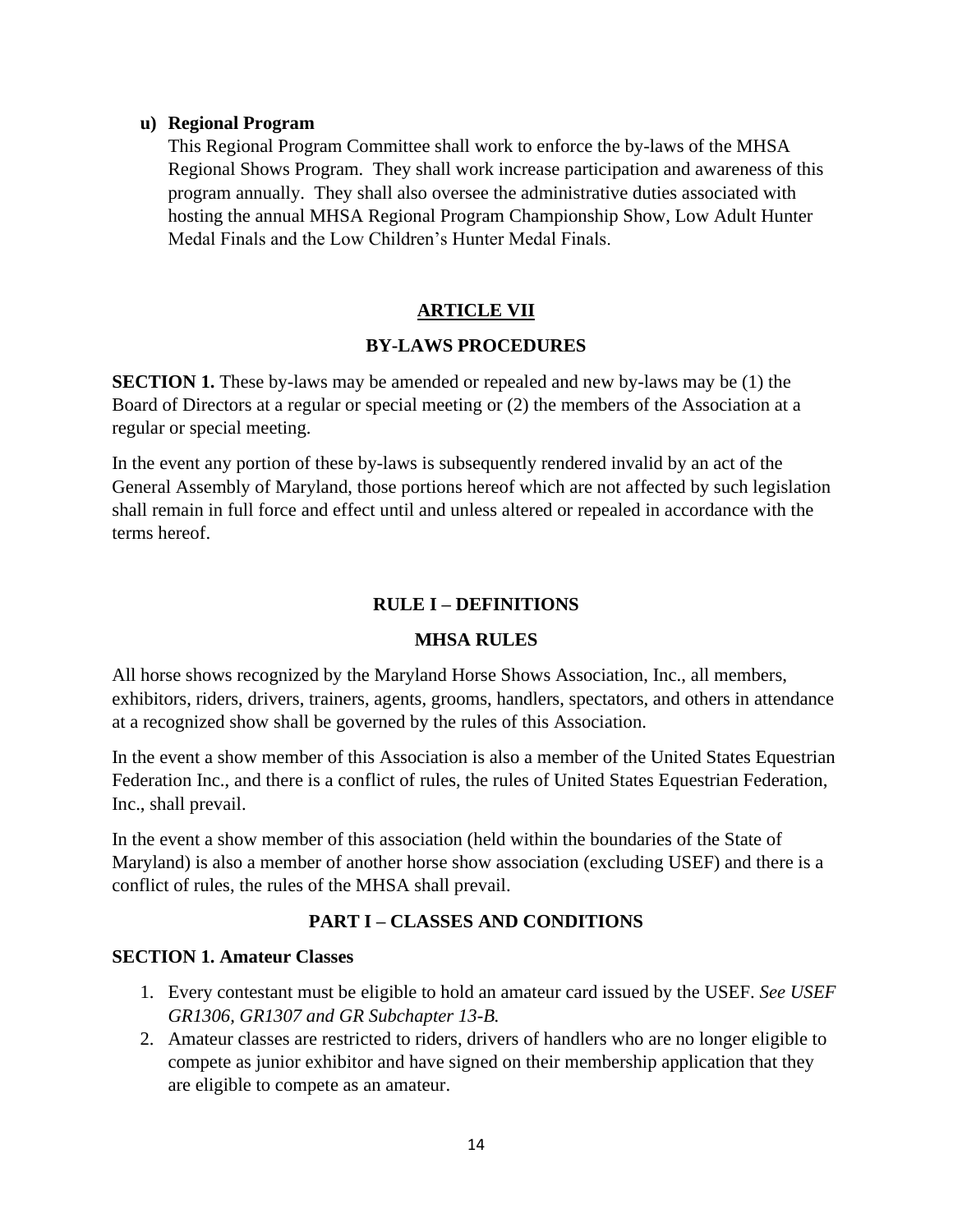**u) Regional Program**

This Regional Program Committee shall work to enforce the by-laws of the MHSA Regional Shows Program. They shall work increase participation and awareness of this program annually. They shall also oversee the administrative duties associated with hosting the annual MHSA Regional Program Championship Show, Low Adult Hunter Medal Finals and the Low Children's Hunter Medal Finals.

## ARTICLE VII

## BY-LAWS PROCEDURES

**SECTION 1.** These by-laws may be amended or repealed and new by-laws may be (1) the Board of Directors at a regular or special meeting or (2) the members of the Association at a regular or special meeting.

In the event any portion of these by-laws is subsequently rendered invalid by an act of the General Assembly of Maryland, those portions hereof which are not affected by such legislation shall remain in full force and effect until and unless altered or repealed in accordance with the terms hereof.

## RULE I – DEFINITIONS

## MHSA RULES

All horse shows recognized by the Maryland Horse Shows Association, Inc., all members, exhibitors, riders, drivers, trainers, agents, grooms, handlers, spectators, and others in attendance at a recognized show shall be governed by the rules of this Association.

In the event a show member of this Association is also a member of the United States Equestrian Federation Inc., and there is a conflict of rules, the rules of United States Equestrian Federation, Inc., shall prevail.

In the event a show member of this association (held within the boundaries of the State of Maryland) is also a member of another horse show association (excluding USEF) and there is a conflict of rules, the rules of the MHSA shall prevail.

## PART I – CLASSES AND CONDITIONS

### SECTION 1. Amateur Classes

1. Every contestant must be eligible to hold an amateur card issued by the USEF. *See USEF GR1306, GR1307 and GR Subchapter 13-B.*
2. Amateur classes are restricted to riders, drivers of handlers who are no longer eligible to compete as junior exhibitor and have signed on their membership application that they are eligible to compete as an amateur.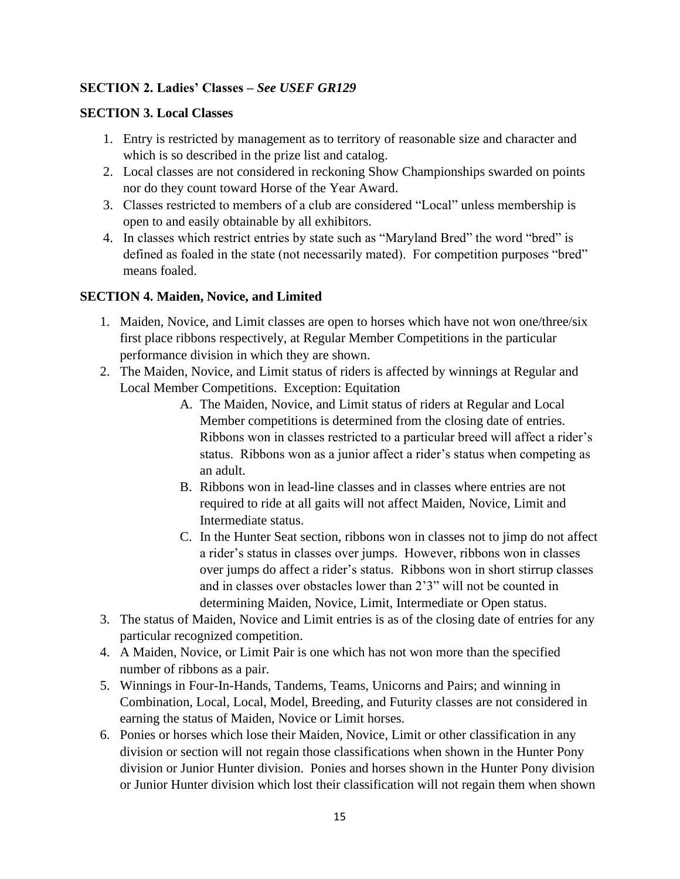**SECTION 2. Ladies' Classes –** ***See USEF GR129***

**SECTION 3. Local Classes**

1. Entry is restricted by management as to territory of reasonable size and character and which is so described in the prize list and catalog.
2. Local classes are not considered in reckoning Show Championships swarded on points nor do they count toward Horse of the Year Award.
3. Classes restricted to members of a club are considered "Local" unless membership is open to and easily obtainable by all exhibitors.
4. In classes which restrict entries by state such as "Maryland Bred" the word "bred" is defined as foaled in the state (not necessarily mated). For competition purposes "bred" means foaled.

**SECTION 4. Maiden, Novice, and Limited**

1. Maiden, Novice, and Limit classes are open to horses which have not won one/three/six first place ribbons respectively, at Regular Member Competitions in the particular performance division in which they are shown.
2. The Maiden, Novice, and Limit status of riders is affected by winnings at Regular and Local Member Competitions. Exception: Equitation
   - A. The Maiden, Novice, and Limit status of riders at Regular and Local Member competitions is determined from the closing date of entries. Ribbons won in classes restricted to a particular breed will affect a rider's status. Ribbons won as a junior affect a rider's status when competing as an adult.
   - B. Ribbons won in lead-line classes and in classes where entries are not required to ride at all gaits will not affect Maiden, Novice, Limit and Intermediate status.
   - C. In the Hunter Seat section, ribbons won in classes not to jimp do not affect a rider's status in classes over jumps. However, ribbons won in classes over jumps do affect a rider's status. Ribbons won in short stirrup classes and in classes over obstacles lower than 2'3" will not be counted in determining Maiden, Novice, Limit, Intermediate or Open status.
3. The status of Maiden, Novice and Limit entries is as of the closing date of entries for any particular recognized competition.
4. A Maiden, Novice, or Limit Pair is one which has not won more than the specified number of ribbons as a pair.
5. Winnings in Four-In-Hands, Tandems, Teams, Unicorns and Pairs; and winning in Combination, Local, Local, Model, Breeding, and Futurity classes are not considered in earning the status of Maiden, Novice or Limit horses.
6. Ponies or horses which lose their Maiden, Novice, Limit or other classification in any division or section will not regain those classifications when shown in the Hunter Pony division or Junior Hunter division. Ponies and horses shown in the Hunter Pony division or Junior Hunter division which lost their classification will not regain them when shown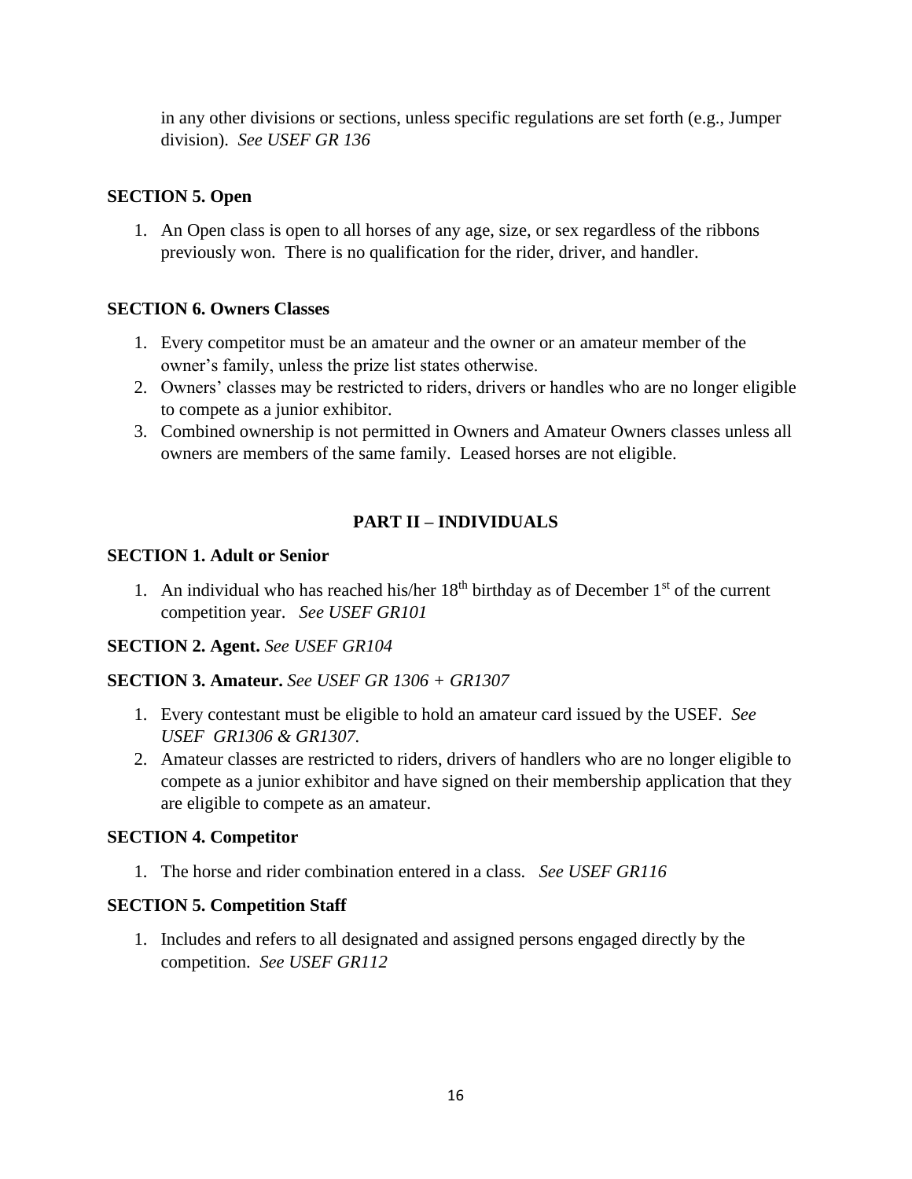in any other divisions or sections, unless specific regulations are set forth (e.g., Jumper division). *See USEF GR 136*

**SECTION 5. Open**

1. An Open class is open to all horses of any age, size, or sex regardless of the ribbons previously won. There is no qualification for the rider, driver, and handler.

**SECTION 6. Owners Classes**

1. Every competitor must be an amateur and the owner or an amateur member of the owner's family, unless the prize list states otherwise.
2. Owners' classes may be restricted to riders, drivers or handles who are no longer eligible to compete as a junior exhibitor.
3. Combined ownership is not permitted in Owners and Amateur Owners classes unless all owners are members of the same family. Leased horses are not eligible.

## PART II – INDIVIDUALS

**SECTION 1. Adult or Senior**

1. An individual who has reached his/her 18th birthday as of December 1st of the current competition year. *See USEF GR101*

**SECTION 2. Agent.** *See USEF GR104*

**SECTION 3. Amateur.** *See USEF GR 1306 + GR1307*

1. Every contestant must be eligible to hold an amateur card issued by the USEF. *See USEF GR1306 & GR1307.*
2. Amateur classes are restricted to riders, drivers of handlers who are no longer eligible to compete as a junior exhibitor and have signed on their membership application that they are eligible to compete as an amateur.

**SECTION 4. Competitor**

1. The horse and rider combination entered in a class. *See USEF GR116*

**SECTION 5. Competition Staff**

1. Includes and refers to all designated and assigned persons engaged directly by the competition. *See USEF GR112*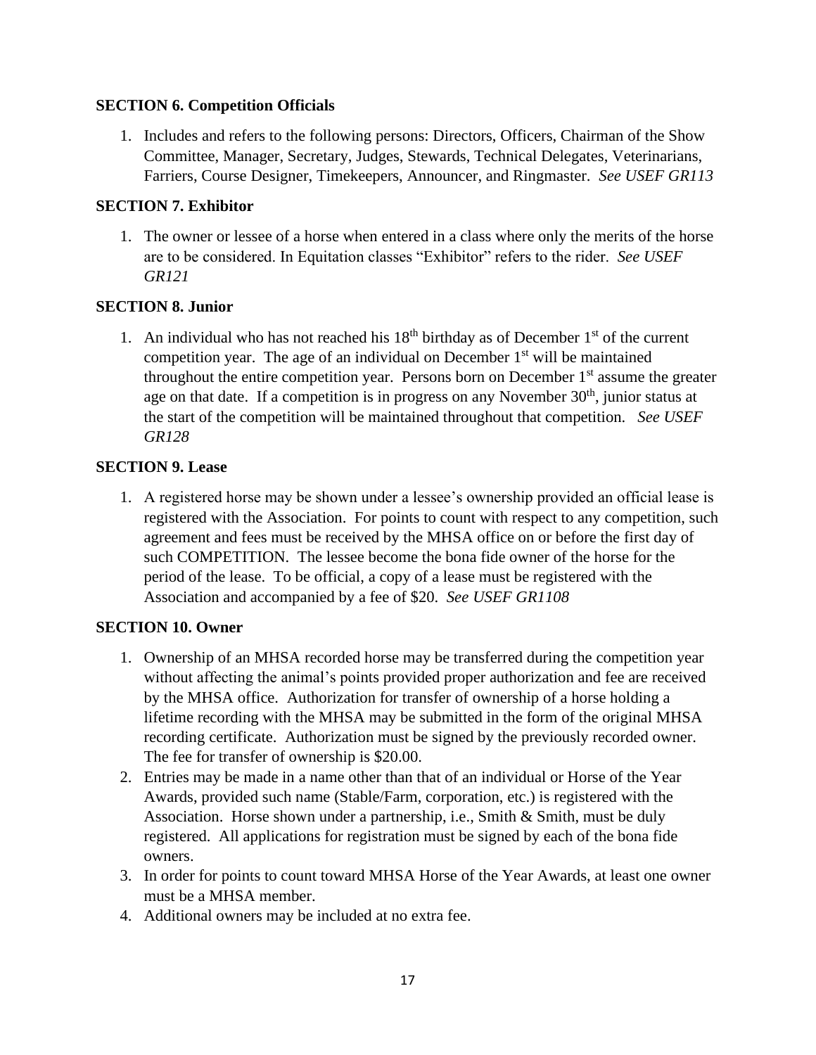**SECTION 6. Competition Officials**

1. Includes and refers to the following persons: Directors, Officers, Chairman of the Show Committee, Manager, Secretary, Judges, Stewards, Technical Delegates, Veterinarians, Farriers, Course Designer, Timekeepers, Announcer, and Ringmaster. *See USEF GR113*

**SECTION 7. Exhibitor**

1. The owner or lessee of a horse when entered in a class where only the merits of the horse are to be considered. In Equitation classes "Exhibitor" refers to the rider. *See USEF GR121*

**SECTION 8. Junior**

1. An individual who has not reached his 18th birthday as of December 1st of the current competition year. The age of an individual on December 1st will be maintained throughout the entire competition year. Persons born on December 1st assume the greater age on that date. If a competition is in progress on any November 30th, junior status at the start of the competition will be maintained throughout that competition. *See USEF GR128*

**SECTION 9. Lease**

1. A registered horse may be shown under a lessee's ownership provided an official lease is registered with the Association. For points to count with respect to any competition, such agreement and fees must be received by the MHSA office on or before the first day of such COMPETITION. The lessee become the bona fide owner of the horse for the period of the lease. To be official, a copy of a lease must be registered with the Association and accompanied by a fee of $20. *See USEF GR1108*

**SECTION 10. Owner**

1. Ownership of an MHSA recorded horse may be transferred during the competition year without affecting the animal's points provided proper authorization and fee are received by the MHSA office. Authorization for transfer of ownership of a horse holding a lifetime recording with the MHSA may be submitted in the form of the original MHSA recording certificate. Authorization must be signed by the previously recorded owner. The fee for transfer of ownership is $20.00.
2. Entries may be made in a name other than that of an individual or Horse of the Year Awards, provided such name (Stable/Farm, corporation, etc.) is registered with the Association. Horse shown under a partnership, i.e., Smith & Smith, must be duly registered. All applications for registration must be signed by each of the bona fide owners.
3. In order for points to count toward MHSA Horse of the Year Awards, at least one owner must be a MHSA member.
4. Additional owners may be included at no extra fee.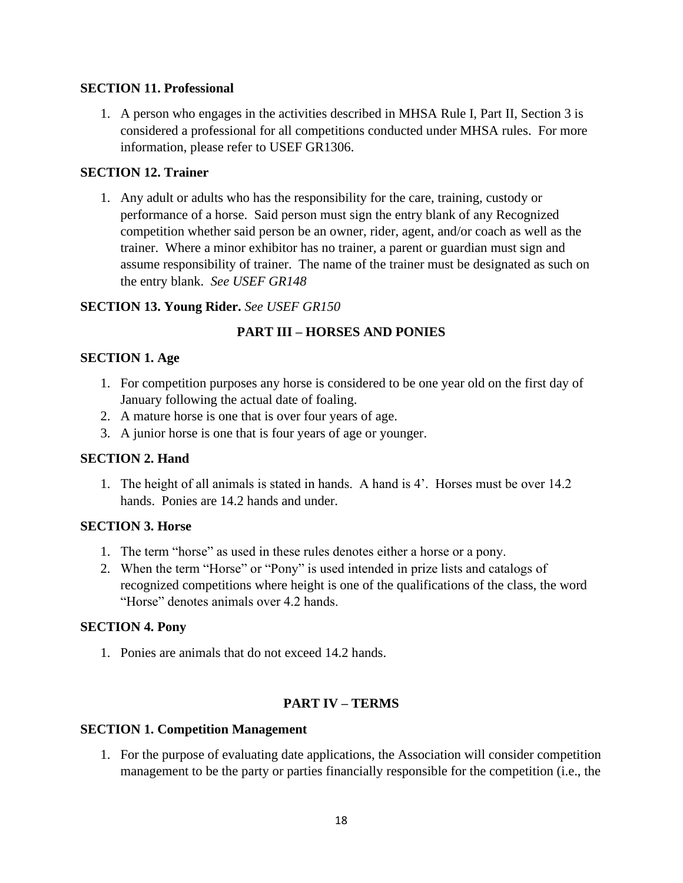**SECTION 11. Professional**

1. A person who engages in the activities described in MHSA Rule I, Part II, Section 3 is considered a professional for all competitions conducted under MHSA rules. For more information, please refer to USEF GR1306.

**SECTION 12. Trainer**

1. Any adult or adults who has the responsibility for the care, training, custody or performance of a horse. Said person must sign the entry blank of any Recognized competition whether said person be an owner, rider, agent, and/or coach as well as the trainer. Where a minor exhibitor has no trainer, a parent or guardian must sign and assume responsibility of trainer. The name of the trainer must be designated as such on the entry blank. *See USEF GR148*

**SECTION 13. Young Rider.** *See USEF GR150*

## PART III – HORSES AND PONIES

**SECTION 1. Age**

1. For competition purposes any horse is considered to be one year old on the first day of January following the actual date of foaling.
2. A mature horse is one that is over four years of age.
3. A junior horse is one that is four years of age or younger.

**SECTION 2. Hand**

1. The height of all animals is stated in hands. A hand is 4'. Horses must be over 14.2 hands. Ponies are 14.2 hands and under.

**SECTION 3. Horse**

1. The term "horse" as used in these rules denotes either a horse or a pony.
2. When the term "Horse" or "Pony" is used intended in prize lists and catalogs of recognized competitions where height is one of the qualifications of the class, the word "Horse" denotes animals over 4.2 hands.

**SECTION 4. Pony**

1. Ponies are animals that do not exceed 14.2 hands.

## PART IV – TERMS

**SECTION 1. Competition Management**

1. For the purpose of evaluating date applications, the Association will consider competition management to be the party or parties financially responsible for the competition (i.e., the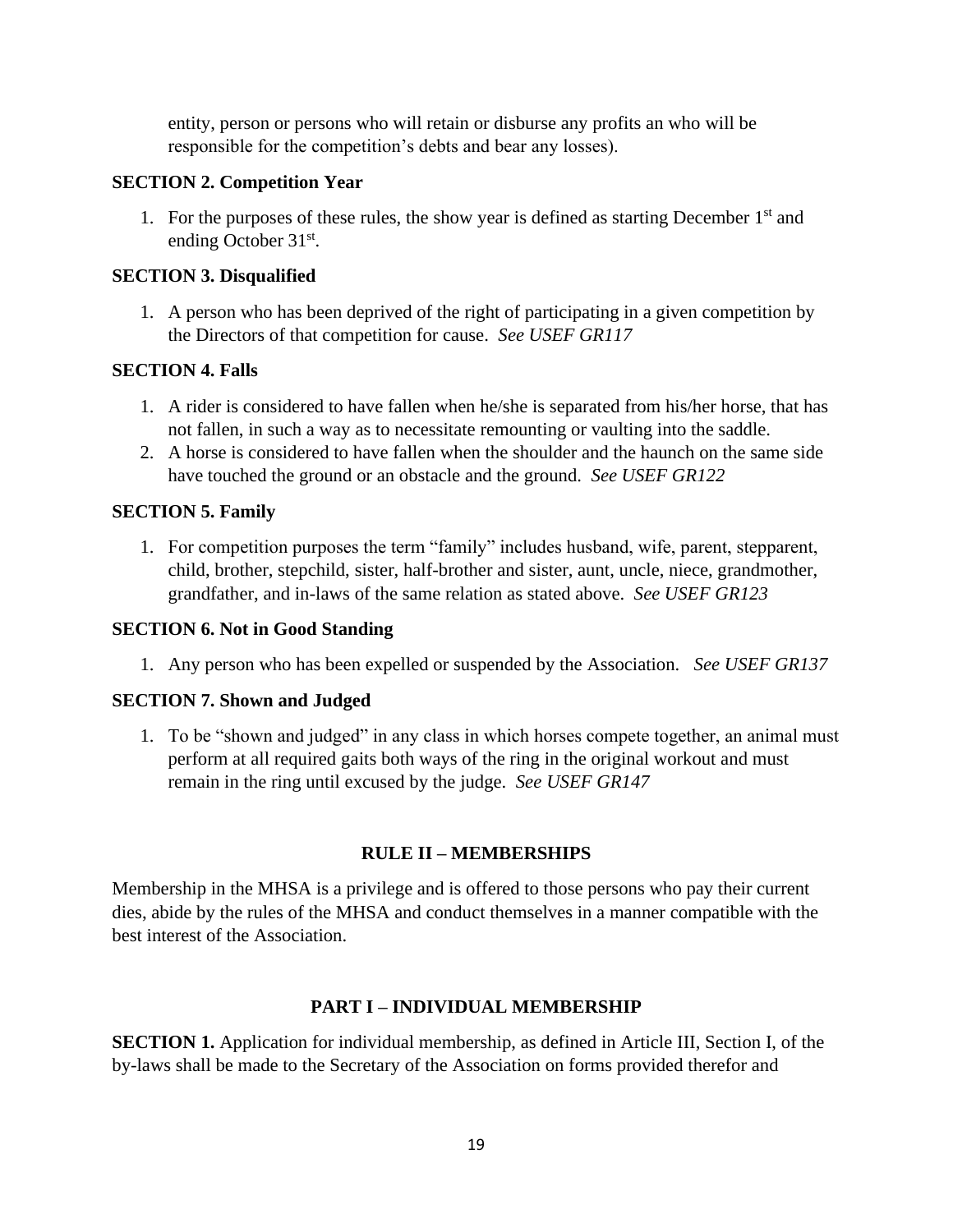entity, person or persons who will retain or disburse any profits an who will be responsible for the competition's debts and bear any losses).

**SECTION 2. Competition Year**

1. For the purposes of these rules, the show year is defined as starting December 1st and ending October 31st.

**SECTION 3. Disqualified**

1. A person who has been deprived of the right of participating in a given competition by the Directors of that competition for cause. *See USEF GR117*

**SECTION 4. Falls**

1. A rider is considered to have fallen when he/she is separated from his/her horse, that has not fallen, in such a way as to necessitate remounting or vaulting into the saddle.
2. A horse is considered to have fallen when the shoulder and the haunch on the same side have touched the ground or an obstacle and the ground. *See USEF GR122*

**SECTION 5. Family**

1. For competition purposes the term "family" includes husband, wife, parent, stepparent, child, brother, stepchild, sister, half-brother and sister, aunt, uncle, niece, grandmother, grandfather, and in-laws of the same relation as stated above. *See USEF GR123*

**SECTION 6. Not in Good Standing**

1. Any person who has been expelled or suspended by the Association. *See USEF GR137*

**SECTION 7. Shown and Judged**

1. To be "shown and judged" in any class in which horses compete together, an animal must perform at all required gaits both ways of the ring in the original workout and must remain in the ring until excused by the judge. *See USEF GR147*

## RULE II – MEMBERSHIPS

Membership in the MHSA is a privilege and is offered to those persons who pay their current dies, abide by the rules of the MHSA and conduct themselves in a manner compatible with the best interest of the Association.

### PART I – INDIVIDUAL MEMBERSHIP

**SECTION 1.** Application for individual membership, as defined in Article III, Section I, of the by-laws shall be made to the Secretary of the Association on forms provided therefor and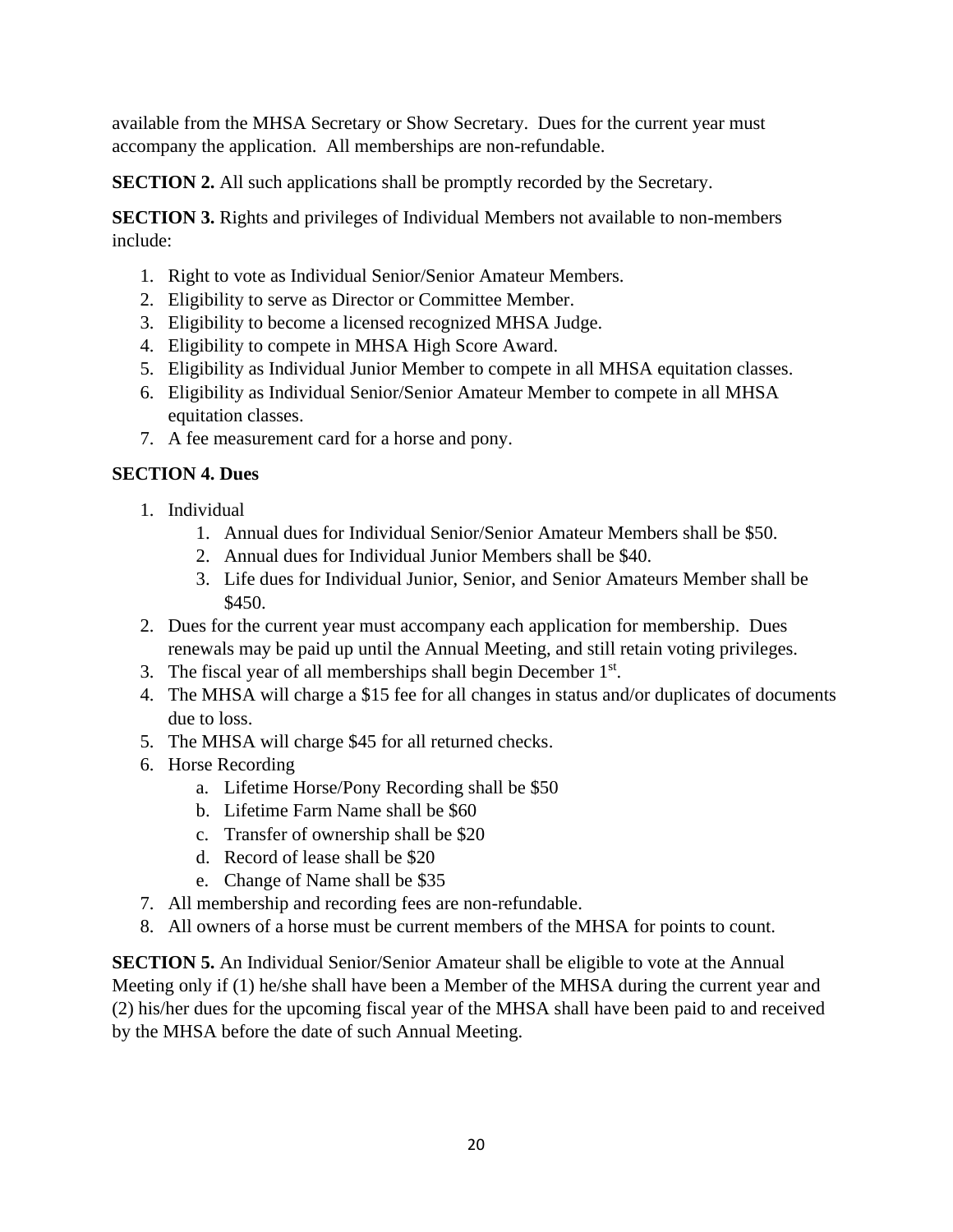available from the MHSA Secretary or Show Secretary. Dues for the current year must accompany the application. All memberships are non-refundable.

**SECTION 2.** All such applications shall be promptly recorded by the Secretary.

**SECTION 3.** Rights and privileges of Individual Members not available to non-members include:

1. Right to vote as Individual Senior/Senior Amateur Members.
2. Eligibility to serve as Director or Committee Member.
3. Eligibility to become a licensed recognized MHSA Judge.
4. Eligibility to compete in MHSA High Score Award.
5. Eligibility as Individual Junior Member to compete in all MHSA equitation classes.
6. Eligibility as Individual Senior/Senior Amateur Member to compete in all MHSA equitation classes.
7. A fee measurement card for a horse and pony.

**SECTION 4. Dues**

1. Individual
   1. Annual dues for Individual Senior/Senior Amateur Members shall be $50.
   2. Annual dues for Individual Junior Members shall be $40.
   3. Life dues for Individual Junior, Senior, and Senior Amateurs Member shall be $450.
2. Dues for the current year must accompany each application for membership. Dues renewals may be paid up until the Annual Meeting, and still retain voting privileges.
3. The fiscal year of all memberships shall begin December 1st.
4. The MHSA will charge a $15 fee for all changes in status and/or duplicates of documents due to loss.
5. The MHSA will charge $45 for all returned checks.
6. Horse Recording
   a. Lifetime Horse/Pony Recording shall be $50
   b. Lifetime Farm Name shall be $60
   c. Transfer of ownership shall be $20
   d. Record of lease shall be $20
   e. Change of Name shall be $35
7. All membership and recording fees are non-refundable.
8. All owners of a horse must be current members of the MHSA for points to count.

**SECTION 5.** An Individual Senior/Senior Amateur shall be eligible to vote at the Annual Meeting only if (1) he/she shall have been a Member of the MHSA during the current year and (2) his/her dues for the upcoming fiscal year of the MHSA shall have been paid to and received by the MHSA before the date of such Annual Meeting.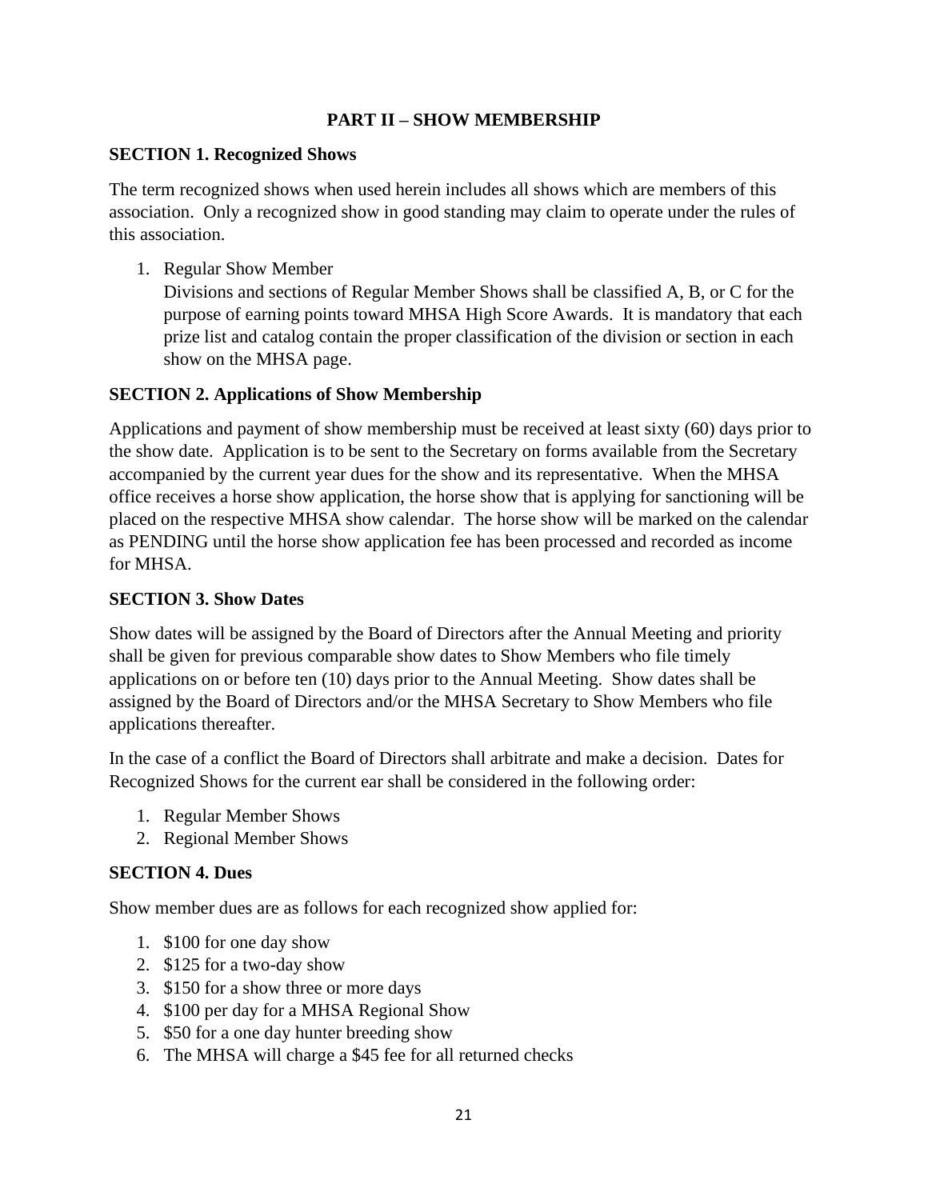## PART II – SHOW MEMBERSHIP

### SECTION 1. Recognized Shows

The term recognized shows when used herein includes all shows which are members of this association. Only a recognized show in good standing may claim to operate under the rules of this association.

1. Regular Show Member
   Divisions and sections of Regular Member Shows shall be classified A, B, or C for the purpose of earning points toward MHSA High Score Awards. It is mandatory that each prize list and catalog contain the proper classification of the division or section in each show on the MHSA page.

### SECTION 2. Applications of Show Membership

Applications and payment of show membership must be received at least sixty (60) days prior to the show date. Application is to be sent to the Secretary on forms available from the Secretary accompanied by the current year dues for the show and its representative. When the MHSA office receives a horse show application, the horse show that is applying for sanctioning will be placed on the respective MHSA show calendar. The horse show will be marked on the calendar as PENDING until the horse show application fee has been processed and recorded as income for MHSA.

### SECTION 3. Show Dates

Show dates will be assigned by the Board of Directors after the Annual Meeting and priority shall be given for previous comparable show dates to Show Members who file timely applications on or before ten (10) days prior to the Annual Meeting. Show dates shall be assigned by the Board of Directors and/or the MHSA Secretary to Show Members who file applications thereafter.

In the case of a conflict the Board of Directors shall arbitrate and make a decision. Dates for Recognized Shows for the current ear shall be considered in the following order:

1. Regular Member Shows
2. Regional Member Shows

### SECTION 4. Dues

Show member dues are as follows for each recognized show applied for:

1. $100 for one day show
2. $125 for a two-day show
3. $150 for a show three or more days
4. $100 per day for a MHSA Regional Show
5. $50 for a one day hunter breeding show
6. The MHSA will charge a $45 fee for all returned checks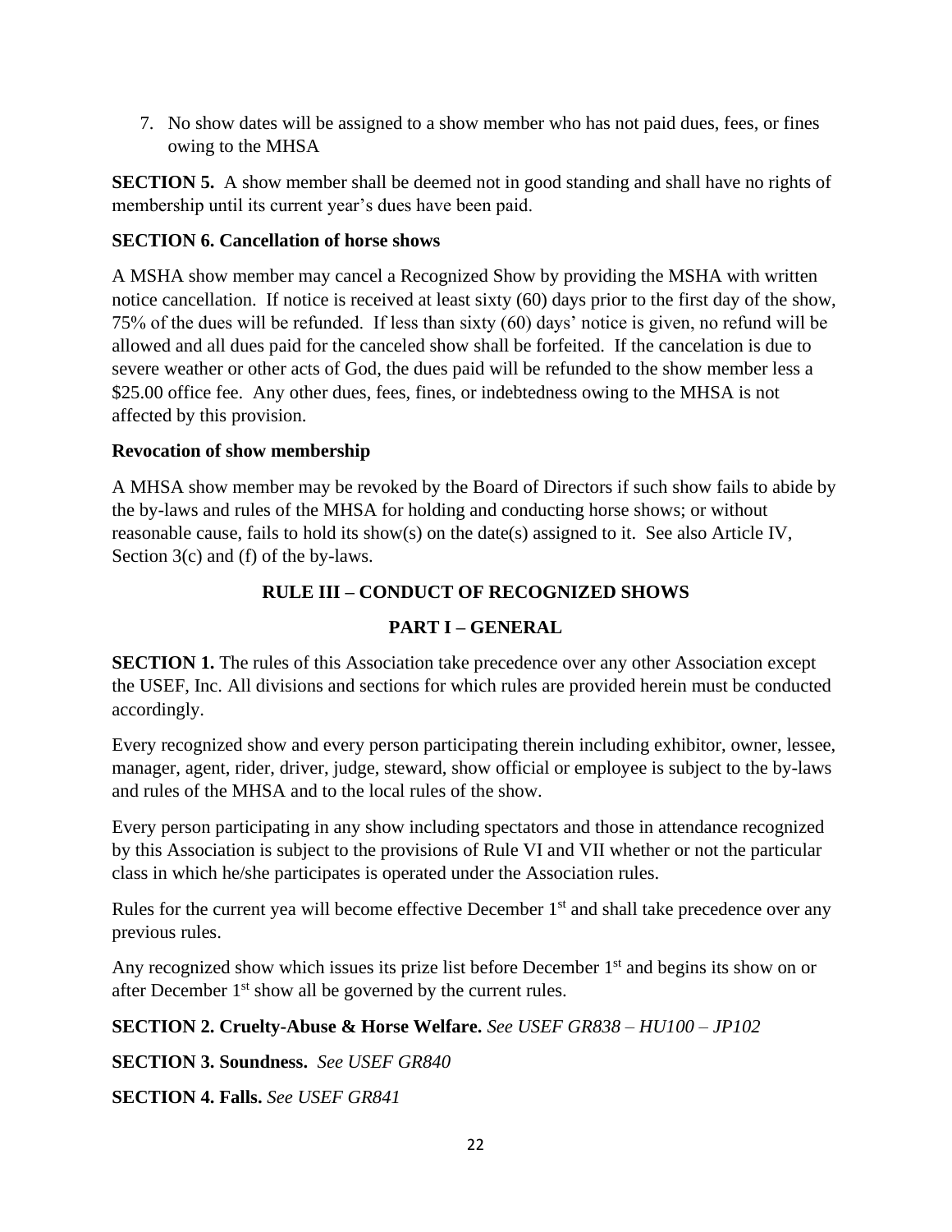7. No show dates will be assigned to a show member who has not paid dues, fees, or fines owing to the MHSA

**SECTION 5.** A show member shall be deemed not in good standing and shall have no rights of membership until its current year's dues have been paid.

**SECTION 6. Cancellation of horse shows**

A MSHA show member may cancel a Recognized Show by providing the MSHA with written notice cancellation. If notice is received at least sixty (60) days prior to the first day of the show, 75% of the dues will be refunded. If less than sixty (60) days' notice is given, no refund will be allowed and all dues paid for the canceled show shall be forfeited. If the cancelation is due to severe weather or other acts of God, the dues paid will be refunded to the show member less a $25.00 office fee. Any other dues, fees, fines, or indebtedness owing to the MHSA is not affected by this provision.

**Revocation of show membership**

A MHSA show member may be revoked by the Board of Directors if such show fails to abide by the by-laws and rules of the MHSA for holding and conducting horse shows; or without reasonable cause, fails to hold its show(s) on the date(s) assigned to it. See also Article IV, Section 3(c) and (f) of the by-laws.

## RULE III – CONDUCT OF RECOGNIZED SHOWS

## PART I – GENERAL

**SECTION 1.** The rules of this Association take precedence over any other Association except the USEF, Inc. All divisions and sections for which rules are provided herein must be conducted accordingly.

Every recognized show and every person participating therein including exhibitor, owner, lessee, manager, agent, rider, driver, judge, steward, show official or employee is subject to the by-laws and rules of the MHSA and to the local rules of the show.

Every person participating in any show including spectators and those in attendance recognized by this Association is subject to the provisions of Rule VI and VII whether or not the particular class in which he/she participates is operated under the Association rules.

Rules for the current yea will become effective December 1st and shall take precedence over any previous rules.

Any recognized show which issues its prize list before December 1st and begins its show on or after December 1st show all be governed by the current rules.

**SECTION 2. Cruelty-Abuse & Horse Welfare.** *See USEF GR838 – HU100 – JP102*

**SECTION 3. Soundness.** *See USEF GR840*

**SECTION 4. Falls.** *See USEF GR841*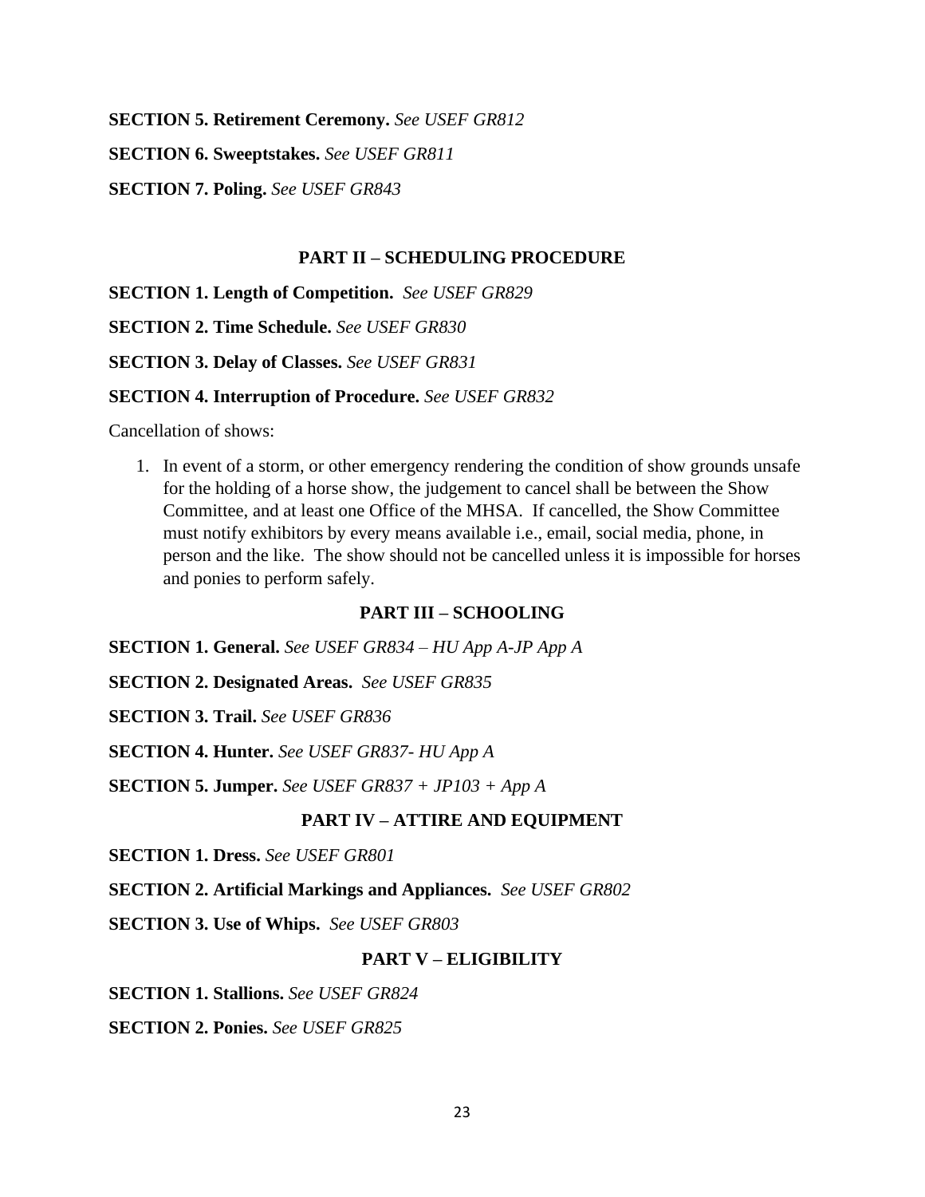**SECTION 5. Retirement Ceremony.** *See USEF GR812*

**SECTION 6. Sweeptstakes.** *See USEF GR811*

**SECTION 7. Poling.** *See USEF GR843*

## PART II – SCHEDULING PROCEDURE

**SECTION 1. Length of Competition.** *See USEF GR829*

**SECTION 2. Time Schedule.** *See USEF GR830*

**SECTION 3. Delay of Classes.** *See USEF GR831*

**SECTION 4. Interruption of Procedure.** *See USEF GR832*

Cancellation of shows:

1. In event of a storm, or other emergency rendering the condition of show grounds unsafe for the holding of a horse show, the judgement to cancel shall be between the Show Committee, and at least one Office of the MHSA. If cancelled, the Show Committee must notify exhibitors by every means available i.e., email, social media, phone, in person and the like. The show should not be cancelled unless it is impossible for horses and ponies to perform safely.

## PART III – SCHOOLING

**SECTION 1. General.** *See USEF GR834 – HU App A-JP App A*

**SECTION 2. Designated Areas.** *See USEF GR835*

**SECTION 3. Trail.** *See USEF GR836*

**SECTION 4. Hunter.** *See USEF GR837- HU App A*

**SECTION 5. Jumper.** *See USEF GR837 + JP103 + App A*

## PART IV – ATTIRE AND EQUIPMENT

**SECTION 1. Dress.** *See USEF GR801*

**SECTION 2. Artificial Markings and Appliances.** *See USEF GR802*

**SECTION 3. Use of Whips.** *See USEF GR803*

## PART V – ELIGIBILITY

**SECTION 1. Stallions.** *See USEF GR824*

**SECTION 2. Ponies.** *See USEF GR825*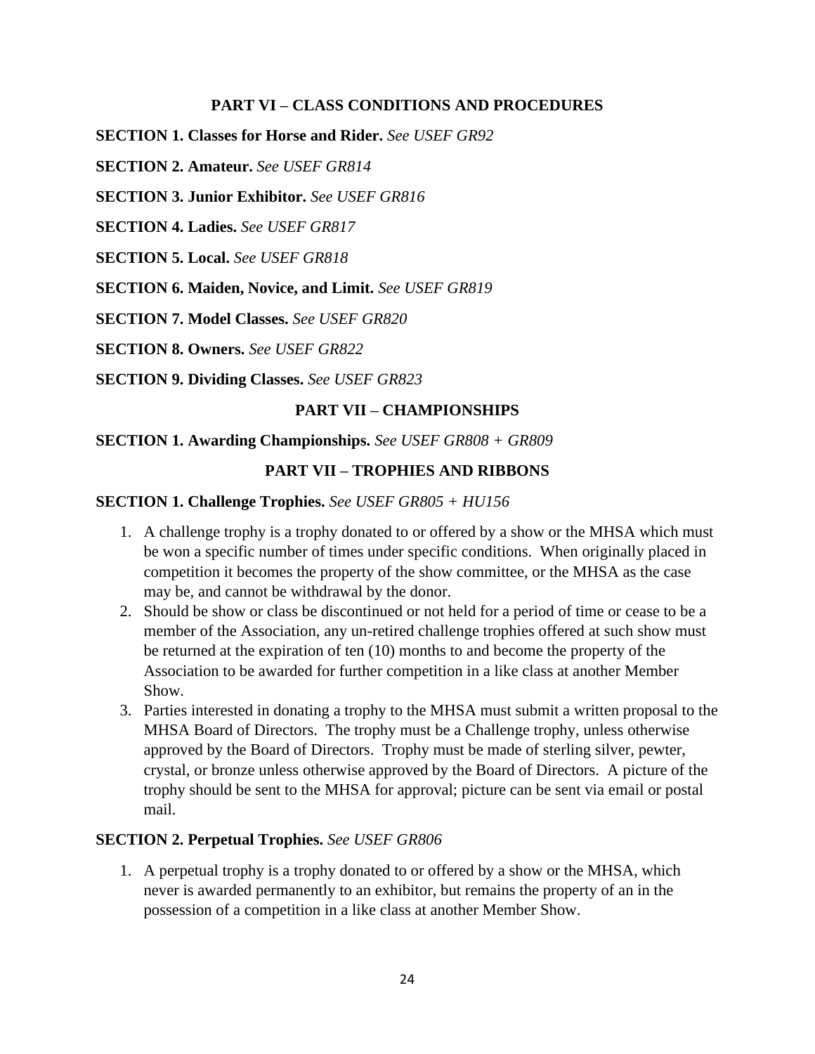## PART VI – CLASS CONDITIONS AND PROCEDURES

**SECTION 1. Classes for Horse and Rider.** *See USEF GR92*

**SECTION 2. Amateur.** *See USEF GR814*

**SECTION 3. Junior Exhibitor.** *See USEF GR816*

**SECTION 4. Ladies.** *See USEF GR817*

**SECTION 5. Local.** *See USEF GR818*

**SECTION 6. Maiden, Novice, and Limit.** *See USEF GR819*

**SECTION 7. Model Classes.** *See USEF GR820*

**SECTION 8. Owners.** *See USEF GR822*

**SECTION 9. Dividing Classes.** *See USEF GR823*

## PART VII – CHAMPIONSHIPS

**SECTION 1. Awarding Championships.** *See USEF GR808 + GR809*

## PART VII – TROPHIES AND RIBBONS

**SECTION 1. Challenge Trophies.** *See USEF GR805 + HU156*

1. A challenge trophy is a trophy donated to or offered by a show or the MHSA which must be won a specific number of times under specific conditions. When originally placed in competition it becomes the property of the show committee, or the MHSA as the case may be, and cannot be withdrawal by the donor.
2. Should be show or class be discontinued or not held for a period of time or cease to be a member of the Association, any un-retired challenge trophies offered at such show must be returned at the expiration of ten (10) months to and become the property of the Association to be awarded for further competition in a like class at another Member Show.
3. Parties interested in donating a trophy to the MHSA must submit a written proposal to the MHSA Board of Directors. The trophy must be a Challenge trophy, unless otherwise approved by the Board of Directors. Trophy must be made of sterling silver, pewter, crystal, or bronze unless otherwise approved by the Board of Directors. A picture of the trophy should be sent to the MHSA for approval; picture can be sent via email or postal mail.

**SECTION 2. Perpetual Trophies.** *See USEF GR806*

1. A perpetual trophy is a trophy donated to or offered by a show or the MHSA, which never is awarded permanently to an exhibitor, but remains the property of an in the possession of a competition in a like class at another Member Show.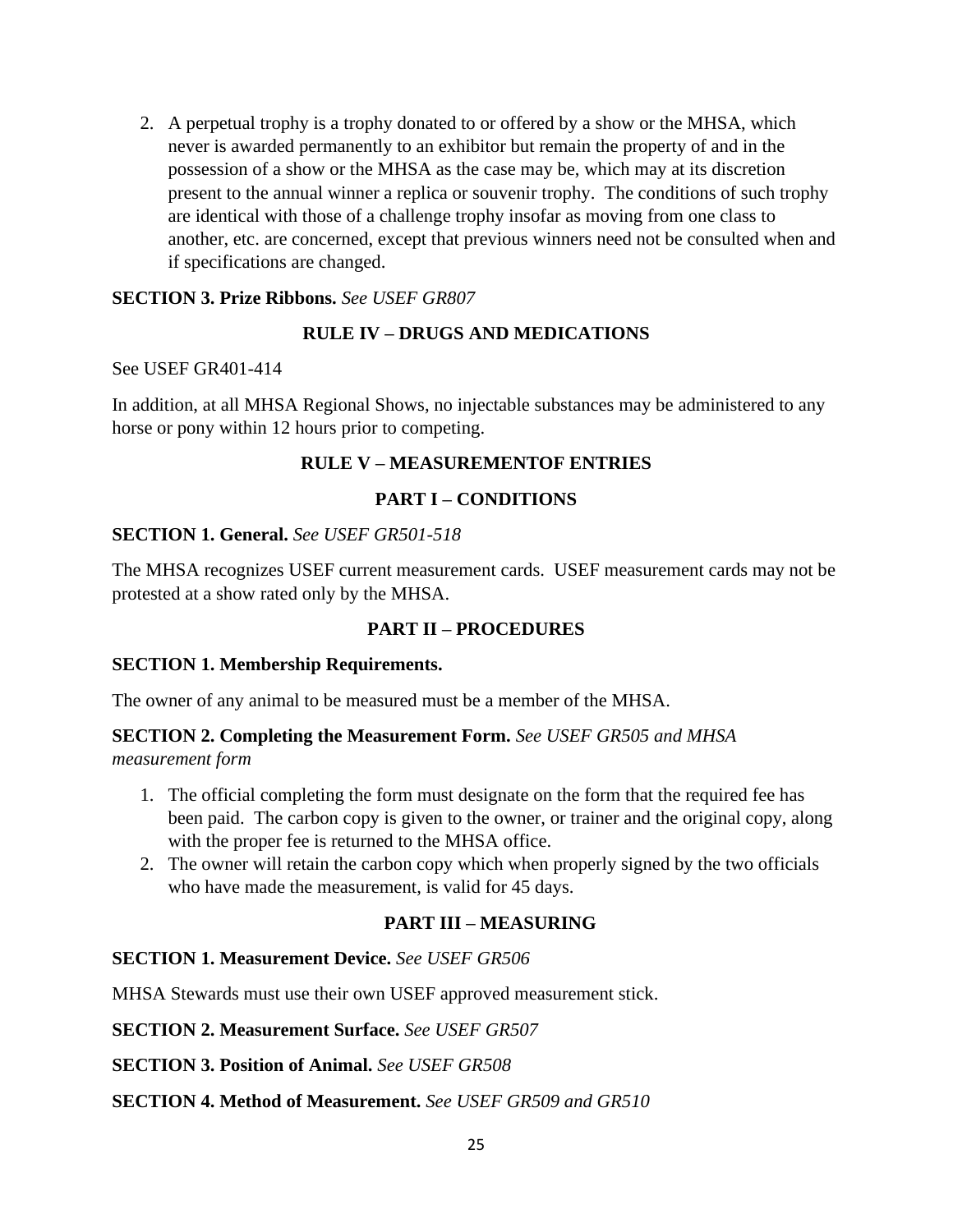2. A perpetual trophy is a trophy donated to or offered by a show or the MHSA, which never is awarded permanently to an exhibitor but remain the property of and in the possession of a show or the MHSA as the case may be, which may at its discretion present to the annual winner a replica or souvenir trophy. The conditions of such trophy are identical with those of a challenge trophy insofar as moving from one class to another, etc. are concerned, except that previous winners need not be consulted when and if specifications are changed.

**SECTION 3. Prize Ribbons.** *See USEF GR807*

## RULE IV – DRUGS AND MEDICATIONS

See USEF GR401-414

In addition, at all MHSA Regional Shows, no injectable substances may be administered to any horse or pony within 12 hours prior to competing.

## RULE V – MEASUREMENTOF ENTRIES

### PART I – CONDITIONS

**SECTION 1. General.** *See USEF GR501-518*

The MHSA recognizes USEF current measurement cards. USEF measurement cards may not be protested at a show rated only by the MHSA.

### PART II – PROCEDURES

**SECTION 1. Membership Requirements.**

The owner of any animal to be measured must be a member of the MHSA.

**SECTION 2. Completing the Measurement Form.** *See USEF GR505 and MHSA measurement form*

1. The official completing the form must designate on the form that the required fee has been paid. The carbon copy is given to the owner, or trainer and the original copy, along with the proper fee is returned to the MHSA office.
2. The owner will retain the carbon copy which when properly signed by the two officials who have made the measurement, is valid for 45 days.

### PART III – MEASURING

**SECTION 1. Measurement Device.** *See USEF GR506*

MHSA Stewards must use their own USEF approved measurement stick.

**SECTION 2. Measurement Surface.** *See USEF GR507*

**SECTION 3. Position of Animal.** *See USEF GR508*

**SECTION 4. Method of Measurement.** *See USEF GR509 and GR510*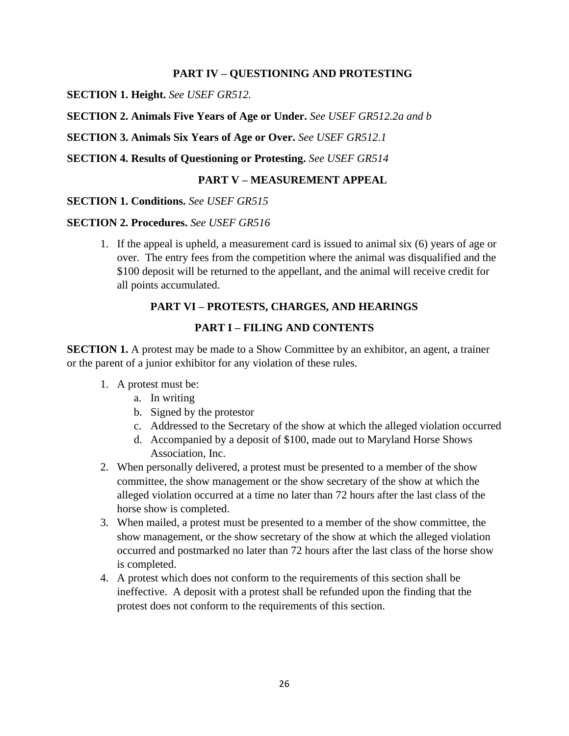## PART IV – QUESTIONING AND PROTESTING

**SECTION 1. Height.** *See USEF GR512.*

**SECTION 2. Animals Five Years of Age or Under.** *See USEF GR512.2a and b*

**SECTION 3. Animals Six Years of Age or Over.** *See USEF GR512.1*

**SECTION 4. Results of Questioning or Protesting.** *See USEF GR514*

## PART V – MEASUREMENT APPEAL

**SECTION 1. Conditions.** *See USEF GR515*

**SECTION 2. Procedures.** *See USEF GR516*

1. If the appeal is upheld, a measurement card is issued to animal six (6) years of age or over. The entry fees from the competition where the animal was disqualified and the $100 deposit will be returned to the appellant, and the animal will receive credit for all points accumulated.

## PART VI – PROTESTS, CHARGES, AND HEARINGS

## PART I – FILING AND CONTENTS

**SECTION 1.** A protest may be made to a Show Committee by an exhibitor, an agent, a trainer or the parent of a junior exhibitor for any violation of these rules.

1. A protest must be:
   a. In writing
   b. Signed by the protestor
   c. Addressed to the Secretary of the show at which the alleged violation occurred
   d. Accompanied by a deposit of $100, made out to Maryland Horse Shows Association, Inc.
2. When personally delivered, a protest must be presented to a member of the show committee, the show management or the show secretary of the show at which the alleged violation occurred at a time no later than 72 hours after the last class of the horse show is completed.
3. When mailed, a protest must be presented to a member of the show committee, the show management, or the show secretary of the show at which the alleged violation occurred and postmarked no later than 72 hours after the last class of the horse show is completed.
4. A protest which does not conform to the requirements of this section shall be ineffective. A deposit with a protest shall be refunded upon the finding that the protest does not conform to the requirements of this section.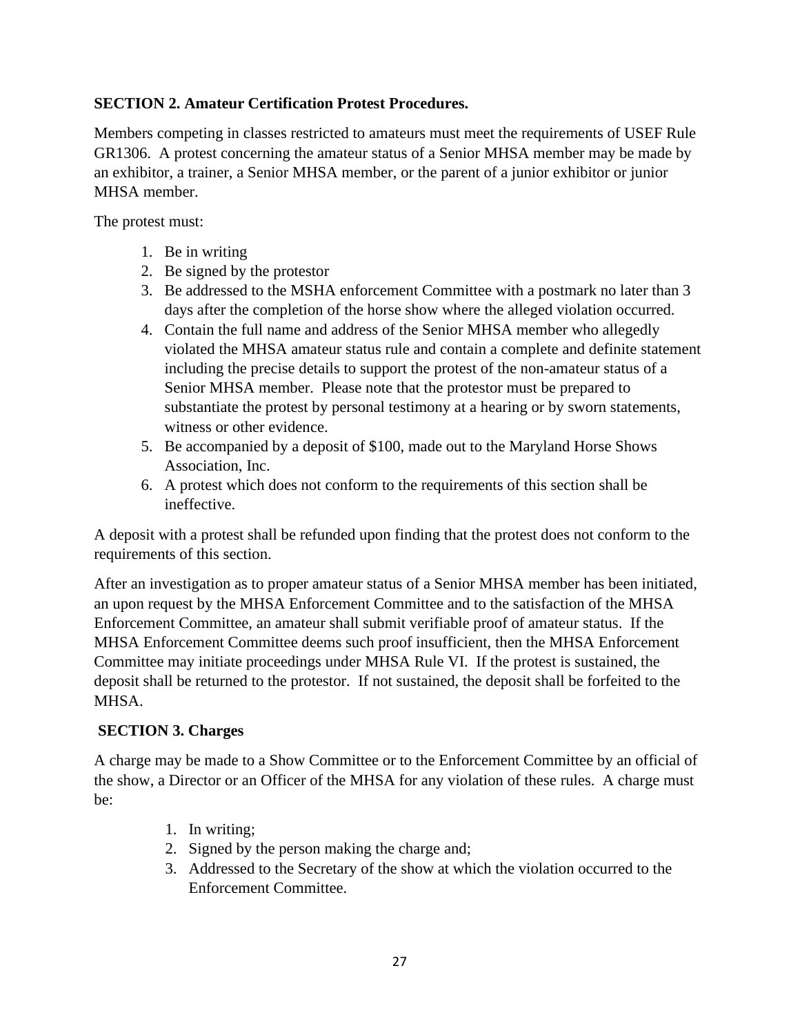**SECTION 2. Amateur Certification Protest Procedures.**

Members competing in classes restricted to amateurs must meet the requirements of USEF Rule GR1306. A protest concerning the amateur status of a Senior MHSA member may be made by an exhibitor, a trainer, a Senior MHSA member, or the parent of a junior exhibitor or junior MHSA member.

The protest must:

1. Be in writing
2. Be signed by the protestor
3. Be addressed to the MSHA enforcement Committee with a postmark no later than 3 days after the completion of the horse show where the alleged violation occurred.
4. Contain the full name and address of the Senior MHSA member who allegedly violated the MHSA amateur status rule and contain a complete and definite statement including the precise details to support the protest of the non-amateur status of a Senior MHSA member. Please note that the protestor must be prepared to substantiate the protest by personal testimony at a hearing or by sworn statements, witness or other evidence.
5. Be accompanied by a deposit of $100, made out to the Maryland Horse Shows Association, Inc.
6. A protest which does not conform to the requirements of this section shall be ineffective.

A deposit with a protest shall be refunded upon finding that the protest does not conform to the requirements of this section.

After an investigation as to proper amateur status of a Senior MHSA member has been initiated, an upon request by the MHSA Enforcement Committee and to the satisfaction of the MHSA Enforcement Committee, an amateur shall submit verifiable proof of amateur status. If the MHSA Enforcement Committee deems such proof insufficient, then the MHSA Enforcement Committee may initiate proceedings under MHSA Rule VI. If the protest is sustained, the deposit shall be returned to the protestor. If not sustained, the deposit shall be forfeited to the MHSA.

**SECTION 3. Charges**

A charge may be made to a Show Committee or to the Enforcement Committee by an official of the show, a Director or an Officer of the MHSA for any violation of these rules. A charge must be:

1. In writing;
2. Signed by the person making the charge and;
3. Addressed to the Secretary of the show at which the violation occurred to the Enforcement Committee.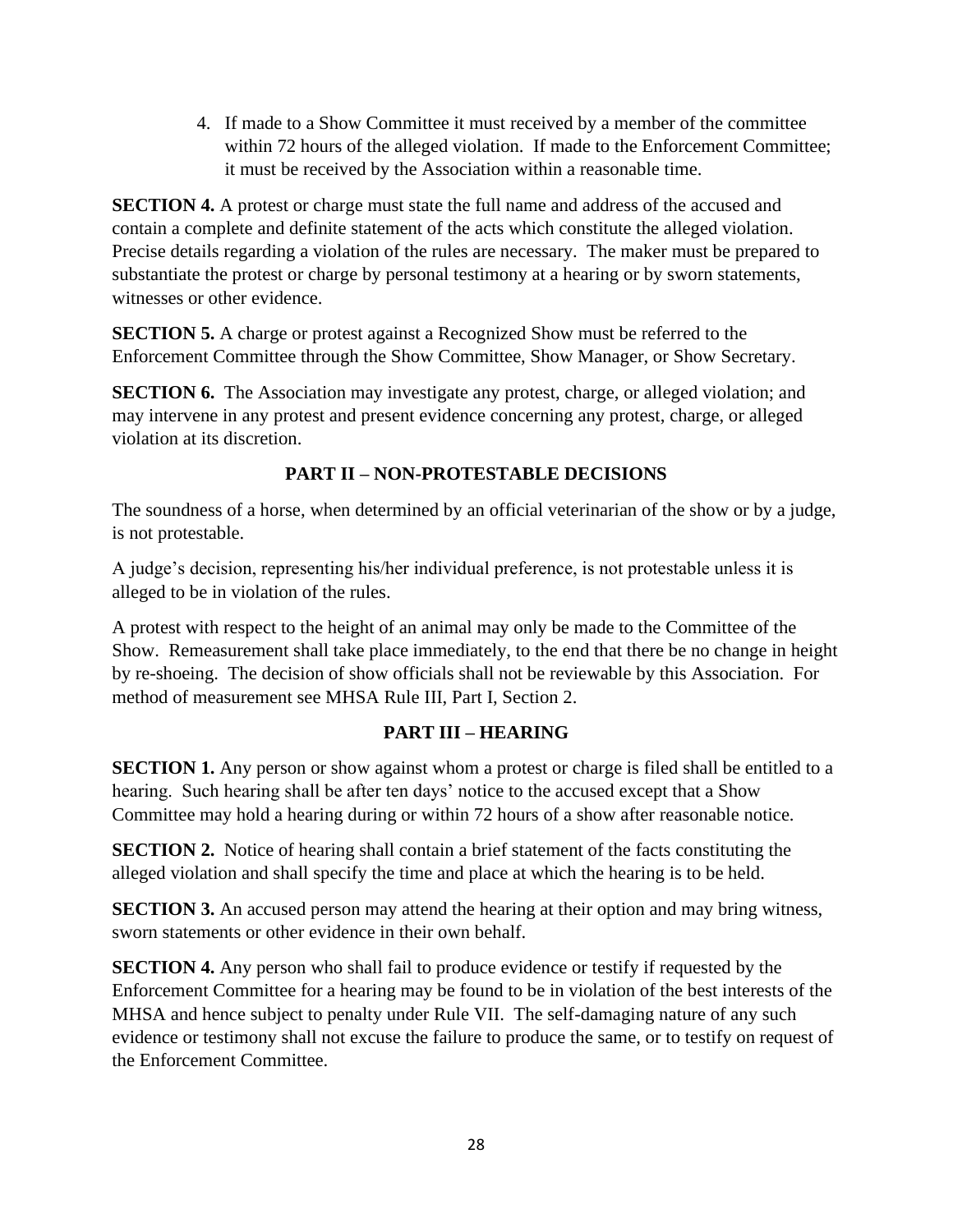4. If made to a Show Committee it must received by a member of the committee within 72 hours of the alleged violation. If made to the Enforcement Committee; it must be received by the Association within a reasonable time.

**SECTION 4.** A protest or charge must state the full name and address of the accused and contain a complete and definite statement of the acts which constitute the alleged violation. Precise details regarding a violation of the rules are necessary. The maker must be prepared to substantiate the protest or charge by personal testimony at a hearing or by sworn statements, witnesses or other evidence.

**SECTION 5.** A charge or protest against a Recognized Show must be referred to the Enforcement Committee through the Show Committee, Show Manager, or Show Secretary.

**SECTION 6.** The Association may investigate any protest, charge, or alleged violation; and may intervene in any protest and present evidence concerning any protest, charge, or alleged violation at its discretion.

## PART II – NON-PROTESTABLE DECISIONS

The soundness of a horse, when determined by an official veterinarian of the show or by a judge, is not protestable.

A judge's decision, representing his/her individual preference, is not protestable unless it is alleged to be in violation of the rules.

A protest with respect to the height of an animal may only be made to the Committee of the Show. Remeasurement shall take place immediately, to the end that there be no change in height by re-shoeing. The decision of show officials shall not be reviewable by this Association. For method of measurement see MHSA Rule III, Part I, Section 2.

## PART III – HEARING

**SECTION 1.** Any person or show against whom a protest or charge is filed shall be entitled to a hearing. Such hearing shall be after ten days' notice to the accused except that a Show Committee may hold a hearing during or within 72 hours of a show after reasonable notice.

**SECTION 2.** Notice of hearing shall contain a brief statement of the facts constituting the alleged violation and shall specify the time and place at which the hearing is to be held.

**SECTION 3.** An accused person may attend the hearing at their option and may bring witness, sworn statements or other evidence in their own behalf.

**SECTION 4.** Any person who shall fail to produce evidence or testify if requested by the Enforcement Committee for a hearing may be found to be in violation of the best interests of the MHSA and hence subject to penalty under Rule VII. The self-damaging nature of any such evidence or testimony shall not excuse the failure to produce the same, or to testify on request of the Enforcement Committee.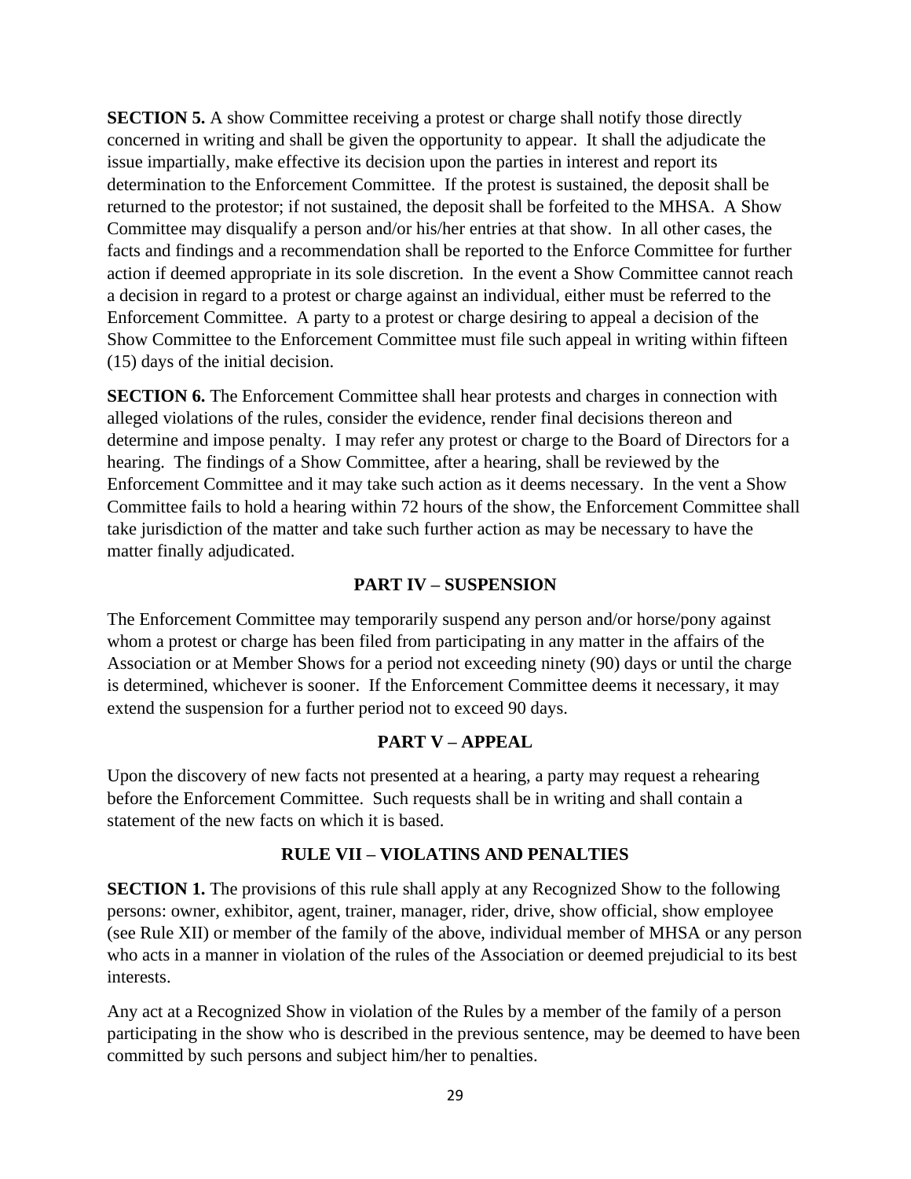**SECTION 5.** A show Committee receiving a protest or charge shall notify those directly concerned in writing and shall be given the opportunity to appear. It shall the adjudicate the issue impartially, make effective its decision upon the parties in interest and report its determination to the Enforcement Committee. If the protest is sustained, the deposit shall be returned to the protestor; if not sustained, the deposit shall be forfeited to the MHSA. A Show Committee may disqualify a person and/or his/her entries at that show. In all other cases, the facts and findings and a recommendation shall be reported to the Enforce Committee for further action if deemed appropriate in its sole discretion. In the event a Show Committee cannot reach a decision in regard to a protest or charge against an individual, either must be referred to the Enforcement Committee. A party to a protest or charge desiring to appeal a decision of the Show Committee to the Enforcement Committee must file such appeal in writing within fifteen (15) days of the initial decision.

**SECTION 6.** The Enforcement Committee shall hear protests and charges in connection with alleged violations of the rules, consider the evidence, render final decisions thereon and determine and impose penalty. I may refer any protest or charge to the Board of Directors for a hearing. The findings of a Show Committee, after a hearing, shall be reviewed by the Enforcement Committee and it may take such action as it deems necessary. In the vent a Show Committee fails to hold a hearing within 72 hours of the show, the Enforcement Committee shall take jurisdiction of the matter and take such further action as may be necessary to have the matter finally adjudicated.

## PART IV – SUSPENSION

The Enforcement Committee may temporarily suspend any person and/or horse/pony against whom a protest or charge has been filed from participating in any matter in the affairs of the Association or at Member Shows for a period not exceeding ninety (90) days or until the charge is determined, whichever is sooner. If the Enforcement Committee deems it necessary, it may extend the suspension for a further period not to exceed 90 days.

## PART V – APPEAL

Upon the discovery of new facts not presented at a hearing, a party may request a rehearing before the Enforcement Committee. Such requests shall be in writing and shall contain a statement of the new facts on which it is based.

## RULE VII – VIOLATINS AND PENALTIES

**SECTION 1.** The provisions of this rule shall apply at any Recognized Show to the following persons: owner, exhibitor, agent, trainer, manager, rider, drive, show official, show employee (see Rule XII) or member of the family of the above, individual member of MHSA or any person who acts in a manner in violation of the rules of the Association or deemed prejudicial to its best interests.

Any act at a Recognized Show in violation of the Rules by a member of the family of a person participating in the show who is described in the previous sentence, may be deemed to have been committed by such persons and subject him/her to penalties.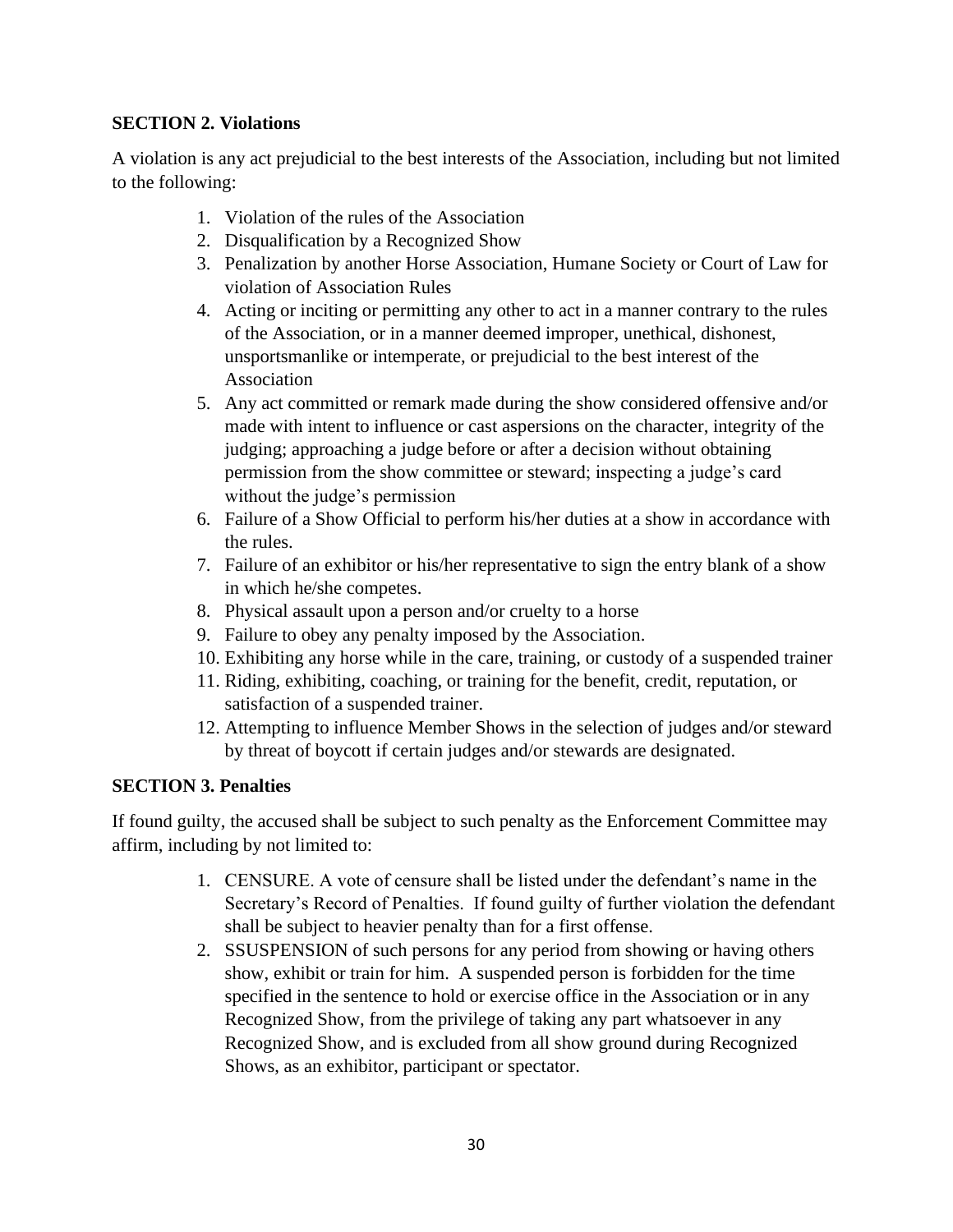**SECTION 2. Violations**

A violation is any act prejudicial to the best interests of the Association, including but not limited to the following:

1. Violation of the rules of the Association
2. Disqualification by a Recognized Show
3. Penalization by another Horse Association, Humane Society or Court of Law for violation of Association Rules
4. Acting or inciting or permitting any other to act in a manner contrary to the rules of the Association, or in a manner deemed improper, unethical, dishonest, unsportsmanlike or intemperate, or prejudicial to the best interest of the Association
5. Any act committed or remark made during the show considered offensive and/or made with intent to influence or cast aspersions on the character, integrity of the judging; approaching a judge before or after a decision without obtaining permission from the show committee or steward; inspecting a judge's card without the judge's permission
6. Failure of a Show Official to perform his/her duties at a show in accordance with the rules.
7. Failure of an exhibitor or his/her representative to sign the entry blank of a show in which he/she competes.
8. Physical assault upon a person and/or cruelty to a horse
9. Failure to obey any penalty imposed by the Association.
10. Exhibiting any horse while in the care, training, or custody of a suspended trainer
11. Riding, exhibiting, coaching, or training for the benefit, credit, reputation, or satisfaction of a suspended trainer.
12. Attempting to influence Member Shows in the selection of judges and/or steward by threat of boycott if certain judges and/or stewards are designated.

**SECTION 3. Penalties**

If found guilty, the accused shall be subject to such penalty as the Enforcement Committee may affirm, including by not limited to:

1. CENSURE. A vote of censure shall be listed under the defendant's name in the Secretary's Record of Penalties. If found guilty of further violation the defendant shall be subject to heavier penalty than for a first offense.
2. SSUSPENSION of such persons for any period from showing or having others show, exhibit or train for him. A suspended person is forbidden for the time specified in the sentence to hold or exercise office in the Association or in any Recognized Show, from the privilege of taking any part whatsoever in any Recognized Show, and is excluded from all show ground during Recognized Shows, as an exhibitor, participant or spectator.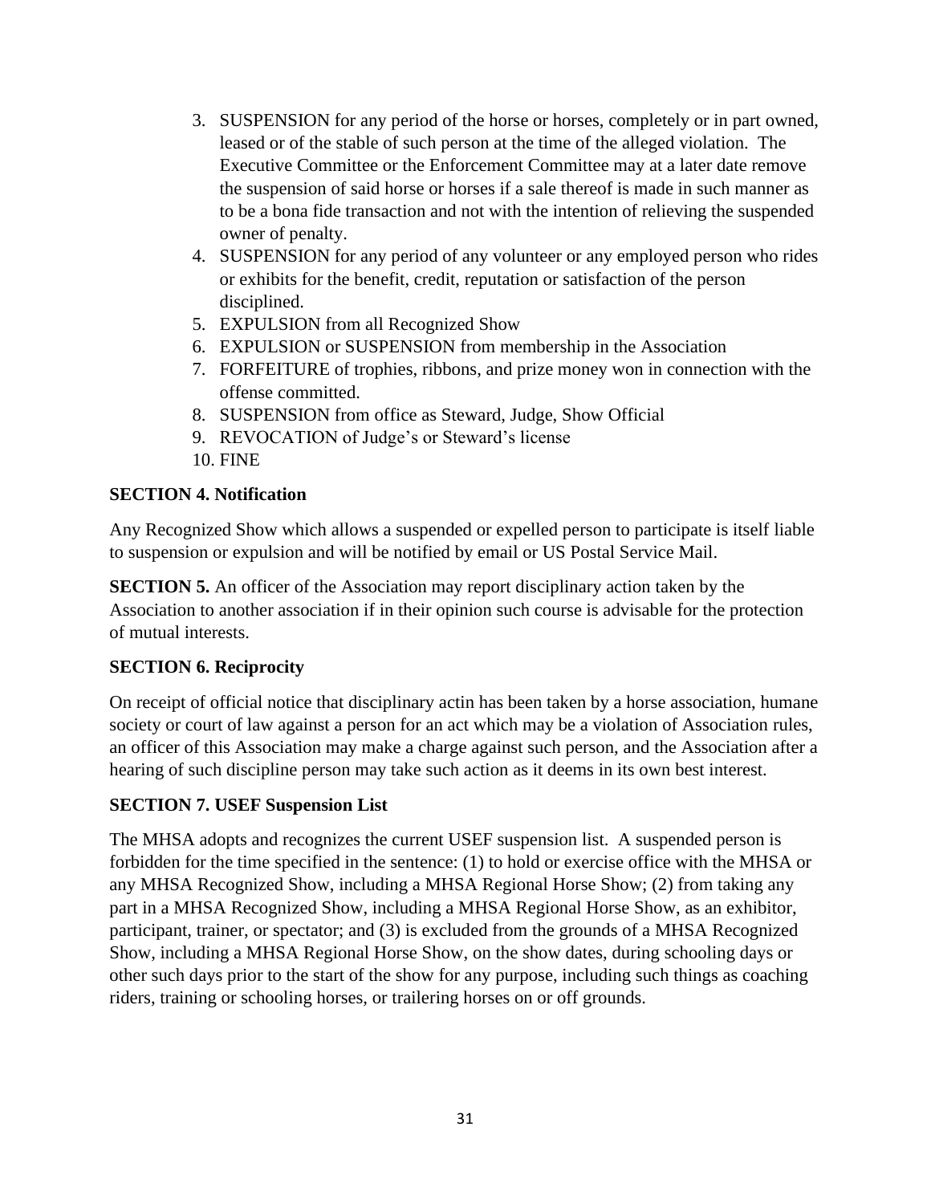3. SUSPENSION for any period of the horse or horses, completely or in part owned, leased or of the stable of such person at the time of the alleged violation. The Executive Committee or the Enforcement Committee may at a later date remove the suspension of said horse or horses if a sale thereof is made in such manner as to be a bona fide transaction and not with the intention of relieving the suspended owner of penalty.
4. SUSPENSION for any period of any volunteer or any employed person who rides or exhibits for the benefit, credit, reputation or satisfaction of the person disciplined.
5. EXPULSION from all Recognized Show
6. EXPULSION or SUSPENSION from membership in the Association
7. FORFEITURE of trophies, ribbons, and prize money won in connection with the offense committed.
8. SUSPENSION from office as Steward, Judge, Show Official
9. REVOCATION of Judge's or Steward's license
10. FINE

**SECTION 4. Notification**

Any Recognized Show which allows a suspended or expelled person to participate is itself liable to suspension or expulsion and will be notified by email or US Postal Service Mail.

**SECTION 5.** An officer of the Association may report disciplinary action taken by the Association to another association if in their opinion such course is advisable for the protection of mutual interests.

**SECTION 6. Reciprocity**

On receipt of official notice that disciplinary actin has been taken by a horse association, humane society or court of law against a person for an act which may be a violation of Association rules, an officer of this Association may make a charge against such person, and the Association after a hearing of such discipline person may take such action as it deems in its own best interest.

**SECTION 7. USEF Suspension List**

The MHSA adopts and recognizes the current USEF suspension list. A suspended person is forbidden for the time specified in the sentence: (1) to hold or exercise office with the MHSA or any MHSA Recognized Show, including a MHSA Regional Horse Show; (2) from taking any part in a MHSA Recognized Show, including a MHSA Regional Horse Show, as an exhibitor, participant, trainer, or spectator; and (3) is excluded from the grounds of a MHSA Recognized Show, including a MHSA Regional Horse Show, on the show dates, during schooling days or other such days prior to the start of the show for any purpose, including such things as coaching riders, training or schooling horses, or trailering horses on or off grounds.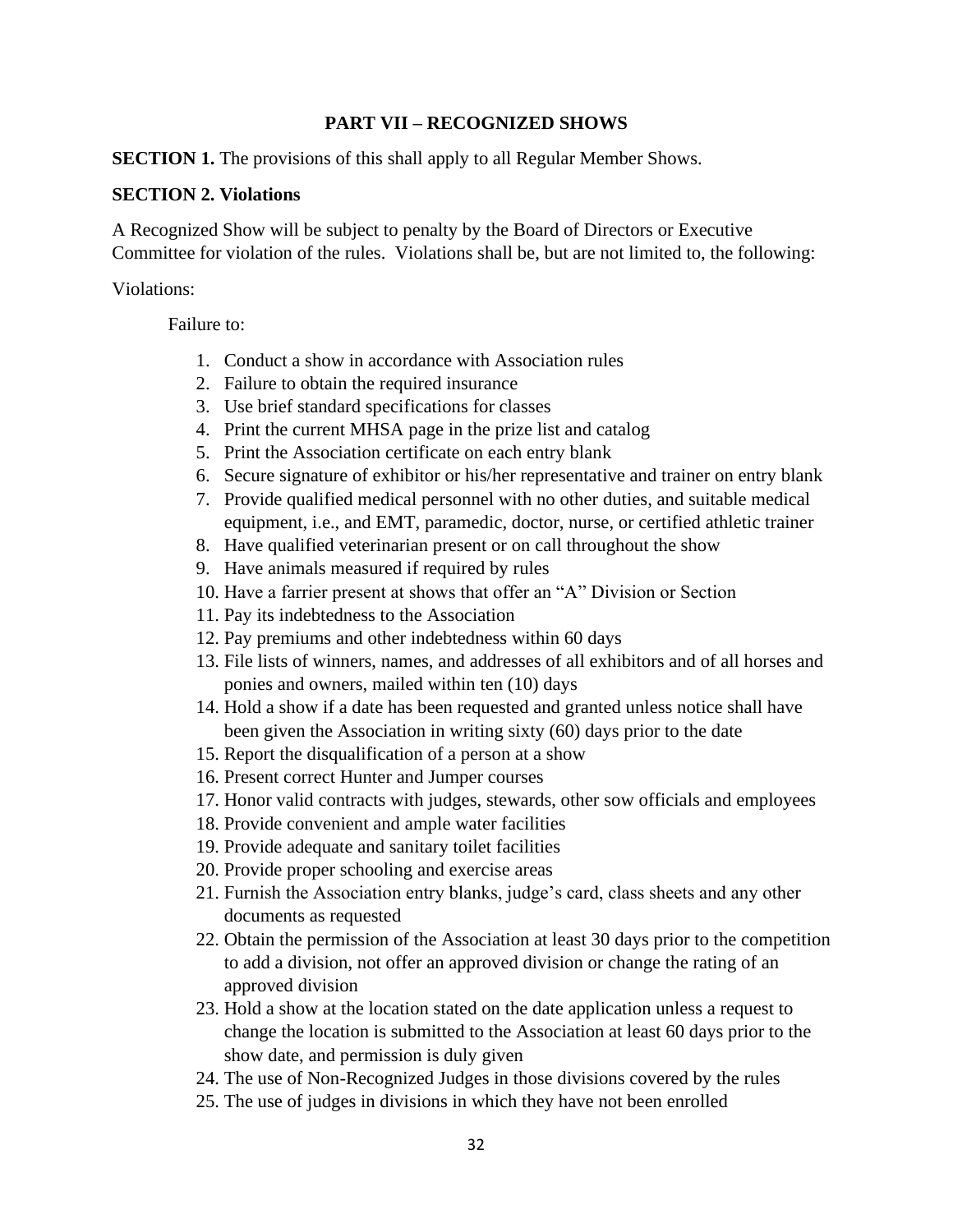## PART VII – RECOGNIZED SHOWS

**SECTION 1.** The provisions of this shall apply to all Regular Member Shows.

**SECTION 2. Violations**

A Recognized Show will be subject to penalty by the Board of Directors or Executive Committee for violation of the rules. Violations shall be, but are not limited to, the following:

Violations:

Failure to:

1. Conduct a show in accordance with Association rules
2. Failure to obtain the required insurance
3. Use brief standard specifications for classes
4. Print the current MHSA page in the prize list and catalog
5. Print the Association certificate on each entry blank
6. Secure signature of exhibitor or his/her representative and trainer on entry blank
7. Provide qualified medical personnel with no other duties, and suitable medical equipment, i.e., and EMT, paramedic, doctor, nurse, or certified athletic trainer
8. Have qualified veterinarian present or on call throughout the show
9. Have animals measured if required by rules
10. Have a farrier present at shows that offer an "A" Division or Section
11. Pay its indebtedness to the Association
12. Pay premiums and other indebtedness within 60 days
13. File lists of winners, names, and addresses of all exhibitors and of all horses and ponies and owners, mailed within ten (10) days
14. Hold a show if a date has been requested and granted unless notice shall have been given the Association in writing sixty (60) days prior to the date
15. Report the disqualification of a person at a show
16. Present correct Hunter and Jumper courses
17. Honor valid contracts with judges, stewards, other sow officials and employees
18. Provide convenient and ample water facilities
19. Provide adequate and sanitary toilet facilities
20. Provide proper schooling and exercise areas
21. Furnish the Association entry blanks, judge's card, class sheets and any other documents as requested
22. Obtain the permission of the Association at least 30 days prior to the competition to add a division, not offer an approved division or change the rating of an approved division
23. Hold a show at the location stated on the date application unless a request to change the location is submitted to the Association at least 60 days prior to the show date, and permission is duly given
24. The use of Non-Recognized Judges in those divisions covered by the rules
25. The use of judges in divisions in which they have not been enrolled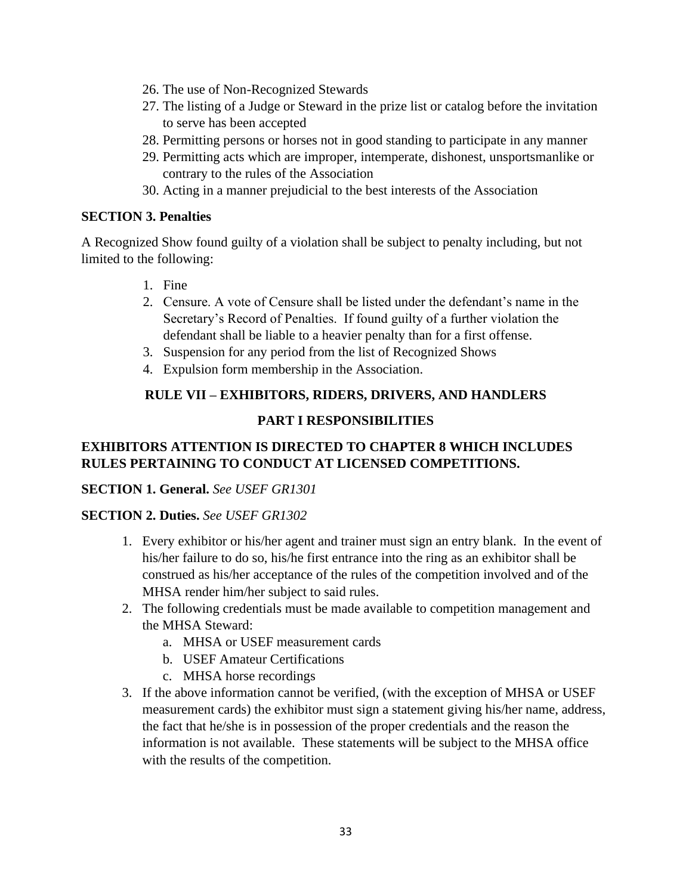26. The use of Non-Recognized Stewards
27. The listing of a Judge or Steward in the prize list or catalog before the invitation to serve has been accepted
28. Permitting persons or horses not in good standing to participate in any manner
29. Permitting acts which are improper, intemperate, dishonest, unsportsmanlike or contrary to the rules of the Association
30. Acting in a manner prejudicial to the best interests of the Association

**SECTION 3. Penalties**

A Recognized Show found guilty of a violation shall be subject to penalty including, but not limited to the following:

1. Fine
2. Censure. A vote of Censure shall be listed under the defendant's name in the Secretary's Record of Penalties. If found guilty of a further violation the defendant shall be liable to a heavier penalty than for a first offense.
3. Suspension for any period from the list of Recognized Shows
4. Expulsion form membership in the Association.

## RULE VII – EXHIBITORS, RIDERS, DRIVERS, AND HANDLERS

### PART I RESPONSIBILITIES

**EXHIBITORS ATTENTION IS DIRECTED TO CHAPTER 8 WHICH INCLUDES RULES PERTAINING TO CONDUCT AT LICENSED COMPETITIONS.**

**SECTION 1. General.** *See USEF GR1301*

**SECTION 2. Duties.** *See USEF GR1302*

1. Every exhibitor or his/her agent and trainer must sign an entry blank. In the event of his/her failure to do so, his/he first entrance into the ring as an exhibitor shall be construed as his/her acceptance of the rules of the competition involved and of the MHSA render him/her subject to said rules.
2. The following credentials must be made available to competition management and the MHSA Steward:
   a. MHSA or USEF measurement cards
   b. USEF Amateur Certifications
   c. MHSA horse recordings
3. If the above information cannot be verified, (with the exception of MHSA or USEF measurement cards) the exhibitor must sign a statement giving his/her name, address, the fact that he/she is in possession of the proper credentials and the reason the information is not available. These statements will be subject to the MHSA office with the results of the competition.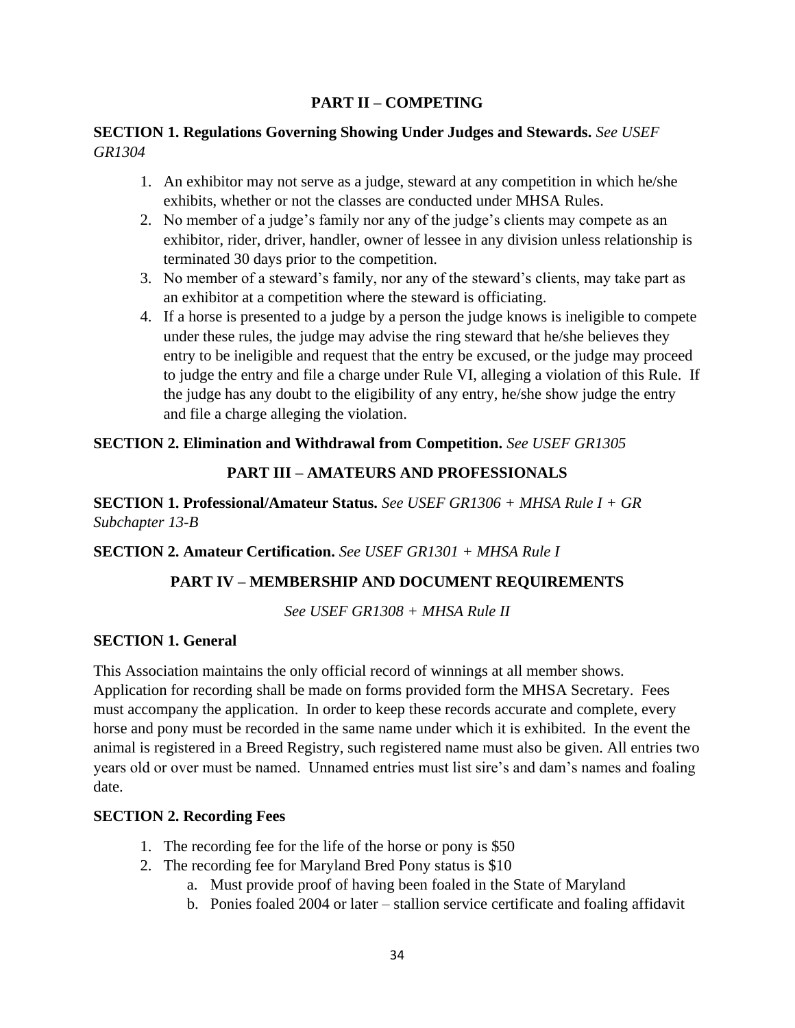## PART II – COMPETING

**SECTION 1. Regulations Governing Showing Under Judges and Stewards.** *See USEF GR1304*

1. An exhibitor may not serve as a judge, steward at any competition in which he/she exhibits, whether or not the classes are conducted under MHSA Rules.
2. No member of a judge's family nor any of the judge's clients may compete as an exhibitor, rider, driver, handler, owner of lessee in any division unless relationship is terminated 30 days prior to the competition.
3. No member of a steward's family, nor any of the steward's clients, may take part as an exhibitor at a competition where the steward is officiating.
4. If a horse is presented to a judge by a person the judge knows is ineligible to compete under these rules, the judge may advise the ring steward that he/she believes they entry to be ineligible and request that the entry be excused, or the judge may proceed to judge the entry and file a charge under Rule VI, alleging a violation of this Rule. If the judge has any doubt to the eligibility of any entry, he/she show judge the entry and file a charge alleging the violation.

**SECTION 2. Elimination and Withdrawal from Competition.** *See USEF GR1305*

## PART III – AMATEURS AND PROFESSIONALS

**SECTION 1. Professional/Amateur Status.** *See USEF GR1306 + MHSA Rule I + GR Subchapter 13-B*

**SECTION 2. Amateur Certification.** *See USEF GR1301 + MHSA Rule I*

## PART IV – MEMBERSHIP AND DOCUMENT REQUIREMENTS

*See USEF GR1308 + MHSA Rule II*

**SECTION 1. General**

This Association maintains the only official record of winnings at all member shows. Application for recording shall be made on forms provided form the MHSA Secretary. Fees must accompany the application. In order to keep these records accurate and complete, every horse and pony must be recorded in the same name under which it is exhibited. In the event the animal is registered in a Breed Registry, such registered name must also be given. All entries two years old or over must be named. Unnamed entries must list sire's and dam's names and foaling date.

**SECTION 2. Recording Fees**

1. The recording fee for the life of the horse or pony is $50
2. The recording fee for Maryland Bred Pony status is $10
   a. Must provide proof of having been foaled in the State of Maryland
   b. Ponies foaled 2004 or later – stallion service certificate and foaling affidavit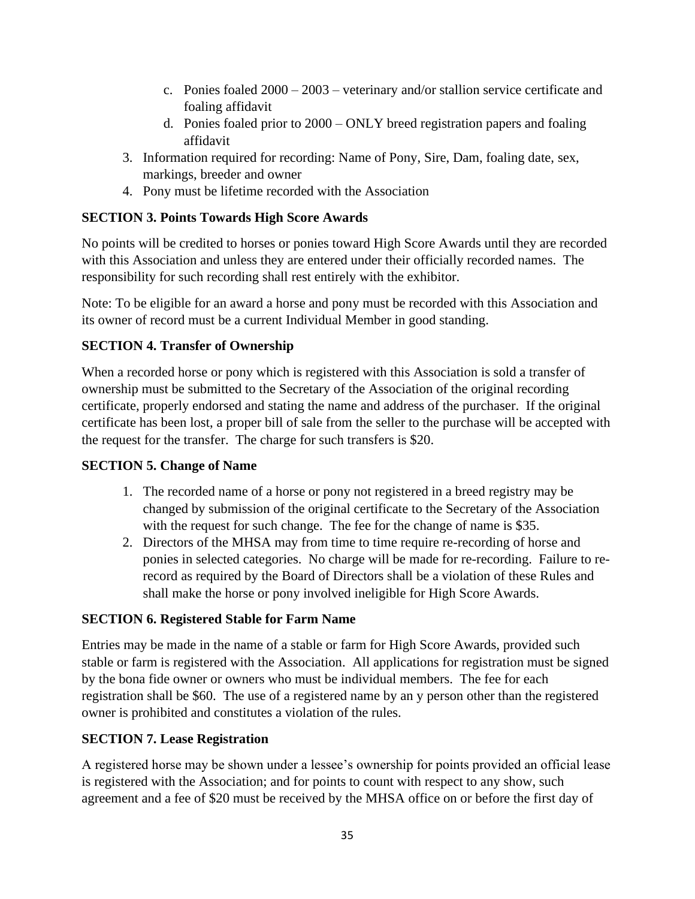c. Ponies foaled 2000 – 2003 – veterinary and/or stallion service certificate and foaling affidavit
   d. Ponies foaled prior to 2000 – ONLY breed registration papers and foaling affidavit
3. Information required for recording: Name of Pony, Sire, Dam, foaling date, sex, markings, breeder and owner
4. Pony must be lifetime recorded with the Association

### SECTION 3. Points Towards High Score Awards

No points will be credited to horses or ponies toward High Score Awards until they are recorded with this Association and unless they are entered under their officially recorded names. The responsibility for such recording shall rest entirely with the exhibitor.

Note: To be eligible for an award a horse and pony must be recorded with this Association and its owner of record must be a current Individual Member in good standing.

### SECTION 4. Transfer of Ownership

When a recorded horse or pony which is registered with this Association is sold a transfer of ownership must be submitted to the Secretary of the Association of the original recording certificate, properly endorsed and stating the name and address of the purchaser. If the original certificate has been lost, a proper bill of sale from the seller to the purchase will be accepted with the request for the transfer. The charge for such transfers is $20.

### SECTION 5. Change of Name

1. The recorded name of a horse or pony not registered in a breed registry may be changed by submission of the original certificate to the Secretary of the Association with the request for such change. The fee for the change of name is $35.
2. Directors of the MHSA may from time to time require re-recording of horse and ponies in selected categories. No charge will be made for re-recording. Failure to re-record as required by the Board of Directors shall be a violation of these Rules and shall make the horse or pony involved ineligible for High Score Awards.

### SECTION 6. Registered Stable for Farm Name

Entries may be made in the name of a stable or farm for High Score Awards, provided such stable or farm is registered with the Association. All applications for registration must be signed by the bona fide owner or owners who must be individual members. The fee for each registration shall be $60. The use of a registered name by an y person other than the registered owner is prohibited and constitutes a violation of the rules.

### SECTION 7. Lease Registration

A registered horse may be shown under a lessee's ownership for points provided an official lease is registered with the Association; and for points to count with respect to any show, such agreement and a fee of $20 must be received by the MHSA office on or before the first day of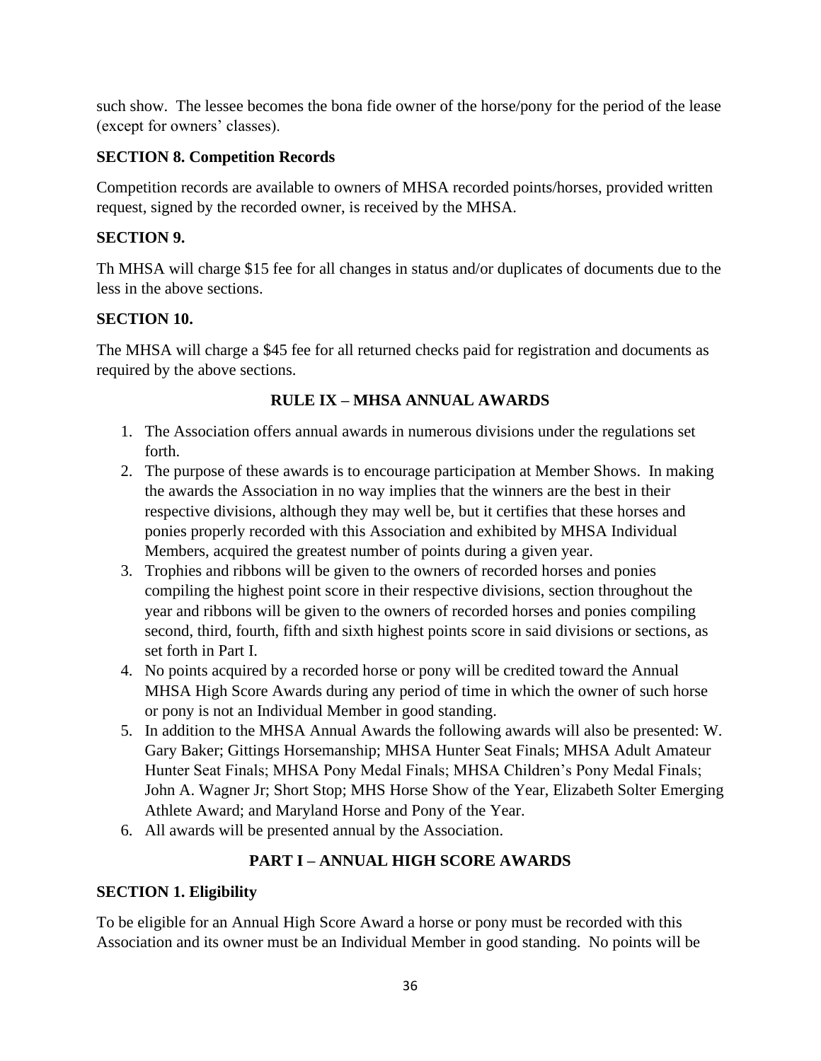such show. The lessee becomes the bona fide owner of the horse/pony for the period of the lease (except for owners' classes).

**SECTION 8. Competition Records**

Competition records are available to owners of MHSA recorded points/horses, provided written request, signed by the recorded owner, is received by the MHSA.

**SECTION 9.**

Th MHSA will charge $15 fee for all changes in status and/or duplicates of documents due to the less in the above sections.

**SECTION 10.**

The MHSA will charge a $45 fee for all returned checks paid for registration and documents as required by the above sections.

## RULE IX – MHSA ANNUAL AWARDS

1. The Association offers annual awards in numerous divisions under the regulations set forth.
2. The purpose of these awards is to encourage participation at Member Shows. In making the awards the Association in no way implies that the winners are the best in their respective divisions, although they may well be, but it certifies that these horses and ponies properly recorded with this Association and exhibited by MHSA Individual Members, acquired the greatest number of points during a given year.
3. Trophies and ribbons will be given to the owners of recorded horses and ponies compiling the highest point score in their respective divisions, section throughout the year and ribbons will be given to the owners of recorded horses and ponies compiling second, third, fourth, fifth and sixth highest points score in said divisions or sections, as set forth in Part I.
4. No points acquired by a recorded horse or pony will be credited toward the Annual MHSA High Score Awards during any period of time in which the owner of such horse or pony is not an Individual Member in good standing.
5. In addition to the MHSA Annual Awards the following awards will also be presented: W. Gary Baker; Gittings Horsemanship; MHSA Hunter Seat Finals; MHSA Adult Amateur Hunter Seat Finals; MHSA Pony Medal Finals; MHSA Children's Pony Medal Finals; John A. Wagner Jr; Short Stop; MHS Horse Show of the Year, Elizabeth Solter Emerging Athlete Award; and Maryland Horse and Pony of the Year.
6. All awards will be presented annual by the Association.

## PART I – ANNUAL HIGH SCORE AWARDS

**SECTION 1. Eligibility**

To be eligible for an Annual High Score Award a horse or pony must be recorded with this Association and its owner must be an Individual Member in good standing. No points will be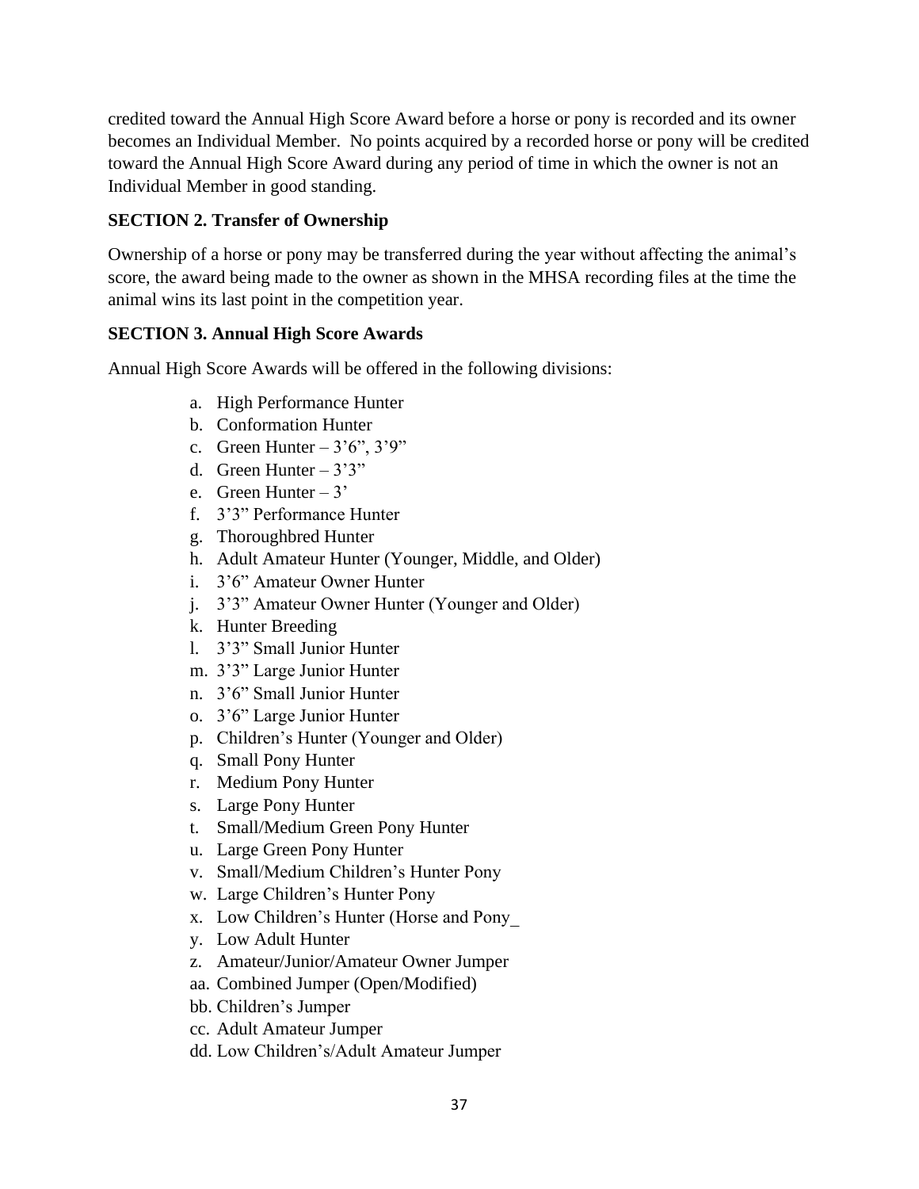credited toward the Annual High Score Award before a horse or pony is recorded and its owner becomes an Individual Member. No points acquired by a recorded horse or pony will be credited toward the Annual High Score Award during any period of time in which the owner is not an Individual Member in good standing.

**SECTION 2. Transfer of Ownership**

Ownership of a horse or pony may be transferred during the year without affecting the animal's score, the award being made to the owner as shown in the MHSA recording files at the time the animal wins its last point in the competition year.

**SECTION 3. Annual High Score Awards**

Annual High Score Awards will be offered in the following divisions:

a. High Performance Hunter
b. Conformation Hunter
c. Green Hunter – 3'6", 3'9"
d. Green Hunter – 3'3"
e. Green Hunter – 3'
f. 3'3" Performance Hunter
g. Thoroughbred Hunter
h. Adult Amateur Hunter (Younger, Middle, and Older)
i. 3'6" Amateur Owner Hunter
j. 3'3" Amateur Owner Hunter (Younger and Older)
k. Hunter Breeding
l. 3'3" Small Junior Hunter
m. 3'3" Large Junior Hunter
n. 3'6" Small Junior Hunter
o. 3'6" Large Junior Hunter
p. Children's Hunter (Younger and Older)
q. Small Pony Hunter
r. Medium Pony Hunter
s. Large Pony Hunter
t. Small/Medium Green Pony Hunter
u. Large Green Pony Hunter
v. Small/Medium Children's Hunter Pony
w. Large Children's Hunter Pony
x. Low Children's Hunter (Horse and Pony_
y. Low Adult Hunter
z. Amateur/Junior/Amateur Owner Jumper
aa. Combined Jumper (Open/Modified)
bb. Children's Jumper
cc. Adult Amateur Jumper
dd. Low Children's/Adult Amateur Jumper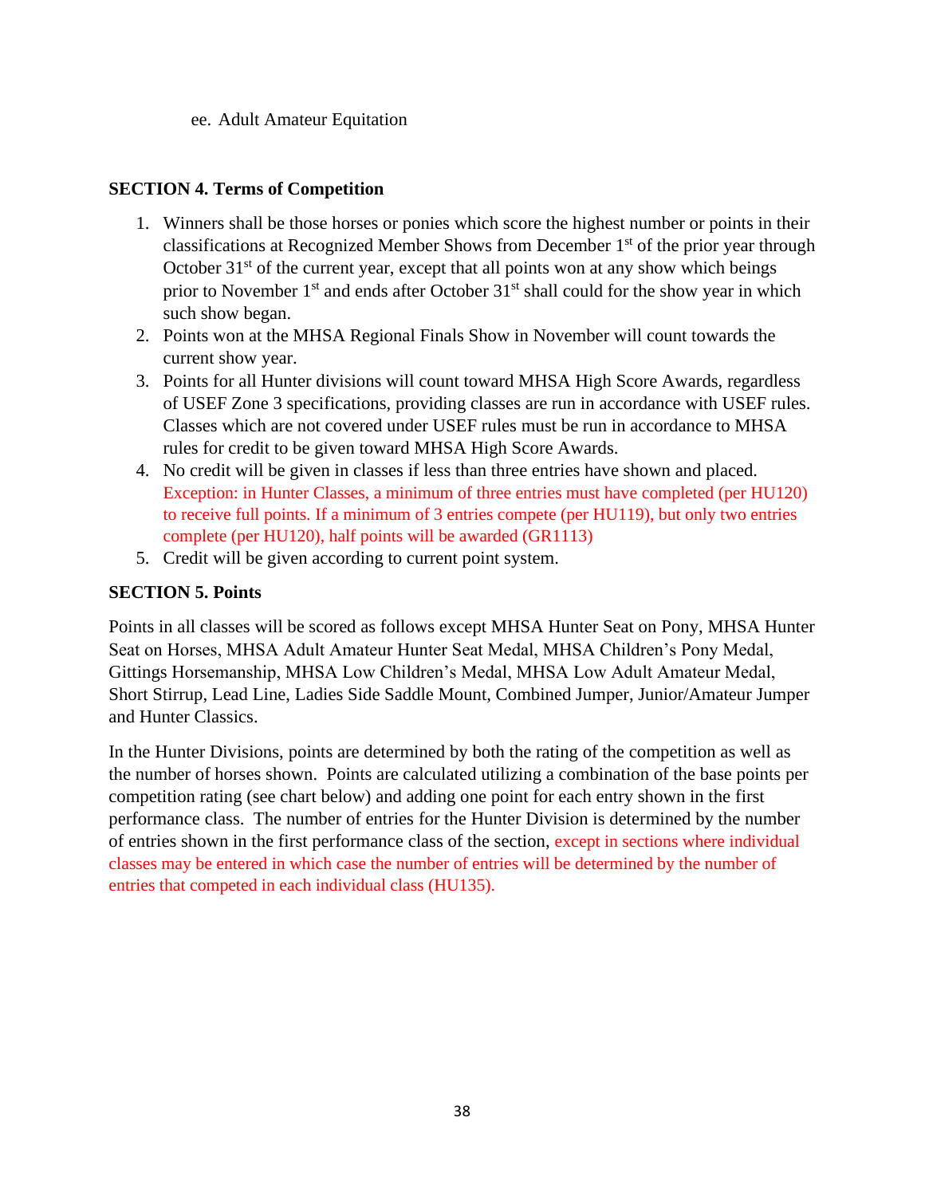ee. Adult Amateur Equitation

**SECTION 4. Terms of Competition**

1. Winners shall be those horses or ponies which score the highest number or points in their classifications at Recognized Member Shows from December 1st of the prior year through October 31st of the current year, except that all points won at any show which beings prior to November 1st and ends after October 31st shall could for the show year in which such show began.
2. Points won at the MHSA Regional Finals Show in November will count towards the current show year.
3. Points for all Hunter divisions will count toward MHSA High Score Awards, regardless of USEF Zone 3 specifications, providing classes are run in accordance with USEF rules. Classes which are not covered under USEF rules must be run in accordance to MHSA rules for credit to be given toward MHSA High Score Awards.
4. No credit will be given in classes if less than three entries have shown and placed. Exception: in Hunter Classes, a minimum of three entries must have completed (per HU120) to receive full points. If a minimum of 3 entries compete (per HU119), but only two entries complete (per HU120), half points will be awarded (GR1113)
5. Credit will be given according to current point system.

**SECTION 5. Points**

Points in all classes will be scored as follows except MHSA Hunter Seat on Pony, MHSA Hunter Seat on Horses, MHSA Adult Amateur Hunter Seat Medal, MHSA Children's Pony Medal, Gittings Horsemanship, MHSA Low Children's Medal, MHSA Low Adult Amateur Medal, Short Stirrup, Lead Line, Ladies Side Saddle Mount, Combined Jumper, Junior/Amateur Jumper and Hunter Classics.

In the Hunter Divisions, points are determined by both the rating of the competition as well as the number of horses shown. Points are calculated utilizing a combination of the base points per competition rating (see chart below) and adding one point for each entry shown in the first performance class. The number of entries for the Hunter Division is determined by the number of entries shown in the first performance class of the section, except in sections where individual classes may be entered in which case the number of entries will be determined by the number of entries that competed in each individual class (HU135).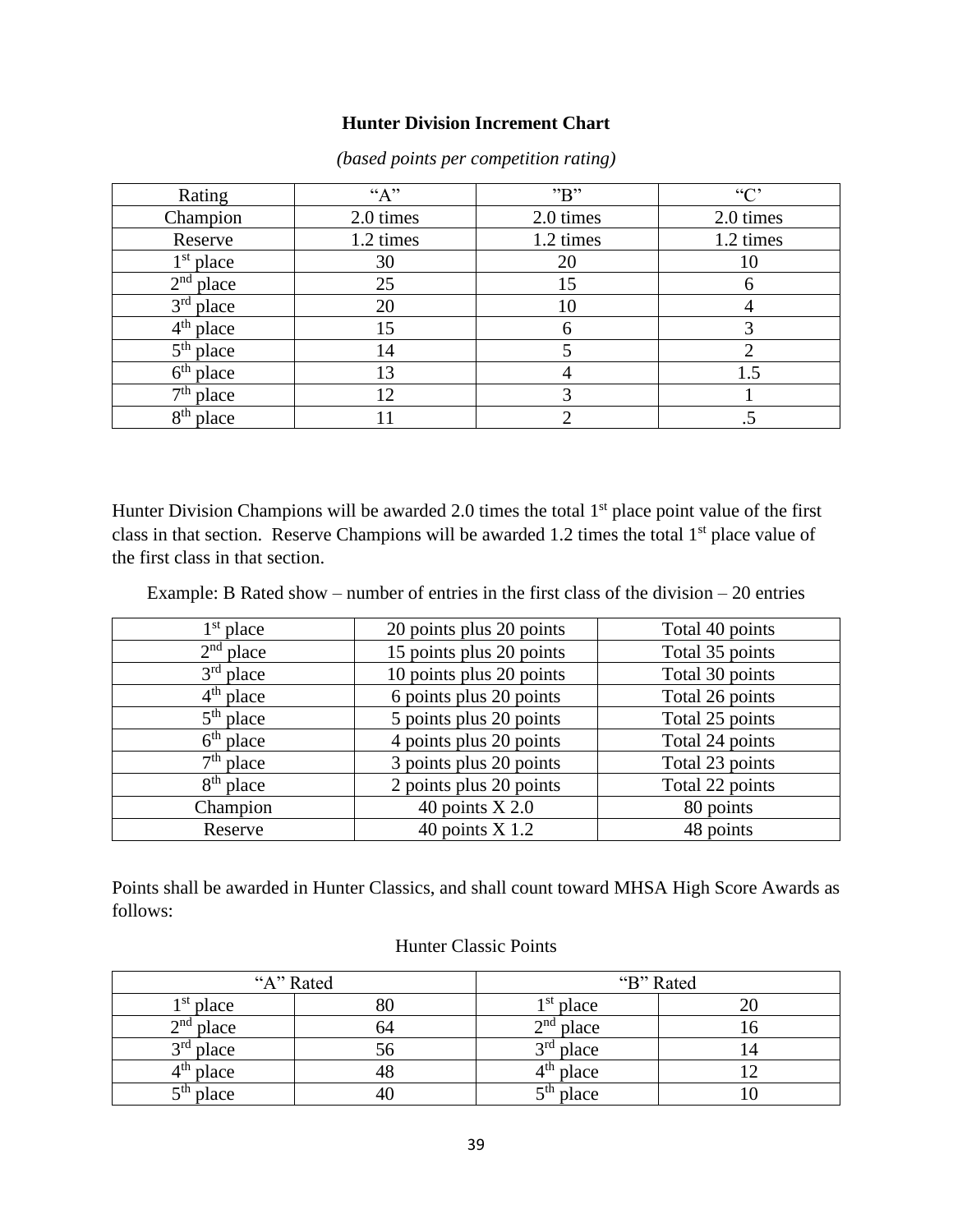### Hunter Division Increment Chart

*(based points per competition rating)*

| Rating | "A" | "B" | "C' |
|---|---|---|---|
| Champion | 2.0 times | 2.0 times | 2.0 times |
| Reserve | 1.2 times | 1.2 times | 1.2 times |
| 1st place | 30 | 20 | 10 |
| 2nd place | 25 | 15 | 6 |
| 3rd place | 20 | 10 | 4 |
| 4th place | 15 | 6 | 3 |
| 5th place | 14 | 5 | 2 |
| 6th place | 13 | 4 | 1.5 |
| 7th place | 12 | 3 | 1 |
| 8th place | 11 | 2 | .5 |

Hunter Division Champions will be awarded 2.0 times the total 1st place point value of the first class in that section. Reserve Champions will be awarded 1.2 times the total 1st place value of the first class in that section.

Example: B Rated show – number of entries in the first class of the division – 20 entries

| 1st place | 20 points plus 20 points | Total 40 points |
|---|---|---|
| 2nd place | 15 points plus 20 points | Total 35 points |
| 3rd place | 10 points plus 20 points | Total 30 points |
| 4th place | 6 points plus 20 points | Total 26 points |
| 5th place | 5 points plus 20 points | Total 25 points |
| 6th place | 4 points plus 20 points | Total 24 points |
| 7th place | 3 points plus 20 points | Total 23 points |
| 8th place | 2 points plus 20 points | Total 22 points |
| Champion | 40 points X 2.0 | 80 points |
| Reserve | 40 points X 1.2 | 48 points |

Points shall be awarded in Hunter Classics, and shall count toward MHSA High Score Awards as follows:

Hunter Classic Points

| "A" Rated | | "B" Rated | |
|---|---|---|---|
| 1st place | 80 | 1st place | 20 |
| 2nd place | 64 | 2nd place | 16 |
| 3rd place | 56 | 3rd place | 14 |
| 4th place | 48 | 4th place | 12 |
| 5th place | 40 | 5th place | 10 |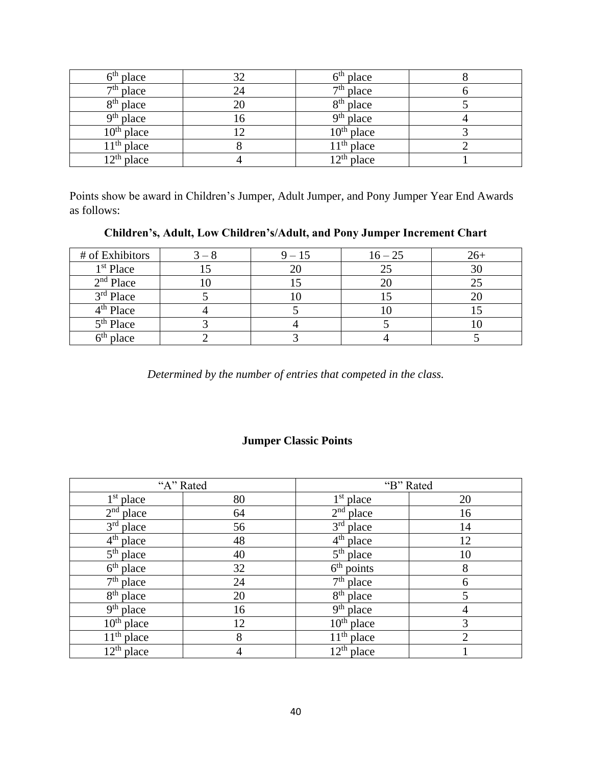| 6th place | 32 | 6th place | 8 |
|---|---|---|---|
| 7th place | 24 | 7th place | 6 |
| 8th place | 20 | 8th place | 5 |
| 9th place | 16 | 9th place | 4 |
| 10th place | 12 | 10th place | 3 |
| 11th place | 8 | 11th place | 2 |
| 12th place | 4 | 12th place | 1 |

Points show be award in Children's Jumper, Adult Jumper, and Pony Jumper Year End Awards as follows:

**Children's, Adult, Low Children's/Adult, and Pony Jumper Increment Chart**

| # of Exhibitors | 3 – 8 | 9 – 15 | 16 – 25 | 26+ |
|---|---|---|---|---|
| 1st Place | 15 | 20 | 25 | 30 |
| 2nd Place | 10 | 15 | 20 | 25 |
| 3rd Place | 5 | 10 | 15 | 20 |
| 4th Place | 4 | 5 | 10 | 15 |
| 5th Place | 3 | 4 | 5 | 10 |
| 6th place | 2 | 3 | 4 | 5 |

*Determined by the number of entries that competed in the class.*

**Jumper Classic Points**

| "A" Rated | | "B" Rated | |
|---|---|---|---|
| 1st place | 80 | 1st place | 20 |
| 2nd place | 64 | 2nd place | 16 |
| 3rd place | 56 | 3rd place | 14 |
| 4th place | 48 | 4th place | 12 |
| 5th place | 40 | 5th place | 10 |
| 6th place | 32 | 6th points | 8 |
| 7th place | 24 | 7th place | 6 |
| 8th place | 20 | 8th place | 5 |
| 9th place | 16 | 9th place | 4 |
| 10th place | 12 | 10th place | 3 |
| 11th place | 8 | 11th place | 2 |
| 12th place | 4 | 12th place | 1 |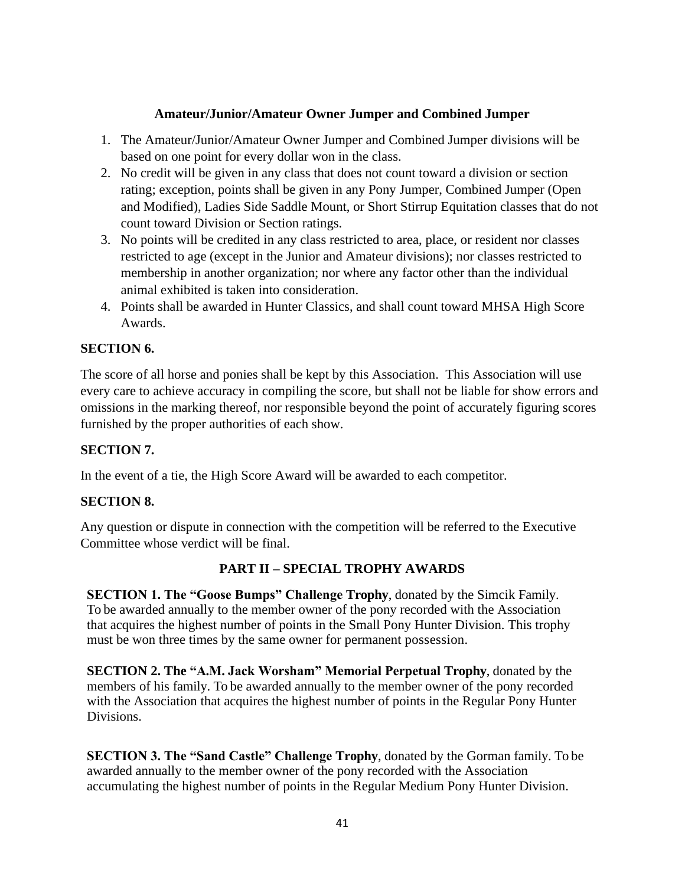### Amateur/Junior/Amateur Owner Jumper and Combined Jumper

1. The Amateur/Junior/Amateur Owner Jumper and Combined Jumper divisions will be based on one point for every dollar won in the class.
2. No credit will be given in any class that does not count toward a division or section rating; exception, points shall be given in any Pony Jumper, Combined Jumper (Open and Modified), Ladies Side Saddle Mount, or Short Stirrup Equitation classes that do not count toward Division or Section ratings.
3. No points will be credited in any class restricted to area, place, or resident nor classes restricted to age (except in the Junior and Amateur divisions); nor classes restricted to membership in another organization; nor where any factor other than the individual animal exhibited is taken into consideration.
4. Points shall be awarded in Hunter Classics, and shall count toward MHSA High Score Awards.

**SECTION 6.**

The score of all horse and ponies shall be kept by this Association. This Association will use every care to achieve accuracy in compiling the score, but shall not be liable for show errors and omissions in the marking thereof, nor responsible beyond the point of accurately figuring scores furnished by the proper authorities of each show.

**SECTION 7.**

In the event of a tie, the High Score Award will be awarded to each competitor.

**SECTION 8.**

Any question or dispute in connection with the competition will be referred to the Executive Committee whose verdict will be final.

## PART II – SPECIAL TROPHY AWARDS

**SECTION 1. The "Goose Bumps" Challenge Trophy**, donated by the Simcik Family. To be awarded annually to the member owner of the pony recorded with the Association that acquires the highest number of points in the Small Pony Hunter Division. This trophy must be won three times by the same owner for permanent possession.

**SECTION 2. The "A.M. Jack Worsham" Memorial Perpetual Trophy**, donated by the members of his family. To be awarded annually to the member owner of the pony recorded with the Association that acquires the highest number of points in the Regular Pony Hunter Divisions.

**SECTION 3. The "Sand Castle" Challenge Trophy**, donated by the Gorman family. To be awarded annually to the member owner of the pony recorded with the Association accumulating the highest number of points in the Regular Medium Pony Hunter Division.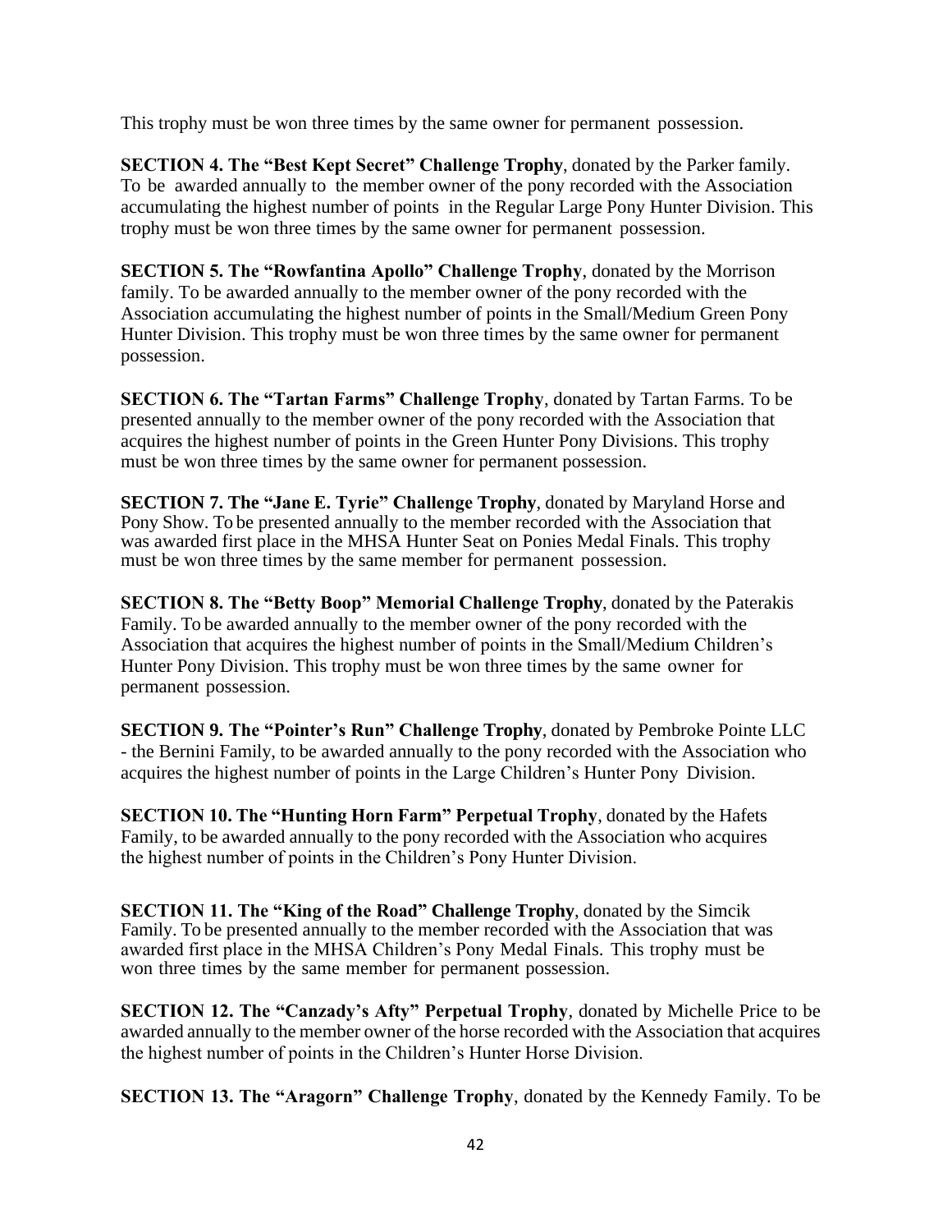This trophy must be won three times by the same owner for permanent possession.

**SECTION 4. The "Best Kept Secret" Challenge Trophy**, donated by the Parker family. To be awarded annually to the member owner of the pony recorded with the Association accumulating the highest number of points in the Regular Large Pony Hunter Division. This trophy must be won three times by the same owner for permanent possession.

**SECTION 5. The "Rowfantina Apollo" Challenge Trophy**, donated by the Morrison family. To be awarded annually to the member owner of the pony recorded with the Association accumulating the highest number of points in the Small/Medium Green Pony Hunter Division. This trophy must be won three times by the same owner for permanent possession.

**SECTION 6. The "Tartan Farms" Challenge Trophy**, donated by Tartan Farms. To be presented annually to the member owner of the pony recorded with the Association that acquires the highest number of points in the Green Hunter Pony Divisions. This trophy must be won three times by the same owner for permanent possession.

**SECTION 7. The "Jane E. Tyrie" Challenge Trophy**, donated by Maryland Horse and Pony Show. To be presented annually to the member recorded with the Association that was awarded first place in the MHSA Hunter Seat on Ponies Medal Finals. This trophy must be won three times by the same member for permanent possession.

**SECTION 8. The "Betty Boop" Memorial Challenge Trophy**, donated by the Paterakis Family. To be awarded annually to the member owner of the pony recorded with the Association that acquires the highest number of points in the Small/Medium Children's Hunter Pony Division. This trophy must be won three times by the same owner for permanent possession.

**SECTION 9. The "Pointer's Run" Challenge Trophy**, donated by Pembroke Pointe LLC - the Bernini Family, to be awarded annually to the pony recorded with the Association who acquires the highest number of points in the Large Children's Hunter Pony Division.

**SECTION 10. The "Hunting Horn Farm" Perpetual Trophy**, donated by the Hafets Family, to be awarded annually to the pony recorded with the Association who acquires the highest number of points in the Children's Pony Hunter Division.

**SECTION 11. The "King of the Road" Challenge Trophy**, donated by the Simcik Family. To be presented annually to the member recorded with the Association that was awarded first place in the MHSA Children's Pony Medal Finals. This trophy must be won three times by the same member for permanent possession.

**SECTION 12. The "Canzady's Afty" Perpetual Trophy**, donated by Michelle Price to be awarded annually to the member owner of the horse recorded with the Association that acquires the highest number of points in the Children's Hunter Horse Division.

**SECTION 13. The "Aragorn" Challenge Trophy**, donated by the Kennedy Family. To be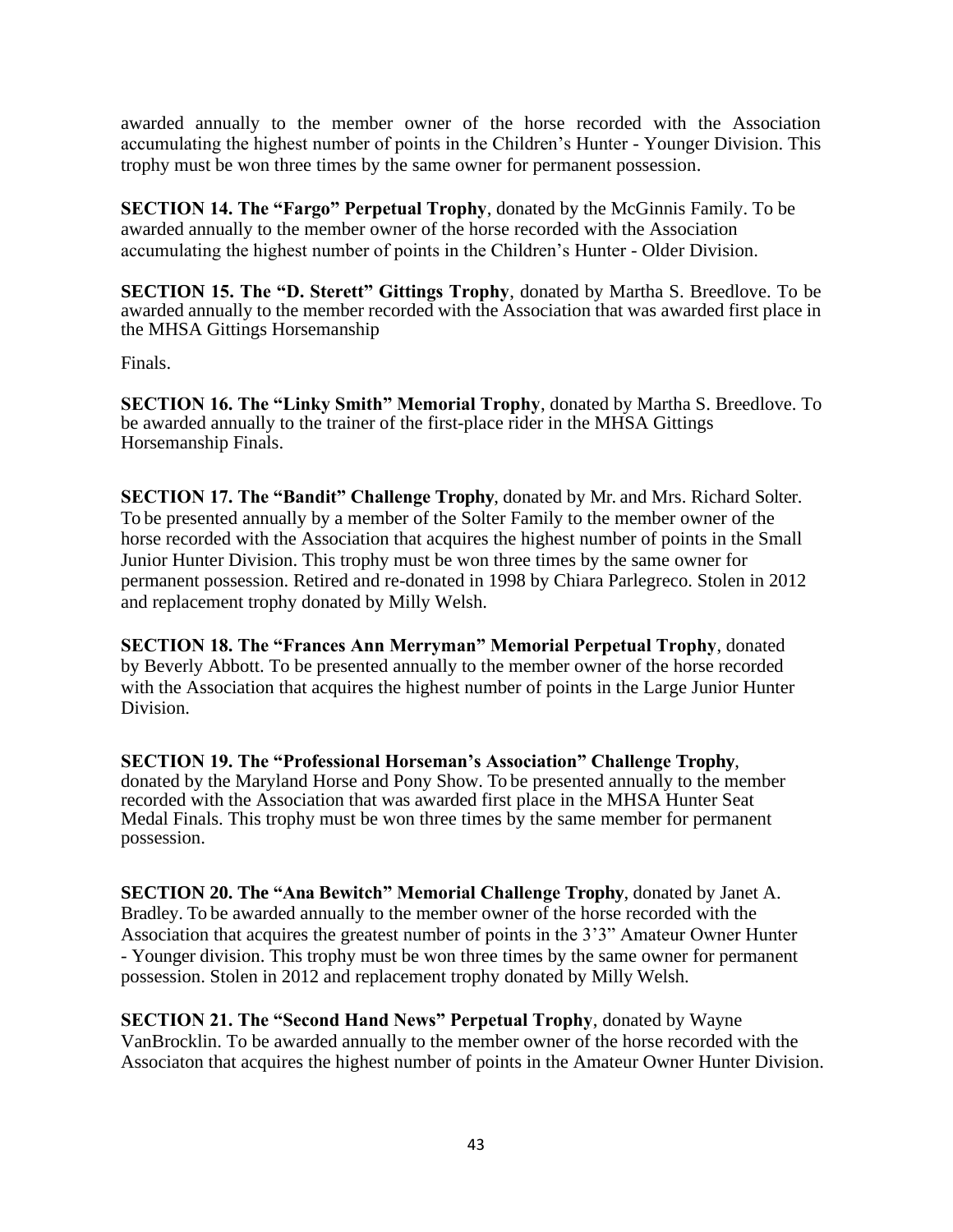awarded annually to the member owner of the horse recorded with the Association accumulating the highest number of points in the Children's Hunter - Younger Division. This trophy must be won three times by the same owner for permanent possession.

**SECTION 14. The "Fargo" Perpetual Trophy**, donated by the McGinnis Family. To be awarded annually to the member owner of the horse recorded with the Association accumulating the highest number of points in the Children's Hunter - Older Division.

**SECTION 15. The "D. Sterett" Gittings Trophy**, donated by Martha S. Breedlove. To be awarded annually to the member recorded with the Association that was awarded first place in the MHSA Gittings Horsemanship

Finals.

**SECTION 16. The "Linky Smith" Memorial Trophy**, donated by Martha S. Breedlove. To be awarded annually to the trainer of the first-place rider in the MHSA Gittings Horsemanship Finals.

**SECTION 17. The "Bandit" Challenge Trophy**, donated by Mr. and Mrs. Richard Solter. To be presented annually by a member of the Solter Family to the member owner of the horse recorded with the Association that acquires the highest number of points in the Small Junior Hunter Division. This trophy must be won three times by the same owner for permanent possession. Retired and re-donated in 1998 by Chiara Parlegreco. Stolen in 2012 and replacement trophy donated by Milly Welsh.

**SECTION 18. The "Frances Ann Merryman" Memorial Perpetual Trophy**, donated by Beverly Abbott. To be presented annually to the member owner of the horse recorded with the Association that acquires the highest number of points in the Large Junior Hunter Division.

**SECTION 19. The "Professional Horseman's Association" Challenge Trophy**, donated by the Maryland Horse and Pony Show. To be presented annually to the member recorded with the Association that was awarded first place in the MHSA Hunter Seat Medal Finals. This trophy must be won three times by the same member for permanent possession.

**SECTION 20. The "Ana Bewitch" Memorial Challenge Trophy**, donated by Janet A. Bradley. To be awarded annually to the member owner of the horse recorded with the Association that acquires the greatest number of points in the 3'3" Amateur Owner Hunter - Younger division. This trophy must be won three times by the same owner for permanent possession. Stolen in 2012 and replacement trophy donated by Milly Welsh.

**SECTION 21. The "Second Hand News" Perpetual Trophy**, donated by Wayne VanBrocklin. To be awarded annually to the member owner of the horse recorded with the Associaton that acquires the highest number of points in the Amateur Owner Hunter Division.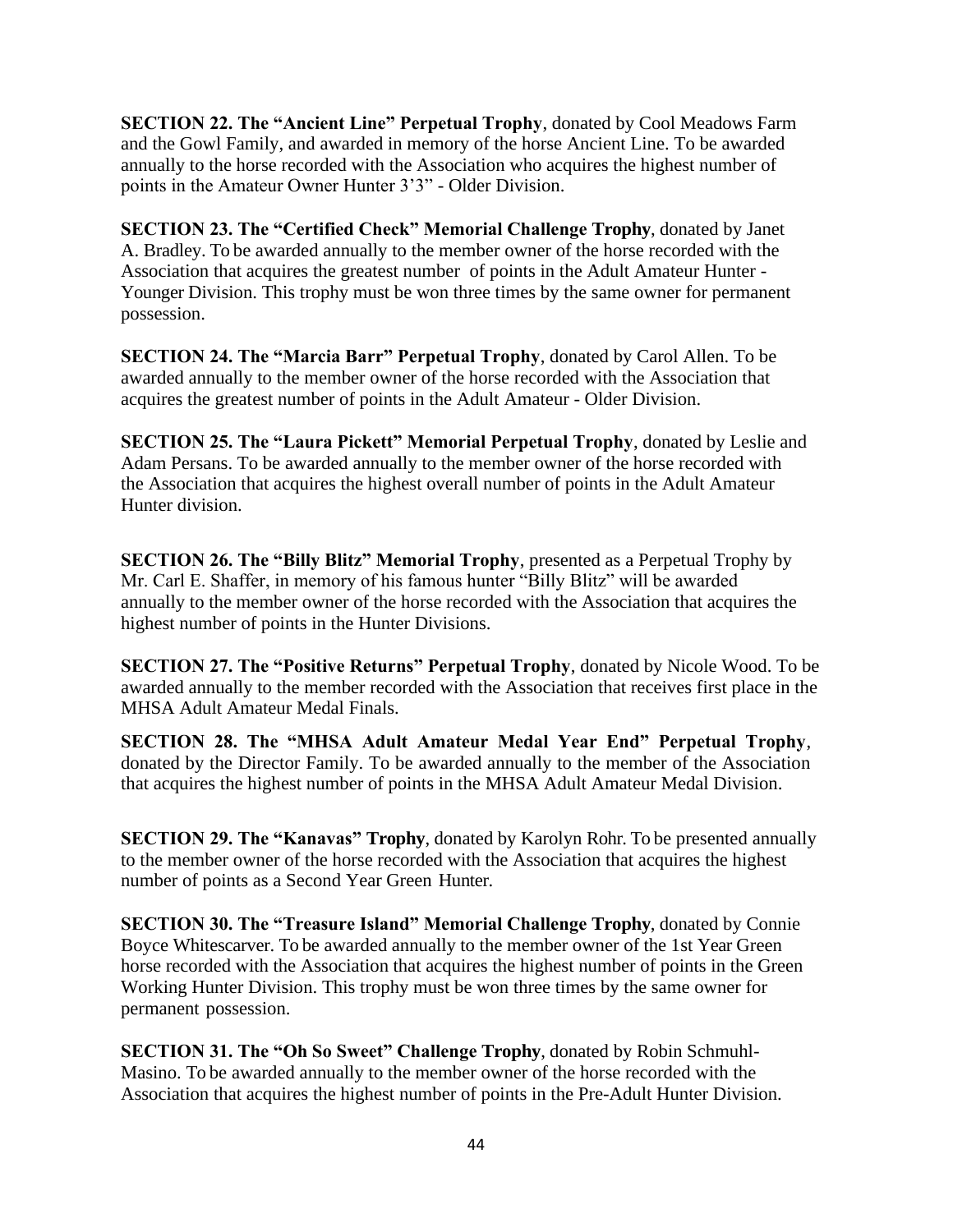**SECTION 22. The "Ancient Line" Perpetual Trophy**, donated by Cool Meadows Farm and the Gowl Family, and awarded in memory of the horse Ancient Line. To be awarded annually to the horse recorded with the Association who acquires the highest number of points in the Amateur Owner Hunter 3'3" - Older Division.

**SECTION 23. The "Certified Check" Memorial Challenge Trophy**, donated by Janet A. Bradley. To be awarded annually to the member owner of the horse recorded with the Association that acquires the greatest number of points in the Adult Amateur Hunter - Younger Division. This trophy must be won three times by the same owner for permanent possession.

**SECTION 24. The "Marcia Barr" Perpetual Trophy**, donated by Carol Allen. To be awarded annually to the member owner of the horse recorded with the Association that acquires the greatest number of points in the Adult Amateur - Older Division.

**SECTION 25. The "Laura Pickett" Memorial Perpetual Trophy**, donated by Leslie and Adam Persans. To be awarded annually to the member owner of the horse recorded with the Association that acquires the highest overall number of points in the Adult Amateur Hunter division.

**SECTION 26. The "Billy Blitz" Memorial Trophy**, presented as a Perpetual Trophy by Mr. Carl E. Shaffer, in memory of his famous hunter "Billy Blitz" will be awarded annually to the member owner of the horse recorded with the Association that acquires the highest number of points in the Hunter Divisions.

**SECTION 27. The "Positive Returns" Perpetual Trophy**, donated by Nicole Wood. To be awarded annually to the member recorded with the Association that receives first place in the MHSA Adult Amateur Medal Finals.

**SECTION 28. The "MHSA Adult Amateur Medal Year End" Perpetual Trophy**, donated by the Director Family. To be awarded annually to the member of the Association that acquires the highest number of points in the MHSA Adult Amateur Medal Division.

**SECTION 29. The "Kanavas" Trophy**, donated by Karolyn Rohr. To be presented annually to the member owner of the horse recorded with the Association that acquires the highest number of points as a Second Year Green Hunter.

**SECTION 30. The "Treasure Island" Memorial Challenge Trophy**, donated by Connie Boyce Whitescarver. To be awarded annually to the member owner of the 1st Year Green horse recorded with the Association that acquires the highest number of points in the Green Working Hunter Division. This trophy must be won three times by the same owner for permanent possession.

**SECTION 31. The "Oh So Sweet" Challenge Trophy**, donated by Robin Schmuhl-Masino. To be awarded annually to the member owner of the horse recorded with the Association that acquires the highest number of points in the Pre-Adult Hunter Division.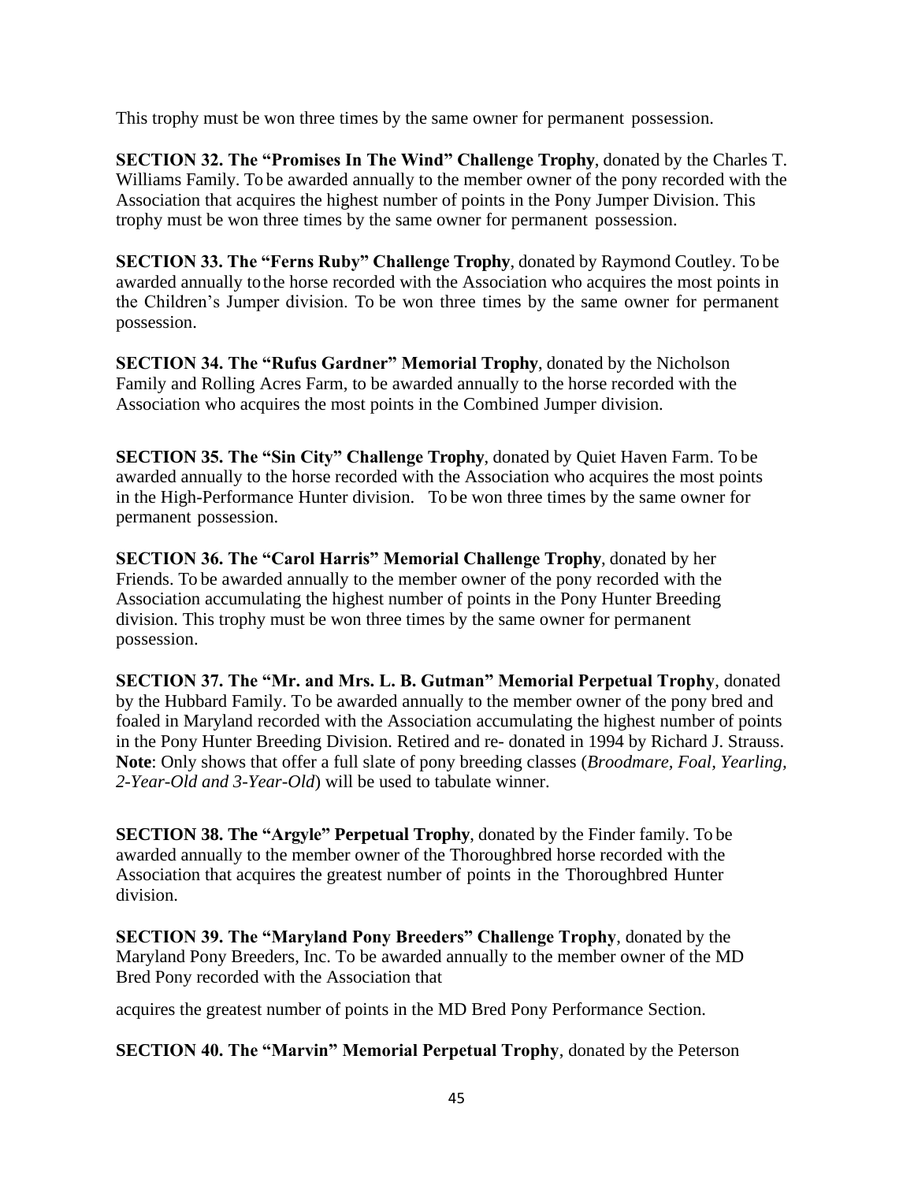This trophy must be won three times by the same owner for permanent possession.

**SECTION 32. The "Promises In The Wind" Challenge Trophy**, donated by the Charles T. Williams Family. To be awarded annually to the member owner of the pony recorded with the Association that acquires the highest number of points in the Pony Jumper Division. This trophy must be won three times by the same owner for permanent possession.

**SECTION 33. The "Ferns Ruby" Challenge Trophy**, donated by Raymond Coutley. To be awarded annually to the horse recorded with the Association who acquires the most points in the Children's Jumper division. To be won three times by the same owner for permanent possession.

**SECTION 34. The "Rufus Gardner" Memorial Trophy**, donated by the Nicholson Family and Rolling Acres Farm, to be awarded annually to the horse recorded with the Association who acquires the most points in the Combined Jumper division.

**SECTION 35. The "Sin City" Challenge Trophy**, donated by Quiet Haven Farm. To be awarded annually to the horse recorded with the Association who acquires the most points in the High-Performance Hunter division. To be won three times by the same owner for permanent possession.

**SECTION 36. The "Carol Harris" Memorial Challenge Trophy**, donated by her Friends. To be awarded annually to the member owner of the pony recorded with the Association accumulating the highest number of points in the Pony Hunter Breeding division. This trophy must be won three times by the same owner for permanent possession.

**SECTION 37. The "Mr. and Mrs. L. B. Gutman" Memorial Perpetual Trophy**, donated by the Hubbard Family. To be awarded annually to the member owner of the pony bred and foaled in Maryland recorded with the Association accumulating the highest number of points in the Pony Hunter Breeding Division. Retired and re- donated in 1994 by Richard J. Strauss. **Note**: Only shows that offer a full slate of pony breeding classes (*Broodmare, Foal, Yearling, 2-Year-Old and 3-Year-Old*) will be used to tabulate winner.

**SECTION 38. The "Argyle" Perpetual Trophy**, donated by the Finder family. To be awarded annually to the member owner of the Thoroughbred horse recorded with the Association that acquires the greatest number of points in the Thoroughbred Hunter division.

**SECTION 39. The "Maryland Pony Breeders" Challenge Trophy**, donated by the Maryland Pony Breeders, Inc. To be awarded annually to the member owner of the MD Bred Pony recorded with the Association that acquires the greatest number of points in the MD Bred Pony Performance Section.

**SECTION 40. The "Marvin" Memorial Perpetual Trophy**, donated by the Peterson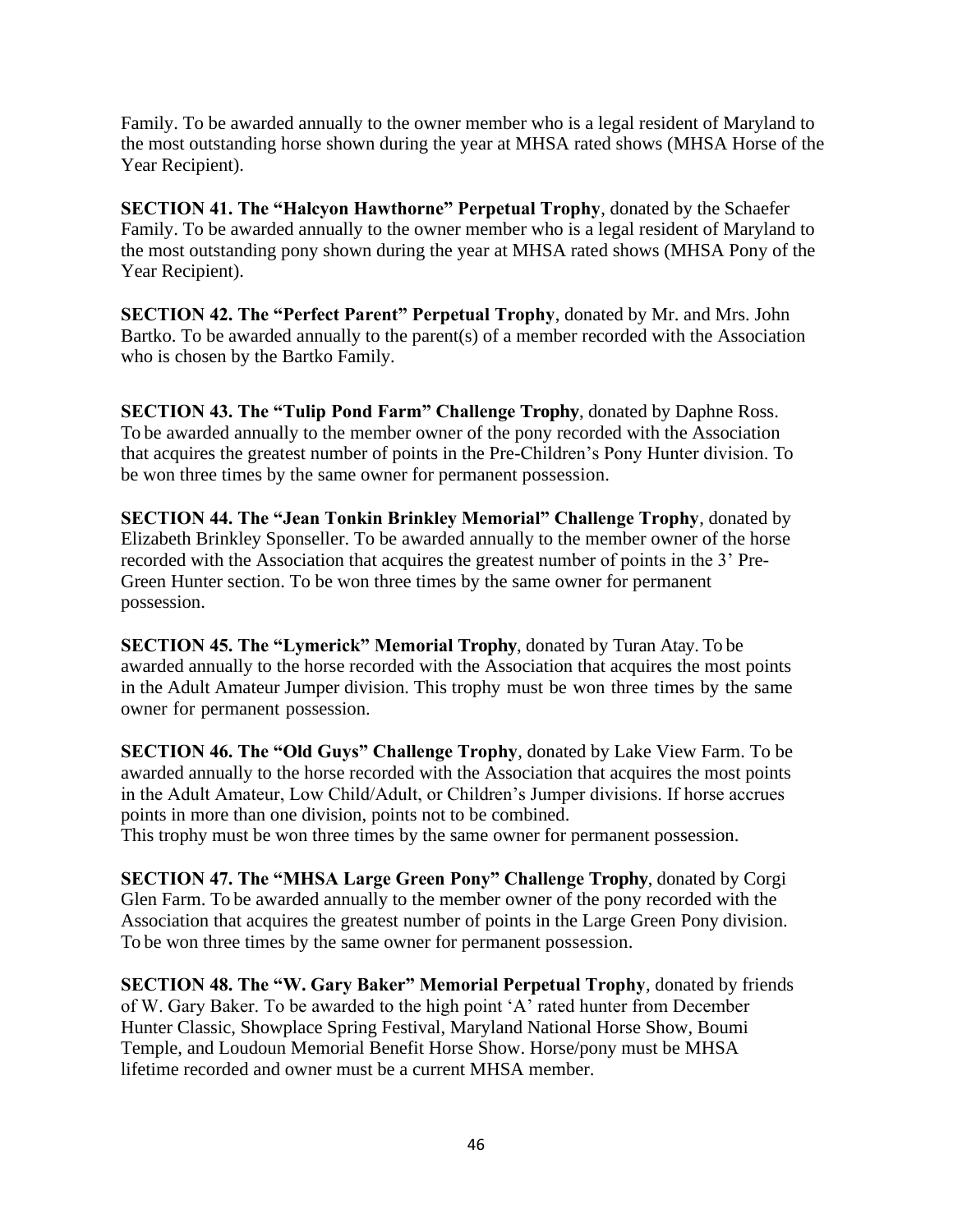Family. To be awarded annually to the owner member who is a legal resident of Maryland to the most outstanding horse shown during the year at MHSA rated shows (MHSA Horse of the Year Recipient).

**SECTION 41. The "Halcyon Hawthorne" Perpetual Trophy**, donated by the Schaefer Family. To be awarded annually to the owner member who is a legal resident of Maryland to the most outstanding pony shown during the year at MHSA rated shows (MHSA Pony of the Year Recipient).

**SECTION 42. The "Perfect Parent" Perpetual Trophy**, donated by Mr. and Mrs. John Bartko. To be awarded annually to the parent(s) of a member recorded with the Association who is chosen by the Bartko Family.

**SECTION 43. The "Tulip Pond Farm" Challenge Trophy**, donated by Daphne Ross. To be awarded annually to the member owner of the pony recorded with the Association that acquires the greatest number of points in the Pre-Children's Pony Hunter division. To be won three times by the same owner for permanent possession.

**SECTION 44. The "Jean Tonkin Brinkley Memorial" Challenge Trophy**, donated by Elizabeth Brinkley Sponseller. To be awarded annually to the member owner of the horse recorded with the Association that acquires the greatest number of points in the 3' Pre-Green Hunter section. To be won three times by the same owner for permanent possession.

**SECTION 45. The "Lymerick" Memorial Trophy**, donated by Turan Atay. To be awarded annually to the horse recorded with the Association that acquires the most points in the Adult Amateur Jumper division. This trophy must be won three times by the same owner for permanent possession.

**SECTION 46. The "Old Guys" Challenge Trophy**, donated by Lake View Farm. To be awarded annually to the horse recorded with the Association that acquires the most points in the Adult Amateur, Low Child/Adult, or Children's Jumper divisions. If horse accrues points in more than one division, points not to be combined.
This trophy must be won three times by the same owner for permanent possession.

**SECTION 47. The "MHSA Large Green Pony" Challenge Trophy**, donated by Corgi Glen Farm. To be awarded annually to the member owner of the pony recorded with the Association that acquires the greatest number of points in the Large Green Pony division. To be won three times by the same owner for permanent possession.

**SECTION 48. The "W. Gary Baker" Memorial Perpetual Trophy**, donated by friends of W. Gary Baker. To be awarded to the high point 'A' rated hunter from December Hunter Classic, Showplace Spring Festival, Maryland National Horse Show, Boumi Temple, and Loudoun Memorial Benefit Horse Show. Horse/pony must be MHSA lifetime recorded and owner must be a current MHSA member.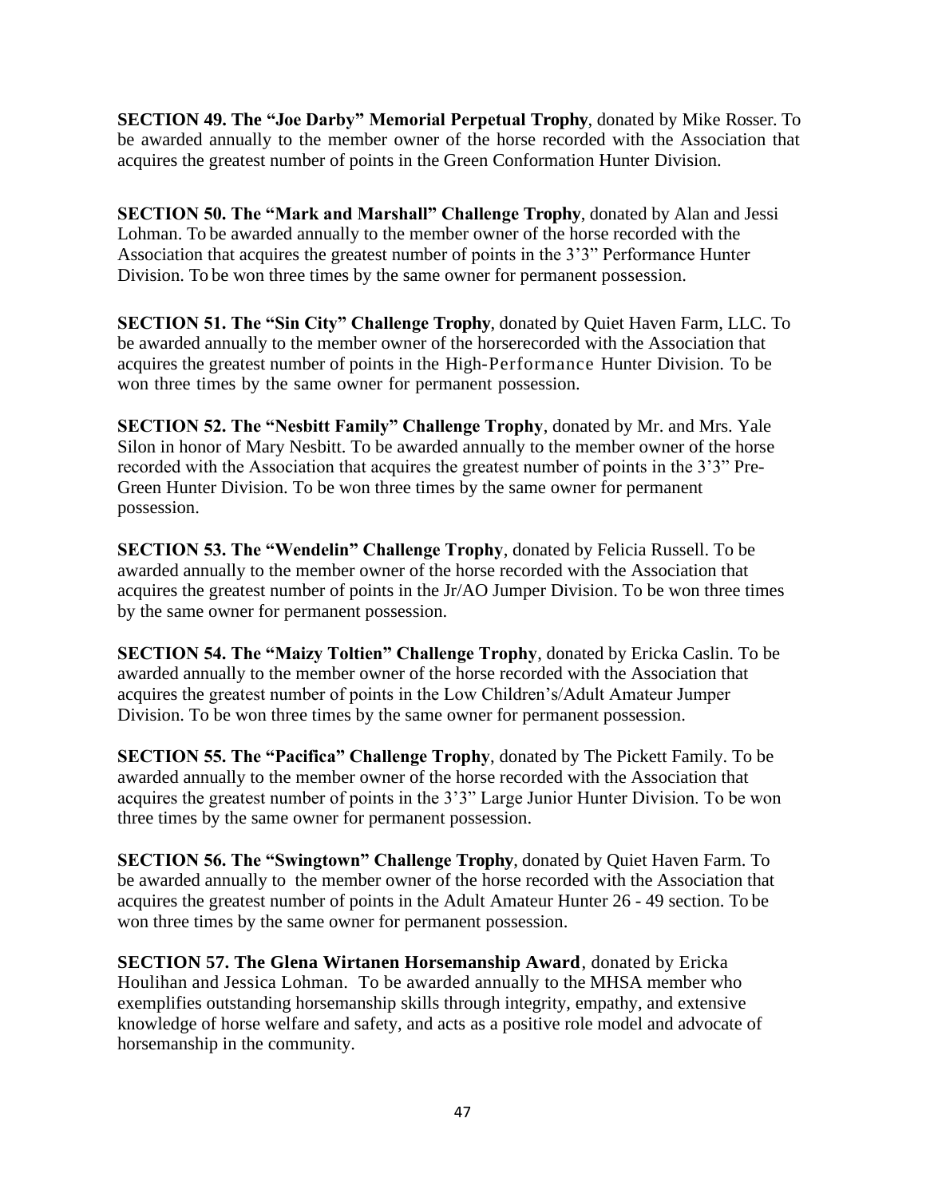**SECTION 49. The "Joe Darby" Memorial Perpetual Trophy**, donated by Mike Rosser. To be awarded annually to the member owner of the horse recorded with the Association that acquires the greatest number of points in the Green Conformation Hunter Division.

**SECTION 50. The "Mark and Marshall" Challenge Trophy**, donated by Alan and Jessi Lohman. To be awarded annually to the member owner of the horse recorded with the Association that acquires the greatest number of points in the 3'3" Performance Hunter Division. To be won three times by the same owner for permanent possession.

**SECTION 51. The "Sin City" Challenge Trophy**, donated by Quiet Haven Farm, LLC. To be awarded annually to the member owner of the horserecorded with the Association that acquires the greatest number of points in the High-Performance Hunter Division. To be won three times by the same owner for permanent possession.

**SECTION 52. The "Nesbitt Family" Challenge Trophy**, donated by Mr. and Mrs. Yale Silon in honor of Mary Nesbitt. To be awarded annually to the member owner of the horse recorded with the Association that acquires the greatest number of points in the 3'3" Pre-Green Hunter Division. To be won three times by the same owner for permanent possession.

**SECTION 53. The "Wendelin" Challenge Trophy**, donated by Felicia Russell. To be awarded annually to the member owner of the horse recorded with the Association that acquires the greatest number of points in the Jr/AO Jumper Division. To be won three times by the same owner for permanent possession.

**SECTION 54. The "Maizy Toltien" Challenge Trophy**, donated by Ericka Caslin. To be awarded annually to the member owner of the horse recorded with the Association that acquires the greatest number of points in the Low Children's/Adult Amateur Jumper Division. To be won three times by the same owner for permanent possession.

**SECTION 55. The "Pacifica" Challenge Trophy**, donated by The Pickett Family. To be awarded annually to the member owner of the horse recorded with the Association that acquires the greatest number of points in the 3'3" Large Junior Hunter Division. To be won three times by the same owner for permanent possession.

**SECTION 56. The "Swingtown" Challenge Trophy**, donated by Quiet Haven Farm. To be awarded annually to the member owner of the horse recorded with the Association that acquires the greatest number of points in the Adult Amateur Hunter 26 - 49 section. To be won three times by the same owner for permanent possession.

**SECTION 57. The Glena Wirtanen Horsemanship Award**, donated by Ericka Houlihan and Jessica Lohman. To be awarded annually to the MHSA member who exemplifies outstanding horsemanship skills through integrity, empathy, and extensive knowledge of horse welfare and safety, and acts as a positive role model and advocate of horsemanship in the community.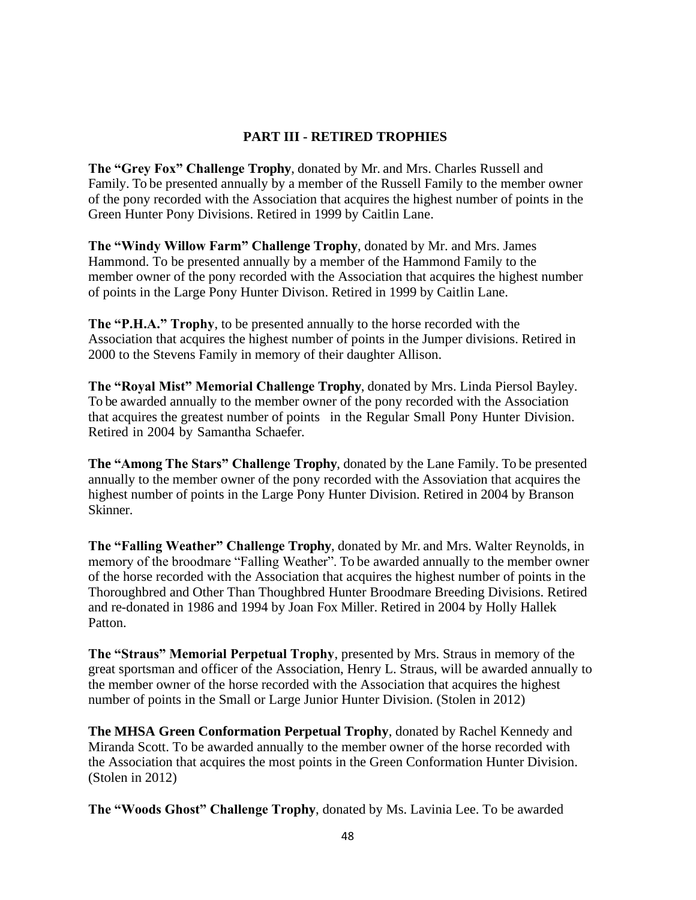## PART III - RETIRED TROPHIES

**The "Grey Fox" Challenge Trophy**, donated by Mr. and Mrs. Charles Russell and Family. To be presented annually by a member of the Russell Family to the member owner of the pony recorded with the Association that acquires the highest number of points in the Green Hunter Pony Divisions. Retired in 1999 by Caitlin Lane.

**The "Windy Willow Farm" Challenge Trophy**, donated by Mr. and Mrs. James Hammond. To be presented annually by a member of the Hammond Family to the member owner of the pony recorded with the Association that acquires the highest number of points in the Large Pony Hunter Divison. Retired in 1999 by Caitlin Lane.

**The "P.H.A." Trophy**, to be presented annually to the horse recorded with the Association that acquires the highest number of points in the Jumper divisions. Retired in 2000 to the Stevens Family in memory of their daughter Allison.

**The "Royal Mist" Memorial Challenge Trophy**, donated by Mrs. Linda Piersol Bayley. To be awarded annually to the member owner of the pony recorded with the Association that acquires the greatest number of points in the Regular Small Pony Hunter Division. Retired in 2004 by Samantha Schaefer.

**The "Among The Stars" Challenge Trophy**, donated by the Lane Family. To be presented annually to the member owner of the pony recorded with the Assoviation that acquires the highest number of points in the Large Pony Hunter Division. Retired in 2004 by Branson Skinner.

**The "Falling Weather" Challenge Trophy**, donated by Mr. and Mrs. Walter Reynolds, in memory of the broodmare "Falling Weather". To be awarded annually to the member owner of the horse recorded with the Association that acquires the highest number of points in the Thoroughbred and Other Than Thoughbred Hunter Broodmare Breeding Divisions. Retired and re-donated in 1986 and 1994 by Joan Fox Miller. Retired in 2004 by Holly Hallek Patton.

**The "Straus" Memorial Perpetual Trophy**, presented by Mrs. Straus in memory of the great sportsman and officer of the Association, Henry L. Straus, will be awarded annually to the member owner of the horse recorded with the Association that acquires the highest number of points in the Small or Large Junior Hunter Division. (Stolen in 2012)

**The MHSA Green Conformation Perpetual Trophy**, donated by Rachel Kennedy and Miranda Scott. To be awarded annually to the member owner of the horse recorded with the Association that acquires the most points in the Green Conformation Hunter Division. (Stolen in 2012)

**The "Woods Ghost" Challenge Trophy**, donated by Ms. Lavinia Lee. To be awarded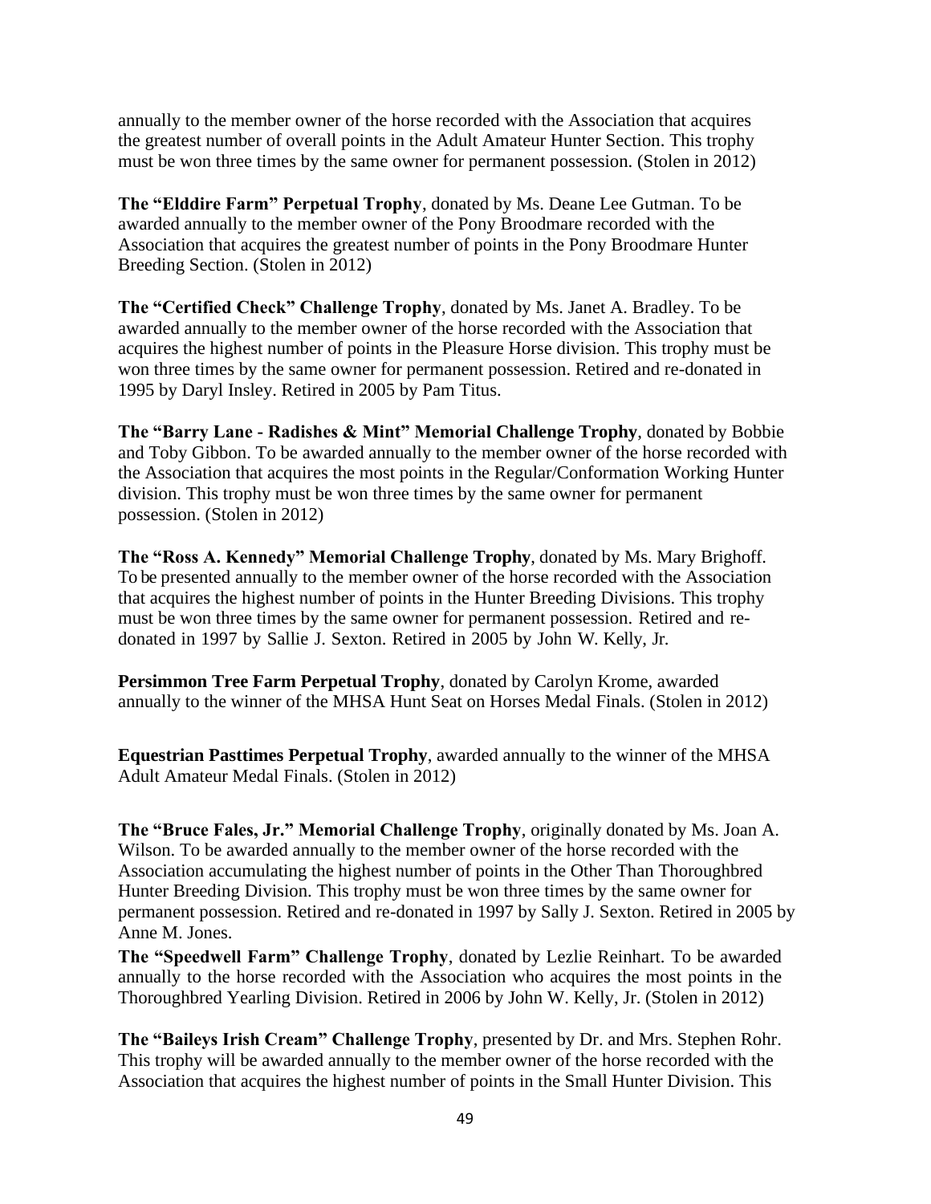annually to the member owner of the horse recorded with the Association that acquires the greatest number of overall points in the Adult Amateur Hunter Section. This trophy must be won three times by the same owner for permanent possession. (Stolen in 2012)

**The "Elddire Farm" Perpetual Trophy**, donated by Ms. Deane Lee Gutman. To be awarded annually to the member owner of the Pony Broodmare recorded with the Association that acquires the greatest number of points in the Pony Broodmare Hunter Breeding Section. (Stolen in 2012)

**The "Certified Check" Challenge Trophy**, donated by Ms. Janet A. Bradley. To be awarded annually to the member owner of the horse recorded with the Association that acquires the highest number of points in the Pleasure Horse division. This trophy must be won three times by the same owner for permanent possession. Retired and re-donated in 1995 by Daryl Insley. Retired in 2005 by Pam Titus.

**The "Barry Lane - Radishes & Mint" Memorial Challenge Trophy**, donated by Bobbie and Toby Gibbon. To be awarded annually to the member owner of the horse recorded with the Association that acquires the most points in the Regular/Conformation Working Hunter division. This trophy must be won three times by the same owner for permanent possession. (Stolen in 2012)

**The "Ross A. Kennedy" Memorial Challenge Trophy**, donated by Ms. Mary Brighoff. To be presented annually to the member owner of the horse recorded with the Association that acquires the highest number of points in the Hunter Breeding Divisions. This trophy must be won three times by the same owner for permanent possession. Retired and re-donated in 1997 by Sallie J. Sexton. Retired in 2005 by John W. Kelly, Jr.

**Persimmon Tree Farm Perpetual Trophy**, donated by Carolyn Krome, awarded annually to the winner of the MHSA Hunt Seat on Horses Medal Finals. (Stolen in 2012)

**Equestrian Pasttimes Perpetual Trophy**, awarded annually to the winner of the MHSA Adult Amateur Medal Finals. (Stolen in 2012)

**The "Bruce Fales, Jr." Memorial Challenge Trophy**, originally donated by Ms. Joan A. Wilson. To be awarded annually to the member owner of the horse recorded with the Association accumulating the highest number of points in the Other Than Thoroughbred Hunter Breeding Division. This trophy must be won three times by the same owner for permanent possession. Retired and re-donated in 1997 by Sally J. Sexton. Retired in 2005 by Anne M. Jones.

**The "Speedwell Farm" Challenge Trophy**, donated by Lezlie Reinhart. To be awarded annually to the horse recorded with the Association who acquires the most points in the Thoroughbred Yearling Division. Retired in 2006 by John W. Kelly, Jr. (Stolen in 2012)

**The "Baileys Irish Cream" Challenge Trophy**, presented by Dr. and Mrs. Stephen Rohr. This trophy will be awarded annually to the member owner of the horse recorded with the Association that acquires the highest number of points in the Small Hunter Division. This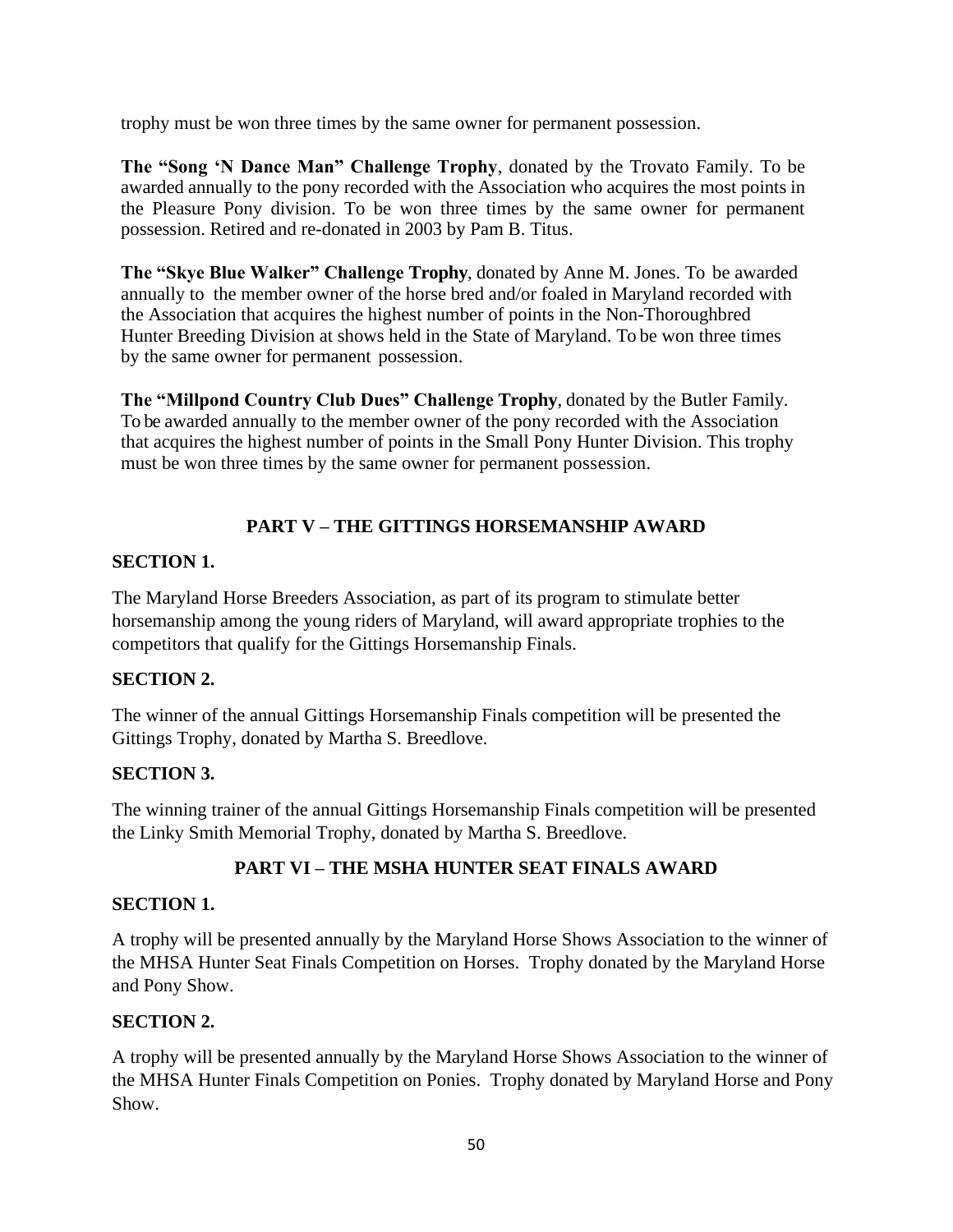trophy must be won three times by the same owner for permanent possession.

**The "Song 'N Dance Man" Challenge Trophy**, donated by the Trovato Family. To be awarded annually to the pony recorded with the Association who acquires the most points in the Pleasure Pony division. To be won three times by the same owner for permanent possession. Retired and re-donated in 2003 by Pam B. Titus.

**The "Skye Blue Walker" Challenge Trophy**, donated by Anne M. Jones. To be awarded annually to the member owner of the horse bred and/or foaled in Maryland recorded with the Association that acquires the highest number of points in the Non-Thoroughbred Hunter Breeding Division at shows held in the State of Maryland. To be won three times by the same owner for permanent possession.

**The "Millpond Country Club Dues" Challenge Trophy**, donated by the Butler Family. To be awarded annually to the member owner of the pony recorded with the Association that acquires the highest number of points in the Small Pony Hunter Division. This trophy must be won three times by the same owner for permanent possession.

## PART V – THE GITTINGS HORSEMANSHIP AWARD

**SECTION 1.**

The Maryland Horse Breeders Association, as part of its program to stimulate better horsemanship among the young riders of Maryland, will award appropriate trophies to the competitors that qualify for the Gittings Horsemanship Finals.

**SECTION 2.**

The winner of the annual Gittings Horsemanship Finals competition will be presented the Gittings Trophy, donated by Martha S. Breedlove.

**SECTION 3.**

The winning trainer of the annual Gittings Horsemanship Finals competition will be presented the Linky Smith Memorial Trophy, donated by Martha S. Breedlove.

## PART VI – THE MSHA HUNTER SEAT FINALS AWARD

**SECTION 1.**

A trophy will be presented annually by the Maryland Horse Shows Association to the winner of the MHSA Hunter Seat Finals Competition on Horses. Trophy donated by the Maryland Horse and Pony Show.

**SECTION 2.**

A trophy will be presented annually by the Maryland Horse Shows Association to the winner of the MHSA Hunter Finals Competition on Ponies. Trophy donated by Maryland Horse and Pony Show.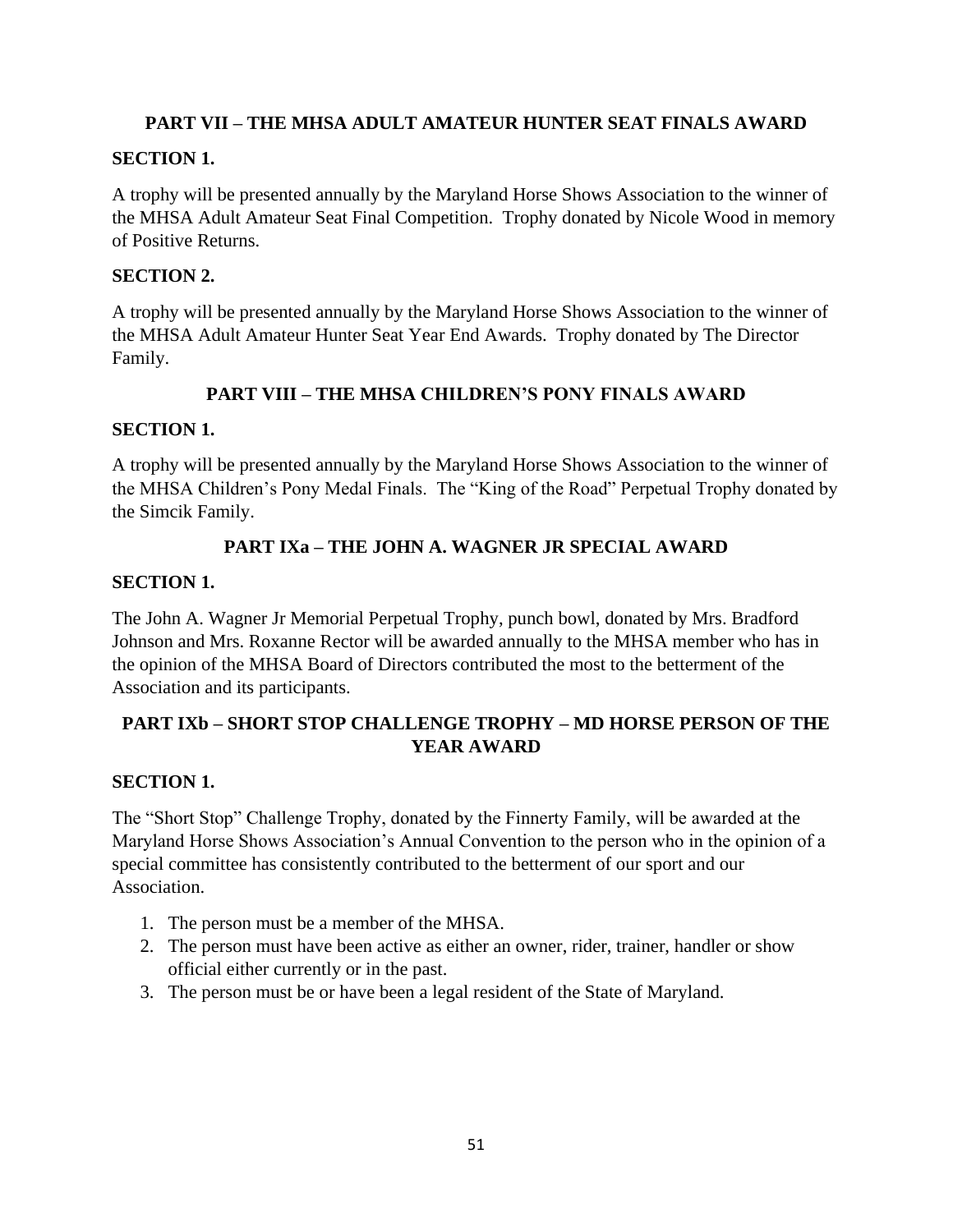## PART VII – THE MHSA ADULT AMATEUR HUNTER SEAT FINALS AWARD

### SECTION 1.

A trophy will be presented annually by the Maryland Horse Shows Association to the winner of the MHSA Adult Amateur Seat Final Competition. Trophy donated by Nicole Wood in memory of Positive Returns.

### SECTION 2.

A trophy will be presented annually by the Maryland Horse Shows Association to the winner of the MHSA Adult Amateur Hunter Seat Year End Awards. Trophy donated by The Director Family.

## PART VIII – THE MHSA CHILDREN'S PONY FINALS AWARD

### SECTION 1.

A trophy will be presented annually by the Maryland Horse Shows Association to the winner of the MHSA Children's Pony Medal Finals. The "King of the Road" Perpetual Trophy donated by the Simcik Family.

## PART IXa – THE JOHN A. WAGNER JR SPECIAL AWARD

### SECTION 1.

The John A. Wagner Jr Memorial Perpetual Trophy, punch bowl, donated by Mrs. Bradford Johnson and Mrs. Roxanne Rector will be awarded annually to the MHSA member who has in the opinion of the MHSA Board of Directors contributed the most to the betterment of the Association and its participants.

## PART IXb – SHORT STOP CHALLENGE TROPHY – MD HORSE PERSON OF THE YEAR AWARD

### SECTION 1.

The "Short Stop" Challenge Trophy, donated by the Finnerty Family, will be awarded at the Maryland Horse Shows Association's Annual Convention to the person who in the opinion of a special committee has consistently contributed to the betterment of our sport and our Association.

1. The person must be a member of the MHSA.
2. The person must have been active as either an owner, rider, trainer, handler or show official either currently or in the past.
3. The person must be or have been a legal resident of the State of Maryland.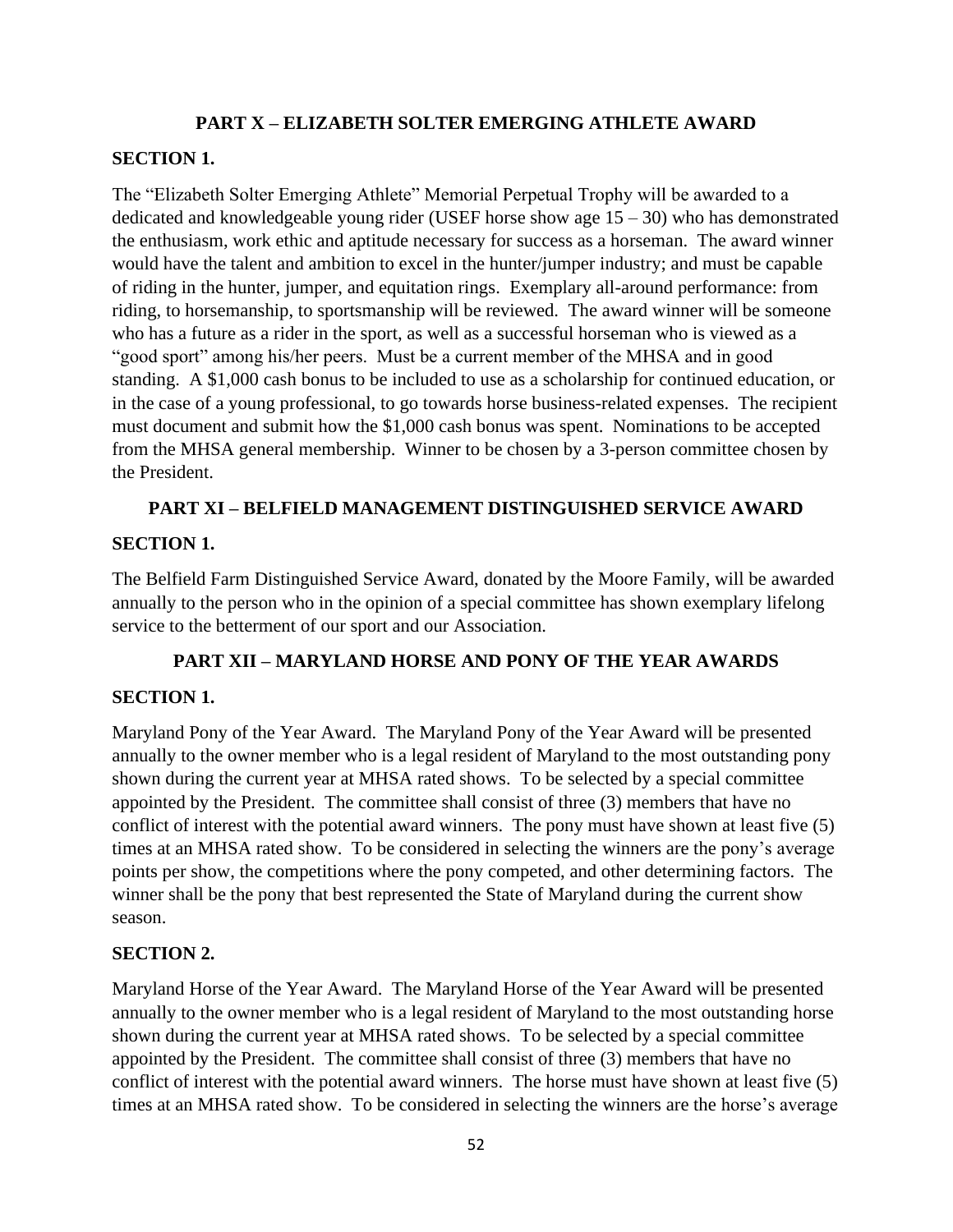## PART X – ELIZABETH SOLTER EMERGING ATHLETE AWARD

**SECTION 1.**

The "Elizabeth Solter Emerging Athlete" Memorial Perpetual Trophy will be awarded to a dedicated and knowledgeable young rider (USEF horse show age 15 – 30) who has demonstrated the enthusiasm, work ethic and aptitude necessary for success as a horseman. The award winner would have the talent and ambition to excel in the hunter/jumper industry; and must be capable of riding in the hunter, jumper, and equitation rings. Exemplary all-around performance: from riding, to horsemanship, to sportsmanship will be reviewed. The award winner will be someone who has a future as a rider in the sport, as well as a successful horseman who is viewed as a "good sport" among his/her peers. Must be a current member of the MHSA and in good standing. A $1,000 cash bonus to be included to use as a scholarship for continued education, or in the case of a young professional, to go towards horse business-related expenses. The recipient must document and submit how the $1,000 cash bonus was spent. Nominations to be accepted from the MHSA general membership. Winner to be chosen by a 3-person committee chosen by the President.

## PART XI – BELFIELD MANAGEMENT DISTINGUISHED SERVICE AWARD

**SECTION 1.**

The Belfield Farm Distinguished Service Award, donated by the Moore Family, will be awarded annually to the person who in the opinion of a special committee has shown exemplary lifelong service to the betterment of our sport and our Association.

## PART XII – MARYLAND HORSE AND PONY OF THE YEAR AWARDS

**SECTION 1.**

Maryland Pony of the Year Award. The Maryland Pony of the Year Award will be presented annually to the owner member who is a legal resident of Maryland to the most outstanding pony shown during the current year at MHSA rated shows. To be selected by a special committee appointed by the President. The committee shall consist of three (3) members that have no conflict of interest with the potential award winners. The pony must have shown at least five (5) times at an MHSA rated show. To be considered in selecting the winners are the pony's average points per show, the competitions where the pony competed, and other determining factors. The winner shall be the pony that best represented the State of Maryland during the current show season.

**SECTION 2.**

Maryland Horse of the Year Award. The Maryland Horse of the Year Award will be presented annually to the owner member who is a legal resident of Maryland to the most outstanding horse shown during the current year at MHSA rated shows. To be selected by a special committee appointed by the President. The committee shall consist of three (3) members that have no conflict of interest with the potential award winners. The horse must have shown at least five (5) times at an MHSA rated show. To be considered in selecting the winners are the horse's average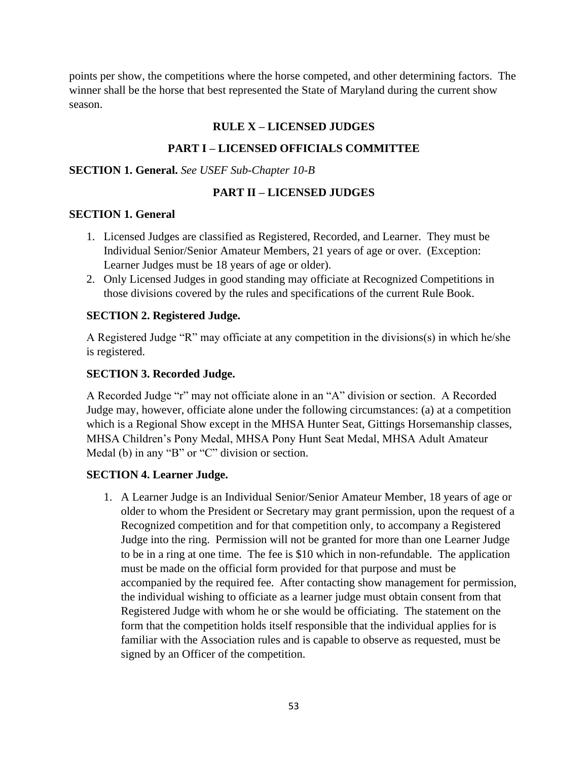points per show, the competitions where the horse competed, and other determining factors. The winner shall be the horse that best represented the State of Maryland during the current show season.

## RULE X – LICENSED JUDGES

### PART I – LICENSED OFFICIALS COMMITTEE

**SECTION 1. General.** *See USEF Sub-Chapter 10-B*

### PART II – LICENSED JUDGES

**SECTION 1. General**

1. Licensed Judges are classified as Registered, Recorded, and Learner. They must be Individual Senior/Senior Amateur Members, 21 years of age or over. (Exception: Learner Judges must be 18 years of age or older).
2. Only Licensed Judges in good standing may officiate at Recognized Competitions in those divisions covered by the rules and specifications of the current Rule Book.

**SECTION 2. Registered Judge.**

A Registered Judge "R" may officiate at any competition in the divisions(s) in which he/she is registered.

**SECTION 3. Recorded Judge.**

A Recorded Judge "r" may not officiate alone in an "A" division or section. A Recorded Judge may, however, officiate alone under the following circumstances: (a) at a competition which is a Regional Show except in the MHSA Hunter Seat, Gittings Horsemanship classes, MHSA Children's Pony Medal, MHSA Pony Hunt Seat Medal, MHSA Adult Amateur Medal (b) in any "B" or "C" division or section.

**SECTION 4. Learner Judge.**

1. A Learner Judge is an Individual Senior/Senior Amateur Member, 18 years of age or older to whom the President or Secretary may grant permission, upon the request of a Recognized competition and for that competition only, to accompany a Registered Judge into the ring. Permission will not be granted for more than one Learner Judge to be in a ring at one time. The fee is $10 which in non-refundable. The application must be made on the official form provided for that purpose and must be accompanied by the required fee. After contacting show management for permission, the individual wishing to officiate as a learner judge must obtain consent from that Registered Judge with whom he or she would be officiating. The statement on the form that the competition holds itself responsible that the individual applies for is familiar with the Association rules and is capable to observe as requested, must be signed by an Officer of the competition.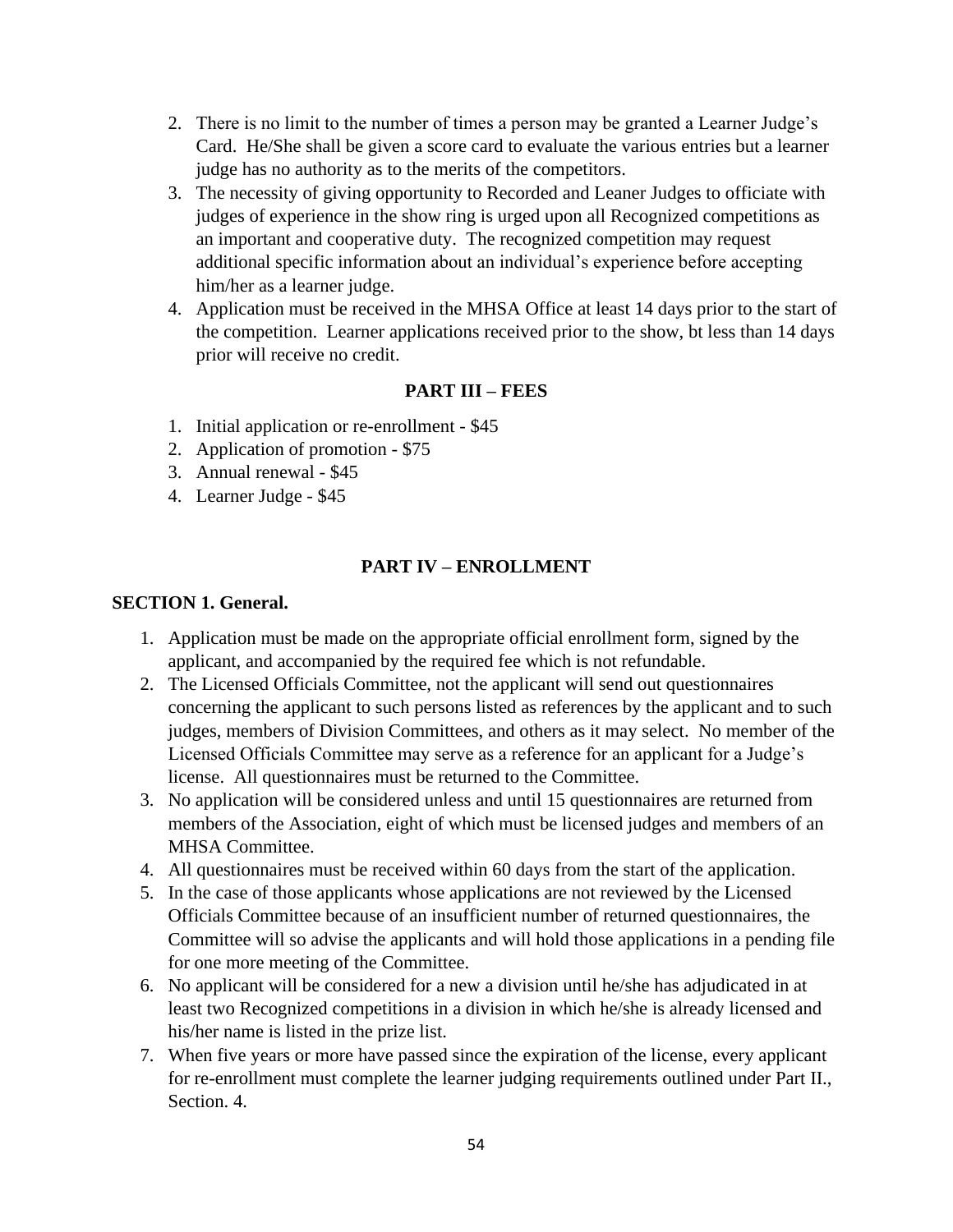2. There is no limit to the number of times a person may be granted a Learner Judge's Card. He/She shall be given a score card to evaluate the various entries but a learner judge has no authority as to the merits of the competitors.
3. The necessity of giving opportunity to Recorded and Leaner Judges to officiate with judges of experience in the show ring is urged upon all Recognized competitions as an important and cooperative duty. The recognized competition may request additional specific information about an individual's experience before accepting him/her as a learner judge.
4. Application must be received in the MHSA Office at least 14 days prior to the start of the competition. Learner applications received prior to the show, bt less than 14 days prior will receive no credit.

## PART III – FEES

1. Initial application or re-enrollment - $45
2. Application of promotion - $75
3. Annual renewal - $45
4. Learner Judge - $45

## PART IV – ENROLLMENT

### SECTION 1. General.

1. Application must be made on the appropriate official enrollment form, signed by the applicant, and accompanied by the required fee which is not refundable.
2. The Licensed Officials Committee, not the applicant will send out questionnaires concerning the applicant to such persons listed as references by the applicant and to such judges, members of Division Committees, and others as it may select. No member of the Licensed Officials Committee may serve as a reference for an applicant for a Judge's license. All questionnaires must be returned to the Committee.
3. No application will be considered unless and until 15 questionnaires are returned from members of the Association, eight of which must be licensed judges and members of an MHSA Committee.
4. All questionnaires must be received within 60 days from the start of the application.
5. In the case of those applicants whose applications are not reviewed by the Licensed Officials Committee because of an insufficient number of returned questionnaires, the Committee will so advise the applicants and will hold those applications in a pending file for one more meeting of the Committee.
6. No applicant will be considered for a new a division until he/she has adjudicated in at least two Recognized competitions in a division in which he/she is already licensed and his/her name is listed in the prize list.
7. When five years or more have passed since the expiration of the license, every applicant for re-enrollment must complete the learner judging requirements outlined under Part II., Section. 4.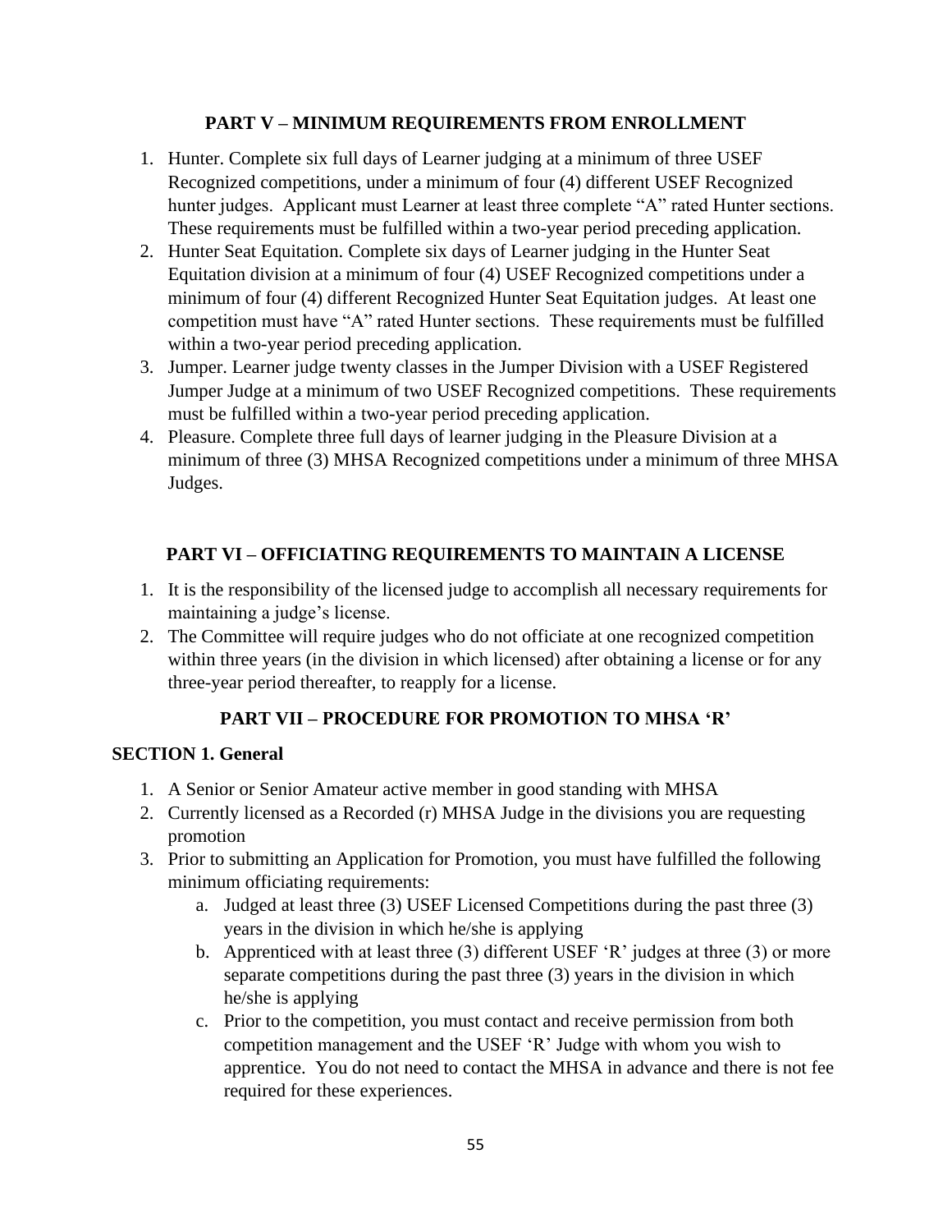## PART V – MINIMUM REQUIREMENTS FROM ENROLLMENT

1. Hunter. Complete six full days of Learner judging at a minimum of three USEF Recognized competitions, under a minimum of four (4) different USEF Recognized hunter judges. Applicant must Learner at least three complete "A" rated Hunter sections. These requirements must be fulfilled within a two-year period preceding application.
2. Hunter Seat Equitation. Complete six days of Learner judging in the Hunter Seat Equitation division at a minimum of four (4) USEF Recognized competitions under a minimum of four (4) different Recognized Hunter Seat Equitation judges. At least one competition must have "A" rated Hunter sections. These requirements must be fulfilled within a two-year period preceding application.
3. Jumper. Learner judge twenty classes in the Jumper Division with a USEF Registered Jumper Judge at a minimum of two USEF Recognized competitions. These requirements must be fulfilled within a two-year period preceding application.
4. Pleasure. Complete three full days of learner judging in the Pleasure Division at a minimum of three (3) MHSA Recognized competitions under a minimum of three MHSA Judges.

## PART VI – OFFICIATING REQUIREMENTS TO MAINTAIN A LICENSE

1. It is the responsibility of the licensed judge to accomplish all necessary requirements for maintaining a judge's license.
2. The Committee will require judges who do not officiate at one recognized competition within three years (in the division in which licensed) after obtaining a license or for any three-year period thereafter, to reapply for a license.

## PART VII – PROCEDURE FOR PROMOTION TO MHSA 'R'

### SECTION 1. General

1. A Senior or Senior Amateur active member in good standing with MHSA
2. Currently licensed as a Recorded (r) MHSA Judge in the divisions you are requesting promotion
3. Prior to submitting an Application for Promotion, you must have fulfilled the following minimum officiating requirements:
   a. Judged at least three (3) USEF Licensed Competitions during the past three (3) years in the division in which he/she is applying
   b. Apprenticed with at least three (3) different USEF 'R' judges at three (3) or more separate competitions during the past three (3) years in the division in which he/she is applying
   c. Prior to the competition, you must contact and receive permission from both competition management and the USEF 'R' Judge with whom you wish to apprentice. You do not need to contact the MHSA in advance and there is not fee required for these experiences.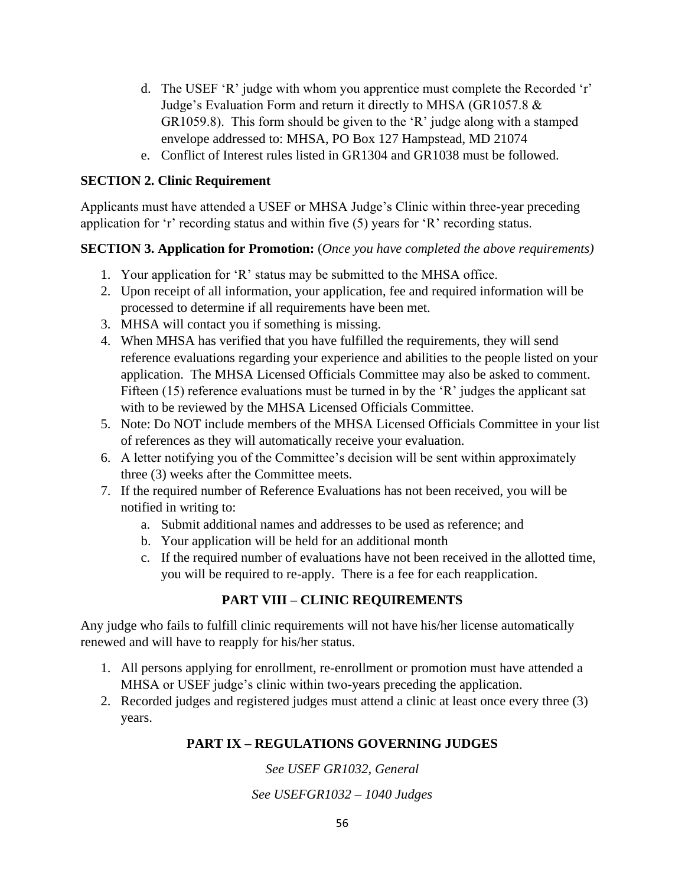d. The USEF 'R' judge with whom you apprentice must complete the Recorded 'r' Judge's Evaluation Form and return it directly to MHSA (GR1057.8 & GR1059.8). This form should be given to the 'R' judge along with a stamped envelope addressed to: MHSA, PO Box 127 Hampstead, MD 21074
e. Conflict of Interest rules listed in GR1304 and GR1038 must be followed.

**SECTION 2. Clinic Requirement**

Applicants must have attended a USEF or MHSA Judge's Clinic within three-year preceding application for 'r' recording status and within five (5) years for 'R' recording status.

**SECTION 3. Application for Promotion:** (*Once you have completed the above requirements)*

1. Your application for 'R' status may be submitted to the MHSA office.
2. Upon receipt of all information, your application, fee and required information will be processed to determine if all requirements have been met.
3. MHSA will contact you if something is missing.
4. When MHSA has verified that you have fulfilled the requirements, they will send reference evaluations regarding your experience and abilities to the people listed on your application. The MHSA Licensed Officials Committee may also be asked to comment. Fifteen (15) reference evaluations must be turned in by the 'R' judges the applicant sat with to be reviewed by the MHSA Licensed Officials Committee.
5. Note: Do NOT include members of the MHSA Licensed Officials Committee in your list of references as they will automatically receive your evaluation.
6. A letter notifying you of the Committee's decision will be sent within approximately three (3) weeks after the Committee meets.
7. If the required number of Reference Evaluations has not been received, you will be notified in writing to:
   a. Submit additional names and addresses to be used as reference; and
   b. Your application will be held for an additional month
   c. If the required number of evaluations have not been received in the allotted time, you will be required to re-apply. There is a fee for each reapplication.

## PART VIII – CLINIC REQUIREMENTS

Any judge who fails to fulfill clinic requirements will not have his/her license automatically renewed and will have to reapply for his/her status.

1. All persons applying for enrollment, re-enrollment or promotion must have attended a MHSA or USEF judge's clinic within two-years preceding the application.
2. Recorded judges and registered judges must attend a clinic at least once every three (3) years.

## PART IX – REGULATIONS GOVERNING JUDGES

*See USEF GR1032, General*

*See USEFGR1032 – 1040 Judges*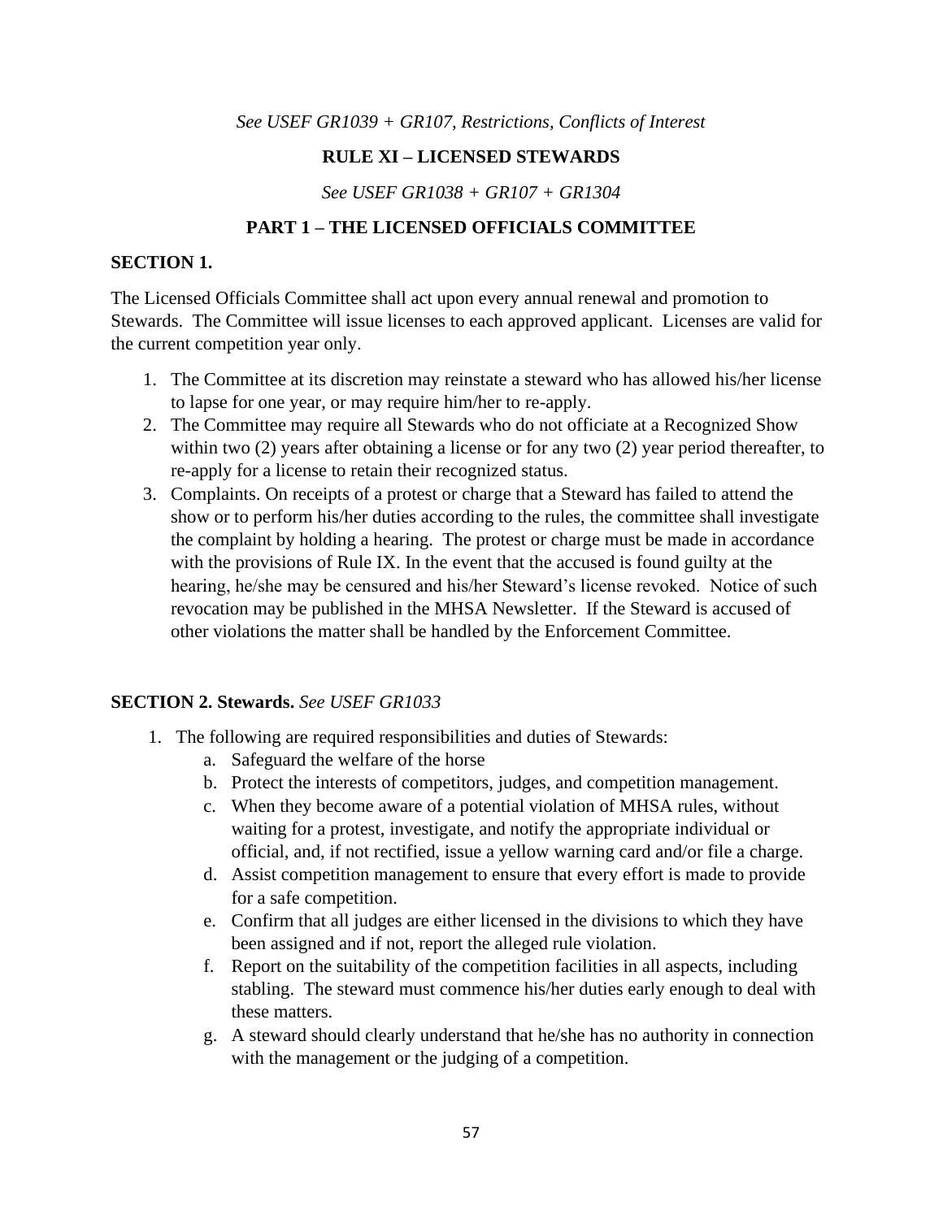*See USEF GR1039 + GR107, Restrictions, Conflicts of Interest*

# RULE XI – LICENSED STEWARDS

*See USEF GR1038 + GR107 + GR1304*

## PART 1 – THE LICENSED OFFICIALS COMMITTEE

### SECTION 1.

The Licensed Officials Committee shall act upon every annual renewal and promotion to Stewards. The Committee will issue licenses to each approved applicant. Licenses are valid for the current competition year only.

1. The Committee at its discretion may reinstate a steward who has allowed his/her license to lapse for one year, or may require him/her to re-apply.
2. The Committee may require all Stewards who do not officiate at a Recognized Show within two (2) years after obtaining a license or for any two (2) year period thereafter, to re-apply for a license to retain their recognized status.
3. Complaints. On receipts of a protest or charge that a Steward has failed to attend the show or to perform his/her duties according to the rules, the committee shall investigate the complaint by holding a hearing. The protest or charge must be made in accordance with the provisions of Rule IX. In the event that the accused is found guilty at the hearing, he/she may be censured and his/her Steward's license revoked. Notice of such revocation may be published in the MHSA Newsletter. If the Steward is accused of other violations the matter shall be handled by the Enforcement Committee.

### SECTION 2. Stewards. *See USEF GR1033*

1. The following are required responsibilities and duties of Stewards:
    a. Safeguard the welfare of the horse
    b. Protect the interests of competitors, judges, and competition management.
    c. When they become aware of a potential violation of MHSA rules, without waiting for a protest, investigate, and notify the appropriate individual or official, and, if not rectified, issue a yellow warning card and/or file a charge.
    d. Assist competition management to ensure that every effort is made to provide for a safe competition.
    e. Confirm that all judges are either licensed in the divisions to which they have been assigned and if not, report the alleged rule violation.
    f. Report on the suitability of the competition facilities in all aspects, including stabling. The steward must commence his/her duties early enough to deal with these matters.
    g. A steward should clearly understand that he/she has no authority in connection with the management or the judging of a competition.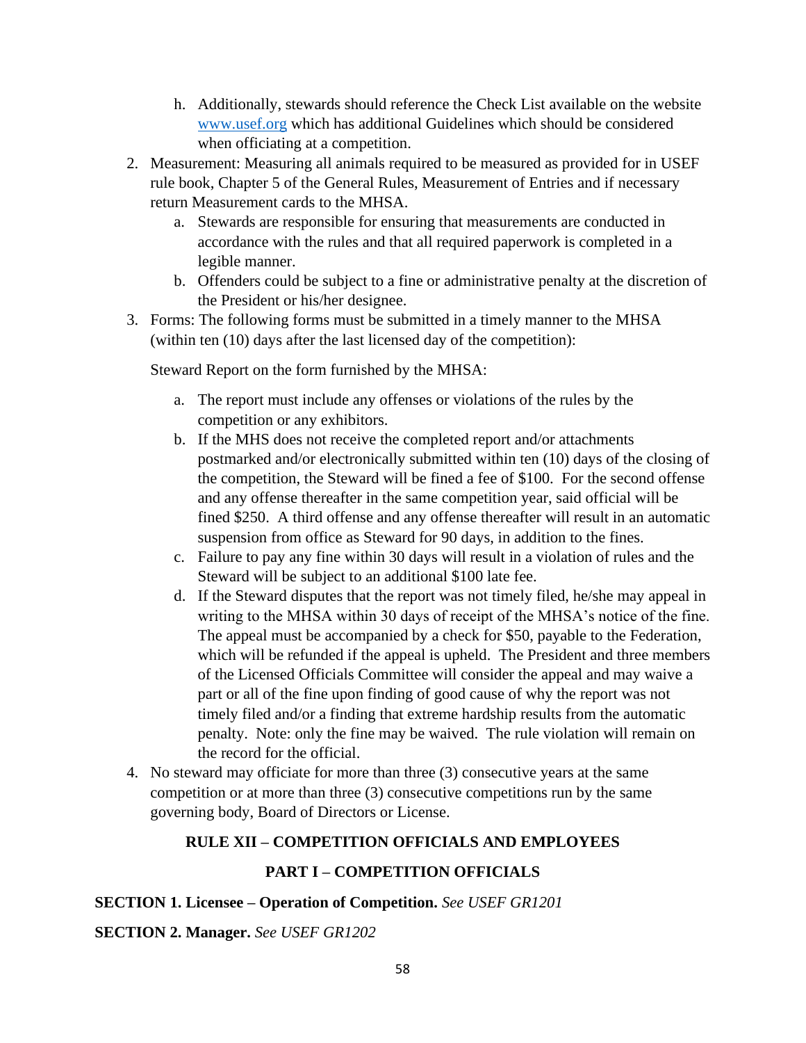h. Additionally, stewards should reference the Check List available on the website www.usef.org which has additional Guidelines which should be considered when officiating at a competition.

2. Measurement: Measuring all animals required to be measured as provided for in USEF rule book, Chapter 5 of the General Rules, Measurement of Entries and if necessary return Measurement cards to the MHSA.
   a. Stewards are responsible for ensuring that measurements are conducted in accordance with the rules and that all required paperwork is completed in a legible manner.
   b. Offenders could be subject to a fine or administrative penalty at the discretion of the President or his/her designee.
3. Forms: The following forms must be submitted in a timely manner to the MHSA (within ten (10) days after the last licensed day of the competition):

   Steward Report on the form furnished by the MHSA:

   a. The report must include any offenses or violations of the rules by the competition or any exhibitors.
   b. If the MHS does not receive the completed report and/or attachments postmarked and/or electronically submitted within ten (10) days of the closing of the competition, the Steward will be fined a fee of $100. For the second offense and any offense thereafter in the same competition year, said official will be fined $250. A third offense and any offense thereafter will result in an automatic suspension from office as Steward for 90 days, in addition to the fines.
   c. Failure to pay any fine within 30 days will result in a violation of rules and the Steward will be subject to an additional $100 late fee.
   d. If the Steward disputes that the report was not timely filed, he/she may appeal in writing to the MHSA within 30 days of receipt of the MHSA's notice of the fine. The appeal must be accompanied by a check for $50, payable to the Federation, which will be refunded if the appeal is upheld. The President and three members of the Licensed Officials Committee will consider the appeal and may waive a part or all of the fine upon finding of good cause of why the report was not timely filed and/or a finding that extreme hardship results from the automatic penalty. Note: only the fine may be waived. The rule violation will remain on the record for the official.
4. No steward may officiate for more than three (3) consecutive years at the same competition or at more than three (3) consecutive competitions run by the same governing body, Board of Directors or License.

## RULE XII – COMPETITION OFFICIALS AND EMPLOYEES

### PART I – COMPETITION OFFICIALS

**SECTION 1. Licensee – Operation of Competition.** *See USEF GR1201*

**SECTION 2. Manager.** *See USEF GR1202*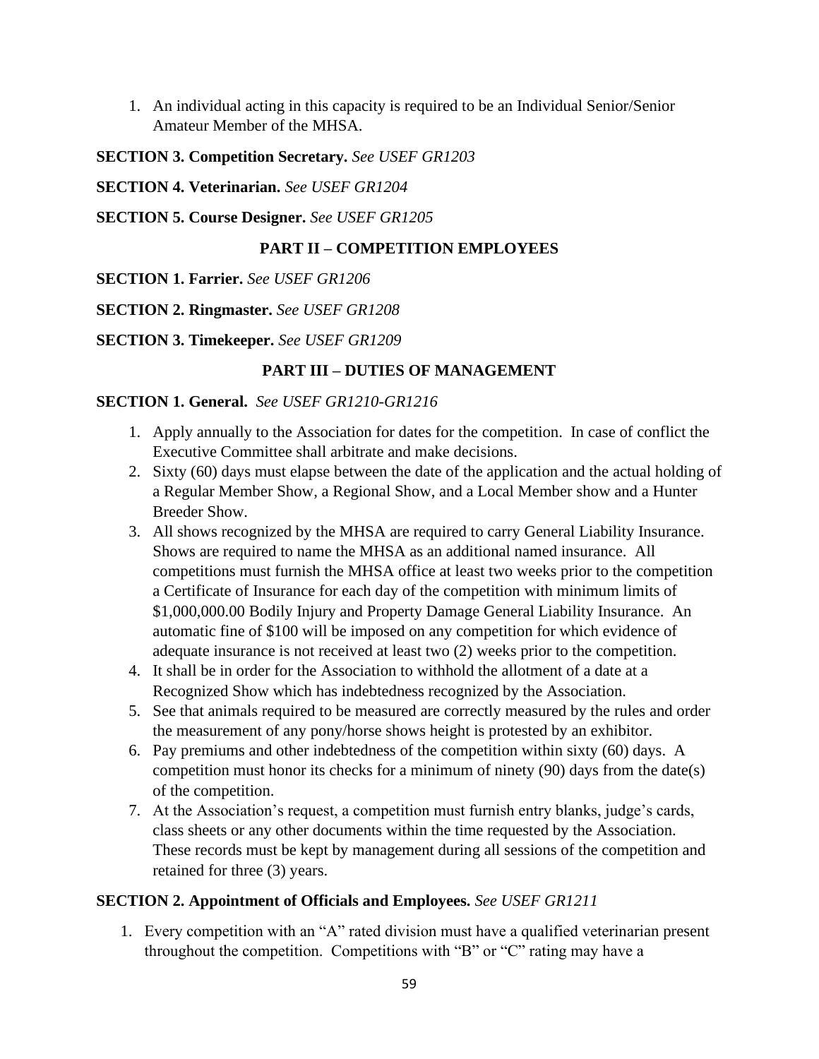1. An individual acting in this capacity is required to be an Individual Senior/Senior Amateur Member of the MHSA.

**SECTION 3. Competition Secretary.** *See USEF GR1203*

**SECTION 4. Veterinarian.** *See USEF GR1204*

**SECTION 5. Course Designer.** *See USEF GR1205*

## PART II – COMPETITION EMPLOYEES

**SECTION 1. Farrier.** *See USEF GR1206*

**SECTION 2. Ringmaster.** *See USEF GR1208*

**SECTION 3. Timekeeper.** *See USEF GR1209*

## PART III – DUTIES OF MANAGEMENT

**SECTION 1. General.** *See USEF GR1210-GR1216*

1. Apply annually to the Association for dates for the competition. In case of conflict the Executive Committee shall arbitrate and make decisions.
2. Sixty (60) days must elapse between the date of the application and the actual holding of a Regular Member Show, a Regional Show, and a Local Member show and a Hunter Breeder Show.
3. All shows recognized by the MHSA are required to carry General Liability Insurance. Shows are required to name the MHSA as an additional named insurance. All competitions must furnish the MHSA office at least two weeks prior to the competition a Certificate of Insurance for each day of the competition with minimum limits of $1,000,000.00 Bodily Injury and Property Damage General Liability Insurance. An automatic fine of $100 will be imposed on any competition for which evidence of adequate insurance is not received at least two (2) weeks prior to the competition.
4. It shall be in order for the Association to withhold the allotment of a date at a Recognized Show which has indebtedness recognized by the Association.
5. See that animals required to be measured are correctly measured by the rules and order the measurement of any pony/horse shows height is protested by an exhibitor.
6. Pay premiums and other indebtedness of the competition within sixty (60) days. A competition must honor its checks for a minimum of ninety (90) days from the date(s) of the competition.
7. At the Association's request, a competition must furnish entry blanks, judge's cards, class sheets or any other documents within the time requested by the Association. These records must be kept by management during all sessions of the competition and retained for three (3) years.

**SECTION 2. Appointment of Officials and Employees.** *See USEF GR1211*

1. Every competition with an "A" rated division must have a qualified veterinarian present throughout the competition. Competitions with "B" or "C" rating may have a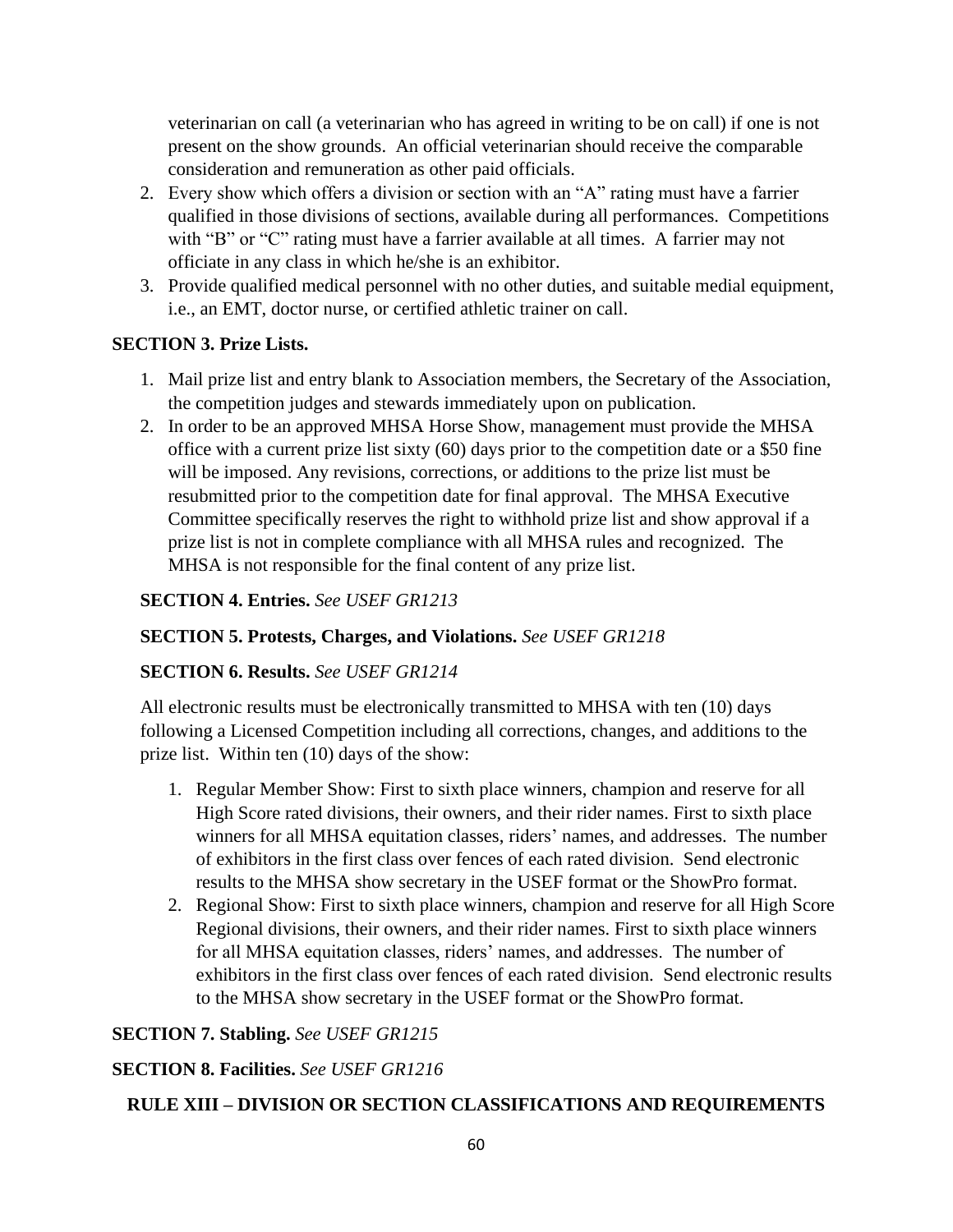veterinarian on call (a veterinarian who has agreed in writing to be on call) if one is not present on the show grounds. An official veterinarian should receive the comparable consideration and remuneration as other paid officials.

2. Every show which offers a division or section with an "A" rating must have a farrier qualified in those divisions of sections, available during all performances. Competitions with "B" or "C" rating must have a farrier available at all times. A farrier may not officiate in any class in which he/she is an exhibitor.
3. Provide qualified medical personnel with no other duties, and suitable medial equipment, i.e., an EMT, doctor nurse, or certified athletic trainer on call.

**SECTION 3. Prize Lists.**

1. Mail prize list and entry blank to Association members, the Secretary of the Association, the competition judges and stewards immediately upon on publication.
2. In order to be an approved MHSA Horse Show, management must provide the MHSA office with a current prize list sixty (60) days prior to the competition date or a $50 fine will be imposed. Any revisions, corrections, or additions to the prize list must be resubmitted prior to the competition date for final approval. The MHSA Executive Committee specifically reserves the right to withhold prize list and show approval if a prize list is not in complete compliance with all MHSA rules and recognized. The MHSA is not responsible for the final content of any prize list.

**SECTION 4. Entries.** *See USEF GR1213*

**SECTION 5. Protests, Charges, and Violations.** *See USEF GR1218*

**SECTION 6. Results.** *See USEF GR1214*

All electronic results must be electronically transmitted to MHSA with ten (10) days following a Licensed Competition including all corrections, changes, and additions to the prize list. Within ten (10) days of the show:

1. Regular Member Show: First to sixth place winners, champion and reserve for all High Score rated divisions, their owners, and their rider names. First to sixth place winners for all MHSA equitation classes, riders' names, and addresses. The number of exhibitors in the first class over fences of each rated division. Send electronic results to the MHSA show secretary in the USEF format or the ShowPro format.
2. Regional Show: First to sixth place winners, champion and reserve for all High Score Regional divisions, their owners, and their rider names. First to sixth place winners for all MHSA equitation classes, riders' names, and addresses. The number of exhibitors in the first class over fences of each rated division. Send electronic results to the MHSA show secretary in the USEF format or the ShowPro format.

**SECTION 7. Stabling.** *See USEF GR1215*

**SECTION 8. Facilities.** *See USEF GR1216*

## RULE XIII – DIVISION OR SECTION CLASSIFICATIONS AND REQUIREMENTS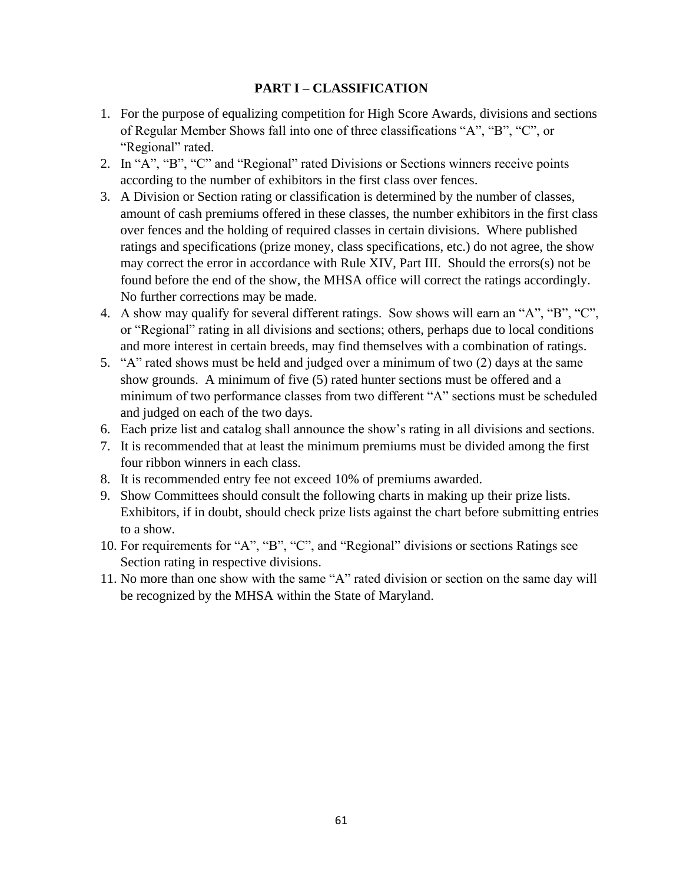## PART I – CLASSIFICATION

1. For the purpose of equalizing competition for High Score Awards, divisions and sections of Regular Member Shows fall into one of three classifications "A", "B", "C", or "Regional" rated.
2. In "A", "B", "C" and "Regional" rated Divisions or Sections winners receive points according to the number of exhibitors in the first class over fences.
3. A Division or Section rating or classification is determined by the number of classes, amount of cash premiums offered in these classes, the number exhibitors in the first class over fences and the holding of required classes in certain divisions. Where published ratings and specifications (prize money, class specifications, etc.) do not agree, the show may correct the error in accordance with Rule XIV, Part III. Should the errors(s) not be found before the end of the show, the MHSA office will correct the ratings accordingly. No further corrections may be made.
4. A show may qualify for several different ratings. Sow shows will earn an "A", "B", "C", or "Regional" rating in all divisions and sections; others, perhaps due to local conditions and more interest in certain breeds, may find themselves with a combination of ratings.
5. "A" rated shows must be held and judged over a minimum of two (2) days at the same show grounds. A minimum of five (5) rated hunter sections must be offered and a minimum of two performance classes from two different "A" sections must be scheduled and judged on each of the two days.
6. Each prize list and catalog shall announce the show's rating in all divisions and sections.
7. It is recommended that at least the minimum premiums must be divided among the first four ribbon winners in each class.
8. It is recommended entry fee not exceed 10% of premiums awarded.
9. Show Committees should consult the following charts in making up their prize lists. Exhibitors, if in doubt, should check prize lists against the chart before submitting entries to a show.
10. For requirements for "A", "B", "C", and "Regional" divisions or sections Ratings see Section rating in respective divisions.
11. No more than one show with the same "A" rated division or section on the same day will be recognized by the MHSA within the State of Maryland.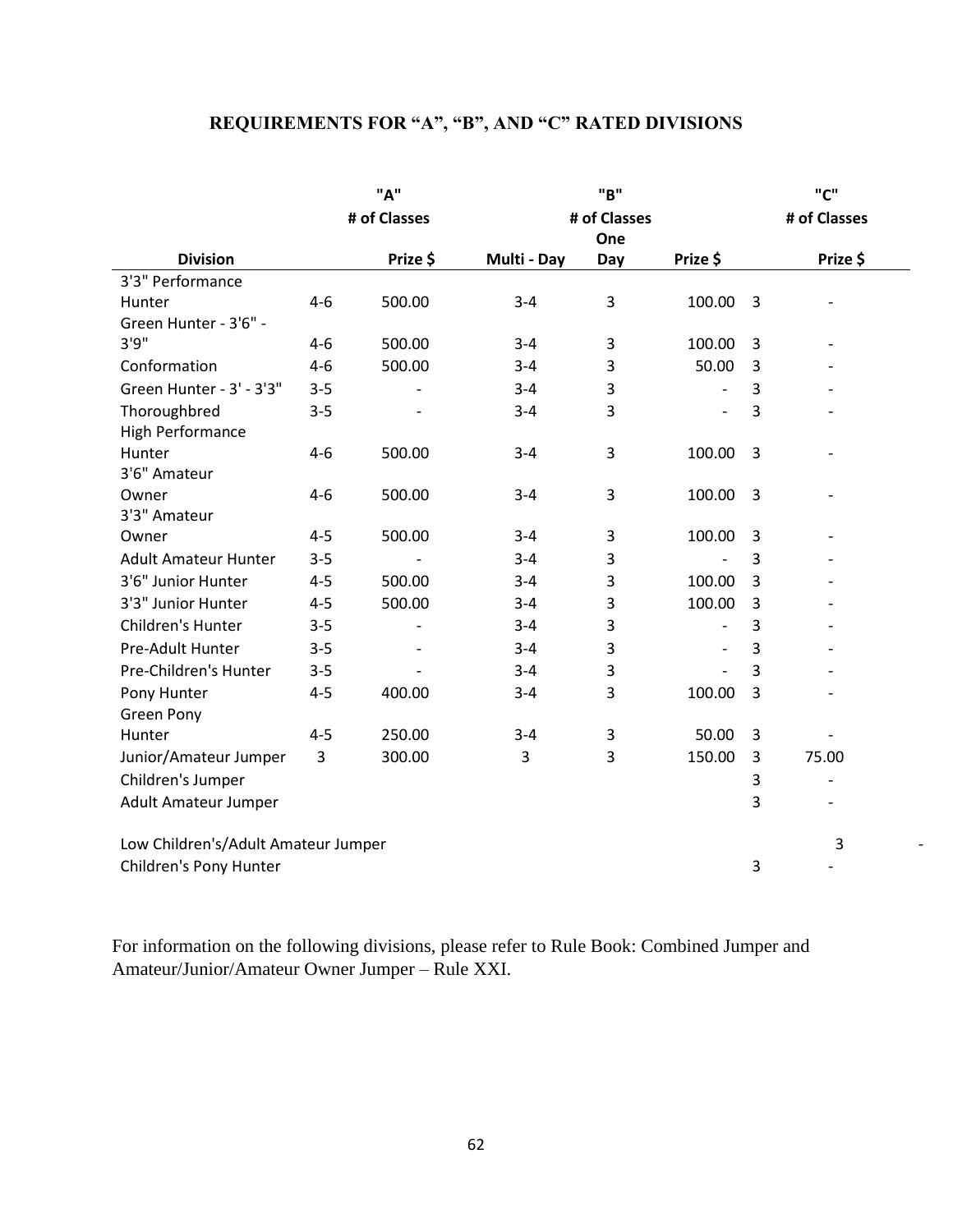## REQUIREMENTS FOR "A", "B", AND "C" RATED DIVISIONS

| | "A" | | "B" | | | "C" | |
|---|---|---|---|---|---|---|---|
| | # of Classes | | # of Classes | | | # of Classes | |
| **Division** | | **Prize $** | **Multi - Day** | **One Day** | **Prize $** | | **Prize $** |
| 3'3" Performance Hunter | 4-6 | 500.00 | 3-4 | 3 | 100.00 | 3 | - |
| Green Hunter - 3'6" - 3'9" | 4-6 | 500.00 | 3-4 | 3 | 100.00 | 3 | - |
| Conformation | 4-6 | 500.00 | 3-4 | 3 | 50.00 | 3 | - |
| Green Hunter - 3' - 3'3" | 3-5 | - | 3-4 | 3 | - | 3 | - |
| Thoroughbred | 3-5 | - | 3-4 | 3 | - | 3 | - |
| High Performance Hunter | 4-6 | 500.00 | 3-4 | 3 | 100.00 | 3 | - |
| 3'6" Amateur Owner | 4-6 | 500.00 | 3-4 | 3 | 100.00 | 3 | - |
| 3'3" Amateur Owner | 4-5 | 500.00 | 3-4 | 3 | 100.00 | 3 | - |
| Adult Amateur Hunter | 3-5 | - | 3-4 | 3 | - | 3 | - |
| 3'6" Junior Hunter | 4-5 | 500.00 | 3-4 | 3 | 100.00 | 3 | - |
| 3'3" Junior Hunter | 4-5 | 500.00 | 3-4 | 3 | 100.00 | 3 | - |
| Children's Hunter | 3-5 | - | 3-4 | 3 | - | 3 | - |
| Pre-Adult Hunter | 3-5 | - | 3-4 | 3 | - | 3 | - |
| Pre-Children's Hunter | 3-5 | - | 3-4 | 3 | - | 3 | - |
| Pony Hunter | 4-5 | 400.00 | 3-4 | 3 | 100.00 | 3 | - |
| Green Pony Hunter | 4-5 | 250.00 | 3-4 | 3 | 50.00 | 3 | - |
| Junior/Amateur Jumper | 3 | 300.00 | 3 | 3 | 150.00 | 3 | 75.00 |
| Children's Jumper | | | | | | 3 | - |
| Adult Amateur Jumper | | | | | | 3 | - |
| Low Children's/Adult Amateur Jumper | | | | | | 3 | - |
| Children's Pony Hunter | | | | | | 3 | - |

For information on the following divisions, please refer to Rule Book: Combined Jumper and Amateur/Junior/Amateur Owner Jumper – Rule XXI.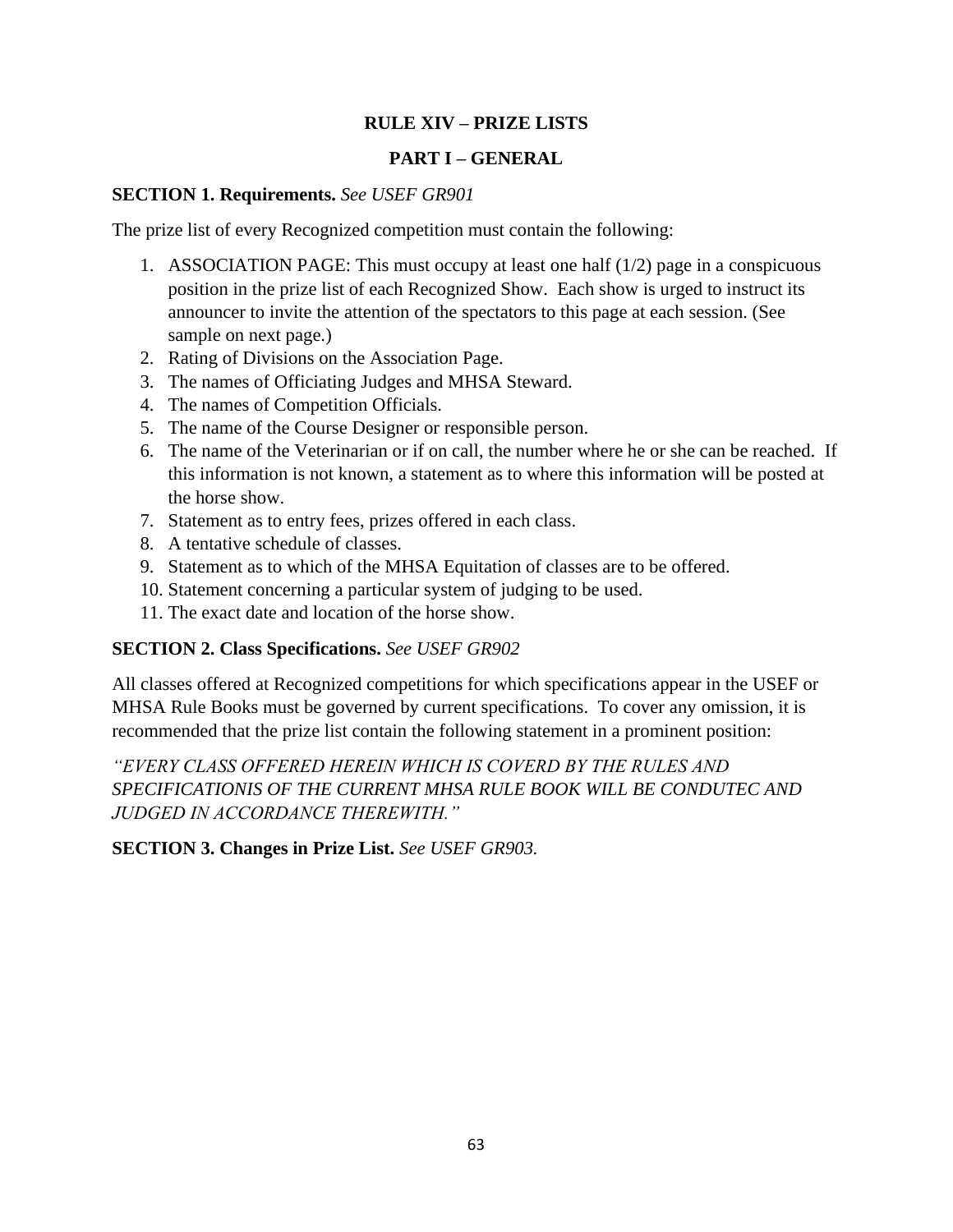# RULE XIV – PRIZE LISTS

## PART I – GENERAL

**SECTION 1. Requirements.** *See USEF GR901*

The prize list of every Recognized competition must contain the following:

1. ASSOCIATION PAGE: This must occupy at least one half (1/2) page in a conspicuous position in the prize list of each Recognized Show. Each show is urged to instruct its announcer to invite the attention of the spectators to this page at each session. (See sample on next page.)
2. Rating of Divisions on the Association Page.
3. The names of Officiating Judges and MHSA Steward.
4. The names of Competition Officials.
5. The name of the Course Designer or responsible person.
6. The name of the Veterinarian or if on call, the number where he or she can be reached. If this information is not known, a statement as to where this information will be posted at the horse show.
7. Statement as to entry fees, prizes offered in each class.
8. A tentative schedule of classes.
9. Statement as to which of the MHSA Equitation of classes are to be offered.
10. Statement concerning a particular system of judging to be used.
11. The exact date and location of the horse show.

**SECTION 2. Class Specifications.** *See USEF GR902*

All classes offered at Recognized competitions for which specifications appear in the USEF or MHSA Rule Books must be governed by current specifications. To cover any omission, it is recommended that the prize list contain the following statement in a prominent position:

*"EVERY CLASS OFFERED HEREIN WHICH IS COVERD BY THE RULES AND SPECIFICATIONIS OF THE CURRENT MHSA RULE BOOK WILL BE CONDUTEC AND JUDGED IN ACCORDANCE THEREWITH."*

**SECTION 3. Changes in Prize List.** *See USEF GR903.*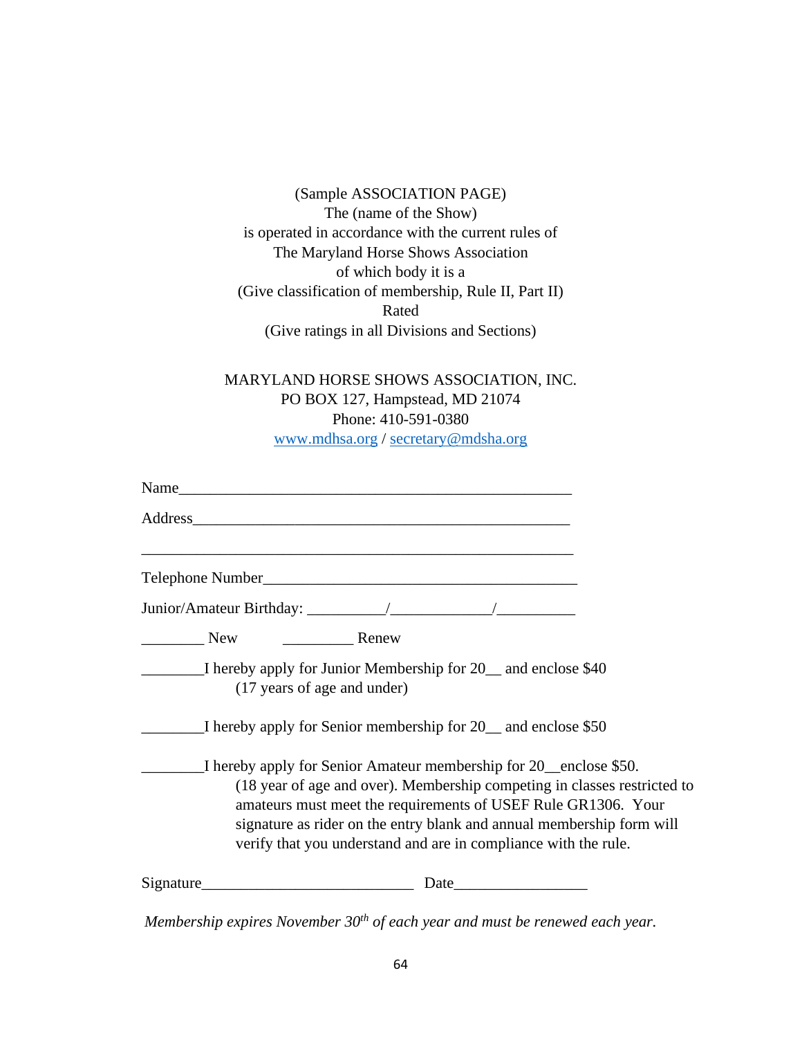(Sample ASSOCIATION PAGE)
The (name of the Show)
is operated in accordance with the current rules of
The Maryland Horse Shows Association
of which body it is a
(Give classification of membership, Rule II, Part II)
Rated
(Give ratings in all Divisions and Sections)

MARYLAND HORSE SHOWS ASSOCIATION, INC.
PO BOX 127, Hampstead, MD 21074
Phone: 410-591-0380
[www.mdhsa.org](http://www.mdhsa.org) / [secretary@mdsha.org](mailto:secretary@mdsha.org)

Name____________________________________________________

Address__________________________________________________

_________________________________________________________

Telephone Number_________________________________________

Junior/Amateur Birthday: __________/_____________/__________

________ New          _________ Renew

________I hereby apply for Junior Membership for 20__ and enclose $40
(17 years of age and under)

________I hereby apply for Senior membership for 20__ and enclose $50

________I hereby apply for Senior Amateur membership for 20__enclose $50.
(18 year of age and over). Membership competing in classes restricted to amateurs must meet the requirements of USEF Rule GR1306. Your signature as rider on the entry blank and annual membership form will verify that you understand and are in compliance with the rule.

Signature___________________________ Date_________________

*Membership expires November 30th of each year and must be renewed each year.*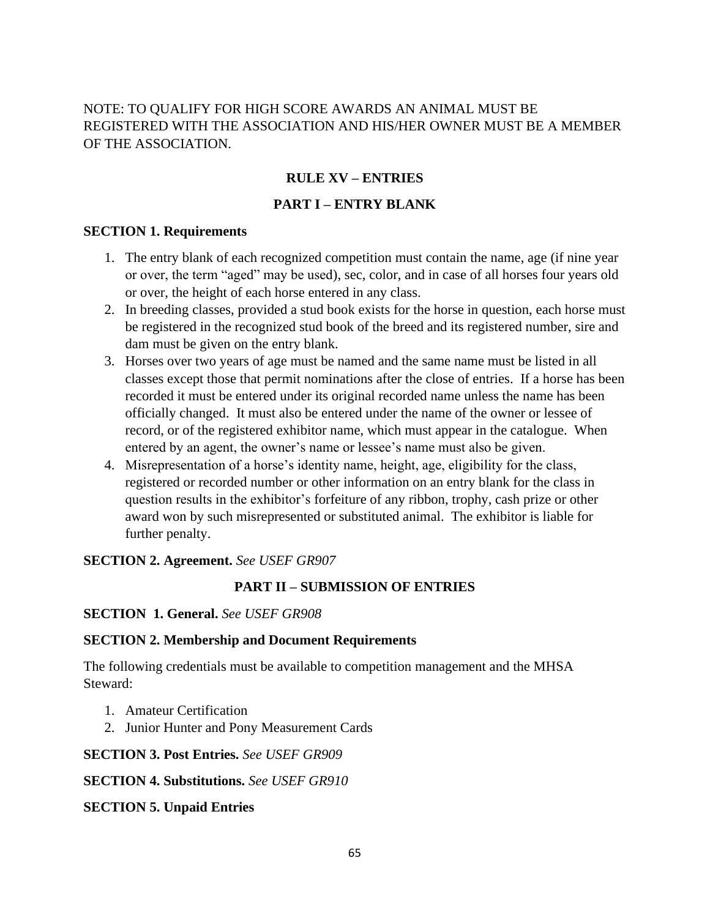NOTE: TO QUALIFY FOR HIGH SCORE AWARDS AN ANIMAL MUST BE REGISTERED WITH THE ASSOCIATION AND HIS/HER OWNER MUST BE A MEMBER OF THE ASSOCIATION.

## RULE XV – ENTRIES

### PART I – ENTRY BLANK

**SECTION 1. Requirements**

1. The entry blank of each recognized competition must contain the name, age (if nine year or over, the term "aged" may be used), sec, color, and in case of all horses four years old or over, the height of each horse entered in any class.
2. In breeding classes, provided a stud book exists for the horse in question, each horse must be registered in the recognized stud book of the breed and its registered number, sire and dam must be given on the entry blank.
3. Horses over two years of age must be named and the same name must be listed in all classes except those that permit nominations after the close of entries. If a horse has been recorded it must be entered under its original recorded name unless the name has been officially changed. It must also be entered under the name of the owner or lessee of record, or of the registered exhibitor name, which must appear in the catalogue. When entered by an agent, the owner's name or lessee's name must also be given.
4. Misrepresentation of a horse's identity name, height, age, eligibility for the class, registered or recorded number or other information on an entry blank for the class in question results in the exhibitor's forfeiture of any ribbon, trophy, cash prize or other award won by such misrepresented or substituted animal. The exhibitor is liable for further penalty.

**SECTION 2. Agreement.** *See USEF GR907*

### PART II – SUBMISSION OF ENTRIES

**SECTION 1. General.** *See USEF GR908*

**SECTION 2. Membership and Document Requirements**

The following credentials must be available to competition management and the MHSA Steward:

1. Amateur Certification
2. Junior Hunter and Pony Measurement Cards

**SECTION 3. Post Entries.** *See USEF GR909*

**SECTION 4. Substitutions.** *See USEF GR910*

**SECTION 5. Unpaid Entries**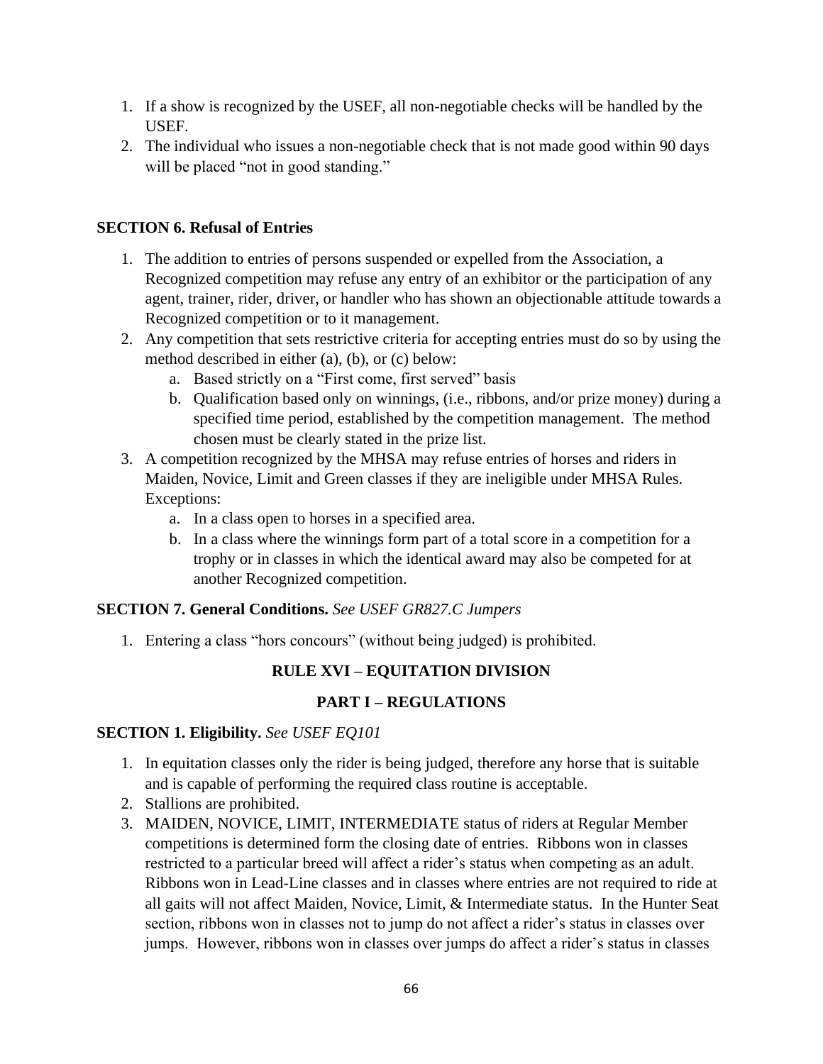1. If a show is recognized by the USEF, all non-negotiable checks will be handled by the USEF.
2. The individual who issues a non-negotiable check that is not made good within 90 days will be placed "not in good standing."

**SECTION 6. Refusal of Entries**

1. The addition to entries of persons suspended or expelled from the Association, a Recognized competition may refuse any entry of an exhibitor or the participation of any agent, trainer, rider, driver, or handler who has shown an objectionable attitude towards a Recognized competition or to it management.
2. Any competition that sets restrictive criteria for accepting entries must do so by using the method described in either (a), (b), or (c) below:
   a. Based strictly on a "First come, first served" basis
   b. Qualification based only on winnings, (i.e., ribbons, and/or prize money) during a specified time period, established by the competition management. The method chosen must be clearly stated in the prize list.
3. A competition recognized by the MHSA may refuse entries of horses and riders in Maiden, Novice, Limit and Green classes if they are ineligible under MHSA Rules. Exceptions:
   a. In a class open to horses in a specified area.
   b. In a class where the winnings form part of a total score in a competition for a trophy or in classes in which the identical award may also be competed for at another Recognized competition.

**SECTION 7. General Conditions.** *See USEF GR827.C Jumpers*

1. Entering a class "hors concours" (without being judged) is prohibited.

## RULE XVI – EQUITATION DIVISION

### PART I – REGULATIONS

**SECTION 1. Eligibility.** *See USEF EQ101*

1. In equitation classes only the rider is being judged, therefore any horse that is suitable and is capable of performing the required class routine is acceptable.
2. Stallions are prohibited.
3. MAIDEN, NOVICE, LIMIT, INTERMEDIATE status of riders at Regular Member competitions is determined form the closing date of entries. Ribbons won in classes restricted to a particular breed will affect a rider's status when competing as an adult. Ribbons won in Lead-Line classes and in classes where entries are not required to ride at all gaits will not affect Maiden, Novice, Limit, & Intermediate status. In the Hunter Seat section, ribbons won in classes not to jump do not affect a rider's status in classes over jumps. However, ribbons won in classes over jumps do affect a rider's status in classes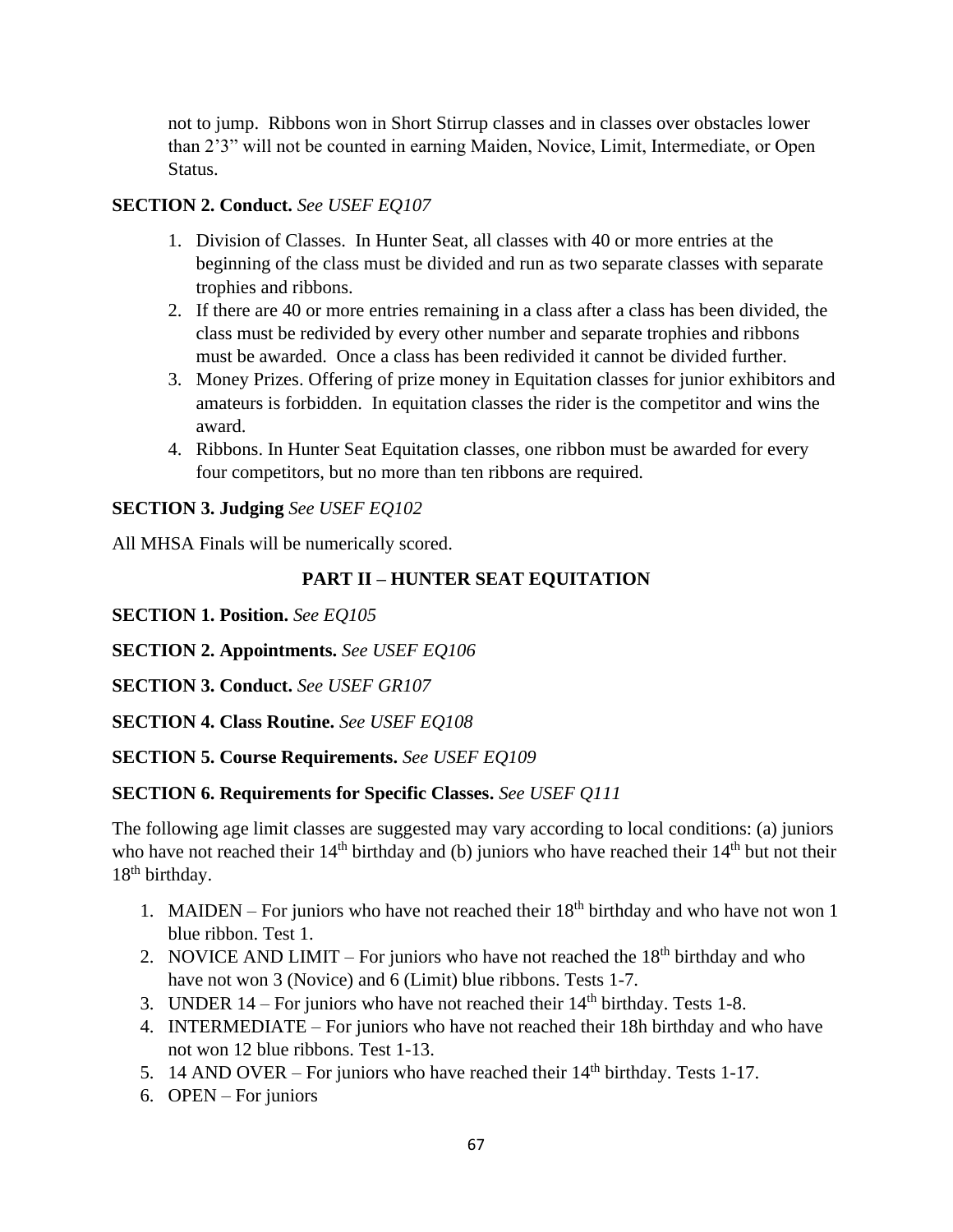not to jump. Ribbons won in Short Stirrup classes and in classes over obstacles lower than 2'3" will not be counted in earning Maiden, Novice, Limit, Intermediate, or Open Status.

**SECTION 2. Conduct.** *See USEF EQ107*

1. Division of Classes. In Hunter Seat, all classes with 40 or more entries at the beginning of the class must be divided and run as two separate classes with separate trophies and ribbons.
2. If there are 40 or more entries remaining in a class after a class has been divided, the class must be redivided by every other number and separate trophies and ribbons must be awarded. Once a class has been redivided it cannot be divided further.
3. Money Prizes. Offering of prize money in Equitation classes for junior exhibitors and amateurs is forbidden. In equitation classes the rider is the competitor and wins the award.
4. Ribbons. In Hunter Seat Equitation classes, one ribbon must be awarded for every four competitors, but no more than ten ribbons are required.

**SECTION 3. Judging** *See USEF EQ102*

All MHSA Finals will be numerically scored.

## PART II – HUNTER SEAT EQUITATION

**SECTION 1. Position.** *See EQ105*

**SECTION 2. Appointments.** *See USEF EQ106*

**SECTION 3. Conduct.** *See USEF GR107*

**SECTION 4. Class Routine.** *See USEF EQ108*

**SECTION 5. Course Requirements.** *See USEF EQ109*

**SECTION 6. Requirements for Specific Classes.** *See USEF Q111*

The following age limit classes are suggested may vary according to local conditions: (a) juniors who have not reached their 14th birthday and (b) juniors who have reached their 14th but not their 18th birthday.

1. MAIDEN – For juniors who have not reached their 18th birthday and who have not won 1 blue ribbon. Test 1.
2. NOVICE AND LIMIT – For juniors who have not reached the 18th birthday and who have not won 3 (Novice) and 6 (Limit) blue ribbons. Tests 1-7.
3. UNDER 14 – For juniors who have not reached their 14th birthday. Tests 1-8.
4. INTERMEDIATE – For juniors who have not reached their 18h birthday and who have not won 12 blue ribbons. Test 1-13.
5. 14 AND OVER – For juniors who have reached their 14th birthday. Tests 1-17.
6. OPEN – For juniors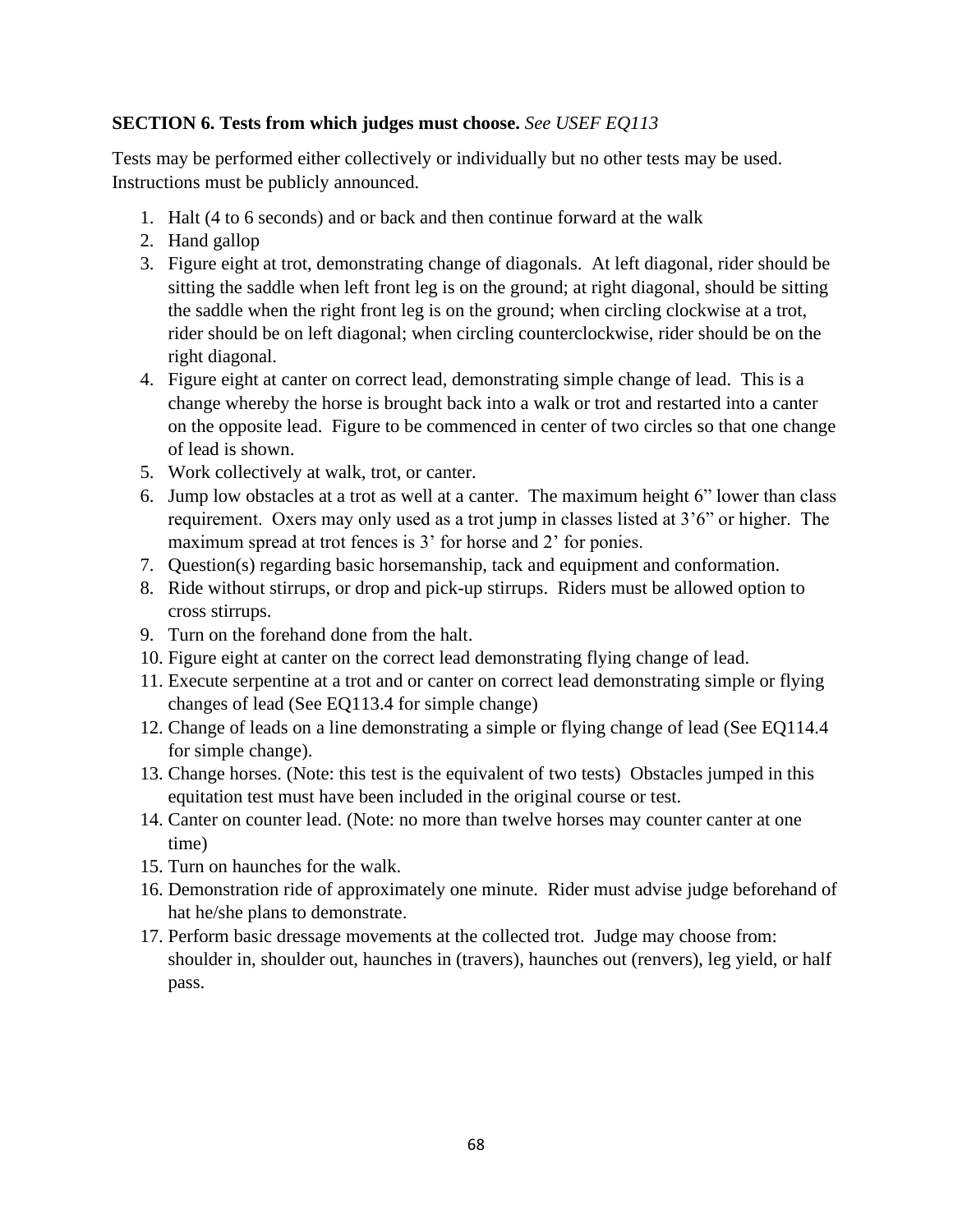**SECTION 6. Tests from which judges must choose.** *See USEF EQ113*

Tests may be performed either collectively or individually but no other tests may be used. Instructions must be publicly announced.

1. Halt (4 to 6 seconds) and or back and then continue forward at the walk
2. Hand gallop
3. Figure eight at trot, demonstrating change of diagonals. At left diagonal, rider should be sitting the saddle when left front leg is on the ground; at right diagonal, should be sitting the saddle when the right front leg is on the ground; when circling clockwise at a trot, rider should be on left diagonal; when circling counterclockwise, rider should be on the right diagonal.
4. Figure eight at canter on correct lead, demonstrating simple change of lead. This is a change whereby the horse is brought back into a walk or trot and restarted into a canter on the opposite lead. Figure to be commenced in center of two circles so that one change of lead is shown.
5. Work collectively at walk, trot, or canter.
6. Jump low obstacles at a trot as well at a canter. The maximum height 6" lower than class requirement. Oxers may only used as a trot jump in classes listed at 3'6" or higher. The maximum spread at trot fences is 3' for horse and 2' for ponies.
7. Question(s) regarding basic horsemanship, tack and equipment and conformation.
8. Ride without stirrups, or drop and pick-up stirrups. Riders must be allowed option to cross stirrups.
9. Turn on the forehand done from the halt.
10. Figure eight at canter on the correct lead demonstrating flying change of lead.
11. Execute serpentine at a trot and or canter on correct lead demonstrating simple or flying changes of lead (See EQ113.4 for simple change)
12. Change of leads on a line demonstrating a simple or flying change of lead (See EQ114.4 for simple change).
13. Change horses. (Note: this test is the equivalent of two tests) Obstacles jumped in this equitation test must have been included in the original course or test.
14. Canter on counter lead. (Note: no more than twelve horses may counter canter at one time)
15. Turn on haunches for the walk.
16. Demonstration ride of approximately one minute. Rider must advise judge beforehand of hat he/she plans to demonstrate.
17. Perform basic dressage movements at the collected trot. Judge may choose from: shoulder in, shoulder out, haunches in (travers), haunches out (renvers), leg yield, or half pass.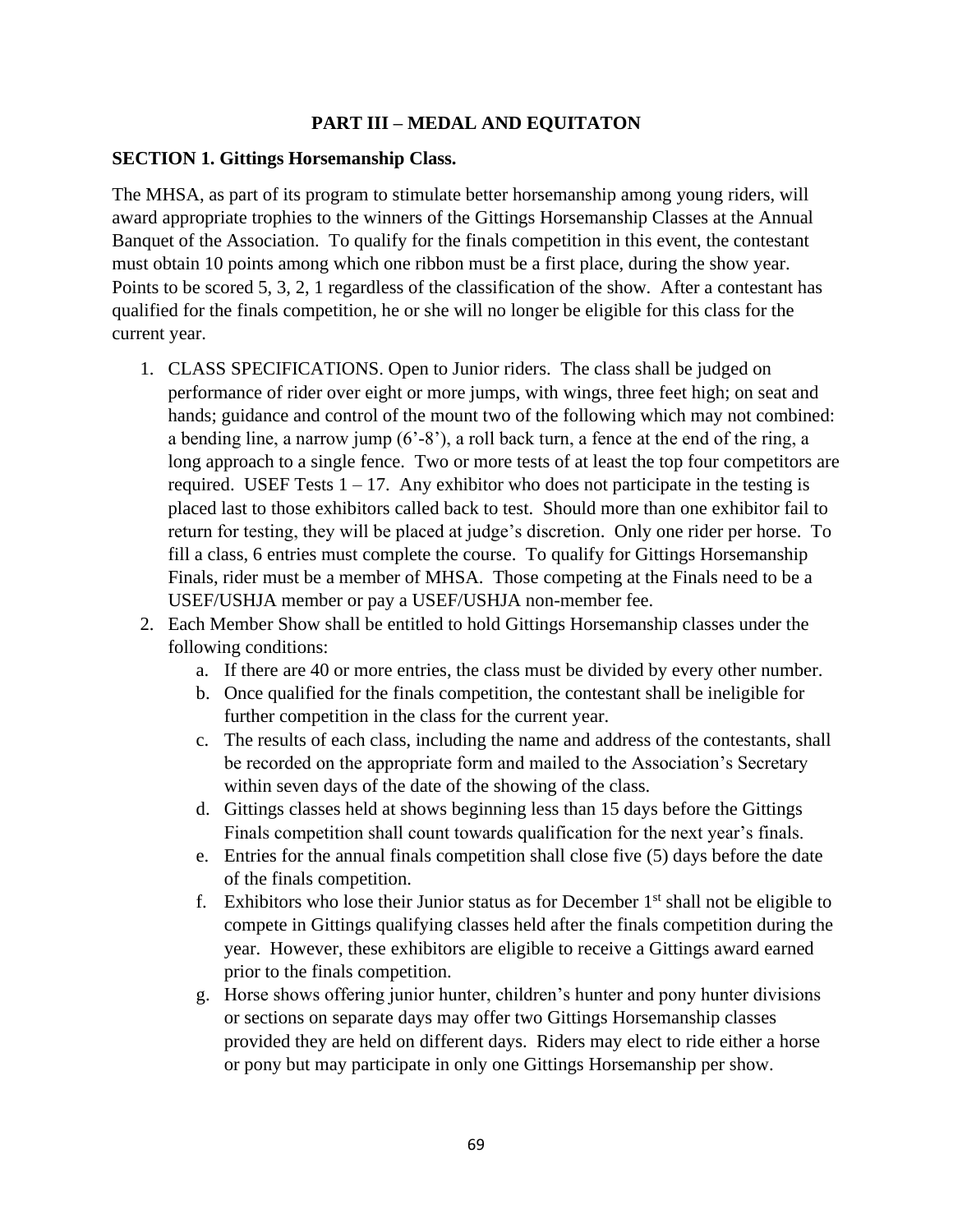## PART III – MEDAL AND EQUITATON

### SECTION 1. Gittings Horsemanship Class.

The MHSA, as part of its program to stimulate better horsemanship among young riders, will award appropriate trophies to the winners of the Gittings Horsemanship Classes at the Annual Banquet of the Association. To qualify for the finals competition in this event, the contestant must obtain 10 points among which one ribbon must be a first place, during the show year. Points to be scored 5, 3, 2, 1 regardless of the classification of the show. After a contestant has qualified for the finals competition, he or she will no longer be eligible for this class for the current year.

1. CLASS SPECIFICATIONS. Open to Junior riders. The class shall be judged on performance of rider over eight or more jumps, with wings, three feet high; on seat and hands; guidance and control of the mount two of the following which may not combined: a bending line, a narrow jump (6'-8'), a roll back turn, a fence at the end of the ring, a long approach to a single fence. Two or more tests of at least the top four competitors are required. USEF Tests 1 – 17. Any exhibitor who does not participate in the testing is placed last to those exhibitors called back to test. Should more than one exhibitor fail to return for testing, they will be placed at judge's discretion. Only one rider per horse. To fill a class, 6 entries must complete the course. To qualify for Gittings Horsemanship Finals, rider must be a member of MHSA. Those competing at the Finals need to be a USEF/USHJA member or pay a USEF/USHJA non-member fee.
2. Each Member Show shall be entitled to hold Gittings Horsemanship classes under the following conditions:
   a. If there are 40 or more entries, the class must be divided by every other number.
   b. Once qualified for the finals competition, the contestant shall be ineligible for further competition in the class for the current year.
   c. The results of each class, including the name and address of the contestants, shall be recorded on the appropriate form and mailed to the Association's Secretary within seven days of the date of the showing of the class.
   d. Gittings classes held at shows beginning less than 15 days before the Gittings Finals competition shall count towards qualification for the next year's finals.
   e. Entries for the annual finals competition shall close five (5) days before the date of the finals competition.
   f. Exhibitors who lose their Junior status as for December 1st shall not be eligible to compete in Gittings qualifying classes held after the finals competition during the year. However, these exhibitors are eligible to receive a Gittings award earned prior to the finals competition.
   g. Horse shows offering junior hunter, children's hunter and pony hunter divisions or sections on separate days may offer two Gittings Horsemanship classes provided they are held on different days. Riders may elect to ride either a horse or pony but may participate in only one Gittings Horsemanship per show.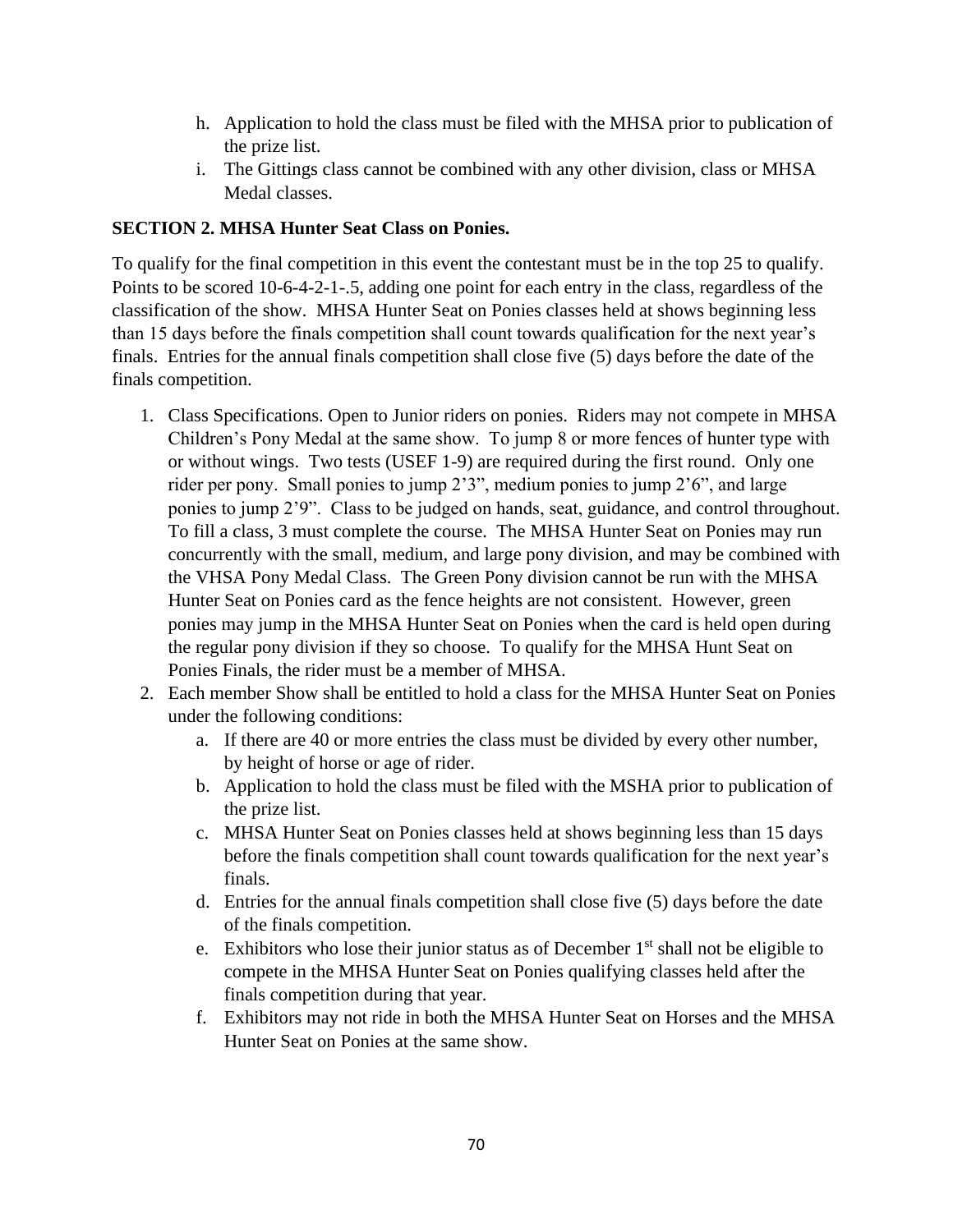h. Application to hold the class must be filed with the MHSA prior to publication of the prize list.
i. The Gittings class cannot be combined with any other division, class or MHSA Medal classes.

**SECTION 2. MHSA Hunter Seat Class on Ponies.**

To qualify for the final competition in this event the contestant must be in the top 25 to qualify. Points to be scored 10-6-4-2-1-.5, adding one point for each entry in the class, regardless of the classification of the show. MHSA Hunter Seat on Ponies classes held at shows beginning less than 15 days before the finals competition shall count towards qualification for the next year's finals. Entries for the annual finals competition shall close five (5) days before the date of the finals competition.

1. Class Specifications. Open to Junior riders on ponies. Riders may not compete in MHSA Children's Pony Medal at the same show. To jump 8 or more fences of hunter type with or without wings. Two tests (USEF 1-9) are required during the first round. Only one rider per pony. Small ponies to jump 2'3", medium ponies to jump 2'6", and large ponies to jump 2'9". Class to be judged on hands, seat, guidance, and control throughout. To fill a class, 3 must complete the course. The MHSA Hunter Seat on Ponies may run concurrently with the small, medium, and large pony division, and may be combined with the VHSA Pony Medal Class. The Green Pony division cannot be run with the MHSA Hunter Seat on Ponies card as the fence heights are not consistent. However, green ponies may jump in the MHSA Hunter Seat on Ponies when the card is held open during the regular pony division if they so choose. To qualify for the MHSA Hunt Seat on Ponies Finals, the rider must be a member of MHSA.
2. Each member Show shall be entitled to hold a class for the MHSA Hunter Seat on Ponies under the following conditions:
   a. If there are 40 or more entries the class must be divided by every other number, by height of horse or age of rider.
   b. Application to hold the class must be filed with the MSHA prior to publication of the prize list.
   c. MHSA Hunter Seat on Ponies classes held at shows beginning less than 15 days before the finals competition shall count towards qualification for the next year's finals.
   d. Entries for the annual finals competition shall close five (5) days before the date of the finals competition.
   e. Exhibitors who lose their junior status as of December 1st shall not be eligible to compete in the MHSA Hunter Seat on Ponies qualifying classes held after the finals competition during that year.
   f. Exhibitors may not ride in both the MHSA Hunter Seat on Horses and the MHSA Hunter Seat on Ponies at the same show.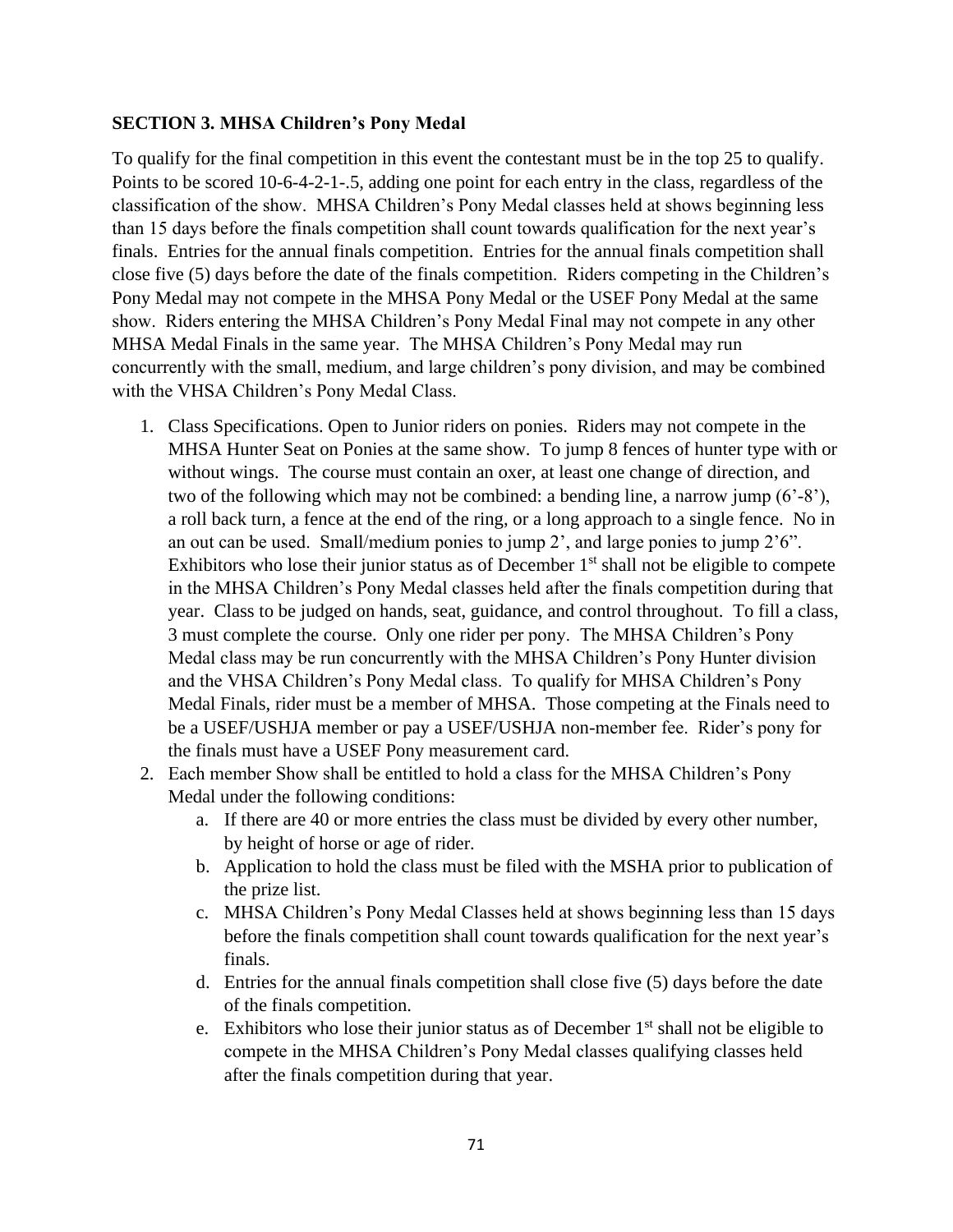**SECTION 3. MHSA Children's Pony Medal**

To qualify for the final competition in this event the contestant must be in the top 25 to qualify. Points to be scored 10-6-4-2-1-.5, adding one point for each entry in the class, regardless of the classification of the show. MHSA Children's Pony Medal classes held at shows beginning less than 15 days before the finals competition shall count towards qualification for the next year's finals. Entries for the annual finals competition. Entries for the annual finals competition shall close five (5) days before the date of the finals competition. Riders competing in the Children's Pony Medal may not compete in the MHSA Pony Medal or the USEF Pony Medal at the same show. Riders entering the MHSA Children's Pony Medal Final may not compete in any other MHSA Medal Finals in the same year. The MHSA Children's Pony Medal may run concurrently with the small, medium, and large children's pony division, and may be combined with the VHSA Children's Pony Medal Class.

1. Class Specifications. Open to Junior riders on ponies. Riders may not compete in the MHSA Hunter Seat on Ponies at the same show. To jump 8 fences of hunter type with or without wings. The course must contain an oxer, at least one change of direction, and two of the following which may not be combined: a bending line, a narrow jump (6'-8'), a roll back turn, a fence at the end of the ring, or a long approach to a single fence. No in an out can be used. Small/medium ponies to jump 2', and large ponies to jump 2'6". Exhibitors who lose their junior status as of December 1st shall not be eligible to compete in the MHSA Children's Pony Medal classes held after the finals competition during that year. Class to be judged on hands, seat, guidance, and control throughout. To fill a class, 3 must complete the course. Only one rider per pony. The MHSA Children's Pony Medal class may be run concurrently with the MHSA Children's Pony Hunter division and the VHSA Children's Pony Medal class. To qualify for MHSA Children's Pony Medal Finals, rider must be a member of MHSA. Those competing at the Finals need to be a USEF/USHJA member or pay a USEF/USHJA non-member fee. Rider's pony for the finals must have a USEF Pony measurement card.
2. Each member Show shall be entitled to hold a class for the MHSA Children's Pony Medal under the following conditions:
    a. If there are 40 or more entries the class must be divided by every other number, by height of horse or age of rider.
    b. Application to hold the class must be filed with the MSHA prior to publication of the prize list.
    c. MHSA Children's Pony Medal Classes held at shows beginning less than 15 days before the finals competition shall count towards qualification for the next year's finals.
    d. Entries for the annual finals competition shall close five (5) days before the date of the finals competition.
    e. Exhibitors who lose their junior status as of December 1st shall not be eligible to compete in the MHSA Children's Pony Medal classes qualifying classes held after the finals competition during that year.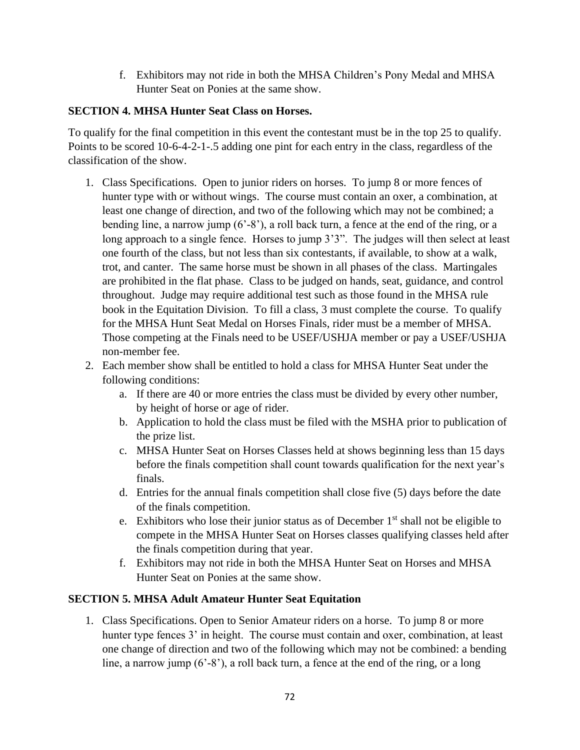f. Exhibitors may not ride in both the MHSA Children's Pony Medal and MHSA Hunter Seat on Ponies at the same show.

**SECTION 4. MHSA Hunter Seat Class on Horses.**

To qualify for the final competition in this event the contestant must be in the top 25 to qualify. Points to be scored 10-6-4-2-1-.5 adding one pint for each entry in the class, regardless of the classification of the show.

1. Class Specifications. Open to junior riders on horses. To jump 8 or more fences of hunter type with or without wings. The course must contain an oxer, a combination, at least one change of direction, and two of the following which may not be combined; a bending line, a narrow jump (6'-8'), a roll back turn, a fence at the end of the ring, or a long approach to a single fence. Horses to jump 3'3". The judges will then select at least one fourth of the class, but not less than six contestants, if available, to show at a walk, trot, and canter. The same horse must be shown in all phases of the class. Martingales are prohibited in the flat phase. Class to be judged on hands, seat, guidance, and control throughout. Judge may require additional test such as those found in the MHSA rule book in the Equitation Division. To fill a class, 3 must complete the course. To qualify for the MHSA Hunt Seat Medal on Horses Finals, rider must be a member of MHSA. Those competing at the Finals need to be USEF/USHJA member or pay a USEF/USHJA non-member fee.
2. Each member show shall be entitled to hold a class for MHSA Hunter Seat under the following conditions:
   a. If there are 40 or more entries the class must be divided by every other number, by height of horse or age of rider.
   b. Application to hold the class must be filed with the MSHA prior to publication of the prize list.
   c. MHSA Hunter Seat on Horses Classes held at shows beginning less than 15 days before the finals competition shall count towards qualification for the next year's finals.
   d. Entries for the annual finals competition shall close five (5) days before the date of the finals competition.
   e. Exhibitors who lose their junior status as of December 1st shall not be eligible to compete in the MHSA Hunter Seat on Horses classes qualifying classes held after the finals competition during that year.
   f. Exhibitors may not ride in both the MHSA Hunter Seat on Horses and MHSA Hunter Seat on Ponies at the same show.

**SECTION 5. MHSA Adult Amateur Hunter Seat Equitation**

1. Class Specifications. Open to Senior Amateur riders on a horse. To jump 8 or more hunter type fences 3' in height. The course must contain and oxer, combination, at least one change of direction and two of the following which may not be combined: a bending line, a narrow jump (6'-8'), a roll back turn, a fence at the end of the ring, or a long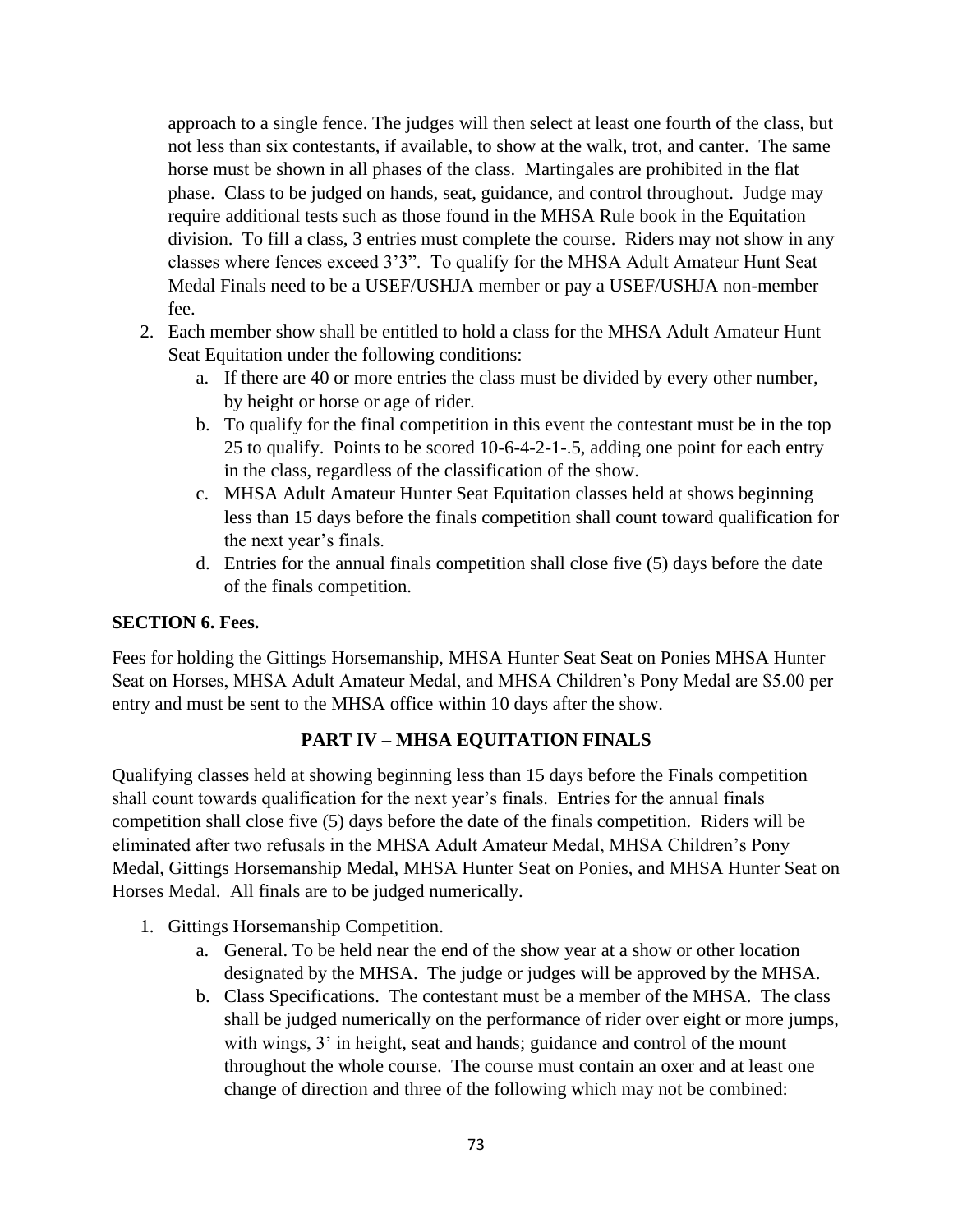approach to a single fence. The judges will then select at least one fourth of the class, but not less than six contestants, if available, to show at the walk, trot, and canter. The same horse must be shown in all phases of the class. Martingales are prohibited in the flat phase. Class to be judged on hands, seat, guidance, and control throughout. Judge may require additional tests such as those found in the MHSA Rule book in the Equitation division. To fill a class, 3 entries must complete the course. Riders may not show in any classes where fences exceed 3'3". To qualify for the MHSA Adult Amateur Hunt Seat Medal Finals need to be a USEF/USHJA member or pay a USEF/USHJA non-member fee.

2. Each member show shall be entitled to hold a class for the MHSA Adult Amateur Hunt Seat Equitation under the following conditions:
   a. If there are 40 or more entries the class must be divided by every other number, by height or horse or age of rider.
   b. To qualify for the final competition in this event the contestant must be in the top 25 to qualify. Points to be scored 10-6-4-2-1-.5, adding one point for each entry in the class, regardless of the classification of the show.
   c. MHSA Adult Amateur Hunter Seat Equitation classes held at shows beginning less than 15 days before the finals competition shall count toward qualification for the next year's finals.
   d. Entries for the annual finals competition shall close five (5) days before the date of the finals competition.

**SECTION 6. Fees.**

Fees for holding the Gittings Horsemanship, MHSA Hunter Seat Seat on Ponies MHSA Hunter Seat on Horses, MHSA Adult Amateur Medal, and MHSA Children's Pony Medal are $5.00 per entry and must be sent to the MHSA office within 10 days after the show.

## PART IV – MHSA EQUITATION FINALS

Qualifying classes held at showing beginning less than 15 days before the Finals competition shall count towards qualification for the next year's finals. Entries for the annual finals competition shall close five (5) days before the date of the finals competition. Riders will be eliminated after two refusals in the MHSA Adult Amateur Medal, MHSA Children's Pony Medal, Gittings Horsemanship Medal, MHSA Hunter Seat on Ponies, and MHSA Hunter Seat on Horses Medal. All finals are to be judged numerically.

1. Gittings Horsemanship Competition.
   a. General. To be held near the end of the show year at a show or other location designated by the MHSA. The judge or judges will be approved by the MHSA.
   b. Class Specifications. The contestant must be a member of the MHSA. The class shall be judged numerically on the performance of rider over eight or more jumps, with wings, 3' in height, seat and hands; guidance and control of the mount throughout the whole course. The course must contain an oxer and at least one change of direction and three of the following which may not be combined: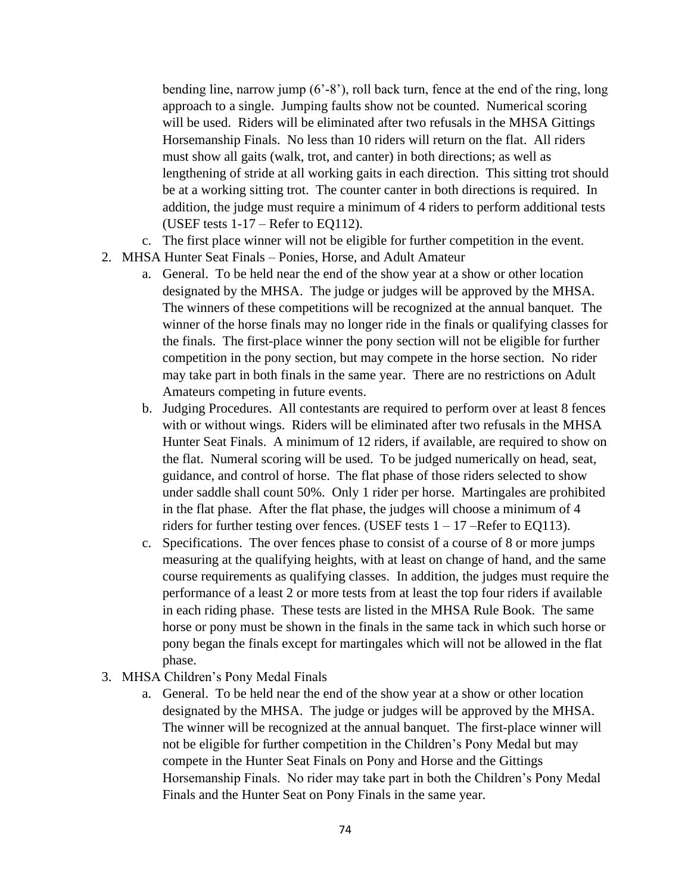bending line, narrow jump (6'-8'), roll back turn, fence at the end of the ring, long approach to a single. Jumping faults show not be counted. Numerical scoring will be used. Riders will be eliminated after two refusals in the MHSA Gittings Horsemanship Finals. No less than 10 riders will return on the flat. All riders must show all gaits (walk, trot, and canter) in both directions; as well as lengthening of stride at all working gaits in each direction. This sitting trot should be at a working sitting trot. The counter canter in both directions is required. In addition, the judge must require a minimum of 4 riders to perform additional tests (USEF tests 1-17 – Refer to EQ112).

   c. The first place winner will not be eligible for further competition in the event.

2. MHSA Hunter Seat Finals – Ponies, Horse, and Adult Amateur
   a. General. To be held near the end of the show year at a show or other location designated by the MHSA. The judge or judges will be approved by the MHSA. The winners of these competitions will be recognized at the annual banquet. The winner of the horse finals may no longer ride in the finals or qualifying classes for the finals. The first-place winner the pony section will not be eligible for further competition in the pony section, but may compete in the horse section. No rider may take part in both finals in the same year. There are no restrictions on Adult Amateurs competing in future events.
   b. Judging Procedures. All contestants are required to perform over at least 8 fences with or without wings. Riders will be eliminated after two refusals in the MHSA Hunter Seat Finals. A minimum of 12 riders, if available, are required to show on the flat. Numeral scoring will be used. To be judged numerically on head, seat, guidance, and control of horse. The flat phase of those riders selected to show under saddle shall count 50%. Only 1 rider per horse. Martingales are prohibited in the flat phase. After the flat phase, the judges will choose a minimum of 4 riders for further testing over fences. (USEF tests 1 – 17 –Refer to EQ113).
   c. Specifications. The over fences phase to consist of a course of 8 or more jumps measuring at the qualifying heights, with at least on change of hand, and the same course requirements as qualifying classes. In addition, the judges must require the performance of a least 2 or more tests from at least the top four riders if available in each riding phase. These tests are listed in the MHSA Rule Book. The same horse or pony must be shown in the finals in the same tack in which such horse or pony began the finals except for martingales which will not be allowed in the flat phase.

3. MHSA Children's Pony Medal Finals
   a. General. To be held near the end of the show year at a show or other location designated by the MHSA. The judge or judges will be approved by the MHSA. The winner will be recognized at the annual banquet. The first-place winner will not be eligible for further competition in the Children's Pony Medal but may compete in the Hunter Seat Finals on Pony and Horse and the Gittings Horsemanship Finals. No rider may take part in both the Children's Pony Medal Finals and the Hunter Seat on Pony Finals in the same year.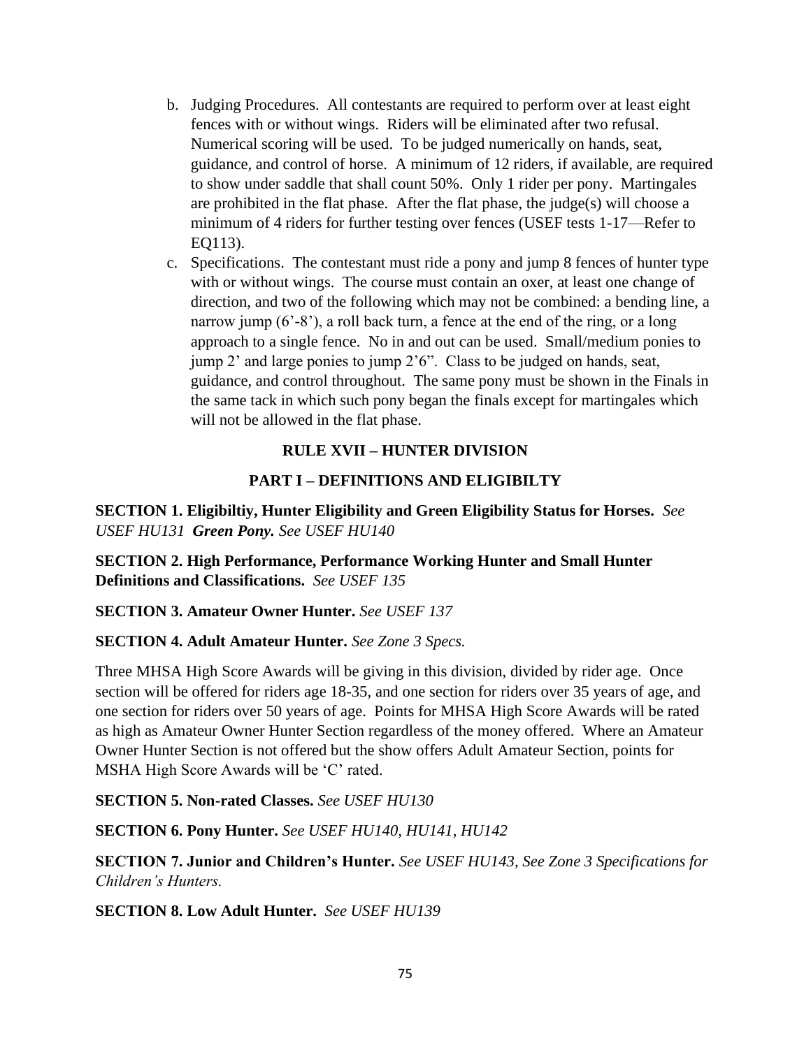b. Judging Procedures. All contestants are required to perform over at least eight fences with or without wings. Riders will be eliminated after two refusal. Numerical scoring will be used. To be judged numerically on hands, seat, guidance, and control of horse. A minimum of 12 riders, if available, are required to show under saddle that shall count 50%. Only 1 rider per pony. Martingales are prohibited in the flat phase. After the flat phase, the judge(s) will choose a minimum of 4 riders for further testing over fences (USEF tests 1-17—Refer to EQ113).

c. Specifications. The contestant must ride a pony and jump 8 fences of hunter type with or without wings. The course must contain an oxer, at least one change of direction, and two of the following which may not be combined: a bending line, a narrow jump (6'-8'), a roll back turn, a fence at the end of the ring, or a long approach to a single fence. No in and out can be used. Small/medium ponies to jump 2' and large ponies to jump 2'6". Class to be judged on hands, seat, guidance, and control throughout. The same pony must be shown in the Finals in the same tack in which such pony began the finals except for martingales which will not be allowed in the flat phase.

## RULE XVII – HUNTER DIVISION

### PART I – DEFINITIONS AND ELIGIBILTY

**SECTION 1. Eligibiltiy, Hunter Eligibility and Green Eligibility Status for Horses.** *See USEF HU131* ***Green Pony.*** *See USEF HU140*

**SECTION 2. High Performance, Performance Working Hunter and Small Hunter Definitions and Classifications.** *See USEF 135*

**SECTION 3. Amateur Owner Hunter.** *See USEF 137*

**SECTION 4. Adult Amateur Hunter.** *See Zone 3 Specs.*

Three MHSA High Score Awards will be giving in this division, divided by rider age. Once section will be offered for riders age 18-35, and one section for riders over 35 years of age, and one section for riders over 50 years of age. Points for MHSA High Score Awards will be rated as high as Amateur Owner Hunter Section regardless of the money offered. Where an Amateur Owner Hunter Section is not offered but the show offers Adult Amateur Section, points for MSHA High Score Awards will be 'C' rated.

**SECTION 5. Non-rated Classes.** *See USEF HU130*

**SECTION 6. Pony Hunter.** *See USEF HU140, HU141, HU142*

**SECTION 7. Junior and Children's Hunter.** *See USEF HU143, See Zone 3 Specifications for Children's Hunters.*

**SECTION 8. Low Adult Hunter.** *See USEF HU139*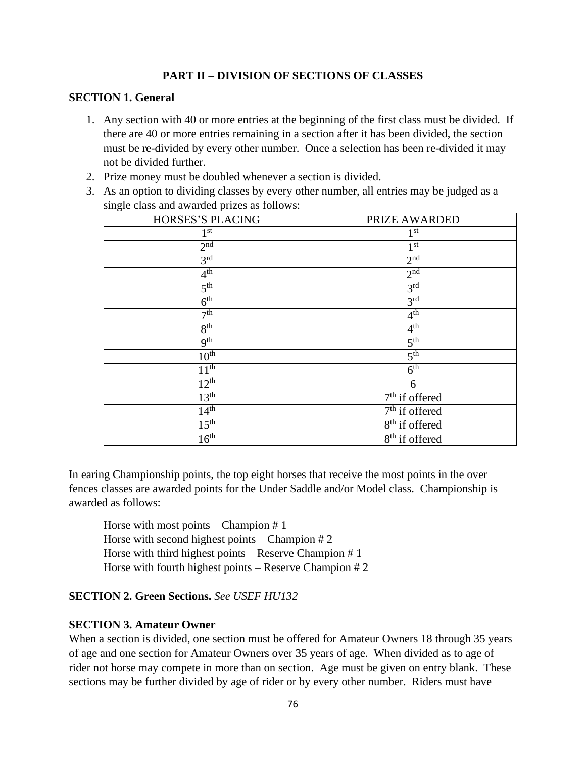## PART II – DIVISION OF SECTIONS OF CLASSES

### SECTION 1. General

1. Any section with 40 or more entries at the beginning of the first class must be divided. If there are 40 or more entries remaining in a section after it has been divided, the section must be re-divided by every other number. Once a selection has been re-divided it may not be divided further.
2. Prize money must be doubled whenever a section is divided.
3. As an option to dividing classes by every other number, all entries may be judged as a single class and awarded prizes as follows:

| HORSES'S PLACING | PRIZE AWARDED |
| --- | --- |
| 1st | 1st |
| 2nd | 1st |
| 3rd | 2nd |
| 4th | 2nd |
| 5th | 3rd |
| 6th | 3rd |
| 7th | 4th |
| 8th | 4th |
| 9th | 5th |
| 10th | 5th |
| 11th | 6th |
| 12th | 6 |
| 13th | 7th if offered |
| 14th | 7th if offered |
| 15th | 8th if offered |
| 16th | 8th if offered |

In earing Championship points, the top eight horses that receive the most points in the over fences classes are awarded points for the Under Saddle and/or Model class. Championship is awarded as follows:

Horse with most points – Champion # 1
Horse with second highest points – Champion # 2
Horse with third highest points – Reserve Champion # 1
Horse with fourth highest points – Reserve Champion # 2

### SECTION 2. Green Sections. *See USEF HU132*

### SECTION 3. Amateur Owner

When a section is divided, one section must be offered for Amateur Owners 18 through 35 years of age and one section for Amateur Owners over 35 years of age. When divided as to age of rider not horse may compete in more than on section. Age must be given on entry blank. These sections may be further divided by age of rider or by every other number. Riders must have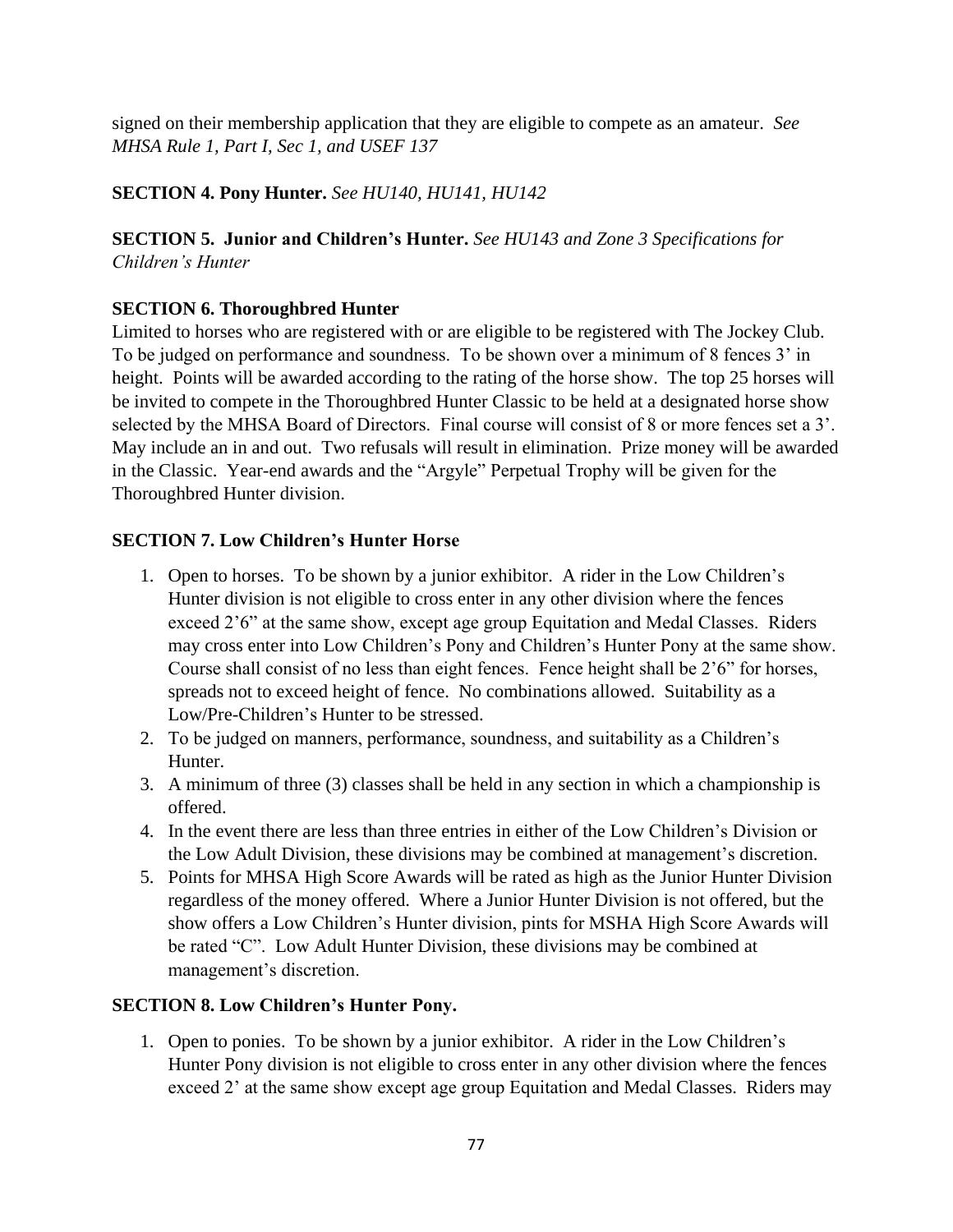signed on their membership application that they are eligible to compete as an amateur. *See MHSA Rule 1, Part I, Sec 1, and USEF 137*

**SECTION 4. Pony Hunter.** *See HU140, HU141, HU142*

**SECTION 5. Junior and Children's Hunter.** *See HU143 and Zone 3 Specifications for Children's Hunter*

**SECTION 6. Thoroughbred Hunter**

Limited to horses who are registered with or are eligible to be registered with The Jockey Club. To be judged on performance and soundness. To be shown over a minimum of 8 fences 3' in height. Points will be awarded according to the rating of the horse show. The top 25 horses will be invited to compete in the Thoroughbred Hunter Classic to be held at a designated horse show selected by the MHSA Board of Directors. Final course will consist of 8 or more fences set a 3'. May include an in and out. Two refusals will result in elimination. Prize money will be awarded in the Classic. Year-end awards and the "Argyle" Perpetual Trophy will be given for the Thoroughbred Hunter division.

**SECTION 7. Low Children's Hunter Horse**

1. Open to horses. To be shown by a junior exhibitor. A rider in the Low Children's Hunter division is not eligible to cross enter in any other division where the fences exceed 2'6" at the same show, except age group Equitation and Medal Classes. Riders may cross enter into Low Children's Pony and Children's Hunter Pony at the same show. Course shall consist of no less than eight fences. Fence height shall be 2'6" for horses, spreads not to exceed height of fence. No combinations allowed. Suitability as a Low/Pre-Children's Hunter to be stressed.
2. To be judged on manners, performance, soundness, and suitability as a Children's Hunter.
3. A minimum of three (3) classes shall be held in any section in which a championship is offered.
4. In the event there are less than three entries in either of the Low Children's Division or the Low Adult Division, these divisions may be combined at management's discretion.
5. Points for MHSA High Score Awards will be rated as high as the Junior Hunter Division regardless of the money offered. Where a Junior Hunter Division is not offered, but the show offers a Low Children's Hunter division, pints for MSHA High Score Awards will be rated "C". Low Adult Hunter Division, these divisions may be combined at management's discretion.

**SECTION 8. Low Children's Hunter Pony.**

1. Open to ponies. To be shown by a junior exhibitor. A rider in the Low Children's Hunter Pony division is not eligible to cross enter in any other division where the fences exceed 2' at the same show except age group Equitation and Medal Classes. Riders may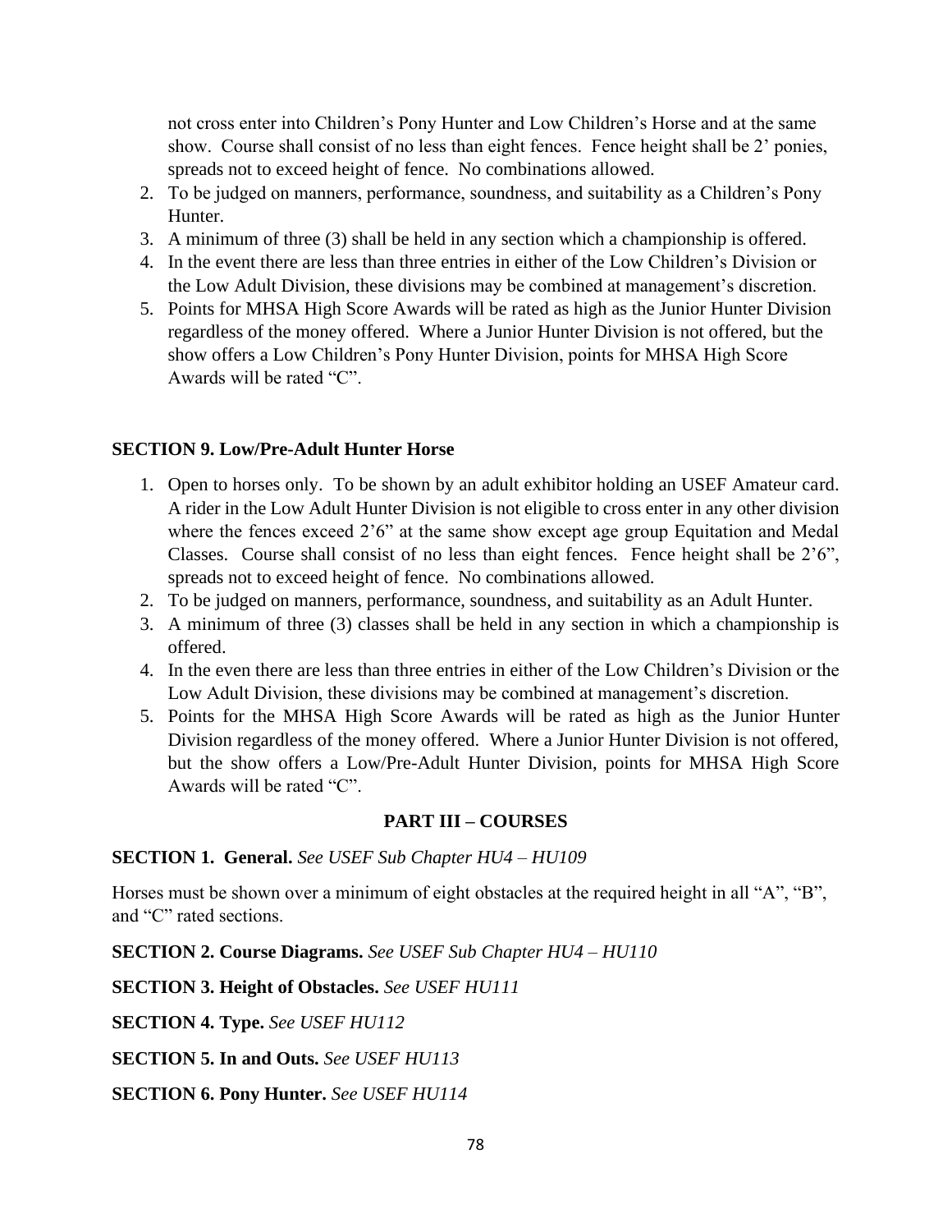not cross enter into Children's Pony Hunter and Low Children's Horse and at the same show. Course shall consist of no less than eight fences. Fence height shall be 2' ponies, spreads not to exceed height of fence. No combinations allowed.

2. To be judged on manners, performance, soundness, and suitability as a Children's Pony Hunter.
3. A minimum of three (3) shall be held in any section which a championship is offered.
4. In the event there are less than three entries in either of the Low Children's Division or the Low Adult Division, these divisions may be combined at management's discretion.
5. Points for MHSA High Score Awards will be rated as high as the Junior Hunter Division regardless of the money offered. Where a Junior Hunter Division is not offered, but the show offers a Low Children's Pony Hunter Division, points for MHSA High Score Awards will be rated "C".

### SECTION 9. Low/Pre-Adult Hunter Horse

1. Open to horses only. To be shown by an adult exhibitor holding an USEF Amateur card. A rider in the Low Adult Hunter Division is not eligible to cross enter in any other division where the fences exceed 2'6" at the same show except age group Equitation and Medal Classes. Course shall consist of no less than eight fences. Fence height shall be 2'6", spreads not to exceed height of fence. No combinations allowed.
2. To be judged on manners, performance, soundness, and suitability as an Adult Hunter.
3. A minimum of three (3) classes shall be held in any section in which a championship is offered.
4. In the even there are less than three entries in either of the Low Children's Division or the Low Adult Division, these divisions may be combined at management's discretion.
5. Points for the MHSA High Score Awards will be rated as high as the Junior Hunter Division regardless of the money offered. Where a Junior Hunter Division is not offered, but the show offers a Low/Pre-Adult Hunter Division, points for MHSA High Score Awards will be rated "C".

## PART III – COURSES

**SECTION 1. General.** *See USEF Sub Chapter HU4 – HU109*

Horses must be shown over a minimum of eight obstacles at the required height in all "A", "B", and "C" rated sections.

**SECTION 2. Course Diagrams.** *See USEF Sub Chapter HU4 – HU110*

**SECTION 3. Height of Obstacles.** *See USEF HU111*

**SECTION 4. Type.** *See USEF HU112*

**SECTION 5. In and Outs.** *See USEF HU113*

**SECTION 6. Pony Hunter.** *See USEF HU114*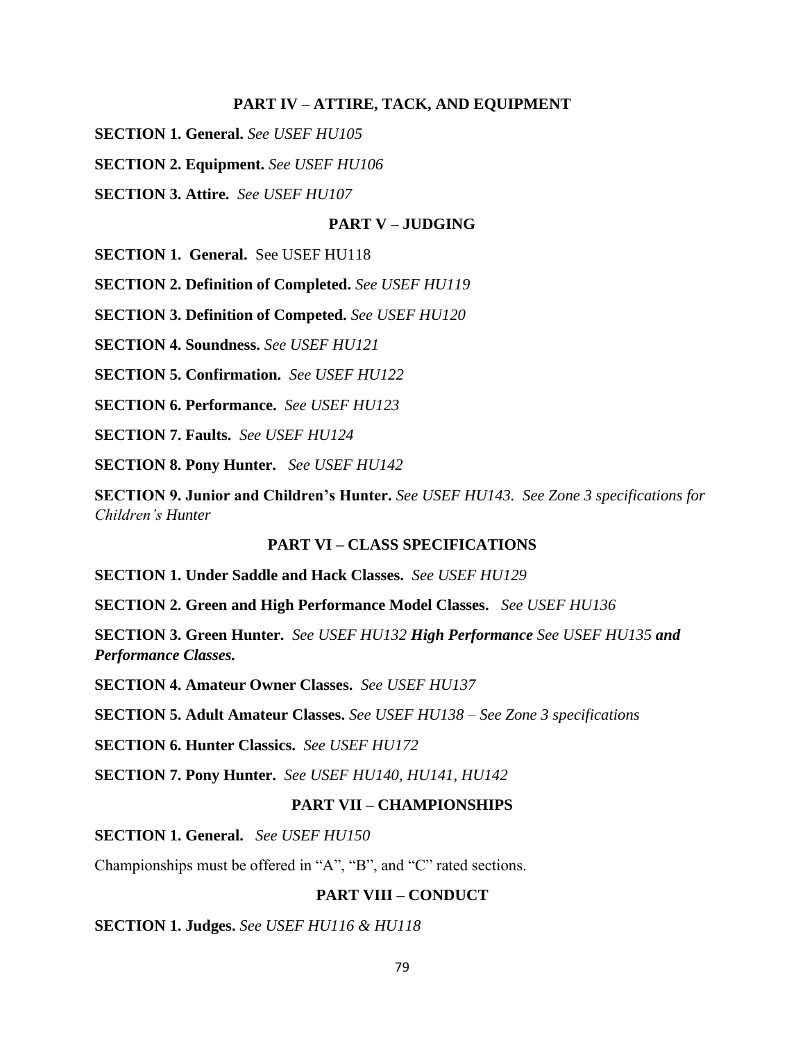## PART IV – ATTIRE, TACK, AND EQUIPMENT

**SECTION 1. General.** *See USEF HU105*

**SECTION 2. Equipment.** *See USEF HU106*

**SECTION 3. Attire.** *See USEF HU107*

## PART V – JUDGING

**SECTION 1. General.** See USEF HU118

**SECTION 2. Definition of Completed.** *See USEF HU119*

**SECTION 3. Definition of Competed.** *See USEF HU120*

**SECTION 4. Soundness.** *See USEF HU121*

**SECTION 5. Confirmation.** *See USEF HU122*

**SECTION 6. Performance.** *See USEF HU123*

**SECTION 7. Faults.** *See USEF HU124*

**SECTION 8. Pony Hunter.** *See USEF HU142*

**SECTION 9. Junior and Children's Hunter.** *See USEF HU143. See Zone 3 specifications for Children's Hunter*

## PART VI – CLASS SPECIFICATIONS

**SECTION 1. Under Saddle and Hack Classes.** *See USEF HU129*

**SECTION 2. Green and High Performance Model Classes.** *See USEF HU136*

**SECTION 3. Green Hunter.** *See USEF HU132* ***High Performance*** *See USEF HU135* ***and Performance Classes.***

**SECTION 4. Amateur Owner Classes.** *See USEF HU137*

**SECTION 5. Adult Amateur Classes.** *See USEF HU138 – See Zone 3 specifications*

**SECTION 6. Hunter Classics.** *See USEF HU172*

**SECTION 7. Pony Hunter.** *See USEF HU140, HU141, HU142*

## PART VII – CHAMPIONSHIPS

**SECTION 1. General.** *See USEF HU150*

Championships must be offered in "A", "B", and "C" rated sections.

## PART VIII – CONDUCT

**SECTION 1. Judges.** *See USEF HU116 & HU118*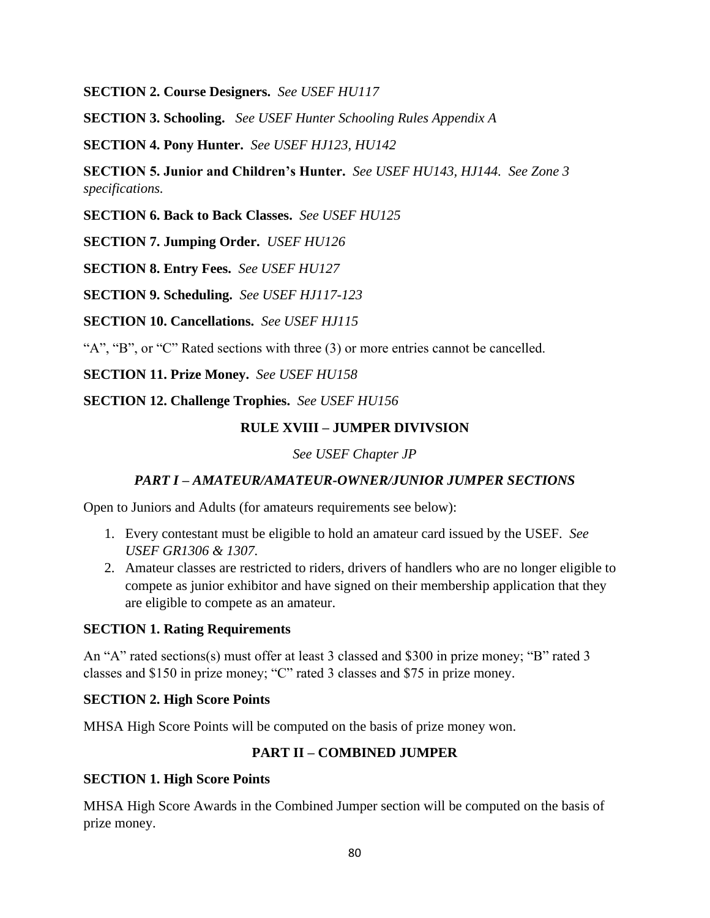**SECTION 2. Course Designers.** *See USEF HU117*

**SECTION 3. Schooling.** *See USEF Hunter Schooling Rules Appendix A*

**SECTION 4. Pony Hunter.** *See USEF HJ123, HU142*

**SECTION 5. Junior and Children's Hunter.** *See USEF HU143, HJ144. See Zone 3 specifications.*

**SECTION 6. Back to Back Classes.** *See USEF HU125*

**SECTION 7. Jumping Order.** *USEF HU126*

**SECTION 8. Entry Fees.** *See USEF HU127*

**SECTION 9. Scheduling.** *See USEF HJ117-123*

**SECTION 10. Cancellations.** *See USEF HJ115*

"A", "B", or "C" Rated sections with three (3) or more entries cannot be cancelled.

**SECTION 11. Prize Money.** *See USEF HU158*

**SECTION 12. Challenge Trophies.** *See USEF HU156*

## RULE XVIII – JUMPER DIVIVSION

*See USEF Chapter JP*

### *PART I – AMATEUR/AMATEUR-OWNER/JUNIOR JUMPER SECTIONS*

Open to Juniors and Adults (for amateurs requirements see below):

1. Every contestant must be eligible to hold an amateur card issued by the USEF. *See USEF GR1306 & 1307.*
2. Amateur classes are restricted to riders, drivers of handlers who are no longer eligible to compete as junior exhibitor and have signed on their membership application that they are eligible to compete as an amateur.

**SECTION 1. Rating Requirements**

An "A" rated sections(s) must offer at least 3 classed and $300 in prize money; "B" rated 3 classes and $150 in prize money; "C" rated 3 classes and $75 in prize money.

**SECTION 2. High Score Points**

MHSA High Score Points will be computed on the basis of prize money won.

### PART II – COMBINED JUMPER

**SECTION 1. High Score Points**

MHSA High Score Awards in the Combined Jumper section will be computed on the basis of prize money.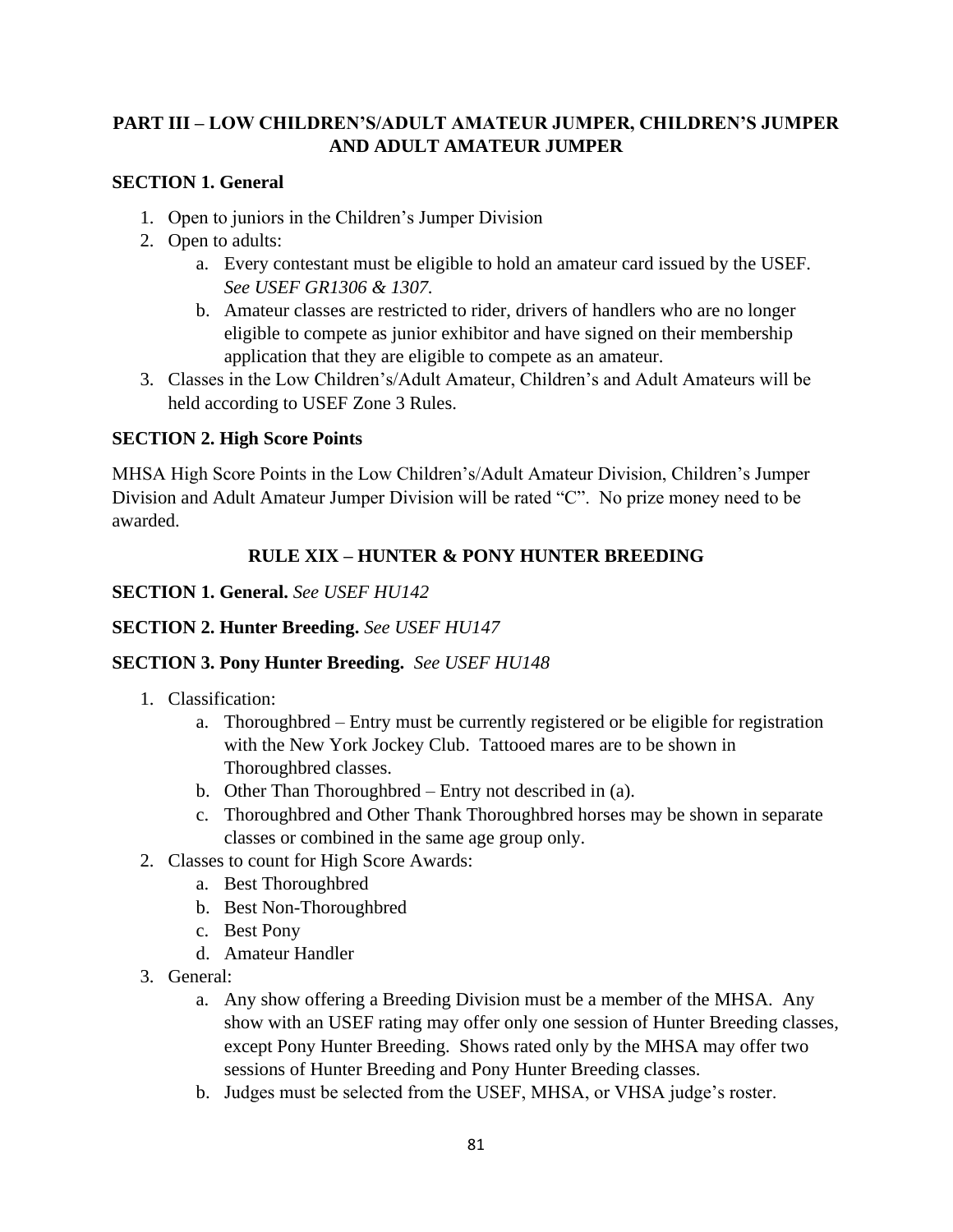## PART III – LOW CHILDREN'S/ADULT AMATEUR JUMPER, CHILDREN'S JUMPER AND ADULT AMATEUR JUMPER

**SECTION 1. General**

1. Open to juniors in the Children's Jumper Division
2. Open to adults:
   a. Every contestant must be eligible to hold an amateur card issued by the USEF. *See USEF GR1306 & 1307.*
   b. Amateur classes are restricted to rider, drivers of handlers who are no longer eligible to compete as junior exhibitor and have signed on their membership application that they are eligible to compete as an amateur.
3. Classes in the Low Children's/Adult Amateur, Children's and Adult Amateurs will be held according to USEF Zone 3 Rules.

**SECTION 2. High Score Points**

MHSA High Score Points in the Low Children's/Adult Amateur Division, Children's Jumper Division and Adult Amateur Jumper Division will be rated "C". No prize money need to be awarded.

## RULE XIX – HUNTER & PONY HUNTER BREEDING

**SECTION 1. General.** *See USEF HU142*

**SECTION 2. Hunter Breeding.** *See USEF HU147*

**SECTION 3. Pony Hunter Breeding.** *See USEF HU148*

1. Classification:
   a. Thoroughbred – Entry must be currently registered or be eligible for registration with the New York Jockey Club. Tattooed mares are to be shown in Thoroughbred classes.
   b. Other Than Thoroughbred – Entry not described in (a).
   c. Thoroughbred and Other Thank Thoroughbred horses may be shown in separate classes or combined in the same age group only.
2. Classes to count for High Score Awards:
   a. Best Thoroughbred
   b. Best Non-Thoroughbred
   c. Best Pony
   d. Amateur Handler
3. General:
   a. Any show offering a Breeding Division must be a member of the MHSA. Any show with an USEF rating may offer only one session of Hunter Breeding classes, except Pony Hunter Breeding. Shows rated only by the MHSA may offer two sessions of Hunter Breeding and Pony Hunter Breeding classes.
   b. Judges must be selected from the USEF, MHSA, or VHSA judge's roster.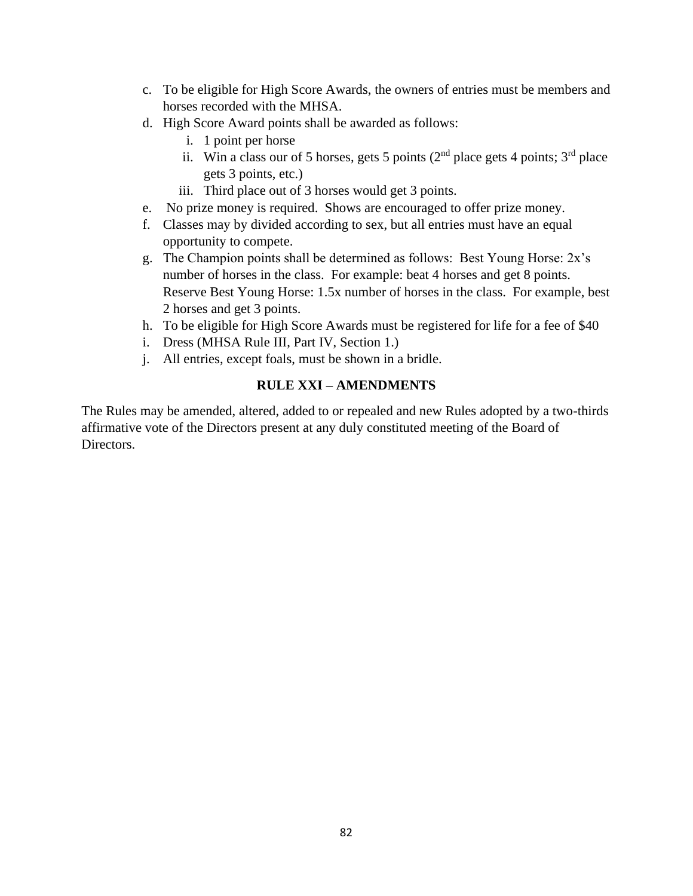c. To be eligible for High Score Awards, the owners of entries must be members and horses recorded with the MHSA.
d. High Score Award points shall be awarded as follows:
   i. 1 point per horse
   ii. Win a class our of 5 horses, gets 5 points (2nd place gets 4 points; 3rd place gets 3 points, etc.)
   iii. Third place out of 3 horses would get 3 points.
e. No prize money is required. Shows are encouraged to offer prize money.
f. Classes may by divided according to sex, but all entries must have an equal opportunity to compete.
g. The Champion points shall be determined as follows: Best Young Horse: 2x's number of horses in the class. For example: beat 4 horses and get 8 points. Reserve Best Young Horse: 1.5x number of horses in the class. For example, best 2 horses and get 3 points.
h. To be eligible for High Score Awards must be registered for life for a fee of $40
i. Dress (MHSA Rule III, Part IV, Section 1.)
j. All entries, except foals, must be shown in a bridle.

## RULE XXI – AMENDMENTS

The Rules may be amended, altered, added to or repealed and new Rules adopted by a two-thirds affirmative vote of the Directors present at any duly constituted meeting of the Board of Directors.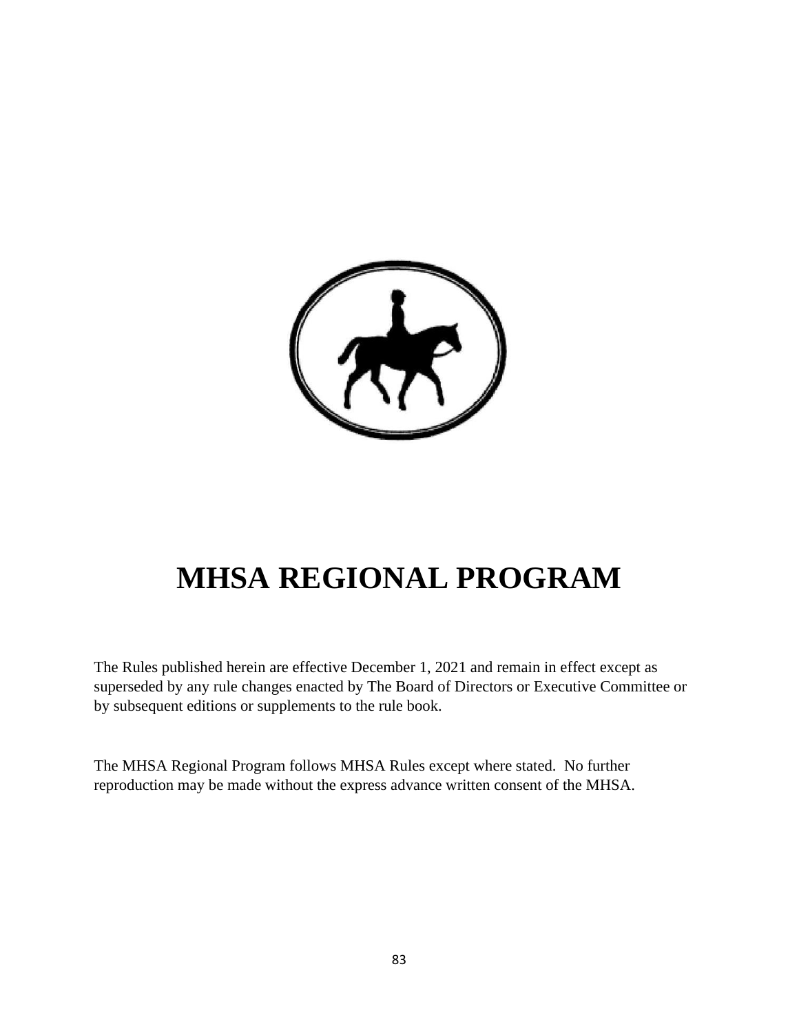# MHSA REGIONAL PROGRAM

The Rules published herein are effective December 1, 2021 and remain in effect except as superseded by any rule changes enacted by The Board of Directors or Executive Committee or by subsequent editions or supplements to the rule book.

The MHSA Regional Program follows MHSA Rules except where stated. No further reproduction may be made without the express advance written consent of the MHSA.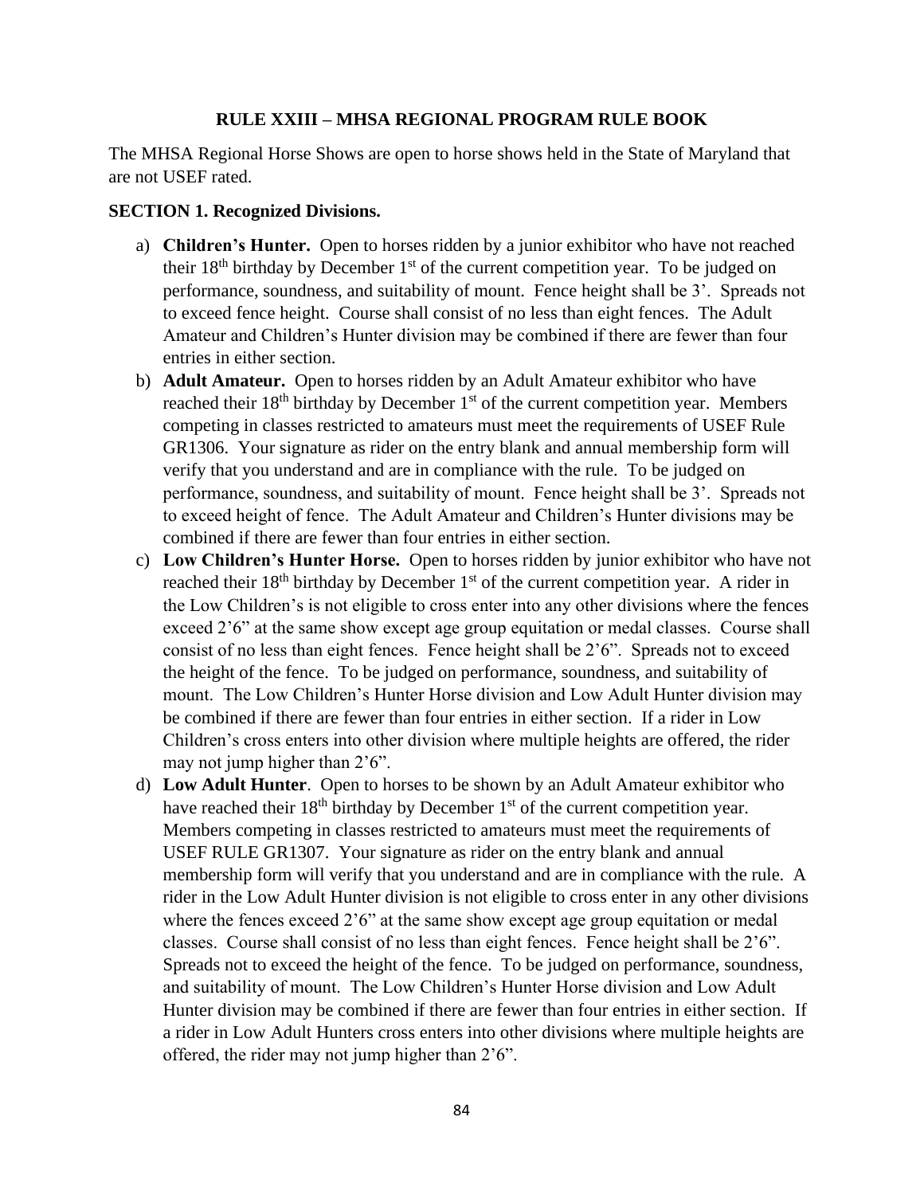## RULE XXIII – MHSA REGIONAL PROGRAM RULE BOOK

The MHSA Regional Horse Shows are open to horse shows held in the State of Maryland that are not USEF rated.

**SECTION 1. Recognized Divisions.**

a) **Children's Hunter.** Open to horses ridden by a junior exhibitor who have not reached their 18th birthday by December 1st of the current competition year. To be judged on performance, soundness, and suitability of mount. Fence height shall be 3'. Spreads not to exceed fence height. Course shall consist of no less than eight fences. The Adult Amateur and Children's Hunter division may be combined if there are fewer than four entries in either section.

b) **Adult Amateur.** Open to horses ridden by an Adult Amateur exhibitor who have reached their 18th birthday by December 1st of the current competition year. Members competing in classes restricted to amateurs must meet the requirements of USEF Rule GR1306. Your signature as rider on the entry blank and annual membership form will verify that you understand and are in compliance with the rule. To be judged on performance, soundness, and suitability of mount. Fence height shall be 3'. Spreads not to exceed height of fence. The Adult Amateur and Children's Hunter divisions may be combined if there are fewer than four entries in either section.

c) **Low Children's Hunter Horse.** Open to horses ridden by junior exhibitor who have not reached their 18th birthday by December 1st of the current competition year. A rider in the Low Children's is not eligible to cross enter into any other divisions where the fences exceed 2'6" at the same show except age group equitation or medal classes. Course shall consist of no less than eight fences. Fence height shall be 2'6". Spreads not to exceed the height of the fence. To be judged on performance, soundness, and suitability of mount. The Low Children's Hunter Horse division and Low Adult Hunter division may be combined if there are fewer than four entries in either section. If a rider in Low Children's cross enters into other division where multiple heights are offered, the rider may not jump higher than 2'6".

d) **Low Adult Hunter**. Open to horses to be shown by an Adult Amateur exhibitor who have reached their 18th birthday by December 1st of the current competition year. Members competing in classes restricted to amateurs must meet the requirements of USEF RULE GR1307. Your signature as rider on the entry blank and annual membership form will verify that you understand and are in compliance with the rule. A rider in the Low Adult Hunter division is not eligible to cross enter in any other divisions where the fences exceed 2'6" at the same show except age group equitation or medal classes. Course shall consist of no less than eight fences. Fence height shall be 2'6". Spreads not to exceed the height of the fence. To be judged on performance, soundness, and suitability of mount. The Low Children's Hunter Horse division and Low Adult Hunter division may be combined if there are fewer than four entries in either section. If a rider in Low Adult Hunters cross enters into other divisions where multiple heights are offered, the rider may not jump higher than 2'6".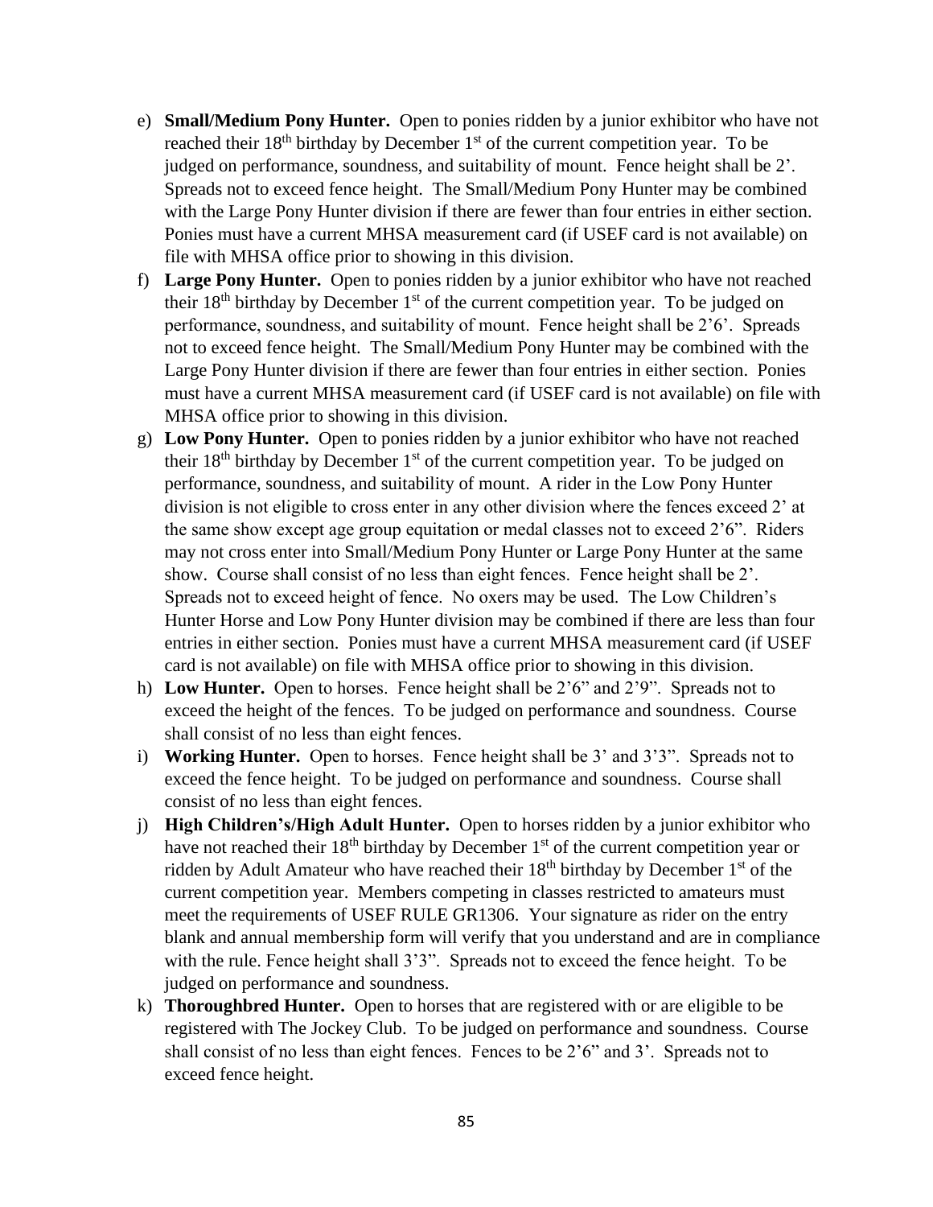e) **Small/Medium Pony Hunter.** Open to ponies ridden by a junior exhibitor who have not reached their 18th birthday by December 1st of the current competition year. To be judged on performance, soundness, and suitability of mount. Fence height shall be 2'. Spreads not to exceed fence height. The Small/Medium Pony Hunter may be combined with the Large Pony Hunter division if there are fewer than four entries in either section. Ponies must have a current MHSA measurement card (if USEF card is not available) on file with MHSA office prior to showing in this division.

f) **Large Pony Hunter.** Open to ponies ridden by a junior exhibitor who have not reached their 18th birthday by December 1st of the current competition year. To be judged on performance, soundness, and suitability of mount. Fence height shall be 2'6'. Spreads not to exceed fence height. The Small/Medium Pony Hunter may be combined with the Large Pony Hunter division if there are fewer than four entries in either section. Ponies must have a current MHSA measurement card (if USEF card is not available) on file with MHSA office prior to showing in this division.

g) **Low Pony Hunter.** Open to ponies ridden by a junior exhibitor who have not reached their 18th birthday by December 1st of the current competition year. To be judged on performance, soundness, and suitability of mount. A rider in the Low Pony Hunter division is not eligible to cross enter in any other division where the fences exceed 2' at the same show except age group equitation or medal classes not to exceed 2'6". Riders may not cross enter into Small/Medium Pony Hunter or Large Pony Hunter at the same show. Course shall consist of no less than eight fences. Fence height shall be 2'. Spreads not to exceed height of fence. No oxers may be used. The Low Children's Hunter Horse and Low Pony Hunter division may be combined if there are less than four entries in either section. Ponies must have a current MHSA measurement card (if USEF card is not available) on file with MHSA office prior to showing in this division.

h) **Low Hunter.** Open to horses. Fence height shall be 2'6" and 2'9". Spreads not to exceed the height of the fences. To be judged on performance and soundness. Course shall consist of no less than eight fences.

i) **Working Hunter.** Open to horses. Fence height shall be 3' and 3'3". Spreads not to exceed the fence height. To be judged on performance and soundness. Course shall consist of no less than eight fences.

j) **High Children's/High Adult Hunter.** Open to horses ridden by a junior exhibitor who have not reached their 18th birthday by December 1st of the current competition year or ridden by Adult Amateur who have reached their 18th birthday by December 1st of the current competition year. Members competing in classes restricted to amateurs must meet the requirements of USEF RULE GR1306. Your signature as rider on the entry blank and annual membership form will verify that you understand and are in compliance with the rule. Fence height shall 3'3". Spreads not to exceed the fence height. To be judged on performance and soundness.

k) **Thoroughbred Hunter.** Open to horses that are registered with or are eligible to be registered with The Jockey Club. To be judged on performance and soundness. Course shall consist of no less than eight fences. Fences to be 2'6" and 3'. Spreads not to exceed fence height.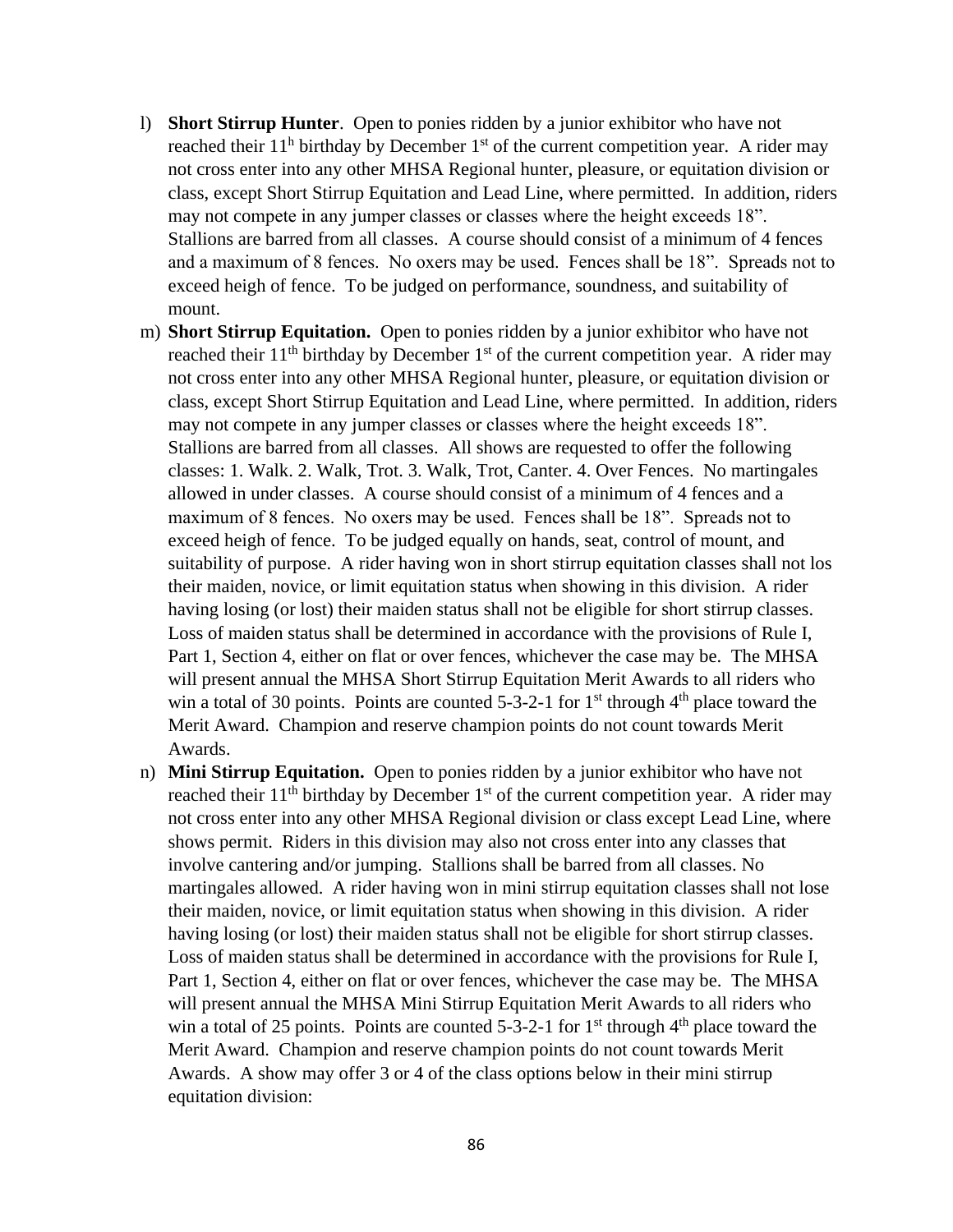l) **Short Stirrup Hunter**. Open to ponies ridden by a junior exhibitor who have not reached their 11h birthday by December 1st of the current competition year. A rider may not cross enter into any other MHSA Regional hunter, pleasure, or equitation division or class, except Short Stirrup Equitation and Lead Line, where permitted. In addition, riders may not compete in any jumper classes or classes where the height exceeds 18". Stallions are barred from all classes. A course should consist of a minimum of 4 fences and a maximum of 8 fences. No oxers may be used. Fences shall be 18". Spreads not to exceed heigh of fence. To be judged on performance, soundness, and suitability of mount.

m) **Short Stirrup Equitation.** Open to ponies ridden by a junior exhibitor who have not reached their 11th birthday by December 1st of the current competition year. A rider may not cross enter into any other MHSA Regional hunter, pleasure, or equitation division or class, except Short Stirrup Equitation and Lead Line, where permitted. In addition, riders may not compete in any jumper classes or classes where the height exceeds 18". Stallions are barred from all classes. All shows are requested to offer the following classes: 1. Walk. 2. Walk, Trot. 3. Walk, Trot, Canter. 4. Over Fences. No martingales allowed in under classes. A course should consist of a minimum of 4 fences and a maximum of 8 fences. No oxers may be used. Fences shall be 18". Spreads not to exceed heigh of fence. To be judged equally on hands, seat, control of mount, and suitability of purpose. A rider having won in short stirrup equitation classes shall not los their maiden, novice, or limit equitation status when showing in this division. A rider having losing (or lost) their maiden status shall not be eligible for short stirrup classes. Loss of maiden status shall be determined in accordance with the provisions of Rule I, Part 1, Section 4, either on flat or over fences, whichever the case may be. The MHSA will present annual the MHSA Short Stirrup Equitation Merit Awards to all riders who win a total of 30 points. Points are counted 5-3-2-1 for 1st through 4th place toward the Merit Award. Champion and reserve champion points do not count towards Merit Awards.

n) **Mini Stirrup Equitation.** Open to ponies ridden by a junior exhibitor who have not reached their 11th birthday by December 1st of the current competition year. A rider may not cross enter into any other MHSA Regional division or class except Lead Line, where shows permit. Riders in this division may also not cross enter into any classes that involve cantering and/or jumping. Stallions shall be barred from all classes. No martingales allowed. A rider having won in mini stirrup equitation classes shall not lose their maiden, novice, or limit equitation status when showing in this division. A rider having losing (or lost) their maiden status shall not be eligible for short stirrup classes. Loss of maiden status shall be determined in accordance with the provisions for Rule I, Part 1, Section 4, either on flat or over fences, whichever the case may be. The MHSA will present annual the MHSA Mini Stirrup Equitation Merit Awards to all riders who win a total of 25 points. Points are counted 5-3-2-1 for 1st through 4th place toward the Merit Award. Champion and reserve champion points do not count towards Merit Awards. A show may offer 3 or 4 of the class options below in their mini stirrup equitation division: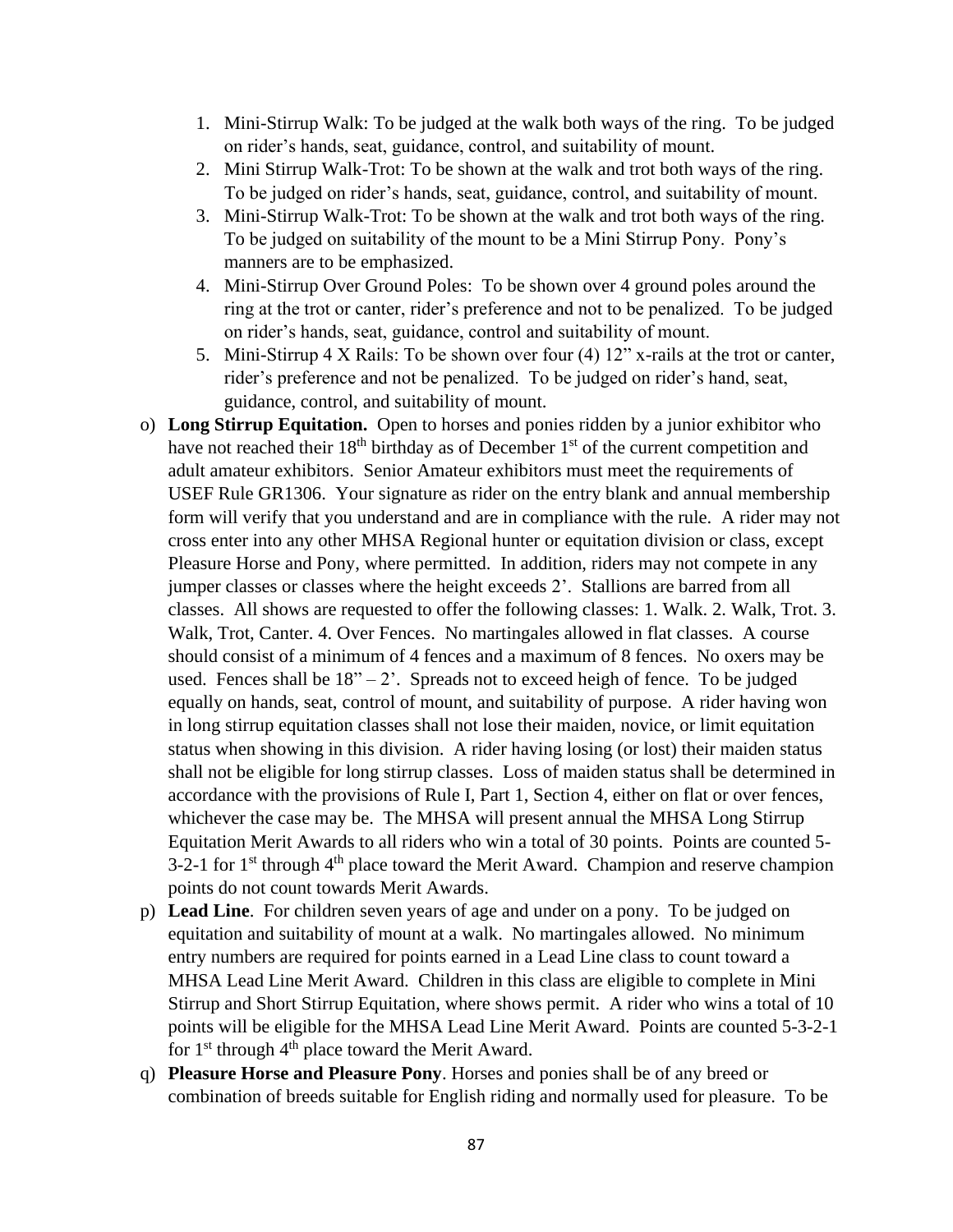1. Mini-Stirrup Walk: To be judged at the walk both ways of the ring. To be judged on rider's hands, seat, guidance, control, and suitability of mount.
2. Mini Stirrup Walk-Trot: To be shown at the walk and trot both ways of the ring. To be judged on rider's hands, seat, guidance, control, and suitability of mount.
3. Mini-Stirrup Walk-Trot: To be shown at the walk and trot both ways of the ring. To be judged on suitability of the mount to be a Mini Stirrup Pony. Pony's manners are to be emphasized.
4. Mini-Stirrup Over Ground Poles: To be shown over 4 ground poles around the ring at the trot or canter, rider's preference and not to be penalized. To be judged on rider's hands, seat, guidance, control and suitability of mount.
5. Mini-Stirrup 4 X Rails: To be shown over four (4) 12" x-rails at the trot or canter, rider's preference and not be penalized. To be judged on rider's hand, seat, guidance, control, and suitability of mount.

o) **Long Stirrup Equitation.** Open to horses and ponies ridden by a junior exhibitor who have not reached their 18th birthday as of December 1st of the current competition and adult amateur exhibitors. Senior Amateur exhibitors must meet the requirements of USEF Rule GR1306. Your signature as rider on the entry blank and annual membership form will verify that you understand and are in compliance with the rule. A rider may not cross enter into any other MHSA Regional hunter or equitation division or class, except Pleasure Horse and Pony, where permitted. In addition, riders may not compete in any jumper classes or classes where the height exceeds 2'. Stallions are barred from all classes. All shows are requested to offer the following classes: 1. Walk. 2. Walk, Trot. 3. Walk, Trot, Canter. 4. Over Fences. No martingales allowed in flat classes. A course should consist of a minimum of 4 fences and a maximum of 8 fences. No oxers may be used. Fences shall be 18" – 2'. Spreads not to exceed heigh of fence. To be judged equally on hands, seat, control of mount, and suitability of purpose. A rider having won in long stirrup equitation classes shall not lose their maiden, novice, or limit equitation status when showing in this division. A rider having losing (or lost) their maiden status shall not be eligible for long stirrup classes. Loss of maiden status shall be determined in accordance with the provisions of Rule I, Part 1, Section 4, either on flat or over fences, whichever the case may be. The MHSA will present annual the MHSA Long Stirrup Equitation Merit Awards to all riders who win a total of 30 points. Points are counted 5-3-2-1 for 1st through 4th place toward the Merit Award. Champion and reserve champion points do not count towards Merit Awards.

p) **Lead Line**. For children seven years of age and under on a pony. To be judged on equitation and suitability of mount at a walk. No martingales allowed. No minimum entry numbers are required for points earned in a Lead Line class to count toward a MHSA Lead Line Merit Award. Children in this class are eligible to complete in Mini Stirrup and Short Stirrup Equitation, where shows permit. A rider who wins a total of 10 points will be eligible for the MHSA Lead Line Merit Award. Points are counted 5-3-2-1 for 1st through 4th place toward the Merit Award.

q) **Pleasure Horse and Pleasure Pony**. Horses and ponies shall be of any breed or combination of breeds suitable for English riding and normally used for pleasure. To be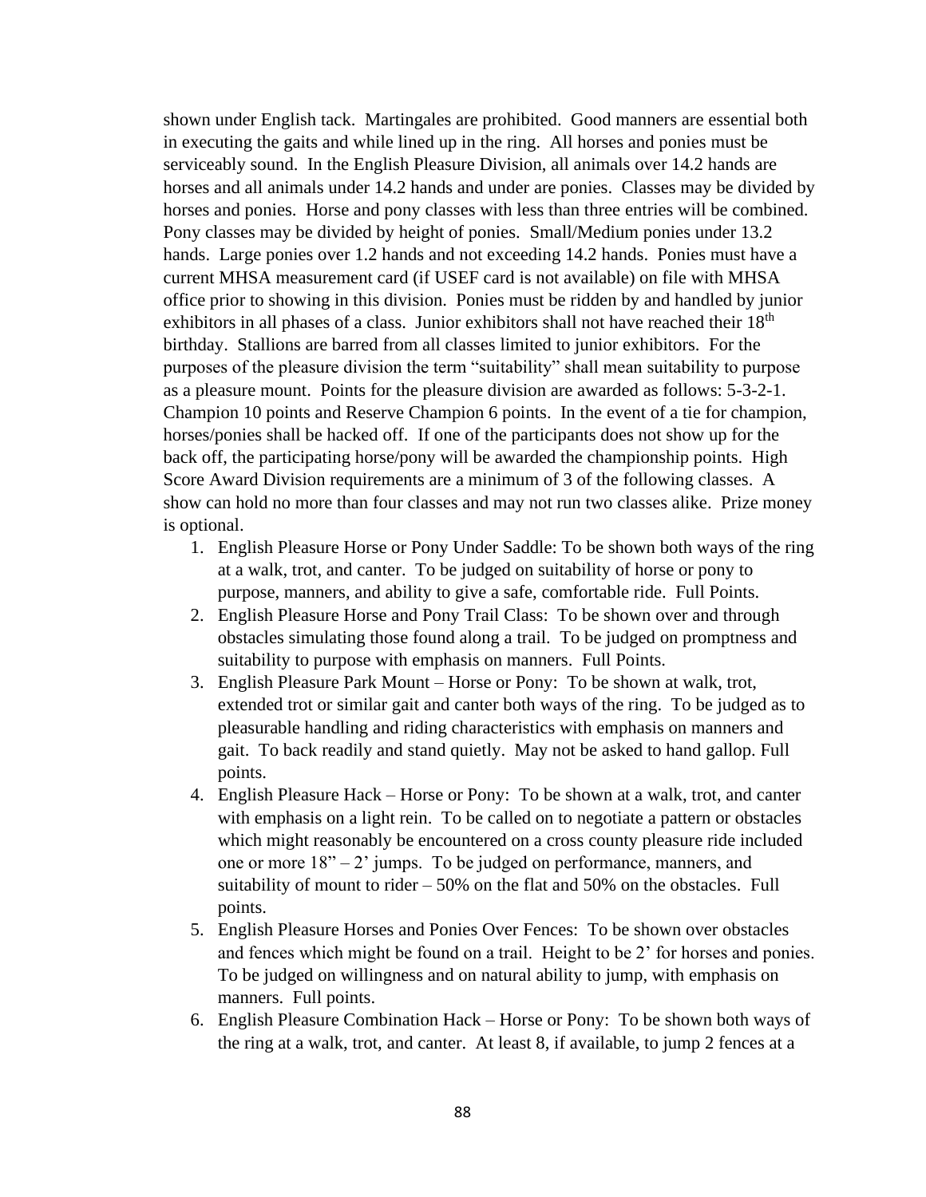shown under English tack. Martingales are prohibited. Good manners are essential both in executing the gaits and while lined up in the ring. All horses and ponies must be serviceably sound. In the English Pleasure Division, all animals over 14.2 hands are horses and all animals under 14.2 hands and under are ponies. Classes may be divided by horses and ponies. Horse and pony classes with less than three entries will be combined. Pony classes may be divided by height of ponies. Small/Medium ponies under 13.2 hands. Large ponies over 1.2 hands and not exceeding 14.2 hands. Ponies must have a current MHSA measurement card (if USEF card is not available) on file with MHSA office prior to showing in this division. Ponies must be ridden by and handled by junior exhibitors in all phases of a class. Junior exhibitors shall not have reached their 18th birthday. Stallions are barred from all classes limited to junior exhibitors. For the purposes of the pleasure division the term "suitability" shall mean suitability to purpose as a pleasure mount. Points for the pleasure division are awarded as follows: 5-3-2-1. Champion 10 points and Reserve Champion 6 points. In the event of a tie for champion, horses/ponies shall be hacked off. If one of the participants does not show up for the back off, the participating horse/pony will be awarded the championship points. High Score Award Division requirements are a minimum of 3 of the following classes. A show can hold no more than four classes and may not run two classes alike. Prize money is optional.

1. English Pleasure Horse or Pony Under Saddle: To be shown both ways of the ring at a walk, trot, and canter. To be judged on suitability of horse or pony to purpose, manners, and ability to give a safe, comfortable ride. Full Points.
2. English Pleasure Horse and Pony Trail Class: To be shown over and through obstacles simulating those found along a trail. To be judged on promptness and suitability to purpose with emphasis on manners. Full Points.
3. English Pleasure Park Mount – Horse or Pony: To be shown at walk, trot, extended trot or similar gait and canter both ways of the ring. To be judged as to pleasurable handling and riding characteristics with emphasis on manners and gait. To back readily and stand quietly. May not be asked to hand gallop. Full points.
4. English Pleasure Hack – Horse or Pony: To be shown at a walk, trot, and canter with emphasis on a light rein. To be called on to negotiate a pattern or obstacles which might reasonably be encountered on a cross county pleasure ride included one or more 18" – 2' jumps. To be judged on performance, manners, and suitability of mount to rider – 50% on the flat and 50% on the obstacles. Full points.
5. English Pleasure Horses and Ponies Over Fences: To be shown over obstacles and fences which might be found on a trail. Height to be 2' for horses and ponies. To be judged on willingness and on natural ability to jump, with emphasis on manners. Full points.
6. English Pleasure Combination Hack – Horse or Pony: To be shown both ways of the ring at a walk, trot, and canter. At least 8, if available, to jump 2 fences at a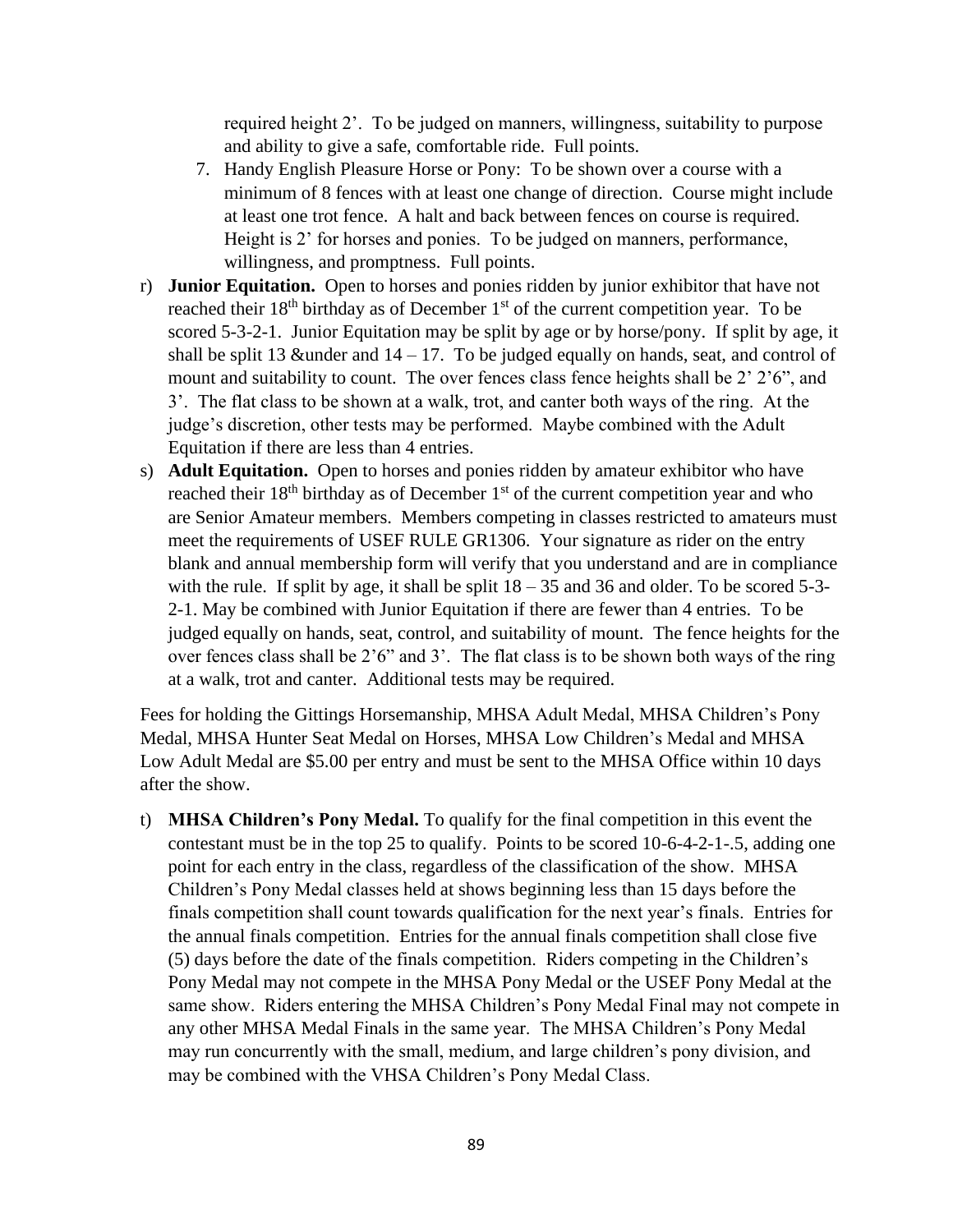required height 2'. To be judged on manners, willingness, suitability to purpose and ability to give a safe, comfortable ride. Full points.

7. Handy English Pleasure Horse or Pony: To be shown over a course with a minimum of 8 fences with at least one change of direction. Course might include at least one trot fence. A halt and back between fences on course is required. Height is 2' for horses and ponies. To be judged on manners, performance, willingness, and promptness. Full points.

r) **Junior Equitation.** Open to horses and ponies ridden by junior exhibitor that have not reached their 18th birthday as of December 1st of the current competition year. To be scored 5-3-2-1. Junior Equitation may be split by age or by horse/pony. If split by age, it shall be split 13 &under and 14 – 17. To be judged equally on hands, seat, and control of mount and suitability to count. The over fences class fence heights shall be 2' 2'6", and 3'. The flat class to be shown at a walk, trot, and canter both ways of the ring. At the judge's discretion, other tests may be performed. Maybe combined with the Adult Equitation if there are less than 4 entries.

s) **Adult Equitation.** Open to horses and ponies ridden by amateur exhibitor who have reached their 18th birthday as of December 1st of the current competition year and who are Senior Amateur members. Members competing in classes restricted to amateurs must meet the requirements of USEF RULE GR1306. Your signature as rider on the entry blank and annual membership form will verify that you understand and are in compliance with the rule. If split by age, it shall be split 18 – 35 and 36 and older. To be scored 5-3-2-1. May be combined with Junior Equitation if there are fewer than 4 entries. To be judged equally on hands, seat, control, and suitability of mount. The fence heights for the over fences class shall be 2'6" and 3'. The flat class is to be shown both ways of the ring at a walk, trot and canter. Additional tests may be required.

Fees for holding the Gittings Horsemanship, MHSA Adult Medal, MHSA Children's Pony Medal, MHSA Hunter Seat Medal on Horses, MHSA Low Children's Medal and MHSA Low Adult Medal are $5.00 per entry and must be sent to the MHSA Office within 10 days after the show.

t) **MHSA Children's Pony Medal.** To qualify for the final competition in this event the contestant must be in the top 25 to qualify. Points to be scored 10-6-4-2-1-.5, adding one point for each entry in the class, regardless of the classification of the show. MHSA Children's Pony Medal classes held at shows beginning less than 15 days before the finals competition shall count towards qualification for the next year's finals. Entries for the annual finals competition. Entries for the annual finals competition shall close five (5) days before the date of the finals competition. Riders competing in the Children's Pony Medal may not compete in the MHSA Pony Medal or the USEF Pony Medal at the same show. Riders entering the MHSA Children's Pony Medal Final may not compete in any other MHSA Medal Finals in the same year. The MHSA Children's Pony Medal may run concurrently with the small, medium, and large children's pony division, and may be combined with the VHSA Children's Pony Medal Class.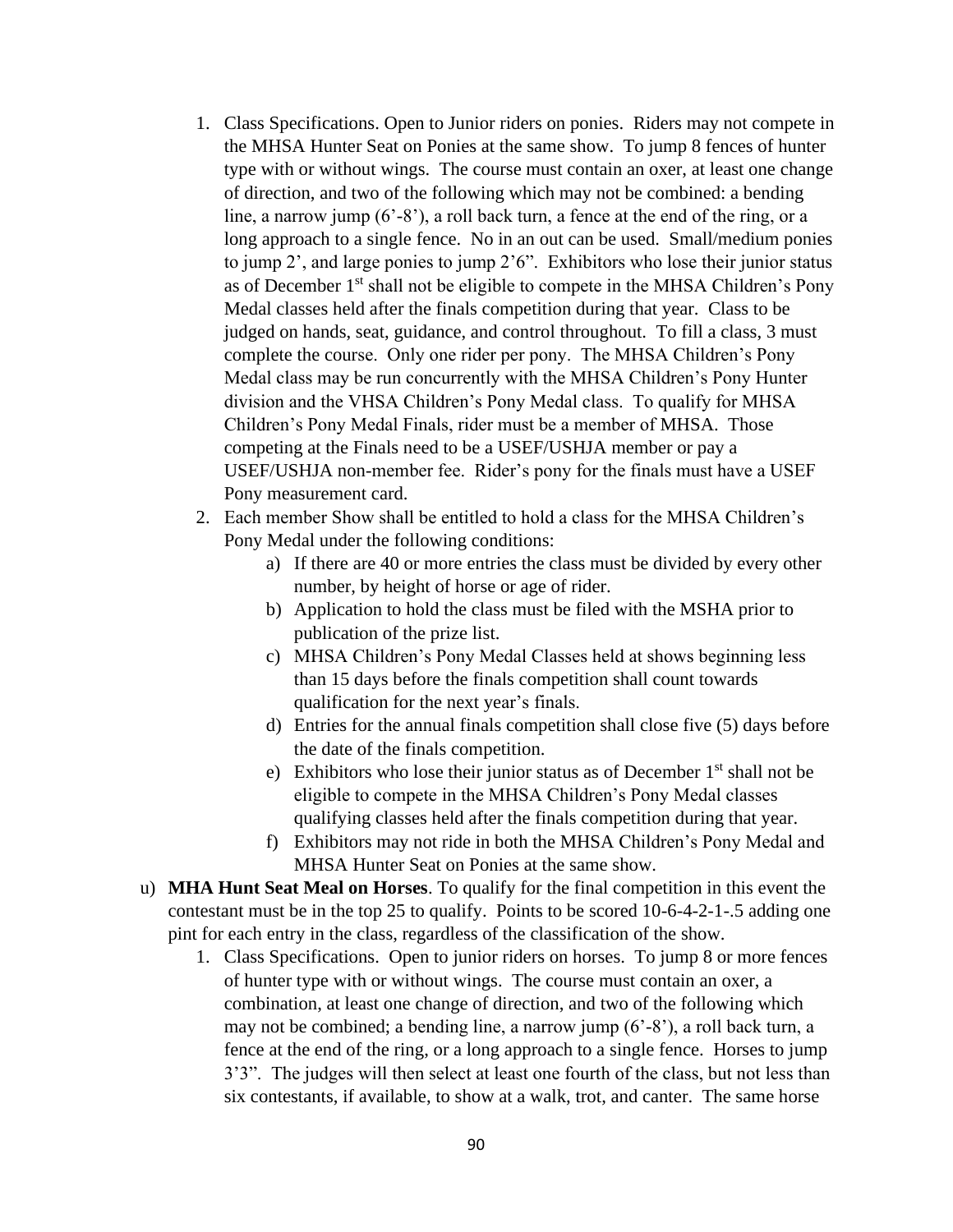1. Class Specifications. Open to Junior riders on ponies. Riders may not compete in the MHSA Hunter Seat on Ponies at the same show. To jump 8 fences of hunter type with or without wings. The course must contain an oxer, at least one change of direction, and two of the following which may not be combined: a bending line, a narrow jump (6'-8'), a roll back turn, a fence at the end of the ring, or a long approach to a single fence. No in an out can be used. Small/medium ponies to jump 2', and large ponies to jump 2'6". Exhibitors who lose their junior status as of December 1st shall not be eligible to compete in the MHSA Children's Pony Medal classes held after the finals competition during that year. Class to be judged on hands, seat, guidance, and control throughout. To fill a class, 3 must complete the course. Only one rider per pony. The MHSA Children's Pony Medal class may be run concurrently with the MHSA Children's Pony Hunter division and the VHSA Children's Pony Medal class. To qualify for MHSA Children's Pony Medal Finals, rider must be a member of MHSA. Those competing at the Finals need to be a USEF/USHJA member or pay a USEF/USHJA non-member fee. Rider's pony for the finals must have a USEF Pony measurement card.
2. Each member Show shall be entitled to hold a class for the MHSA Children's Pony Medal under the following conditions:
    a) If there are 40 or more entries the class must be divided by every other number, by height of horse or age of rider.
    b) Application to hold the class must be filed with the MSHA prior to publication of the prize list.
    c) MHSA Children's Pony Medal Classes held at shows beginning less than 15 days before the finals competition shall count towards qualification for the next year's finals.
    d) Entries for the annual finals competition shall close five (5) days before the date of the finals competition.
    e) Exhibitors who lose their junior status as of December 1st shall not be eligible to compete in the MHSA Children's Pony Medal classes qualifying classes held after the finals competition during that year.
    f) Exhibitors may not ride in both the MHSA Children's Pony Medal and MHSA Hunter Seat on Ponies at the same show.

u) **MHA Hunt Seat Meal on Horses**. To qualify for the final competition in this event the contestant must be in the top 25 to qualify. Points to be scored 10-6-4-2-1-.5 adding one pint for each entry in the class, regardless of the classification of the show.

1. Class Specifications. Open to junior riders on horses. To jump 8 or more fences of hunter type with or without wings. The course must contain an oxer, a combination, at least one change of direction, and two of the following which may not be combined; a bending line, a narrow jump (6'-8'), a roll back turn, a fence at the end of the ring, or a long approach to a single fence. Horses to jump 3'3". The judges will then select at least one fourth of the class, but not less than six contestants, if available, to show at a walk, trot, and canter. The same horse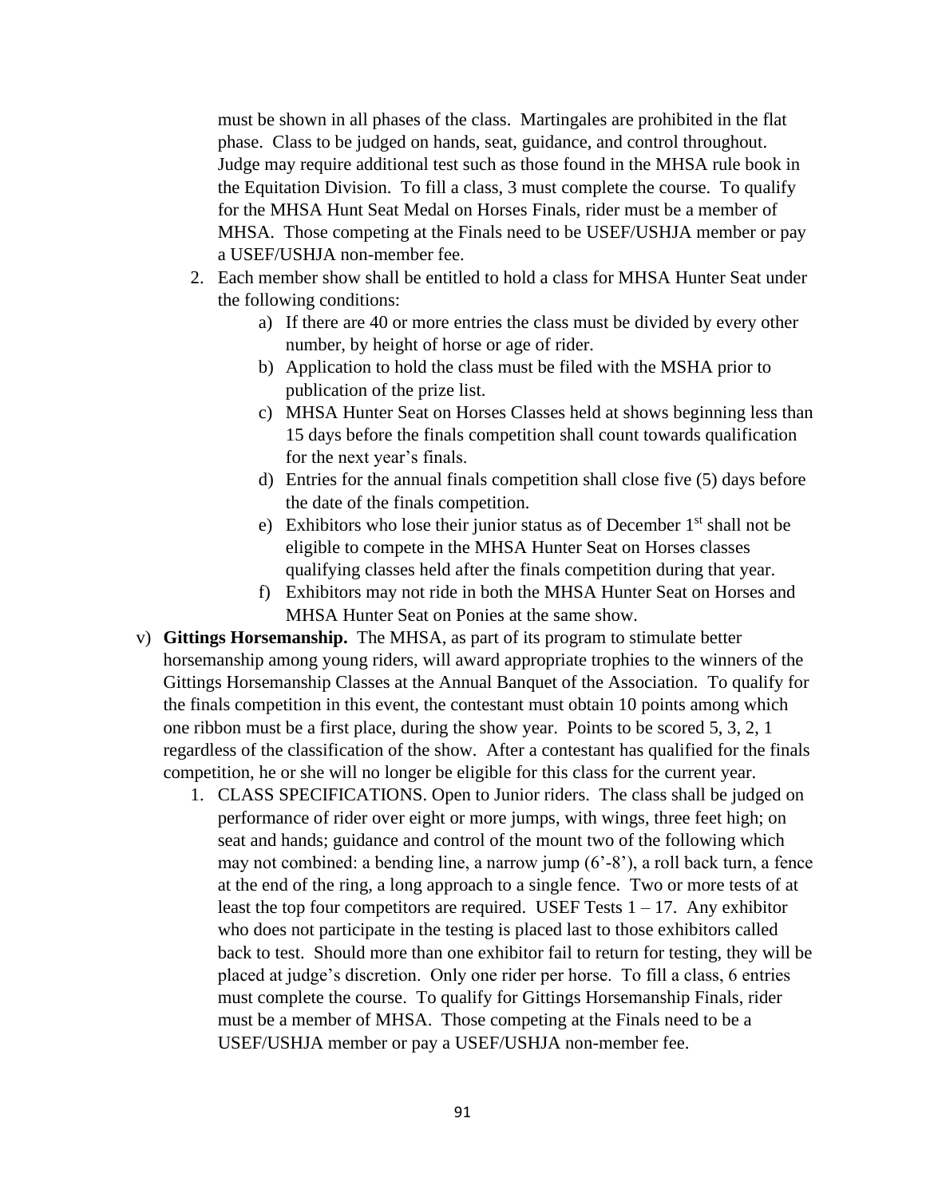must be shown in all phases of the class. Martingales are prohibited in the flat phase. Class to be judged on hands, seat, guidance, and control throughout. Judge may require additional test such as those found in the MHSA rule book in the Equitation Division. To fill a class, 3 must complete the course. To qualify for the MHSA Hunt Seat Medal on Horses Finals, rider must be a member of MHSA. Those competing at the Finals need to be USEF/USHJA member or pay a USEF/USHJA non-member fee.

2. Each member show shall be entitled to hold a class for MHSA Hunter Seat under the following conditions:
   a) If there are 40 or more entries the class must be divided by every other number, by height of horse or age of rider.
   b) Application to hold the class must be filed with the MSHA prior to publication of the prize list.
   c) MHSA Hunter Seat on Horses Classes held at shows beginning less than 15 days before the finals competition shall count towards qualification for the next year's finals.
   d) Entries for the annual finals competition shall close five (5) days before the date of the finals competition.
   e) Exhibitors who lose their junior status as of December 1st shall not be eligible to compete in the MHSA Hunter Seat on Horses classes qualifying classes held after the finals competition during that year.
   f) Exhibitors may not ride in both the MHSA Hunter Seat on Horses and MHSA Hunter Seat on Ponies at the same show.

v) **Gittings Horsemanship.** The MHSA, as part of its program to stimulate better horsemanship among young riders, will award appropriate trophies to the winners of the Gittings Horsemanship Classes at the Annual Banquet of the Association. To qualify for the finals competition in this event, the contestant must obtain 10 points among which one ribbon must be a first place, during the show year. Points to be scored 5, 3, 2, 1 regardless of the classification of the show. After a contestant has qualified for the finals competition, he or she will no longer be eligible for this class for the current year.

1. CLASS SPECIFICATIONS. Open to Junior riders. The class shall be judged on performance of rider over eight or more jumps, with wings, three feet high; on seat and hands; guidance and control of the mount two of the following which may not combined: a bending line, a narrow jump (6'-8'), a roll back turn, a fence at the end of the ring, a long approach to a single fence. Two or more tests of at least the top four competitors are required. USEF Tests 1 – 17. Any exhibitor who does not participate in the testing is placed last to those exhibitors called back to test. Should more than one exhibitor fail to return for testing, they will be placed at judge's discretion. Only one rider per horse. To fill a class, 6 entries must complete the course. To qualify for Gittings Horsemanship Finals, rider must be a member of MHSA. Those competing at the Finals need to be a USEF/USHJA member or pay a USEF/USHJA non-member fee.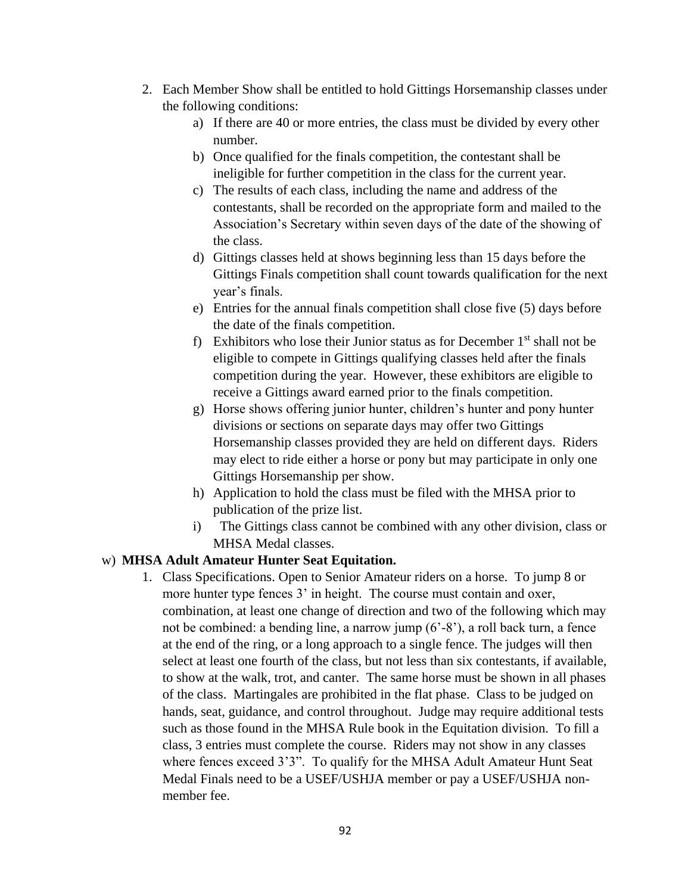2. Each Member Show shall be entitled to hold Gittings Horsemanship classes under the following conditions:
    a) If there are 40 or more entries, the class must be divided by every other number.
    b) Once qualified for the finals competition, the contestant shall be ineligible for further competition in the class for the current year.
    c) The results of each class, including the name and address of the contestants, shall be recorded on the appropriate form and mailed to the Association's Secretary within seven days of the date of the showing of the class.
    d) Gittings classes held at shows beginning less than 15 days before the Gittings Finals competition shall count towards qualification for the next year's finals.
    e) Entries for the annual finals competition shall close five (5) days before the date of the finals competition.
    f) Exhibitors who lose their Junior status as for December 1st shall not be eligible to compete in Gittings qualifying classes held after the finals competition during the year. However, these exhibitors are eligible to receive a Gittings award earned prior to the finals competition.
    g) Horse shows offering junior hunter, children's hunter and pony hunter divisions or sections on separate days may offer two Gittings Horsemanship classes provided they are held on different days. Riders may elect to ride either a horse or pony but may participate in only one Gittings Horsemanship per show.
    h) Application to hold the class must be filed with the MHSA prior to publication of the prize list.
    i) The Gittings class cannot be combined with any other division, class or MHSA Medal classes.

w) **MHSA Adult Amateur Hunter Seat Equitation.**

1. Class Specifications. Open to Senior Amateur riders on a horse. To jump 8 or more hunter type fences 3' in height. The course must contain and oxer, combination, at least one change of direction and two of the following which may not be combined: a bending line, a narrow jump (6'-8'), a roll back turn, a fence at the end of the ring, or a long approach to a single fence. The judges will then select at least one fourth of the class, but not less than six contestants, if available, to show at the walk, trot, and canter. The same horse must be shown in all phases of the class. Martingales are prohibited in the flat phase. Class to be judged on hands, seat, guidance, and control throughout. Judge may require additional tests such as those found in the MHSA Rule book in the Equitation division. To fill a class, 3 entries must complete the course. Riders may not show in any classes where fences exceed 3'3". To qualify for the MHSA Adult Amateur Hunt Seat Medal Finals need to be a USEF/USHJA member or pay a USEF/USHJA non-member fee.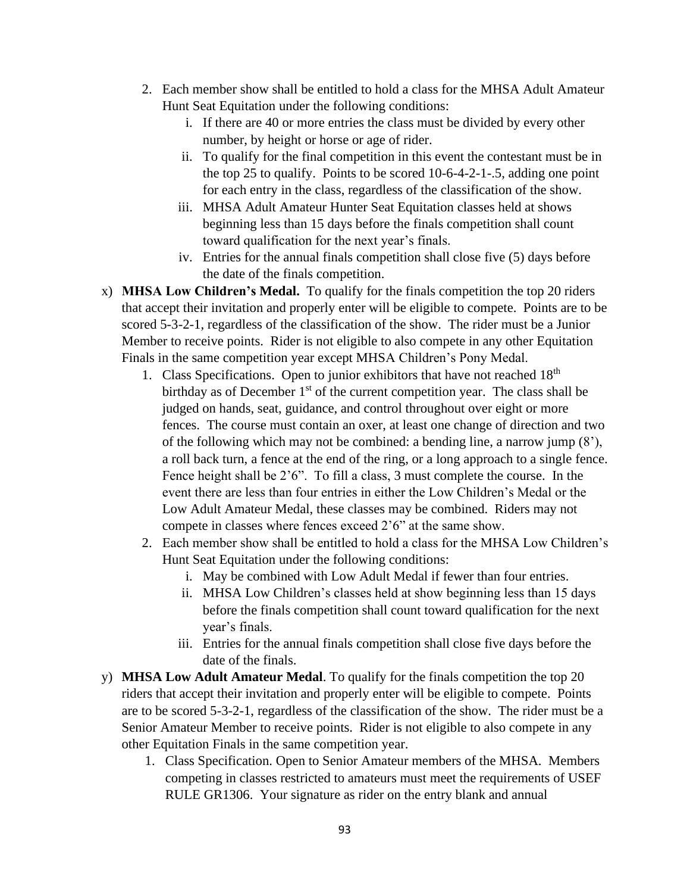2. Each member show shall be entitled to hold a class for the MHSA Adult Amateur Hunt Seat Equitation under the following conditions:
    i. If there are 40 or more entries the class must be divided by every other number, by height or horse or age of rider.
    ii. To qualify for the final competition in this event the contestant must be in the top 25 to qualify. Points to be scored 10-6-4-2-1-.5, adding one point for each entry in the class, regardless of the classification of the show.
    iii. MHSA Adult Amateur Hunter Seat Equitation classes held at shows beginning less than 15 days before the finals competition shall count toward qualification for the next year's finals.
    iv. Entries for the annual finals competition shall close five (5) days before the date of the finals competition.

x) **MHSA Low Children's Medal.** To qualify for the finals competition the top 20 riders that accept their invitation and properly enter will be eligible to compete. Points are to be scored 5-3-2-1, regardless of the classification of the show. The rider must be a Junior Member to receive points. Rider is not eligible to also compete in any other Equitation Finals in the same competition year except MHSA Children's Pony Medal.

1. Class Specifications. Open to junior exhibitors that have not reached 18th birthday as of December 1st of the current competition year. The class shall be judged on hands, seat, guidance, and control throughout over eight or more fences. The course must contain an oxer, at least one change of direction and two of the following which may not be combined: a bending line, a narrow jump (8'), a roll back turn, a fence at the end of the ring, or a long approach to a single fence. Fence height shall be 2'6". To fill a class, 3 must complete the course. In the event there are less than four entries in either the Low Children's Medal or the Low Adult Amateur Medal, these classes may be combined. Riders may not compete in classes where fences exceed 2'6" at the same show.
2. Each member show shall be entitled to hold a class for the MHSA Low Children's Hunt Seat Equitation under the following conditions:
    i. May be combined with Low Adult Medal if fewer than four entries.
    ii. MHSA Low Children's classes held at show beginning less than 15 days before the finals competition shall count toward qualification for the next year's finals.
    iii. Entries for the annual finals competition shall close five days before the date of the finals.

y) **MHSA Low Adult Amateur Medal**. To qualify for the finals competition the top 20 riders that accept their invitation and properly enter will be eligible to compete. Points are to be scored 5-3-2-1, regardless of the classification of the show. The rider must be a Senior Amateur Member to receive points. Rider is not eligible to also compete in any other Equitation Finals in the same competition year.

1. Class Specification. Open to Senior Amateur members of the MHSA. Members competing in classes restricted to amateurs must meet the requirements of USEF RULE GR1306. Your signature as rider on the entry blank and annual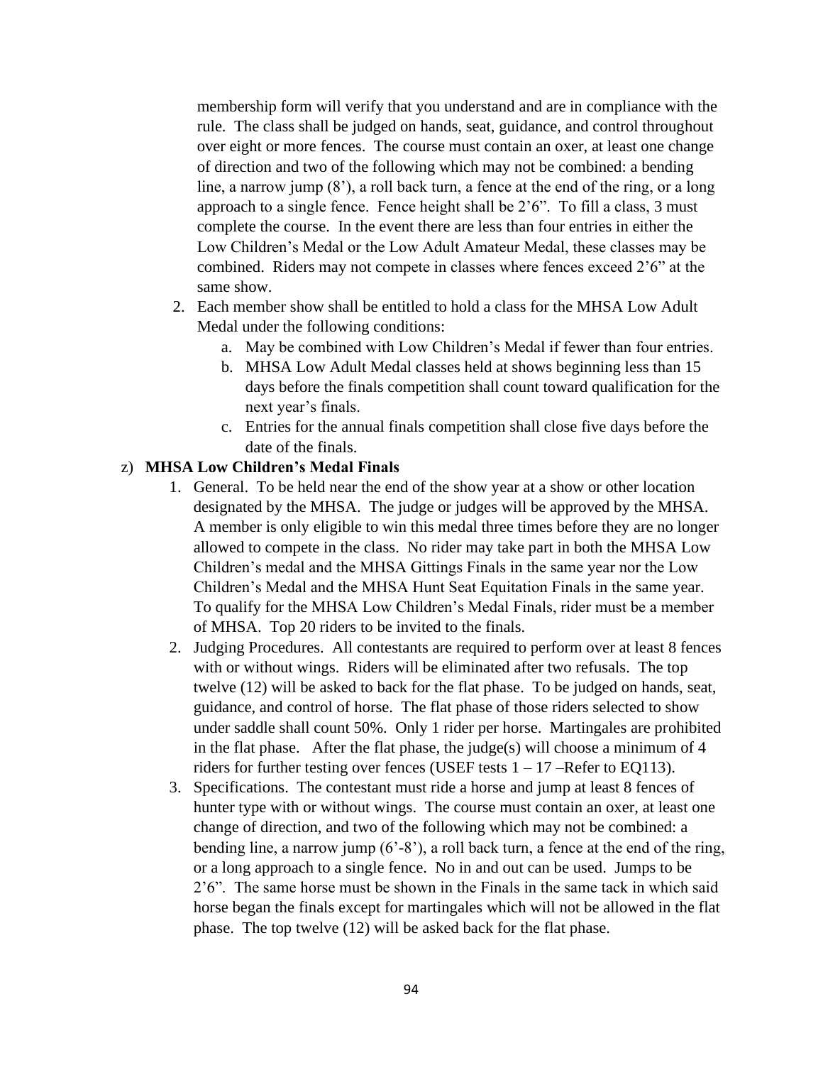membership form will verify that you understand and are in compliance with the rule. The class shall be judged on hands, seat, guidance, and control throughout over eight or more fences. The course must contain an oxer, at least one change of direction and two of the following which may not be combined: a bending line, a narrow jump (8'), a roll back turn, a fence at the end of the ring, or a long approach to a single fence. Fence height shall be 2'6". To fill a class, 3 must complete the course. In the event there are less than four entries in either the Low Children's Medal or the Low Adult Amateur Medal, these classes may be combined. Riders may not compete in classes where fences exceed 2'6" at the same show.

2. Each member show shall be entitled to hold a class for the MHSA Low Adult Medal under the following conditions:
    a. May be combined with Low Children's Medal if fewer than four entries.
    b. MHSA Low Adult Medal classes held at shows beginning less than 15 days before the finals competition shall count toward qualification for the next year's finals.
    c. Entries for the annual finals competition shall close five days before the date of the finals.

z) **MHSA Low Children's Medal Finals**

1. General. To be held near the end of the show year at a show or other location designated by the MHSA. The judge or judges will be approved by the MHSA. A member is only eligible to win this medal three times before they are no longer allowed to compete in the class. No rider may take part in both the MHSA Low Children's medal and the MHSA Gittings Finals in the same year nor the Low Children's Medal and the MHSA Hunt Seat Equitation Finals in the same year. To qualify for the MHSA Low Children's Medal Finals, rider must be a member of MHSA. Top 20 riders to be invited to the finals.
2. Judging Procedures. All contestants are required to perform over at least 8 fences with or without wings. Riders will be eliminated after two refusals. The top twelve (12) will be asked to back for the flat phase. To be judged on hands, seat, guidance, and control of horse. The flat phase of those riders selected to show under saddle shall count 50%. Only 1 rider per horse. Martingales are prohibited in the flat phase. After the flat phase, the judge(s) will choose a minimum of 4 riders for further testing over fences (USEF tests 1 – 17 –Refer to EQ113).
3. Specifications. The contestant must ride a horse and jump at least 8 fences of hunter type with or without wings. The course must contain an oxer, at least one change of direction, and two of the following which may not be combined: a bending line, a narrow jump (6'-8'), a roll back turn, a fence at the end of the ring, or a long approach to a single fence. No in and out can be used. Jumps to be 2'6". The same horse must be shown in the Finals in the same tack in which said horse began the finals except for martingales which will not be allowed in the flat phase. The top twelve (12) will be asked back for the flat phase.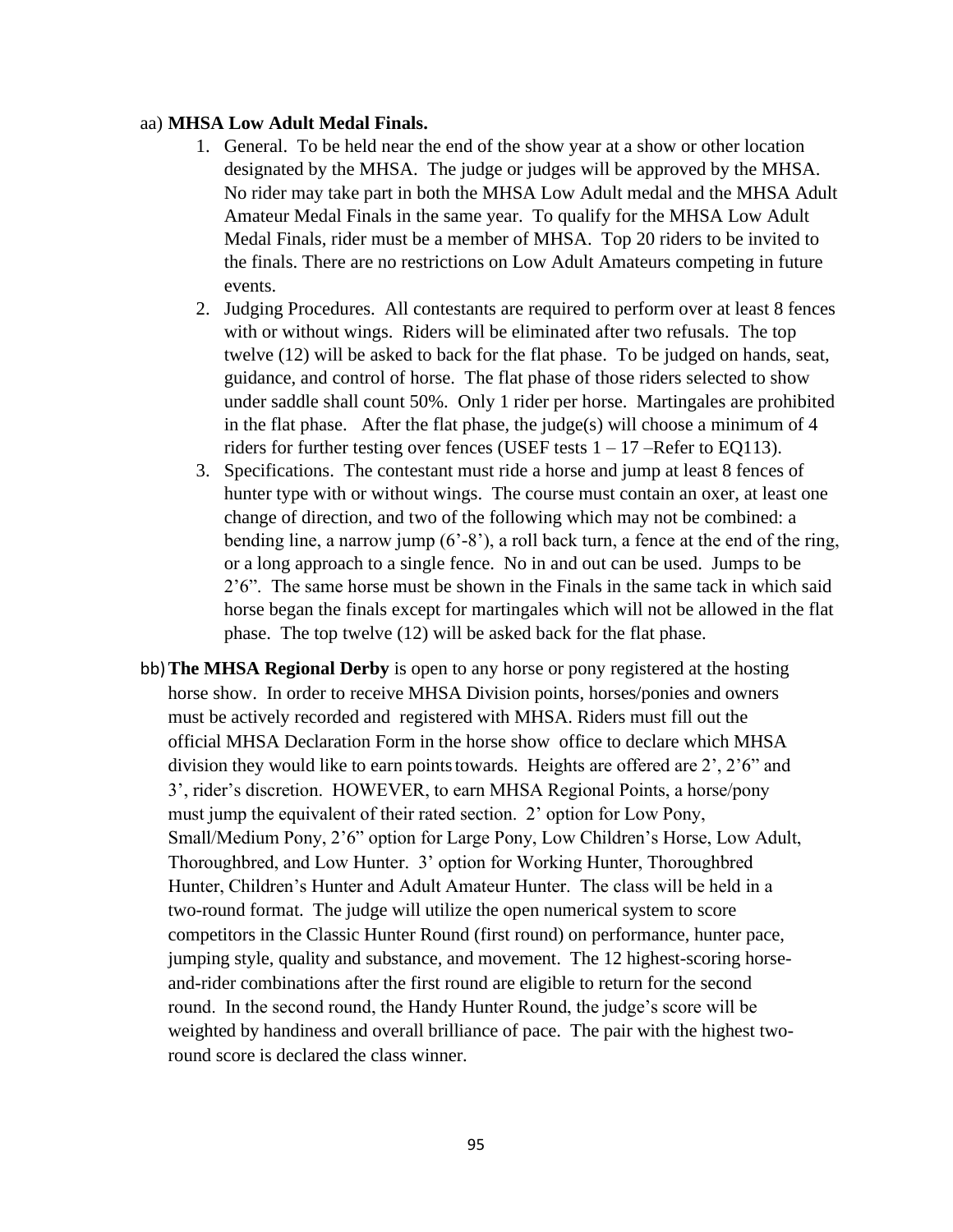aa) **MHSA Low Adult Medal Finals.**

1. General. To be held near the end of the show year at a show or other location designated by the MHSA. The judge or judges will be approved by the MHSA. No rider may take part in both the MHSA Low Adult medal and the MHSA Adult Amateur Medal Finals in the same year. To qualify for the MHSA Low Adult Medal Finals, rider must be a member of MHSA. Top 20 riders to be invited to the finals. There are no restrictions on Low Adult Amateurs competing in future events.
2. Judging Procedures. All contestants are required to perform over at least 8 fences with or without wings. Riders will be eliminated after two refusals. The top twelve (12) will be asked to back for the flat phase. To be judged on hands, seat, guidance, and control of horse. The flat phase of those riders selected to show under saddle shall count 50%. Only 1 rider per horse. Martingales are prohibited in the flat phase. After the flat phase, the judge(s) will choose a minimum of 4 riders for further testing over fences (USEF tests 1 – 17 –Refer to EQ113).
3. Specifications. The contestant must ride a horse and jump at least 8 fences of hunter type with or without wings. The course must contain an oxer, at least one change of direction, and two of the following which may not be combined: a bending line, a narrow jump (6'-8'), a roll back turn, a fence at the end of the ring, or a long approach to a single fence. No in and out can be used. Jumps to be 2'6". The same horse must be shown in the Finals in the same tack in which said horse began the finals except for martingales which will not be allowed in the flat phase. The top twelve (12) will be asked back for the flat phase.

bb) **The MHSA Regional Derby** is open to any horse or pony registered at the hosting horse show. In order to receive MHSA Division points, horses/ponies and owners must be actively recorded and registered with MHSA. Riders must fill out the official MHSA Declaration Form in the horse show office to declare which MHSA division they would like to earn points towards. Heights are offered are 2', 2'6" and 3', rider's discretion. HOWEVER, to earn MHSA Regional Points, a horse/pony must jump the equivalent of their rated section. 2' option for Low Pony, Small/Medium Pony, 2'6" option for Large Pony, Low Children's Horse, Low Adult, Thoroughbred, and Low Hunter. 3' option for Working Hunter, Thoroughbred Hunter, Children's Hunter and Adult Amateur Hunter. The class will be held in a two-round format. The judge will utilize the open numerical system to score competitors in the Classic Hunter Round (first round) on performance, hunter pace, jumping style, quality and substance, and movement. The 12 highest-scoring horse-and-rider combinations after the first round are eligible to return for the second round. In the second round, the Handy Hunter Round, the judge's score will be weighted by handiness and overall brilliance of pace. The pair with the highest two-round score is declared the class winner.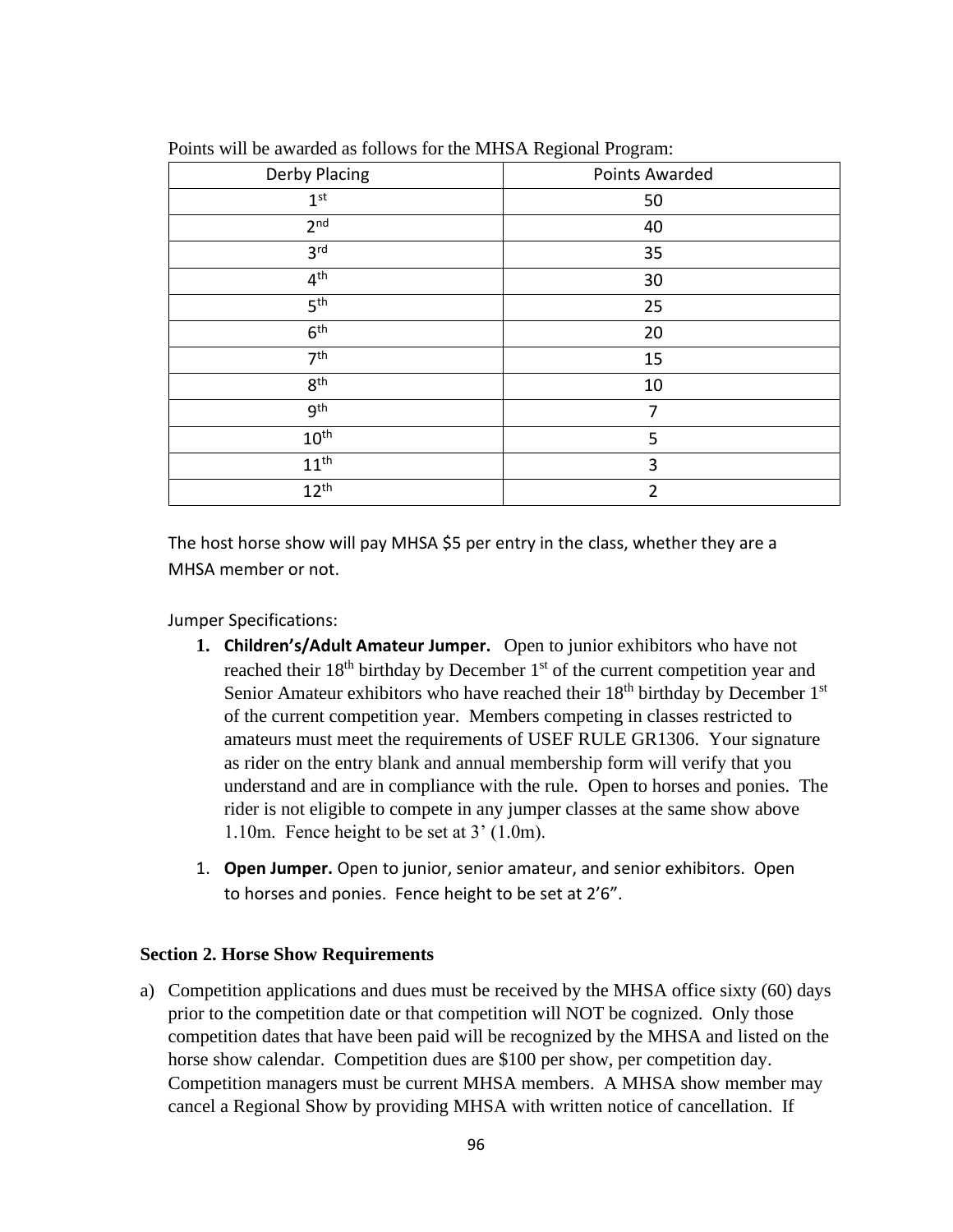Points will be awarded as follows for the MHSA Regional Program:

| Derby Placing | Points Awarded |
|---|---|
| 1st | 50 |
| 2nd | 40 |
| 3rd | 35 |
| 4th | 30 |
| 5th | 25 |
| 6th | 20 |
| 7th | 15 |
| 8th | 10 |
| 9th | 7 |
| 10th | 5 |
| 11th | 3 |
| 12th | 2 |

The host horse show will pay MHSA $5 per entry in the class, whether they are a MHSA member or not.

Jumper Specifications:

1. **Children's/Adult Amateur Jumper.** Open to junior exhibitors who have not reached their 18th birthday by December 1st of the current competition year and Senior Amateur exhibitors who have reached their 18th birthday by December 1st of the current competition year. Members competing in classes restricted to amateurs must meet the requirements of USEF RULE GR1306. Your signature as rider on the entry blank and annual membership form will verify that you understand and are in compliance with the rule. Open to horses and ponies. The rider is not eligible to compete in any jumper classes at the same show above 1.10m. Fence height to be set at 3' (1.0m).

1. **Open Jumper.** Open to junior, senior amateur, and senior exhibitors. Open to horses and ponies. Fence height to be set at 2'6".

**Section 2. Horse Show Requirements**

a) Competition applications and dues must be received by the MHSA office sixty (60) days prior to the competition date or that competition will NOT be cognized. Only those competition dates that have been paid will be recognized by the MHSA and listed on the horse show calendar. Competition dues are $100 per show, per competition day. Competition managers must be current MHSA members. A MHSA show member may cancel a Regional Show by providing MHSA with written notice of cancellation. If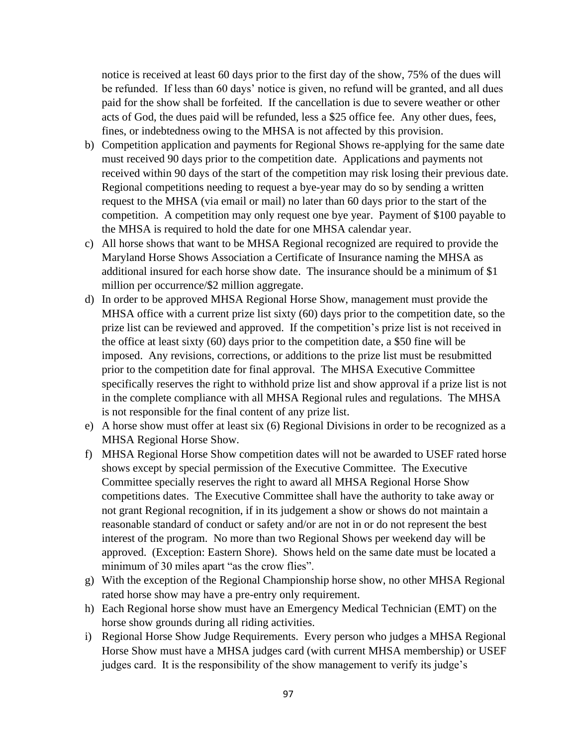notice is received at least 60 days prior to the first day of the show, 75% of the dues will be refunded. If less than 60 days' notice is given, no refund will be granted, and all dues paid for the show shall be forfeited. If the cancellation is due to severe weather or other acts of God, the dues paid will be refunded, less a $25 office fee. Any other dues, fees, fines, or indebtedness owing to the MHSA is not affected by this provision.

b) Competition application and payments for Regional Shows re-applying for the same date must received 90 days prior to the competition date. Applications and payments not received within 90 days of the start of the competition may risk losing their previous date. Regional competitions needing to request a bye-year may do so by sending a written request to the MHSA (via email or mail) no later than 60 days prior to the start of the competition. A competition may only request one bye year. Payment of $100 payable to the MHSA is required to hold the date for one MHSA calendar year.

c) All horse shows that want to be MHSA Regional recognized are required to provide the Maryland Horse Shows Association a Certificate of Insurance naming the MHSA as additional insured for each horse show date. The insurance should be a minimum of $1 million per occurrence/$2 million aggregate.

d) In order to be approved MHSA Regional Horse Show, management must provide the MHSA office with a current prize list sixty (60) days prior to the competition date, so the prize list can be reviewed and approved. If the competition's prize list is not received in the office at least sixty (60) days prior to the competition date, a $50 fine will be imposed. Any revisions, corrections, or additions to the prize list must be resubmitted prior to the competition date for final approval. The MHSA Executive Committee specifically reserves the right to withhold prize list and show approval if a prize list is not in the complete compliance with all MHSA Regional rules and regulations. The MHSA is not responsible for the final content of any prize list.

e) A horse show must offer at least six (6) Regional Divisions in order to be recognized as a MHSA Regional Horse Show.

f) MHSA Regional Horse Show competition dates will not be awarded to USEF rated horse shows except by special permission of the Executive Committee. The Executive Committee specially reserves the right to award all MHSA Regional Horse Show competitions dates. The Executive Committee shall have the authority to take away or not grant Regional recognition, if in its judgement a show or shows do not maintain a reasonable standard of conduct or safety and/or are not in or do not represent the best interest of the program. No more than two Regional Shows per weekend day will be approved. (Exception: Eastern Shore). Shows held on the same date must be located a minimum of 30 miles apart "as the crow flies".

g) With the exception of the Regional Championship horse show, no other MHSA Regional rated horse show may have a pre-entry only requirement.

h) Each Regional horse show must have an Emergency Medical Technician (EMT) on the horse show grounds during all riding activities.

i) Regional Horse Show Judge Requirements. Every person who judges a MHSA Regional Horse Show must have a MHSA judges card (with current MHSA membership) or USEF judges card. It is the responsibility of the show management to verify its judge's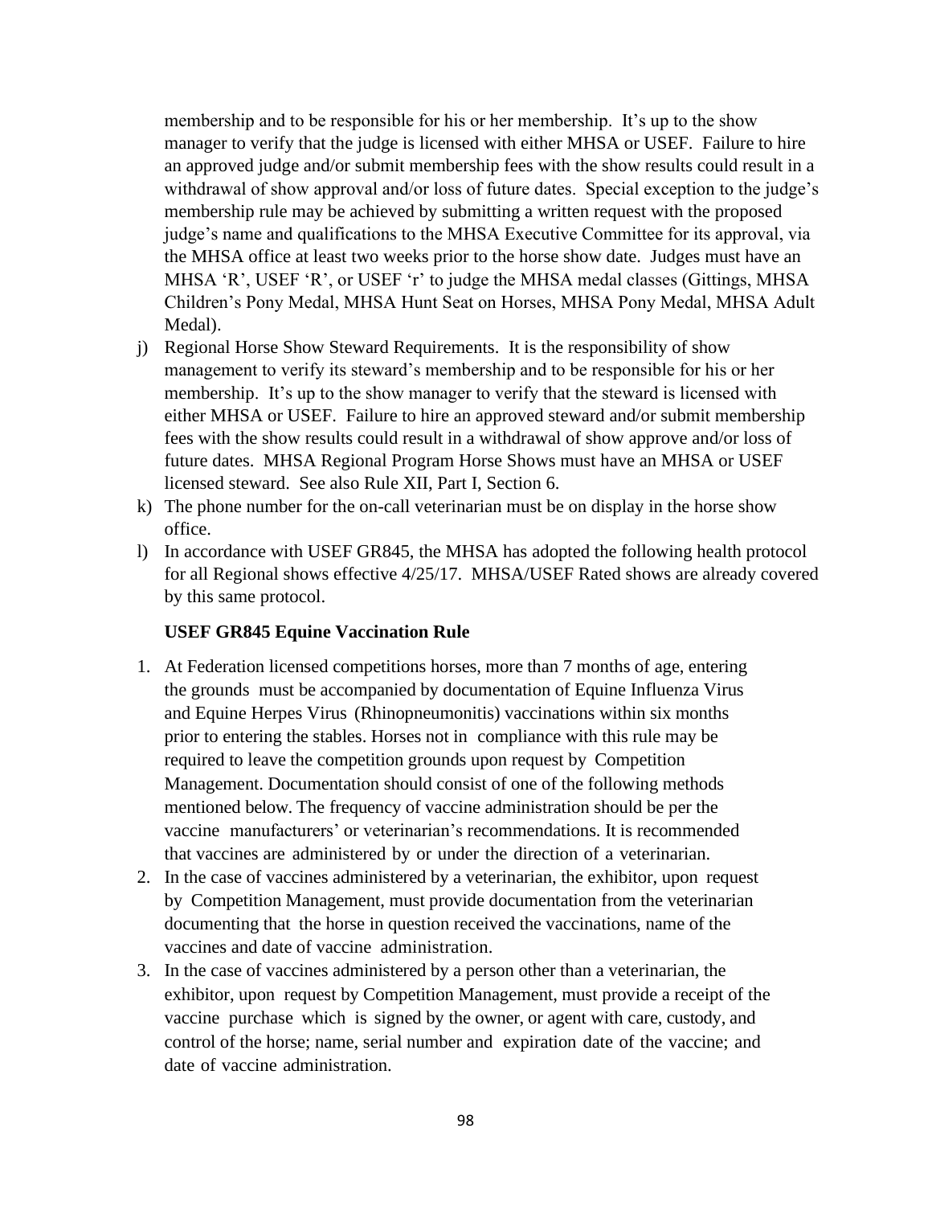membership and to be responsible for his or her membership. It's up to the show manager to verify that the judge is licensed with either MHSA or USEF. Failure to hire an approved judge and/or submit membership fees with the show results could result in a withdrawal of show approval and/or loss of future dates. Special exception to the judge's membership rule may be achieved by submitting a written request with the proposed judge's name and qualifications to the MHSA Executive Committee for its approval, via the MHSA office at least two weeks prior to the horse show date. Judges must have an MHSA 'R', USEF 'R', or USEF 'r' to judge the MHSA medal classes (Gittings, MHSA Children's Pony Medal, MHSA Hunt Seat on Horses, MHSA Pony Medal, MHSA Adult Medal).

j) Regional Horse Show Steward Requirements. It is the responsibility of show management to verify its steward's membership and to be responsible for his or her membership. It's up to the show manager to verify that the steward is licensed with either MHSA or USEF. Failure to hire an approved steward and/or submit membership fees with the show results could result in a withdrawal of show approve and/or loss of future dates. MHSA Regional Program Horse Shows must have an MHSA or USEF licensed steward. See also Rule XII, Part I, Section 6.

k) The phone number for the on-call veterinarian must be on display in the horse show office.

l) In accordance with USEF GR845, the MHSA has adopted the following health protocol for all Regional shows effective 4/25/17. MHSA/USEF Rated shows are already covered by this same protocol.

**USEF GR845 Equine Vaccination Rule**

1. At Federation licensed competitions horses, more than 7 months of age, entering the grounds must be accompanied by documentation of Equine Influenza Virus and Equine Herpes Virus (Rhinopneumonitis) vaccinations within six months prior to entering the stables. Horses not in compliance with this rule may be required to leave the competition grounds upon request by Competition Management. Documentation should consist of one of the following methods mentioned below. The frequency of vaccine administration should be per the vaccine manufacturers' or veterinarian's recommendations. It is recommended that vaccines are administered by or under the direction of a veterinarian.
2. In the case of vaccines administered by a veterinarian, the exhibitor, upon request by Competition Management, must provide documentation from the veterinarian documenting that the horse in question received the vaccinations, name of the vaccines and date of vaccine administration.
3. In the case of vaccines administered by a person other than a veterinarian, the exhibitor, upon request by Competition Management, must provide a receipt of the vaccine purchase which is signed by the owner, or agent with care, custody, and control of the horse; name, serial number and expiration date of the vaccine; and date of vaccine administration.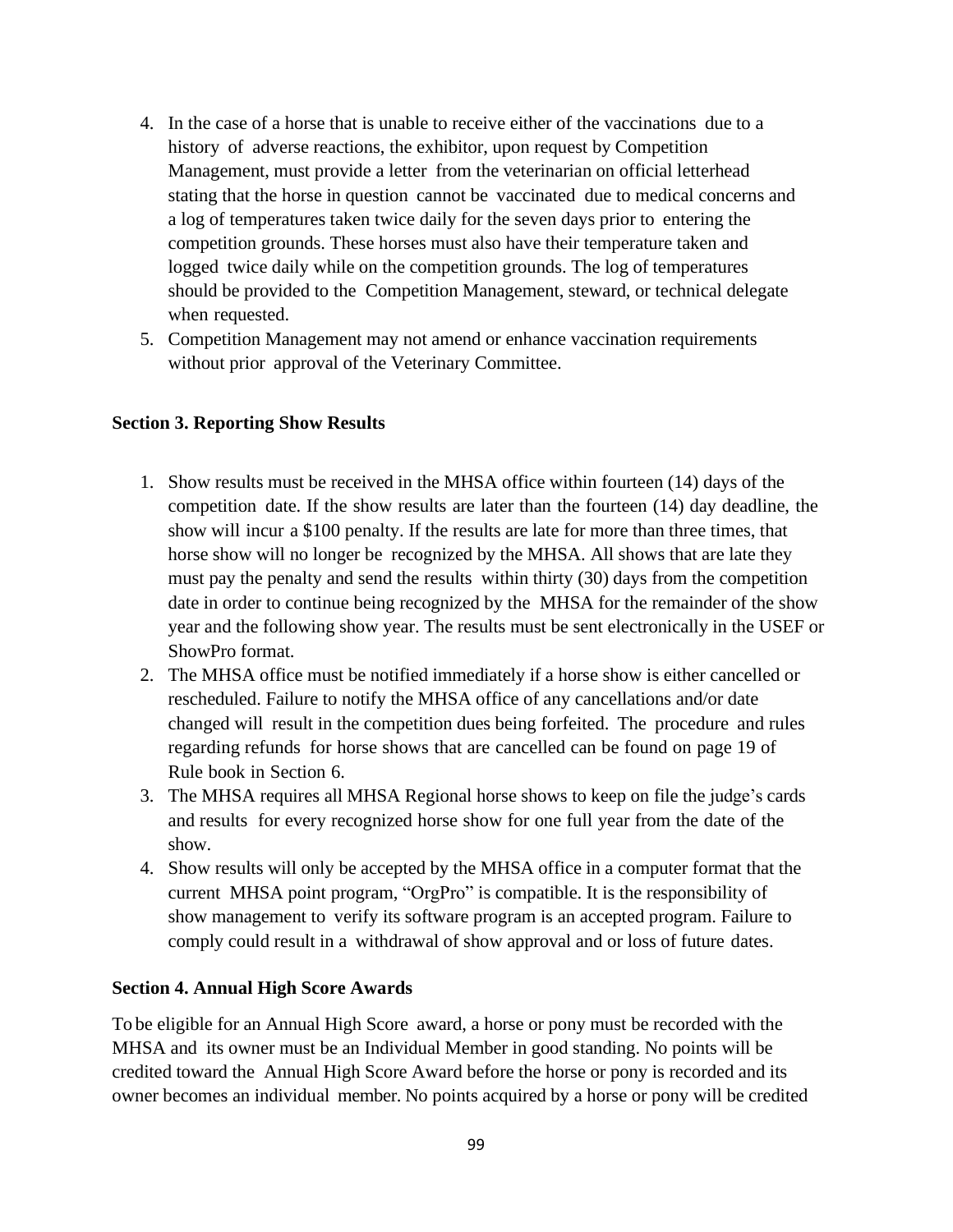4. In the case of a horse that is unable to receive either of the vaccinations due to a history of adverse reactions, the exhibitor, upon request by Competition Management, must provide a letter from the veterinarian on official letterhead stating that the horse in question cannot be vaccinated due to medical concerns and a log of temperatures taken twice daily for the seven days prior to entering the competition grounds. These horses must also have their temperature taken and logged twice daily while on the competition grounds. The log of temperatures should be provided to the Competition Management, steward, or technical delegate when requested.
5. Competition Management may not amend or enhance vaccination requirements without prior approval of the Veterinary Committee.

**Section 3. Reporting Show Results**

1. Show results must be received in the MHSA office within fourteen (14) days of the competition date. If the show results are later than the fourteen (14) day deadline, the show will incur a $100 penalty. If the results are late for more than three times, that horse show will no longer be recognized by the MHSA. All shows that are late they must pay the penalty and send the results within thirty (30) days from the competition date in order to continue being recognized by the MHSA for the remainder of the show year and the following show year. The results must be sent electronically in the USEF or ShowPro format.
2. The MHSA office must be notified immediately if a horse show is either cancelled or rescheduled. Failure to notify the MHSA office of any cancellations and/or date changed will result in the competition dues being forfeited. The procedure and rules regarding refunds for horse shows that are cancelled can be found on page 19 of Rule book in Section 6.
3. The MHSA requires all MHSA Regional horse shows to keep on file the judge's cards and results for every recognized horse show for one full year from the date of the show.
4. Show results will only be accepted by the MHSA office in a computer format that the current MHSA point program, "OrgPro" is compatible. It is the responsibility of show management to verify its software program is an accepted program. Failure to comply could result in a withdrawal of show approval and or loss of future dates.

**Section 4. Annual High Score Awards**

To be eligible for an Annual High Score award, a horse or pony must be recorded with the MHSA and its owner must be an Individual Member in good standing. No points will be credited toward the Annual High Score Award before the horse or pony is recorded and its owner becomes an individual member. No points acquired by a horse or pony will be credited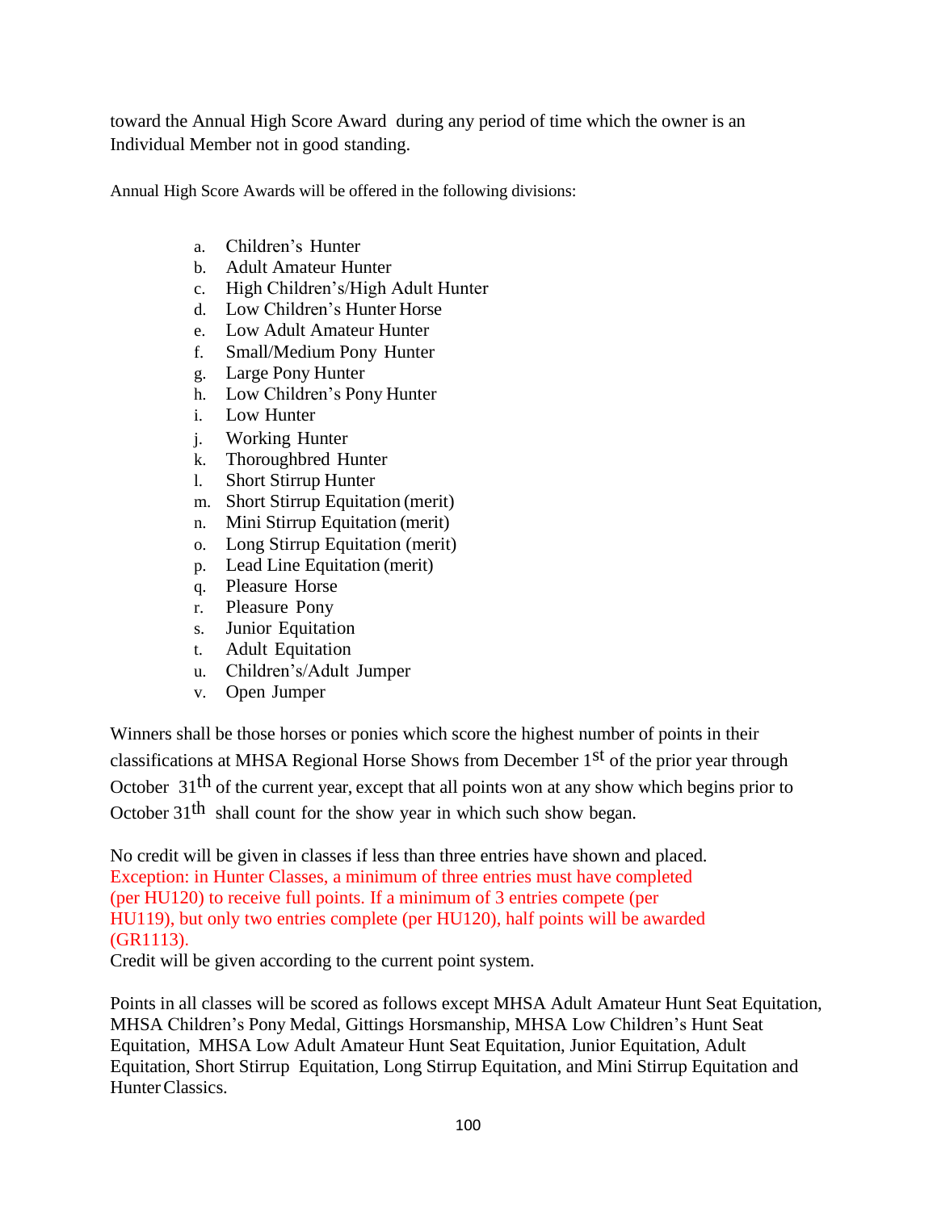toward the Annual High Score Award during any period of time which the owner is an Individual Member not in good standing.

Annual High Score Awards will be offered in the following divisions:

a. Children's Hunter
b. Adult Amateur Hunter
c. High Children's/High Adult Hunter
d. Low Children's Hunter Horse
e. Low Adult Amateur Hunter
f. Small/Medium Pony Hunter
g. Large Pony Hunter
h. Low Children's Pony Hunter
i. Low Hunter
j. Working Hunter
k. Thoroughbred Hunter
l. Short Stirrup Hunter
m. Short Stirrup Equitation (merit)
n. Mini Stirrup Equitation (merit)
o. Long Stirrup Equitation (merit)
p. Lead Line Equitation (merit)
q. Pleasure Horse
r. Pleasure Pony
s. Junior Equitation
t. Adult Equitation
u. Children's/Adult Jumper
v. Open Jumper

Winners shall be those horses or ponies which score the highest number of points in their classifications at MHSA Regional Horse Shows from December 1st of the prior year through October 31th of the current year, except that all points won at any show which begins prior to October 31th shall count for the show year in which such show began.

No credit will be given in classes if less than three entries have shown and placed. Exception: in Hunter Classes, a minimum of three entries must have completed (per HU120) to receive full points. If a minimum of 3 entries compete (per HU119), but only two entries complete (per HU120), half points will be awarded (GR1113).
Credit will be given according to the current point system.

Points in all classes will be scored as follows except MHSA Adult Amateur Hunt Seat Equitation, MHSA Children's Pony Medal, Gittings Horsmanship, MHSA Low Children's Hunt Seat Equitation, MHSA Low Adult Amateur Hunt Seat Equitation, Junior Equitation, Adult Equitation, Short Stirrup Equitation, Long Stirrup Equitation, and Mini Stirrup Equitation and Hunter Classics.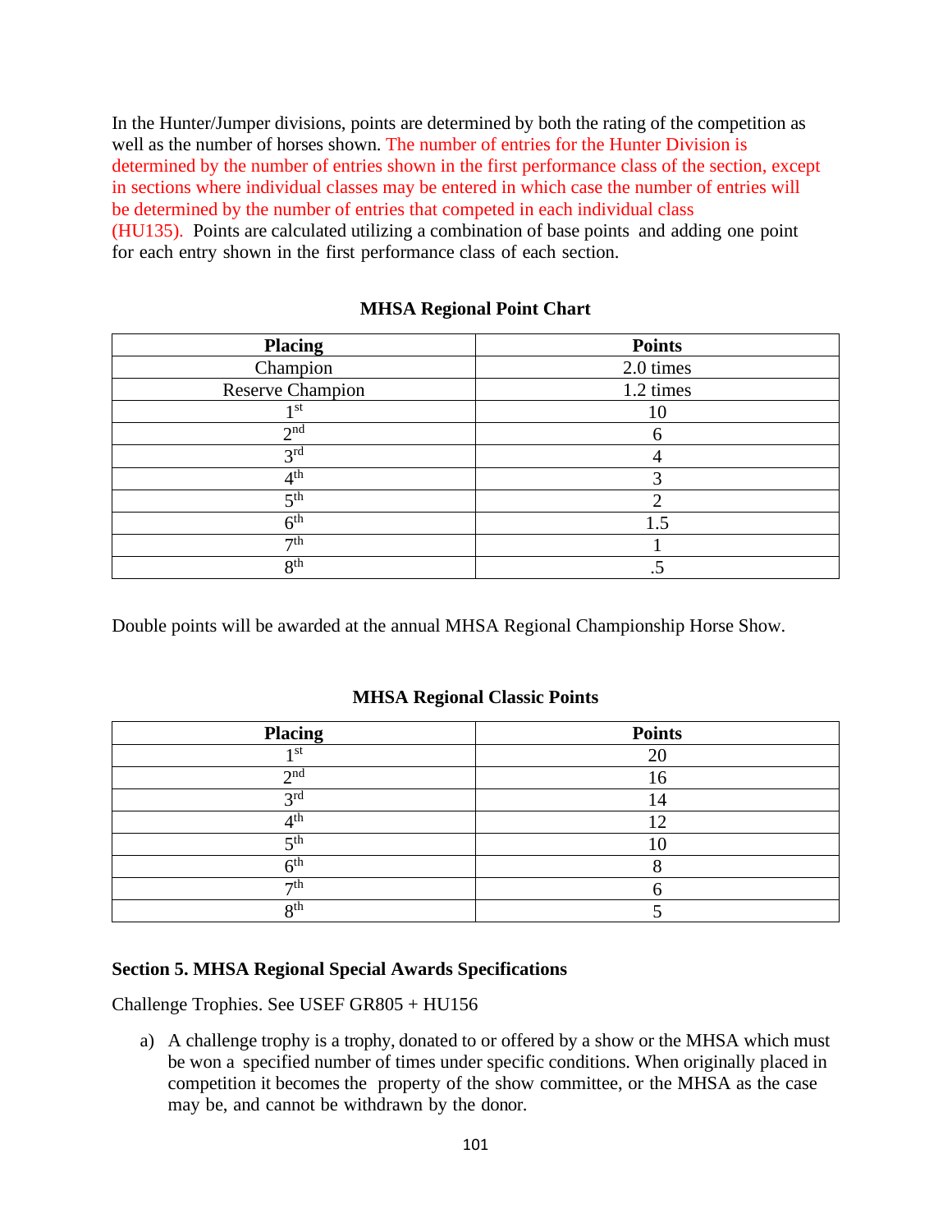In the Hunter/Jumper divisions, points are determined by both the rating of the competition as well as the number of horses shown. The number of entries for the Hunter Division is determined by the number of entries shown in the first performance class of the section, except in sections where individual classes may be entered in which case the number of entries will be determined by the number of entries that competed in each individual class (HU135). Points are calculated utilizing a combination of base points and adding one point for each entry shown in the first performance class of each section.

**MHSA Regional Point Chart**

| Placing | Points |
| --- | --- |
| Champion | 2.0 times |
| Reserve Champion | 1.2 times |
| 1st | 10 |
| 2nd | 6 |
| 3rd | 4 |
| 4th | 3 |
| 5th | 2 |
| 6th | 1.5 |
| 7th | 1 |
| 8th | .5 |

Double points will be awarded at the annual MHSA Regional Championship Horse Show.

**MHSA Regional Classic Points**

| Placing | Points |
| --- | --- |
| 1st | 20 |
| 2nd | 16 |
| 3rd | 14 |
| 4th | 12 |
| 5th | 10 |
| 6th | 8 |
| 7th | 6 |
| 8th | 5 |

### Section 5. MHSA Regional Special Awards Specifications

Challenge Trophies. See USEF GR805 + HU156

a) A challenge trophy is a trophy, donated to or offered by a show or the MHSA which must be won a specified number of times under specific conditions. When originally placed in competition it becomes the property of the show committee, or the MHSA as the case may be, and cannot be withdrawn by the donor.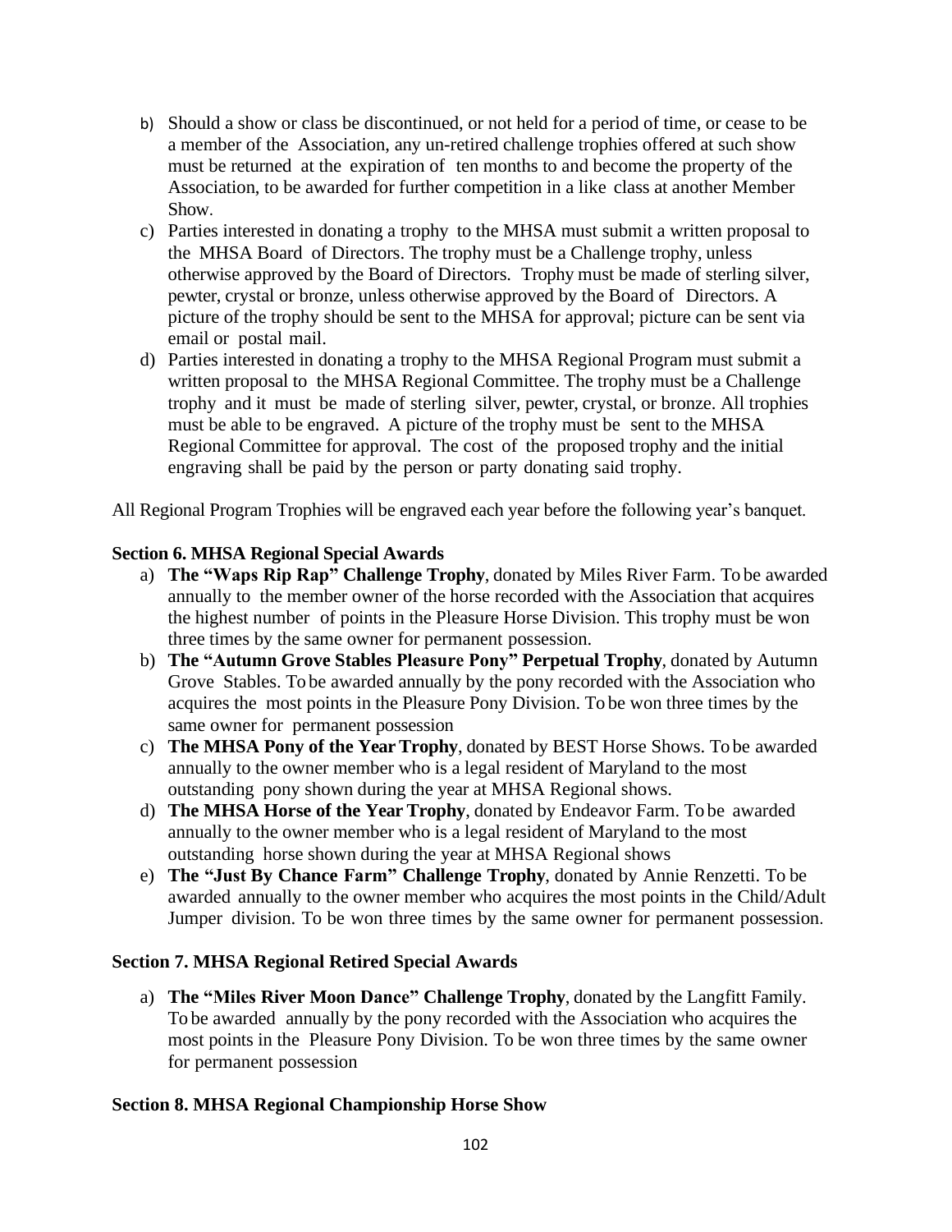b) Should a show or class be discontinued, or not held for a period of time, or cease to be a member of the Association, any un-retired challenge trophies offered at such show must be returned at the expiration of ten months to and become the property of the Association, to be awarded for further competition in a like class at another Member Show.

c) Parties interested in donating a trophy to the MHSA must submit a written proposal to the MHSA Board of Directors. The trophy must be a Challenge trophy, unless otherwise approved by the Board of Directors. Trophy must be made of sterling silver, pewter, crystal or bronze, unless otherwise approved by the Board of Directors. A picture of the trophy should be sent to the MHSA for approval; picture can be sent via email or postal mail.

d) Parties interested in donating a trophy to the MHSA Regional Program must submit a written proposal to the MHSA Regional Committee. The trophy must be a Challenge trophy and it must be made of sterling silver, pewter, crystal, or bronze. All trophies must be able to be engraved. A picture of the trophy must be sent to the MHSA Regional Committee for approval. The cost of the proposed trophy and the initial engraving shall be paid by the person or party donating said trophy.

All Regional Program Trophies will be engraved each year before the following year's banquet.

### Section 6. MHSA Regional Special Awards

a) **The "Waps Rip Rap" Challenge Trophy**, donated by Miles River Farm. To be awarded annually to the member owner of the horse recorded with the Association that acquires the highest number of points in the Pleasure Horse Division. This trophy must be won three times by the same owner for permanent possession.

b) **The "Autumn Grove Stables Pleasure Pony" Perpetual Trophy**, donated by Autumn Grove Stables. To be awarded annually by the pony recorded with the Association who acquires the most points in the Pleasure Pony Division. To be won three times by the same owner for permanent possession

c) **The MHSA Pony of the Year Trophy**, donated by BEST Horse Shows. To be awarded annually to the owner member who is a legal resident of Maryland to the most outstanding pony shown during the year at MHSA Regional shows.

d) **The MHSA Horse of the Year Trophy**, donated by Endeavor Farm. To be awarded annually to the owner member who is a legal resident of Maryland to the most outstanding horse shown during the year at MHSA Regional shows

e) **The "Just By Chance Farm" Challenge Trophy**, donated by Annie Renzetti. To be awarded annually to the owner member who acquires the most points in the Child/Adult Jumper division. To be won three times by the same owner for permanent possession.

### Section 7. MHSA Regional Retired Special Awards

a) **The "Miles River Moon Dance" Challenge Trophy**, donated by the Langfitt Family. To be awarded annually by the pony recorded with the Association who acquires the most points in the Pleasure Pony Division. To be won three times by the same owner for permanent possession

### Section 8. MHSA Regional Championship Horse Show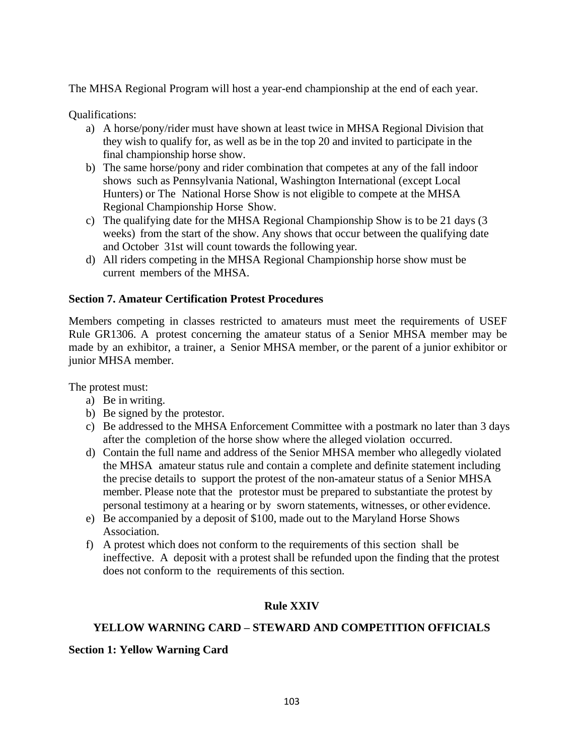The MHSA Regional Program will host a year-end championship at the end of each year.

Qualifications:

a) A horse/pony/rider must have shown at least twice in MHSA Regional Division that they wish to qualify for, as well as be in the top 20 and invited to participate in the final championship horse show.
b) The same horse/pony and rider combination that competes at any of the fall indoor shows such as Pennsylvania National, Washington International (except Local Hunters) or The National Horse Show is not eligible to compete at the MHSA Regional Championship Horse Show.
c) The qualifying date for the MHSA Regional Championship Show is to be 21 days (3 weeks) from the start of the show. Any shows that occur between the qualifying date and October 31st will count towards the following year.
d) All riders competing in the MHSA Regional Championship horse show must be current members of the MHSA.

**Section 7. Amateur Certification Protest Procedures**

Members competing in classes restricted to amateurs must meet the requirements of USEF Rule GR1306. A protest concerning the amateur status of a Senior MHSA member may be made by an exhibitor, a trainer, a Senior MHSA member, or the parent of a junior exhibitor or junior MHSA member.

The protest must:

a) Be in writing.
b) Be signed by the protestor.
c) Be addressed to the MHSA Enforcement Committee with a postmark no later than 3 days after the completion of the horse show where the alleged violation occurred.
d) Contain the full name and address of the Senior MHSA member who allegedly violated the MHSA amateur status rule and contain a complete and definite statement including the precise details to support the protest of the non-amateur status of a Senior MHSA member. Please note that the protestor must be prepared to substantiate the protest by personal testimony at a hearing or by sworn statements, witnesses, or other evidence.
e) Be accompanied by a deposit of $100, made out to the Maryland Horse Shows Association.
f) A protest which does not conform to the requirements of this section shall be ineffective. A deposit with a protest shall be refunded upon the finding that the protest does not conform to the requirements of this section.

## Rule XXIV

## YELLOW WARNING CARD – STEWARD AND COMPETITION OFFICIALS

**Section 1: Yellow Warning Card**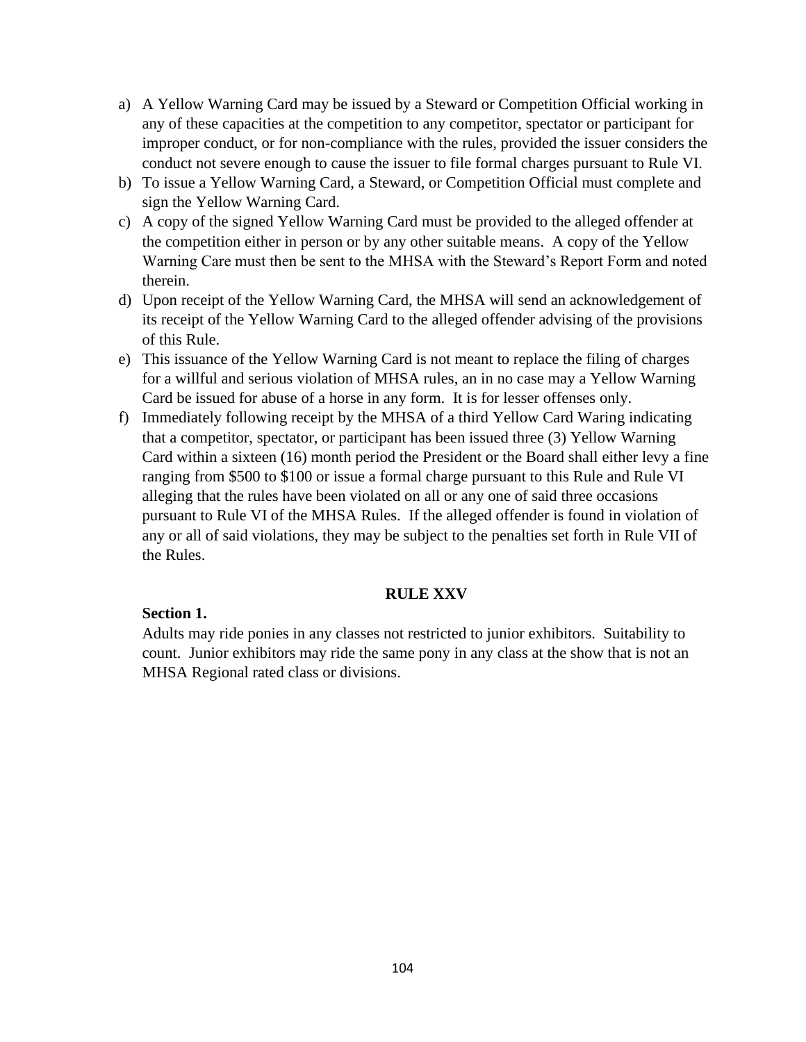a) A Yellow Warning Card may be issued by a Steward or Competition Official working in any of these capacities at the competition to any competitor, spectator or participant for improper conduct, or for non-compliance with the rules, provided the issuer considers the conduct not severe enough to cause the issuer to file formal charges pursuant to Rule VI.
b) To issue a Yellow Warning Card, a Steward, or Competition Official must complete and sign the Yellow Warning Card.
c) A copy of the signed Yellow Warning Card must be provided to the alleged offender at the competition either in person or by any other suitable means. A copy of the Yellow Warning Care must then be sent to the MHSA with the Steward's Report Form and noted therein.
d) Upon receipt of the Yellow Warning Card, the MHSA will send an acknowledgement of its receipt of the Yellow Warning Card to the alleged offender advising of the provisions of this Rule.
e) This issuance of the Yellow Warning Card is not meant to replace the filing of charges for a willful and serious violation of MHSA rules, an in no case may a Yellow Warning Card be issued for abuse of a horse in any form. It is for lesser offenses only.
f) Immediately following receipt by the MHSA of a third Yellow Card Waring indicating that a competitor, spectator, or participant has been issued three (3) Yellow Warning Card within a sixteen (16) month period the President or the Board shall either levy a fine ranging from $500 to $100 or issue a formal charge pursuant to this Rule and Rule VI alleging that the rules have been violated on all or any one of said three occasions pursuant to Rule VI of the MHSA Rules. If the alleged offender is found in violation of any or all of said violations, they may be subject to the penalties set forth in Rule VII of the Rules.

## RULE XXV

**Section 1.**

Adults may ride ponies in any classes not restricted to junior exhibitors. Suitability to count. Junior exhibitors may ride the same pony in any class at the show that is not an MHSA Regional rated class or divisions.